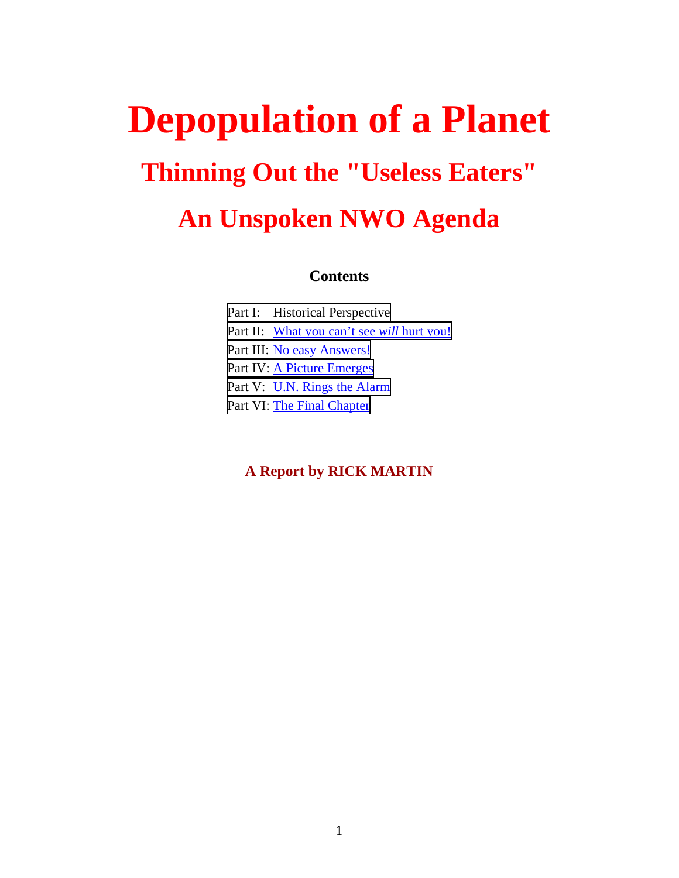# Depopulation of a Planet

## Thinning Out the "Useless Eaters"

## An Unspoken NWO Agenda

**Contents**

Part I: Historical Perspective
Part II: What you can't see *will* hurt you!
Part III: No easy Answers!
Part IV: A Picture Emerges
Part V: U.N. Rings the Alarm
Part VI: The Final Chapter

**A Report by RICK MARTIN**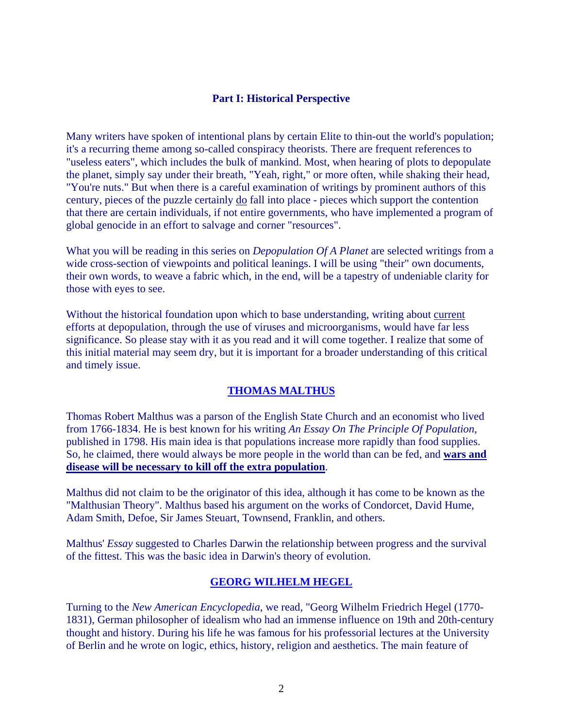## Part I: Historical Perspective

Many writers have spoken of intentional plans by certain Elite to thin-out the world's population; it's a recurring theme among so-called conspiracy theorists. There are frequent references to "useless eaters", which includes the bulk of mankind. Most, when hearing of plots to depopulate the planet, simply say under their breath, "Yeah, right," or more often, while shaking their head, "You're nuts." But when there is a careful examination of writings by prominent authors of this century, pieces of the puzzle certainly <u>do</u> fall into place - pieces which support the contention that there are certain individuals, if not entire governments, who have implemented a program of global genocide in an effort to salvage and corner "resources".

What you will be reading in this series on *Depopulation Of A Planet* are selected writings from a wide cross-section of viewpoints and political leanings. I will be using "their" own documents, their own words, to weave a fabric which, in the end, will be a tapestry of undeniable clarity for those with eyes to see.

Without the historical foundation upon which to base understanding, writing about <u>current</u> efforts at depopulation, through the use of viruses and microorganisms, would have far less significance. So please stay with it as you read and it will come together. I realize that some of this initial material may seem dry, but it is important for a broader understanding of this critical and timely issue.

### THOMAS MALTHUS

Thomas Robert Malthus was a parson of the English State Church and an economist who lived from 1766-1834. He is best known for his writing *An Essay On The Principle Of Population*, published in 1798. His main idea is that populations increase more rapidly than food supplies. So, he claimed, there would always be more people in the world than can be fed, and **<u>wars and disease will be necessary to kill off the extra population</u>**.

Malthus did not claim to be the originator of this idea, although it has come to be known as the "Malthusian Theory". Malthus based his argument on the works of Condorcet, David Hume, Adam Smith, Defoe, Sir James Steuart, Townsend, Franklin, and others.

Malthus' *Essay* suggested to Charles Darwin the relationship between progress and the survival of the fittest. This was the basic idea in Darwin's theory of evolution.

### GEORG WILHELM HEGEL

Turning to the *New American Encyclopedia*, we read, "Georg Wilhelm Friedrich Hegel (1770-1831), German philosopher of idealism who had an immense influence on 19th and 20th-century thought and history. During his life he was famous for his professorial lectures at the University of Berlin and he wrote on logic, ethics, history, religion and aesthetics. The main feature of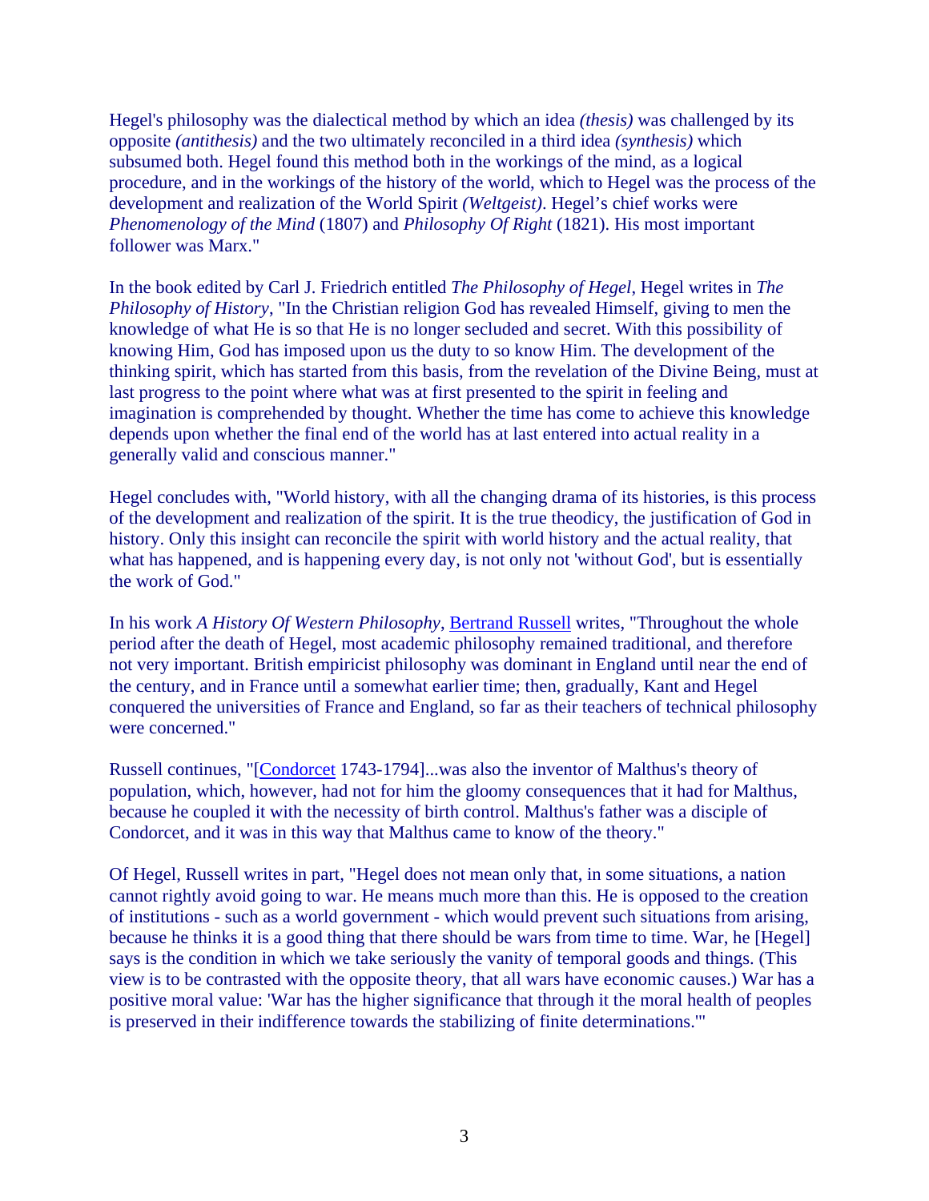Hegel's philosophy was the dialectical method by which an idea *(thesis)* was challenged by its opposite *(antithesis)* and the two ultimately reconciled in a third idea *(synthesis)* which subsumed both. Hegel found this method both in the workings of the mind, as a logical procedure, and in the workings of the history of the world, which to Hegel was the process of the development and realization of the World Spirit *(Weltgeist)*. Hegel's chief works were *Phenomenology of the Mind* (1807) and *Philosophy Of Right* (1821). His most important follower was Marx."

In the book edited by Carl J. Friedrich entitled *The Philosophy of Hegel*, Hegel writes in *The Philosophy of History*, "In the Christian religion God has revealed Himself, giving to men the knowledge of what He is so that He is no longer secluded and secret. With this possibility of knowing Him, God has imposed upon us the duty to so know Him. The development of the thinking spirit, which has started from this basis, from the revelation of the Divine Being, must at last progress to the point where what was at first presented to the spirit in feeling and imagination is comprehended by thought. Whether the time has come to achieve this knowledge depends upon whether the final end of the world has at last entered into actual reality in a generally valid and conscious manner."

Hegel concludes with, "World history, with all the changing drama of its histories, is this process of the development and realization of the spirit. It is the true theodicy, the justification of God in history. Only this insight can reconcile the spirit with world history and the actual reality, that what has happened, and is happening every day, is not only not 'without God', but is essentially the work of God."

In his work *A History Of Western Philosophy*, Bertrand Russell writes, "Throughout the whole period after the death of Hegel, most academic philosophy remained traditional, and therefore not very important. British empiricist philosophy was dominant in England until near the end of the century, and in France until a somewhat earlier time; then, gradually, Kant and Hegel conquered the universities of France and England, so far as their teachers of technical philosophy were concerned."

Russell continues, "[Condorcet 1743-1794]...was also the inventor of Malthus's theory of population, which, however, had not for him the gloomy consequences that it had for Malthus, because he coupled it with the necessity of birth control. Malthus's father was a disciple of Condorcet, and it was in this way that Malthus came to know of the theory."

Of Hegel, Russell writes in part, "Hegel does not mean only that, in some situations, a nation cannot rightly avoid going to war. He means much more than this. He is opposed to the creation of institutions - such as a world government - which would prevent such situations from arising, because he thinks it is a good thing that there should be wars from time to time. War, he [Hegel] says is the condition in which we take seriously the vanity of temporal goods and things. (This view is to be contrasted with the opposite theory, that all wars have economic causes.) War has a positive moral value: 'War has the higher significance that through it the moral health of peoples is preserved in their indifference towards the stabilizing of finite determinations.'"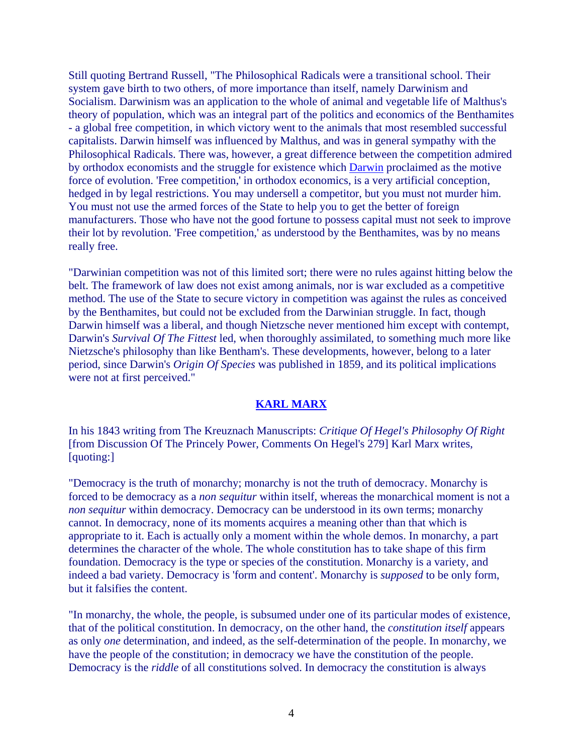Still quoting Bertrand Russell, "The Philosophical Radicals were a transitional school. Their system gave birth to two others, of more importance than itself, namely Darwinism and Socialism. Darwinism was an application to the whole of animal and vegetable life of Malthus's theory of population, which was an integral part of the politics and economics of the Benthamites - a global free competition, in which victory went to the animals that most resembled successful capitalists. Darwin himself was influenced by Malthus, and was in general sympathy with the Philosophical Radicals. There was, however, a great difference between the competition admired by orthodox economists and the struggle for existence which Darwin proclaimed as the motive force of evolution. 'Free competition,' in orthodox economics, is a very artificial conception, hedged in by legal restrictions. You may undersell a competitor, but you must not murder him. You must not use the armed forces of the State to help you to get the better of foreign manufacturers. Those who have not the good fortune to possess capital must not seek to improve their lot by revolution. 'Free competition,' as understood by the Benthamites, was by no means really free.

"Darwinian competition was not of this limited sort; there were no rules against hitting below the belt. The framework of law does not exist among animals, nor is war excluded as a competitive method. The use of the State to secure victory in competition was against the rules as conceived by the Benthamites, but could not be excluded from the Darwinian struggle. In fact, though Darwin himself was a liberal, and though Nietzsche never mentioned him except with contempt, Darwin's *Survival Of The Fittest* led, when thoroughly assimilated, to something much more like Nietzsche's philosophy than like Bentham's. These developments, however, belong to a later period, since Darwin's *Origin Of Species* was published in 1859, and its political implications were not at first perceived."

## KARL MARX

In his 1843 writing from The Kreuznach Manuscripts: *Critique Of Hegel's Philosophy Of Right* [from Discussion Of The Princely Power, Comments On Hegel's 279] Karl Marx writes, [quoting:]

"Democracy is the truth of monarchy; monarchy is not the truth of democracy. Monarchy is forced to be democracy as a *non sequitur* within itself, whereas the monarchical moment is not a *non sequitur* within democracy. Democracy can be understood in its own terms; monarchy cannot. In democracy, none of its moments acquires a meaning other than that which is appropriate to it. Each is actually only a moment within the whole demos. In monarchy, a part determines the character of the whole. The whole constitution has to take shape of this firm foundation. Democracy is the type or species of the constitution. Monarchy is a variety, and indeed a bad variety. Democracy is 'form and content'. Monarchy is *supposed* to be only form, but it falsifies the content.

"In monarchy, the whole, the people, is subsumed under one of its particular modes of existence, that of the political constitution. In democracy, on the other hand, the *constitution itself* appears as only *one* determination, and indeed, as the self-determination of the people. In monarchy, we have the people of the constitution; in democracy we have the constitution of the people. Democracy is the *riddle* of all constitutions solved. In democracy the constitution is always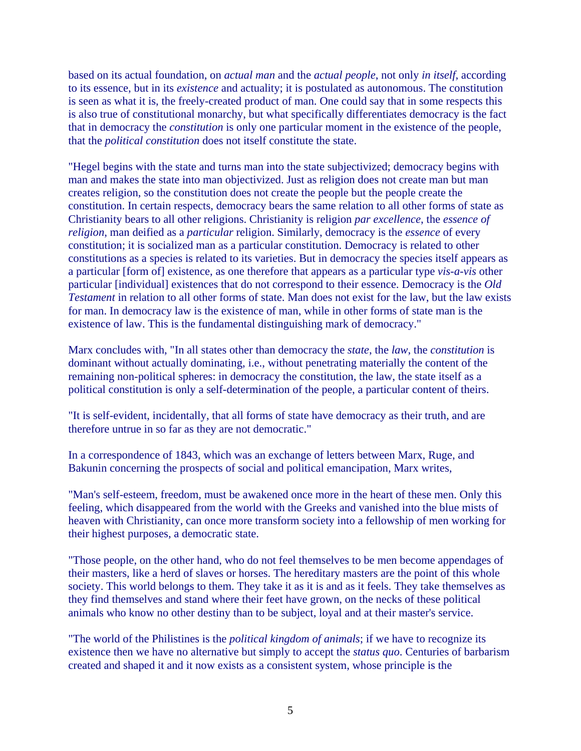based on its actual foundation, on *actual man* and the *actual people*, not only *in itself*, according to its essence, but in its *existence* and actuality; it is postulated as autonomous. The constitution is seen as what it is, the freely-created product of man. One could say that in some respects this is also true of constitutional monarchy, but what specifically differentiates democracy is the fact that in democracy the *constitution* is only one particular moment in the existence of the people, that the *political constitution* does not itself constitute the state.

"Hegel begins with the state and turns man into the state subjectivized; democracy begins with man and makes the state into man objectivized. Just as religion does not create man but man creates religion, so the constitution does not create the people but the people create the constitution. In certain respects, democracy bears the same relation to all other forms of state as Christianity bears to all other religions. Christianity is religion *par excellence*, the *essence of religion*, man deified as a *particular* religion. Similarly, democracy is the *essence* of every constitution; it is socialized man as a particular constitution. Democracy is related to other constitutions as a species is related to its varieties. But in democracy the species itself appears as a particular [form of] existence, as one therefore that appears as a particular type *vis-a-vis* other particular [individual] existences that do not correspond to their essence. Democracy is the *Old Testament* in relation to all other forms of state. Man does not exist for the law, but the law exists for man. In democracy law is the existence of man, while in other forms of state man is the existence of law. This is the fundamental distinguishing mark of democracy."

Marx concludes with, "In all states other than democracy the *state*, the *law*, the *constitution* is dominant without actually dominating, i.e., without penetrating materially the content of the remaining non-political spheres: in democracy the constitution, the law, the state itself as a political constitution is only a self-determination of the people, a particular content of theirs.

"It is self-evident, incidentally, that all forms of state have democracy as their truth, and are therefore untrue in so far as they are not democratic."

In a correspondence of 1843, which was an exchange of letters between Marx, Ruge, and Bakunin concerning the prospects of social and political emancipation, Marx writes,

"Man's self-esteem, freedom, must be awakened once more in the heart of these men. Only this feeling, which disappeared from the world with the Greeks and vanished into the blue mists of heaven with Christianity, can once more transform society into a fellowship of men working for their highest purposes, a democratic state.

"Those people, on the other hand, who do not feel themselves to be men become appendages of their masters, like a herd of slaves or horses. The hereditary masters are the point of this whole society. This world belongs to them. They take it as it is and as it feels. They take themselves as they find themselves and stand where their feet have grown, on the necks of these political animals who know no other destiny than to be subject, loyal and at their master's service.

"The world of the Philistines is the *political kingdom of animals*; if we have to recognize its existence then we have no alternative but simply to accept the *status quo*. Centuries of barbarism created and shaped it and it now exists as a consistent system, whose principle is the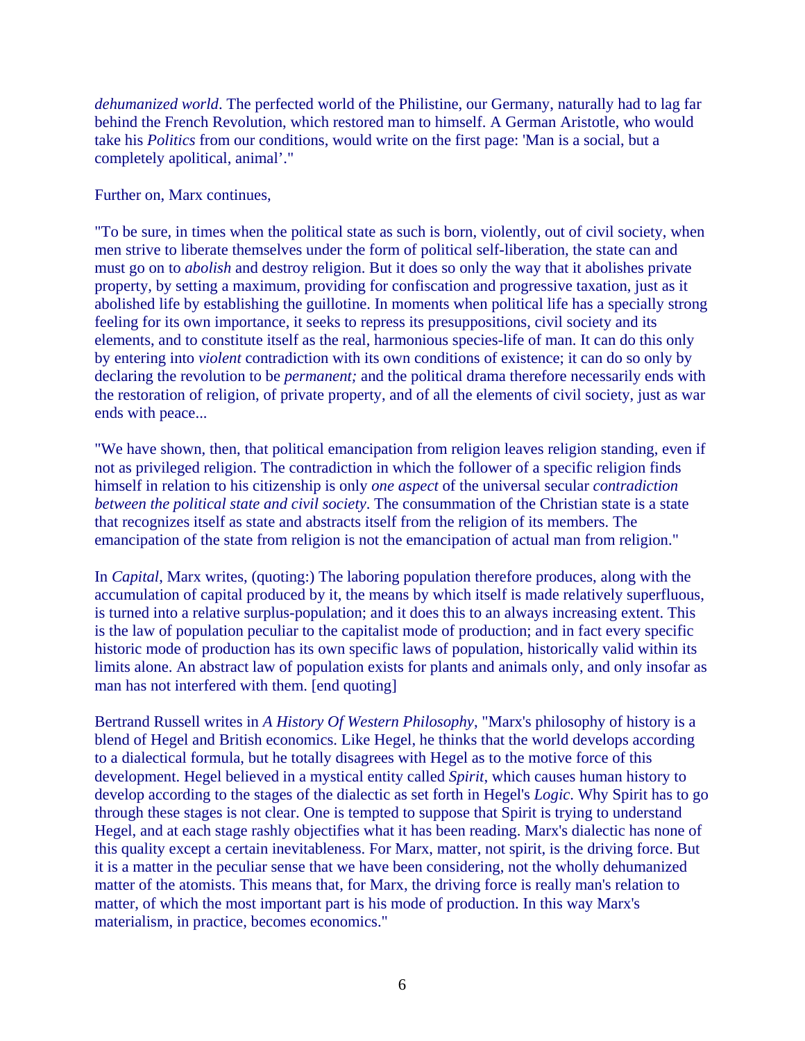*dehumanized world*. The perfected world of the Philistine, our Germany, naturally had to lag far behind the French Revolution, which restored man to himself. A German Aristotle, who would take his *Politics* from our conditions, would write on the first page: 'Man is a social, but a completely apolitical, animal'."

Further on, Marx continues,

"To be sure, in times when the political state as such is born, violently, out of civil society, when men strive to liberate themselves under the form of political self-liberation, the state can and must go on to *abolish* and destroy religion. But it does so only the way that it abolishes private property, by setting a maximum, providing for confiscation and progressive taxation, just as it abolished life by establishing the guillotine. In moments when political life has a specially strong feeling for its own importance, it seeks to repress its presuppositions, civil society and its elements, and to constitute itself as the real, harmonious species-life of man. It can do this only by entering into *violent* contradiction with its own conditions of existence; it can do so only by declaring the revolution to be *permanent;* and the political drama therefore necessarily ends with the restoration of religion, of private property, and of all the elements of civil society, just as war ends with peace...

"We have shown, then, that political emancipation from religion leaves religion standing, even if not as privileged religion. The contradiction in which the follower of a specific religion finds himself in relation to his citizenship is only *one aspect* of the universal secular *contradiction between the political state and civil society*. The consummation of the Christian state is a state that recognizes itself as state and abstracts itself from the religion of its members. The emancipation of the state from religion is not the emancipation of actual man from religion."

In *Capital*, Marx writes, (quoting:) The laboring population therefore produces, along with the accumulation of capital produced by it, the means by which itself is made relatively superfluous, is turned into a relative surplus-population; and it does this to an always increasing extent. This is the law of population peculiar to the capitalist mode of production; and in fact every specific historic mode of production has its own specific laws of population, historically valid within its limits alone. An abstract law of population exists for plants and animals only, and only insofar as man has not interfered with them. [end quoting]

Bertrand Russell writes in *A History Of Western Philosophy*, "Marx's philosophy of history is a blend of Hegel and British economics. Like Hegel, he thinks that the world develops according to a dialectical formula, but he totally disagrees with Hegel as to the motive force of this development. Hegel believed in a mystical entity called *Spirit*, which causes human history to develop according to the stages of the dialectic as set forth in Hegel's *Logic*. Why Spirit has to go through these stages is not clear. One is tempted to suppose that Spirit is trying to understand Hegel, and at each stage rashly objectifies what it has been reading. Marx's dialectic has none of this quality except a certain inevitableness. For Marx, matter, not spirit, is the driving force. But it is a matter in the peculiar sense that we have been considering, not the wholly dehumanized matter of the atomists. This means that, for Marx, the driving force is really man's relation to matter, of which the most important part is his mode of production. In this way Marx's materialism, in practice, becomes economics."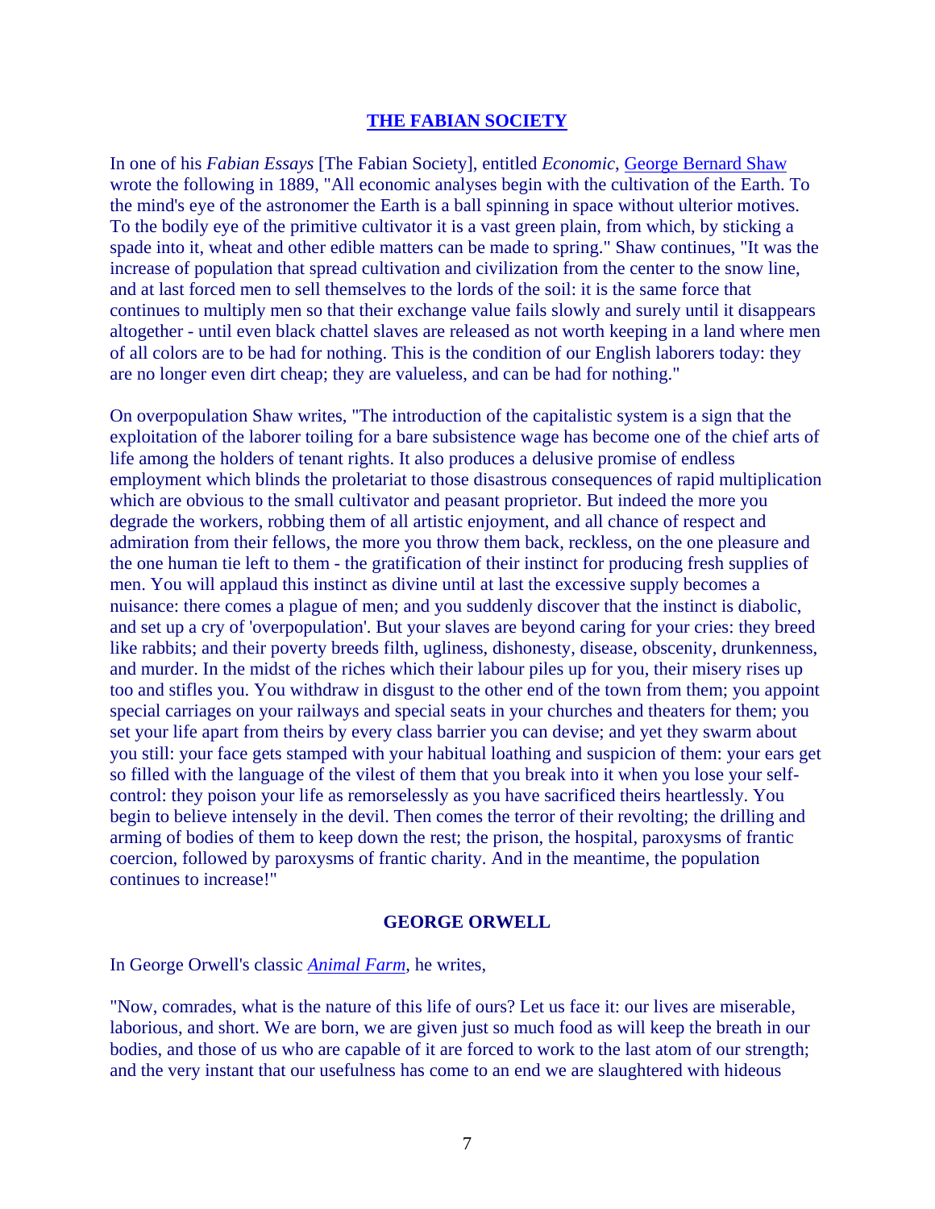## THE FABIAN SOCIETY

In one of his *Fabian Essays* [The Fabian Society], entitled *Economic*, George Bernard Shaw wrote the following in 1889, "All economic analyses begin with the cultivation of the Earth. To the mind's eye of the astronomer the Earth is a ball spinning in space without ulterior motives. To the bodily eye of the primitive cultivator it is a vast green plain, from which, by sticking a spade into it, wheat and other edible matters can be made to spring." Shaw continues, "It was the increase of population that spread cultivation and civilization from the center to the snow line, and at last forced men to sell themselves to the lords of the soil: it is the same force that continues to multiply men so that their exchange value fails slowly and surely until it disappears altogether - until even black chattel slaves are released as not worth keeping in a land where men of all colors are to be had for nothing. This is the condition of our English laborers today: they are no longer even dirt cheap; they are valueless, and can be had for nothing."

On overpopulation Shaw writes, "The introduction of the capitalistic system is a sign that the exploitation of the laborer toiling for a bare subsistence wage has become one of the chief arts of life among the holders of tenant rights. It also produces a delusive promise of endless employment which blinds the proletariat to those disastrous consequences of rapid multiplication which are obvious to the small cultivator and peasant proprietor. But indeed the more you degrade the workers, robbing them of all artistic enjoyment, and all chance of respect and admiration from their fellows, the more you throw them back, reckless, on the one pleasure and the one human tie left to them - the gratification of their instinct for producing fresh supplies of men. You will applaud this instinct as divine until at last the excessive supply becomes a nuisance: there comes a plague of men; and you suddenly discover that the instinct is diabolic, and set up a cry of 'overpopulation'. But your slaves are beyond caring for your cries: they breed like rabbits; and their poverty breeds filth, ugliness, dishonesty, disease, obscenity, drunkenness, and murder. In the midst of the riches which their labour piles up for you, their misery rises up too and stifles you. You withdraw in disgust to the other end of the town from them; you appoint special carriages on your railways and special seats in your churches and theaters for them; you set your life apart from theirs by every class barrier you can devise; and yet they swarm about you still: your face gets stamped with your habitual loathing and suspicion of them: your ears get so filled with the language of the vilest of them that you break into it when you lose your self-control: they poison your life as remorselessly as you have sacrificed theirs heartlessly. You begin to believe intensely in the devil. Then comes the terror of their revolting; the drilling and arming of bodies of them to keep down the rest; the prison, the hospital, paroxysms of frantic coercion, followed by paroxysms of frantic charity. And in the meantime, the population continues to increase!"

## GEORGE ORWELL

In George Orwell's classic *Animal Farm*, he writes,

"Now, comrades, what is the nature of this life of ours? Let us face it: our lives are miserable, laborious, and short. We are born, we are given just so much food as will keep the breath in our bodies, and those of us who are capable of it are forced to work to the last atom of our strength; and the very instant that our usefulness has come to an end we are slaughtered with hideous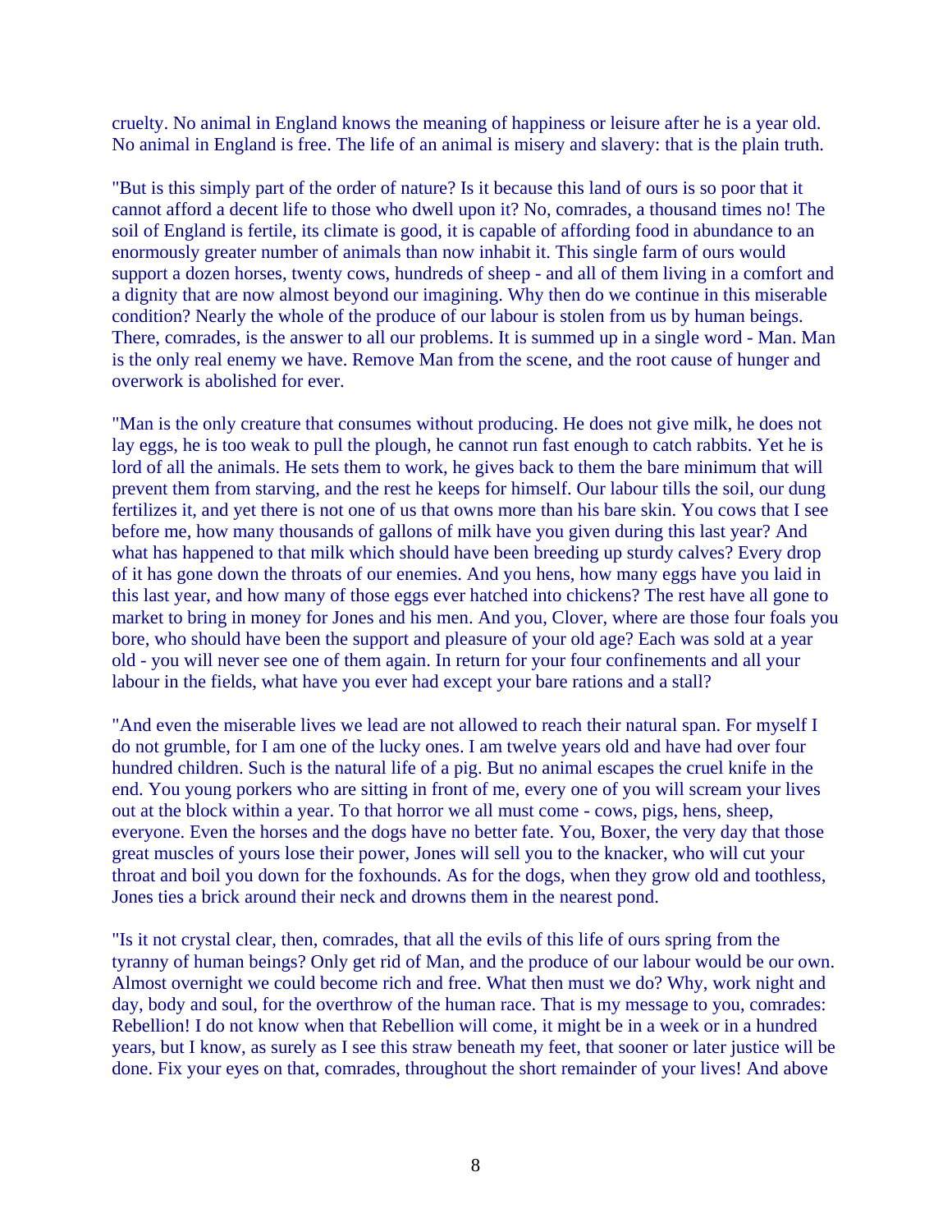cruelty. No animal in England knows the meaning of happiness or leisure after he is a year old. No animal in England is free. The life of an animal is misery and slavery: that is the plain truth.

"But is this simply part of the order of nature? Is it because this land of ours is so poor that it cannot afford a decent life to those who dwell upon it? No, comrades, a thousand times no! The soil of England is fertile, its climate is good, it is capable of affording food in abundance to an enormously greater number of animals than now inhabit it. This single farm of ours would support a dozen horses, twenty cows, hundreds of sheep - and all of them living in a comfort and a dignity that are now almost beyond our imagining. Why then do we continue in this miserable condition? Nearly the whole of the produce of our labour is stolen from us by human beings. There, comrades, is the answer to all our problems. It is summed up in a single word - Man. Man is the only real enemy we have. Remove Man from the scene, and the root cause of hunger and overwork is abolished for ever.

"Man is the only creature that consumes without producing. He does not give milk, he does not lay eggs, he is too weak to pull the plough, he cannot run fast enough to catch rabbits. Yet he is lord of all the animals. He sets them to work, he gives back to them the bare minimum that will prevent them from starving, and the rest he keeps for himself. Our labour tills the soil, our dung fertilizes it, and yet there is not one of us that owns more than his bare skin. You cows that I see before me, how many thousands of gallons of milk have you given during this last year? And what has happened to that milk which should have been breeding up sturdy calves? Every drop of it has gone down the throats of our enemies. And you hens, how many eggs have you laid in this last year, and how many of those eggs ever hatched into chickens? The rest have all gone to market to bring in money for Jones and his men. And you, Clover, where are those four foals you bore, who should have been the support and pleasure of your old age? Each was sold at a year old - you will never see one of them again. In return for your four confinements and all your labour in the fields, what have you ever had except your bare rations and a stall?

"And even the miserable lives we lead are not allowed to reach their natural span. For myself I do not grumble, for I am one of the lucky ones. I am twelve years old and have had over four hundred children. Such is the natural life of a pig. But no animal escapes the cruel knife in the end. You young porkers who are sitting in front of me, every one of you will scream your lives out at the block within a year. To that horror we all must come - cows, pigs, hens, sheep, everyone. Even the horses and the dogs have no better fate. You, Boxer, the very day that those great muscles of yours lose their power, Jones will sell you to the knacker, who will cut your throat and boil you down for the foxhounds. As for the dogs, when they grow old and toothless, Jones ties a brick around their neck and drowns them in the nearest pond.

"Is it not crystal clear, then, comrades, that all the evils of this life of ours spring from the tyranny of human beings? Only get rid of Man, and the produce of our labour would be our own. Almost overnight we could become rich and free. What then must we do? Why, work night and day, body and soul, for the overthrow of the human race. That is my message to you, comrades: Rebellion! I do not know when that Rebellion will come, it might be in a week or in a hundred years, but I know, as surely as I see this straw beneath my feet, that sooner or later justice will be done. Fix your eyes on that, comrades, throughout the short remainder of your lives! And above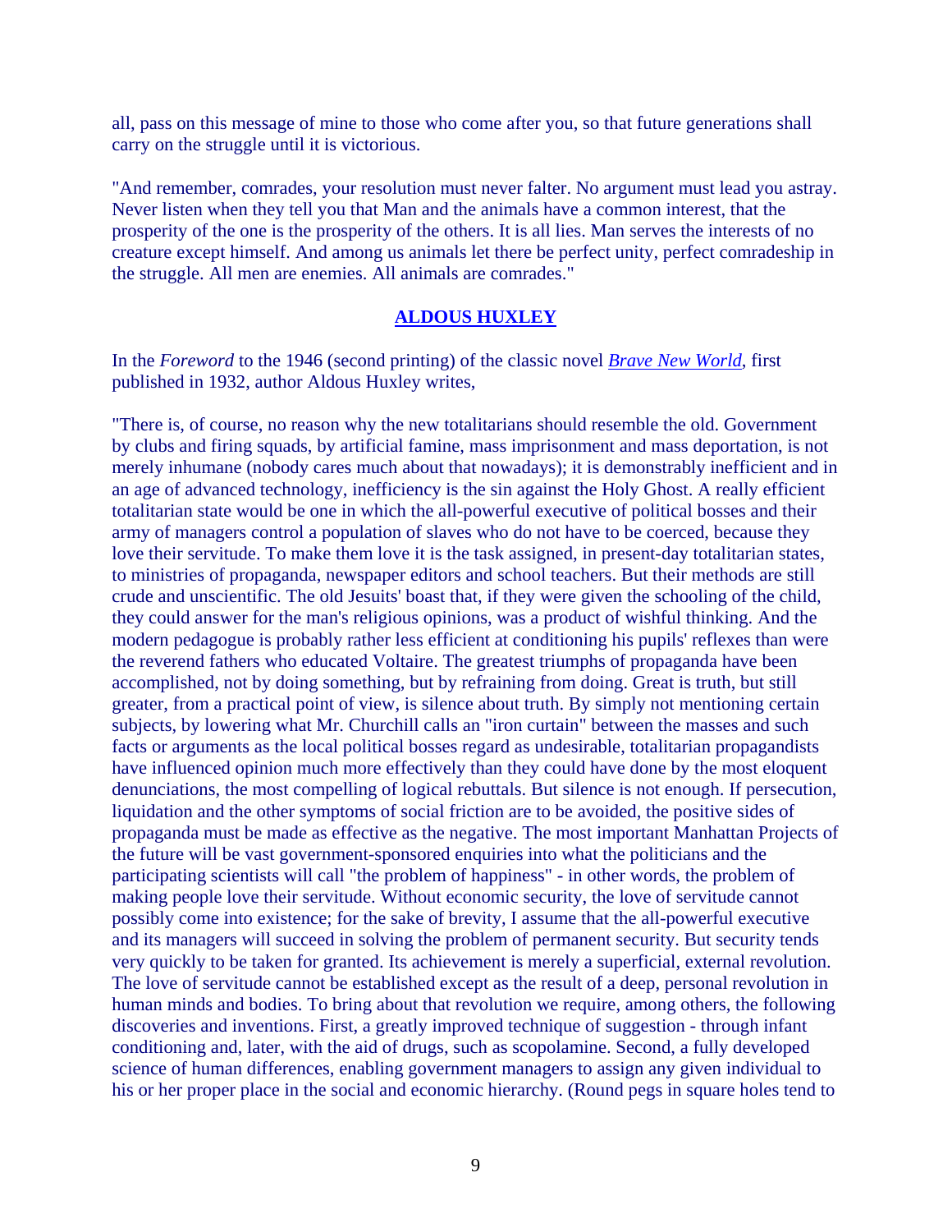all, pass on this message of mine to those who come after you, so that future generations shall carry on the struggle until it is victorious.

"And remember, comrades, your resolution must never falter. No argument must lead you astray. Never listen when they tell you that Man and the animals have a common interest, that the prosperity of the one is the prosperity of the others. It is all lies. Man serves the interests of no creature except himself. And among us animals let there be perfect unity, perfect comradeship in the struggle. All men are enemies. All animals are comrades."

## ALDOUS HUXLEY

In the *Foreword* to the 1946 (second printing) of the classic novel *Brave New World*, first published in 1932, author Aldous Huxley writes,

"There is, of course, no reason why the new totalitarians should resemble the old. Government by clubs and firing squads, by artificial famine, mass imprisonment and mass deportation, is not merely inhumane (nobody cares much about that nowadays); it is demonstrably inefficient and in an age of advanced technology, inefficiency is the sin against the Holy Ghost. A really efficient totalitarian state would be one in which the all-powerful executive of political bosses and their army of managers control a population of slaves who do not have to be coerced, because they love their servitude. To make them love it is the task assigned, in present-day totalitarian states, to ministries of propaganda, newspaper editors and school teachers. But their methods are still crude and unscientific. The old Jesuits' boast that, if they were given the schooling of the child, they could answer for the man's religious opinions, was a product of wishful thinking. And the modern pedagogue is probably rather less efficient at conditioning his pupils' reflexes than were the reverend fathers who educated Voltaire. The greatest triumphs of propaganda have been accomplished, not by doing something, but by refraining from doing. Great is truth, but still greater, from a practical point of view, is silence about truth. By simply not mentioning certain subjects, by lowering what Mr. Churchill calls an "iron curtain" between the masses and such facts or arguments as the local political bosses regard as undesirable, totalitarian propagandists have influenced opinion much more effectively than they could have done by the most eloquent denunciations, the most compelling of logical rebuttals. But silence is not enough. If persecution, liquidation and the other symptoms of social friction are to be avoided, the positive sides of propaganda must be made as effective as the negative. The most important Manhattan Projects of the future will be vast government-sponsored enquiries into what the politicians and the participating scientists will call "the problem of happiness" - in other words, the problem of making people love their servitude. Without economic security, the love of servitude cannot possibly come into existence; for the sake of brevity, I assume that the all-powerful executive and its managers will succeed in solving the problem of permanent security. But security tends very quickly to be taken for granted. Its achievement is merely a superficial, external revolution. The love of servitude cannot be established except as the result of a deep, personal revolution in human minds and bodies. To bring about that revolution we require, among others, the following discoveries and inventions. First, a greatly improved technique of suggestion - through infant conditioning and, later, with the aid of drugs, such as scopolamine. Second, a fully developed science of human differences, enabling government managers to assign any given individual to his or her proper place in the social and economic hierarchy. (Round pegs in square holes tend to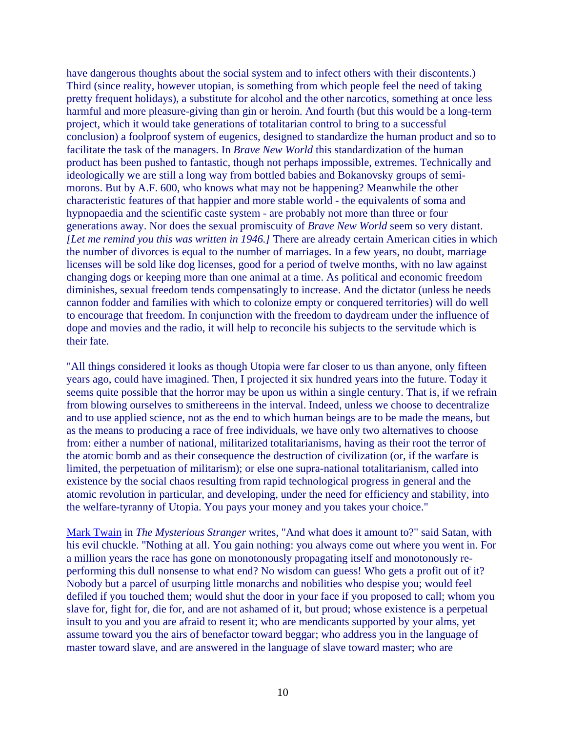have dangerous thoughts about the social system and to infect others with their discontents.) Third (since reality, however utopian, is something from which people feel the need of taking pretty frequent holidays), a substitute for alcohol and the other narcotics, something at once less harmful and more pleasure-giving than gin or heroin. And fourth (but this would be a long-term project, which it would take generations of totalitarian control to bring to a successful conclusion) a foolproof system of eugenics, designed to standardize the human product and so to facilitate the task of the managers. In *Brave New World* this standardization of the human product has been pushed to fantastic, though not perhaps impossible, extremes. Technically and ideologically we are still a long way from bottled babies and Bokanovsky groups of semi-morons. But by A.F. 600, who knows what may not be happening? Meanwhile the other characteristic features of that happier and more stable world - the equivalents of soma and hypnopaedia and the scientific caste system - are probably not more than three or four generations away. Nor does the sexual promiscuity of *Brave New World* seem so very distant. *[Let me remind you this was written in 1946.]* There are already certain American cities in which the number of divorces is equal to the number of marriages. In a few years, no doubt, marriage licenses will be sold like dog licenses, good for a period of twelve months, with no law against changing dogs or keeping more than one animal at a time. As political and economic freedom diminishes, sexual freedom tends compensatingly to increase. And the dictator (unless he needs cannon fodder and families with which to colonize empty or conquered territories) will do well to encourage that freedom. In conjunction with the freedom to daydream under the influence of dope and movies and the radio, it will help to reconcile his subjects to the servitude which is their fate.

"All things considered it looks as though Utopia were far closer to us than anyone, only fifteen years ago, could have imagined. Then, I projected it six hundred years into the future. Today it seems quite possible that the horror may be upon us within a single century. That is, if we refrain from blowing ourselves to smithereens in the interval. Indeed, unless we choose to decentralize and to use applied science, not as the end to which human beings are to be made the means, but as the means to producing a race of free individuals, we have only two alternatives to choose from: either a number of national, militarized totalitarianisms, having as their root the terror of the atomic bomb and as their consequence the destruction of civilization (or, if the warfare is limited, the perpetuation of militarism); or else one supra-national totalitarianism, called into existence by the social chaos resulting from rapid technological progress in general and the atomic revolution in particular, and developing, under the need for efficiency and stability, into the welfare-tyranny of Utopia. You pays your money and you takes your choice."

Mark Twain in *The Mysterious Stranger* writes, "And what does it amount to?" said Satan, with his evil chuckle. "Nothing at all. You gain nothing: you always come out where you went in. For a million years the race has gone on monotonously propagating itself and monotonously re-performing this dull nonsense to what end? No wisdom can guess! Who gets a profit out of it? Nobody but a parcel of usurping little monarchs and nobilities who despise you; would feel defiled if you touched them; would shut the door in your face if you proposed to call; whom you slave for, fight for, die for, and are not ashamed of it, but proud; whose existence is a perpetual insult to you and you are afraid to resent it; who are mendicants supported by your alms, yet assume toward you the airs of benefactor toward beggar; who address you in the language of master toward slave, and are answered in the language of slave toward master; who are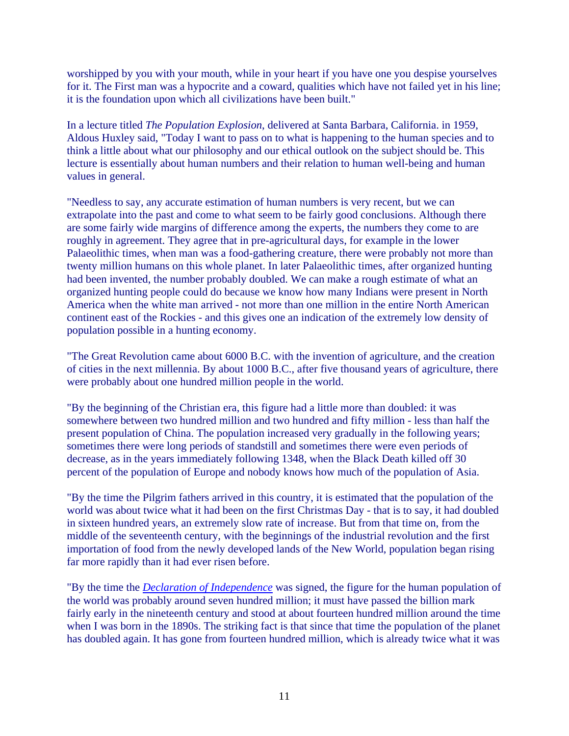worshipped by you with your mouth, while in your heart if you have one you despise yourselves for it. The First man was a hypocrite and a coward, qualities which have not failed yet in his line; it is the foundation upon which all civilizations have been built."

In a lecture titled *The Population Explosion*, delivered at Santa Barbara, California. in 1959, Aldous Huxley said, "Today I want to pass on to what is happening to the human species and to think a little about what our philosophy and our ethical outlook on the subject should be. This lecture is essentially about human numbers and their relation to human well-being and human values in general.

"Needless to say, any accurate estimation of human numbers is very recent, but we can extrapolate into the past and come to what seem to be fairly good conclusions. Although there are some fairly wide margins of difference among the experts, the numbers they come to are roughly in agreement. They agree that in pre-agricultural days, for example in the lower Palaeolithic times, when man was a food-gathering creature, there were probably not more than twenty million humans on this whole planet. In later Palaeolithic times, after organized hunting had been invented, the number probably doubled. We can make a rough estimate of what an organized hunting people could do because we know how many Indians were present in North America when the white man arrived - not more than one million in the entire North American continent east of the Rockies - and this gives one an indication of the extremely low density of population possible in a hunting economy.

"The Great Revolution came about 6000 B.C. with the invention of agriculture, and the creation of cities in the next millennia. By about 1000 B.C., after five thousand years of agriculture, there were probably about one hundred million people in the world.

"By the beginning of the Christian era, this figure had a little more than doubled: it was somewhere between two hundred million and two hundred and fifty million - less than half the present population of China. The population increased very gradually in the following years; sometimes there were long periods of standstill and sometimes there were even periods of decrease, as in the years immediately following 1348, when the Black Death killed off 30 percent of the population of Europe and nobody knows how much of the population of Asia.

"By the time the Pilgrim fathers arrived in this country, it is estimated that the population of the world was about twice what it had been on the first Christmas Day - that is to say, it had doubled in sixteen hundred years, an extremely slow rate of increase. But from that time on, from the middle of the seventeenth century, with the beginnings of the industrial revolution and the first importation of food from the newly developed lands of the New World, population began rising far more rapidly than it had ever risen before.

"By the time the *Declaration of Independence* was signed, the figure for the human population of the world was probably around seven hundred million; it must have passed the billion mark fairly early in the nineteenth century and stood at about fourteen hundred million around the time when I was born in the 1890s. The striking fact is that since that time the population of the planet has doubled again. It has gone from fourteen hundred million, which is already twice what it was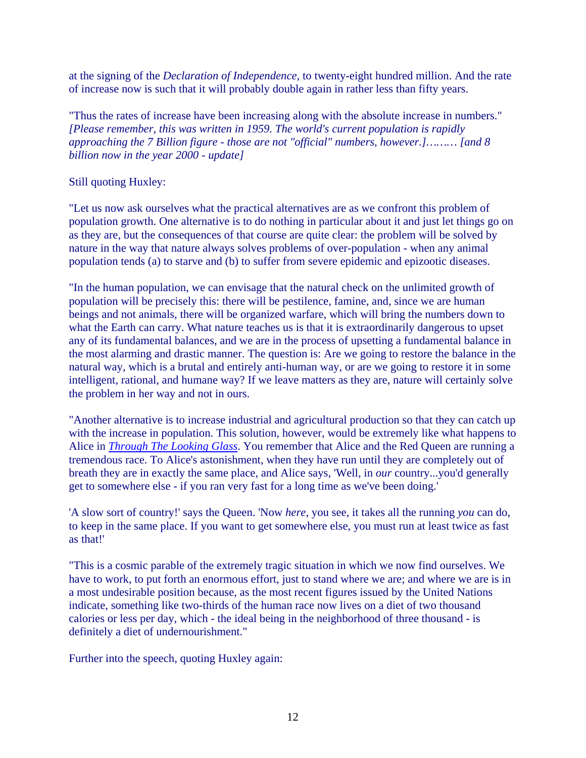at the signing of the *Declaration of Independence*, to twenty-eight hundred million. And the rate of increase now is such that it will probably double again in rather less than fifty years.

"Thus the rates of increase have been increasing along with the absolute increase in numbers." *[Please remember, this was written in 1959. The world's current population is rapidly approaching the 7 Billion figure - those are not "official" numbers, however.]……… [and 8 billion now in the year 2000 - update]*

Still quoting Huxley:

"Let us now ask ourselves what the practical alternatives are as we confront this problem of population growth. One alternative is to do nothing in particular about it and just let things go on as they are, but the consequences of that course are quite clear: the problem will be solved by nature in the way that nature always solves problems of over-population - when any animal population tends (a) to starve and (b) to suffer from severe epidemic and epizootic diseases.

"In the human population, we can envisage that the natural check on the unlimited growth of population will be precisely this: there will be pestilence, famine, and, since we are human beings and not animals, there will be organized warfare, which will bring the numbers down to what the Earth can carry. What nature teaches us is that it is extraordinarily dangerous to upset any of its fundamental balances, and we are in the process of upsetting a fundamental balance in the most alarming and drastic manner. The question is: Are we going to restore the balance in the natural way, which is a brutal and entirely anti-human way, or are we going to restore it in some intelligent, rational, and humane way? If we leave matters as they are, nature will certainly solve the problem in her way and not in ours.

"Another alternative is to increase industrial and agricultural production so that they can catch up with the increase in population. This solution, however, would be extremely like what happens to Alice in *Through The Looking Glass*. You remember that Alice and the Red Queen are running a tremendous race. To Alice's astonishment, when they have run until they are completely out of breath they are in exactly the same place, and Alice says, 'Well, in *our* country...you'd generally get to somewhere else - if you ran very fast for a long time as we've been doing.'

'A slow sort of country!' says the Queen. 'Now *here*, you see, it takes all the running *you* can do, to keep in the same place. If you want to get somewhere else, you must run at least twice as fast as that!'

"This is a cosmic parable of the extremely tragic situation in which we now find ourselves. We have to work, to put forth an enormous effort, just to stand where we are; and where we are is in a most undesirable position because, as the most recent figures issued by the United Nations indicate, something like two-thirds of the human race now lives on a diet of two thousand calories or less per day, which - the ideal being in the neighborhood of three thousand - is definitely a diet of undernourishment."

Further into the speech, quoting Huxley again: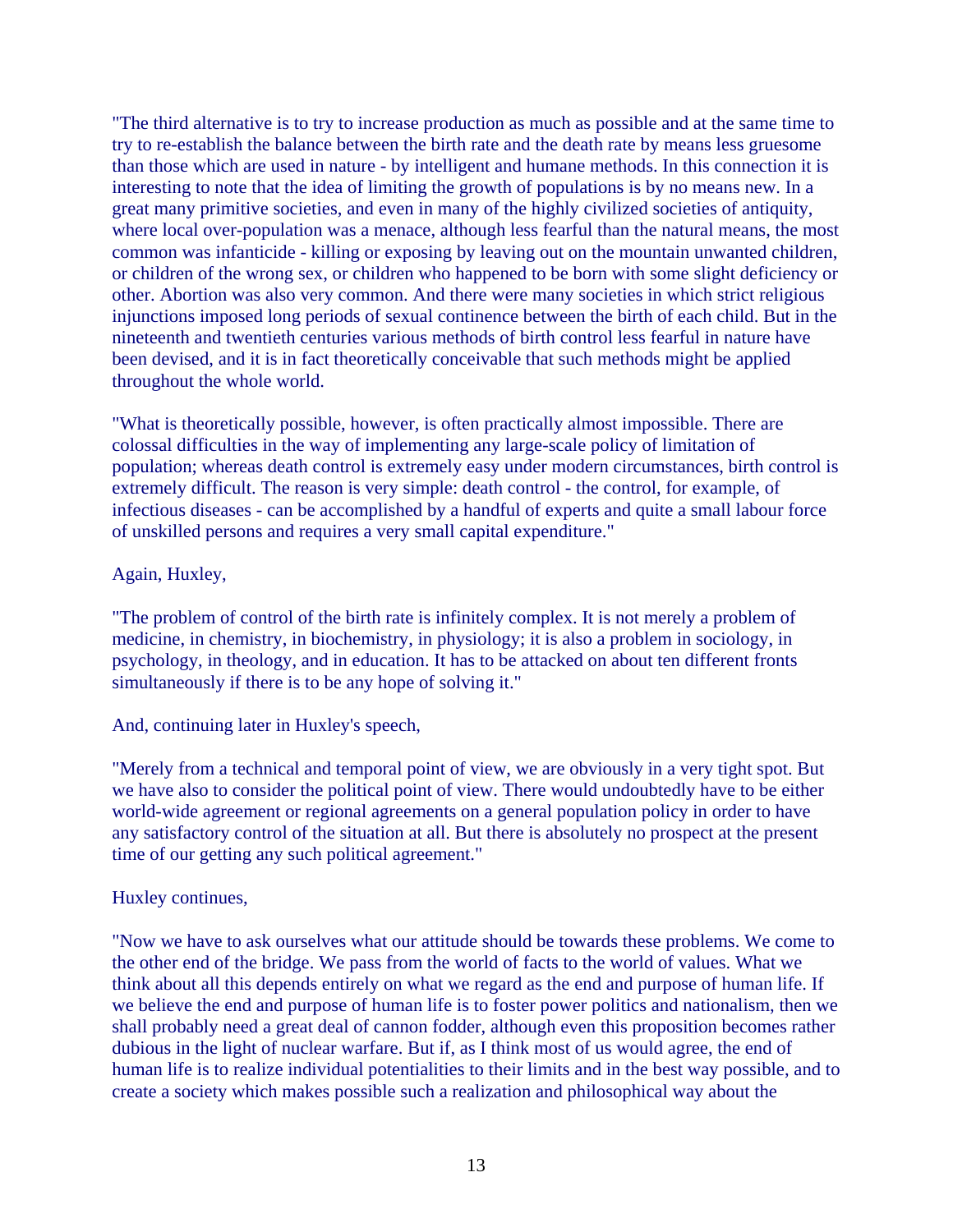"The third alternative is to try to increase production as much as possible and at the same time to try to re-establish the balance between the birth rate and the death rate by means less gruesome than those which are used in nature - by intelligent and humane methods. In this connection it is interesting to note that the idea of limiting the growth of populations is by no means new. In a great many primitive societies, and even in many of the highly civilized societies of antiquity, where local over-population was a menace, although less fearful than the natural means, the most common was infanticide - killing or exposing by leaving out on the mountain unwanted children, or children of the wrong sex, or children who happened to be born with some slight deficiency or other. Abortion was also very common. And there were many societies in which strict religious injunctions imposed long periods of sexual continence between the birth of each child. But in the nineteenth and twentieth centuries various methods of birth control less fearful in nature have been devised, and it is in fact theoretically conceivable that such methods might be applied throughout the whole world.

"What is theoretically possible, however, is often practically almost impossible. There are colossal difficulties in the way of implementing any large-scale policy of limitation of population; whereas death control is extremely easy under modern circumstances, birth control is extremely difficult. The reason is very simple: death control - the control, for example, of infectious diseases - can be accomplished by a handful of experts and quite a small labour force of unskilled persons and requires a very small capital expenditure."

Again, Huxley,

"The problem of control of the birth rate is infinitely complex. It is not merely a problem of medicine, in chemistry, in biochemistry, in physiology; it is also a problem in sociology, in psychology, in theology, and in education. It has to be attacked on about ten different fronts simultaneously if there is to be any hope of solving it."

And, continuing later in Huxley's speech,

"Merely from a technical and temporal point of view, we are obviously in a very tight spot. But we have also to consider the political point of view. There would undoubtedly have to be either world-wide agreement or regional agreements on a general population policy in order to have any satisfactory control of the situation at all. But there is absolutely no prospect at the present time of our getting any such political agreement."

Huxley continues,

"Now we have to ask ourselves what our attitude should be towards these problems. We come to the other end of the bridge. We pass from the world of facts to the world of values. What we think about all this depends entirely on what we regard as the end and purpose of human life. If we believe the end and purpose of human life is to foster power politics and nationalism, then we shall probably need a great deal of cannon fodder, although even this proposition becomes rather dubious in the light of nuclear warfare. But if, as I think most of us would agree, the end of human life is to realize individual potentialities to their limits and in the best way possible, and to create a society which makes possible such a realization and philosophical way about the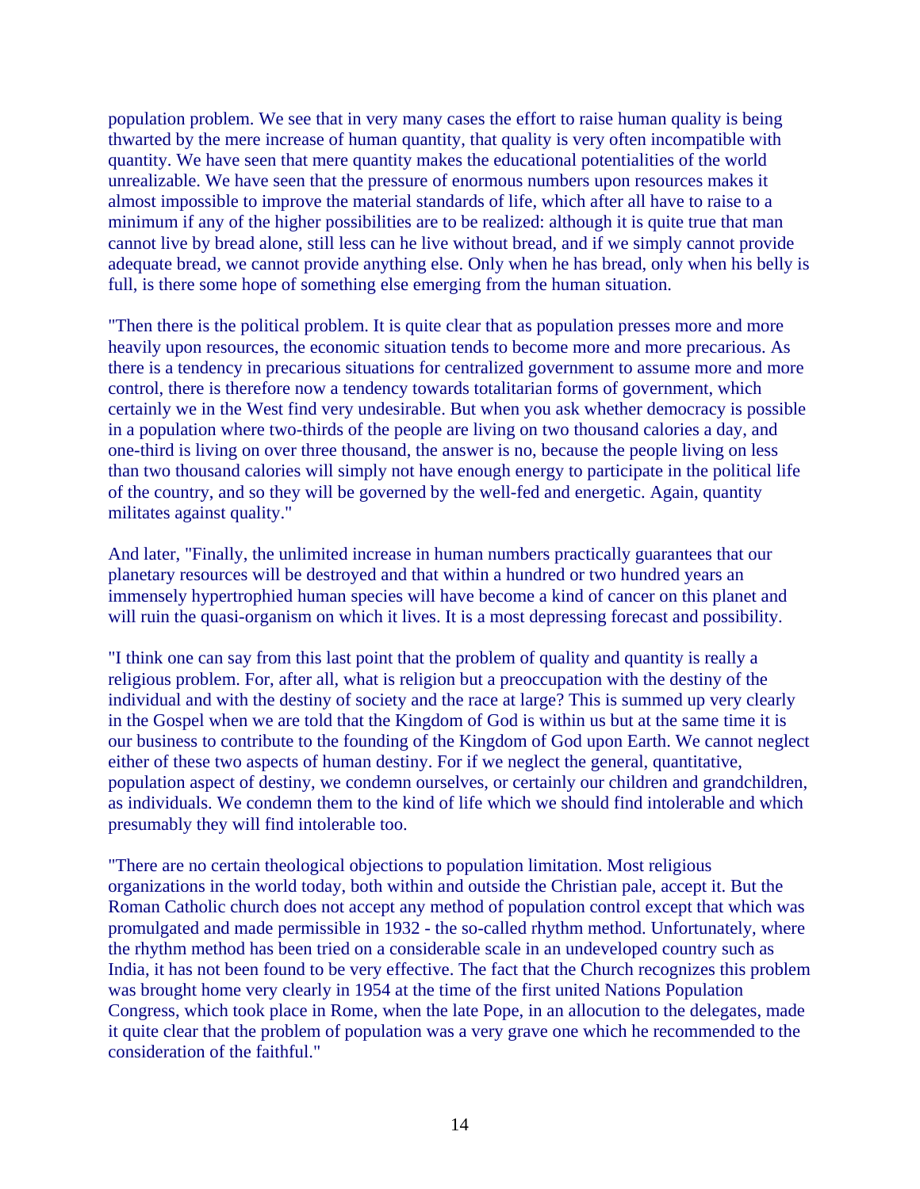population problem. We see that in very many cases the effort to raise human quality is being thwarted by the mere increase of human quantity, that quality is very often incompatible with quantity. We have seen that mere quantity makes the educational potentialities of the world unrealizable. We have seen that the pressure of enormous numbers upon resources makes it almost impossible to improve the material standards of life, which after all have to raise to a minimum if any of the higher possibilities are to be realized: although it is quite true that man cannot live by bread alone, still less can he live without bread, and if we simply cannot provide adequate bread, we cannot provide anything else. Only when he has bread, only when his belly is full, is there some hope of something else emerging from the human situation.

"Then there is the political problem. It is quite clear that as population presses more and more heavily upon resources, the economic situation tends to become more and more precarious. As there is a tendency in precarious situations for centralized government to assume more and more control, there is therefore now a tendency towards totalitarian forms of government, which certainly we in the West find very undesirable. But when you ask whether democracy is possible in a population where two-thirds of the people are living on two thousand calories a day, and one-third is living on over three thousand, the answer is no, because the people living on less than two thousand calories will simply not have enough energy to participate in the political life of the country, and so they will be governed by the well-fed and energetic. Again, quantity militates against quality."

And later, "Finally, the unlimited increase in human numbers practically guarantees that our planetary resources will be destroyed and that within a hundred or two hundred years an immensely hypertrophied human species will have become a kind of cancer on this planet and will ruin the quasi-organism on which it lives. It is a most depressing forecast and possibility.

"I think one can say from this last point that the problem of quality and quantity is really a religious problem. For, after all, what is religion but a preoccupation with the destiny of the individual and with the destiny of society and the race at large? This is summed up very clearly in the Gospel when we are told that the Kingdom of God is within us but at the same time it is our business to contribute to the founding of the Kingdom of God upon Earth. We cannot neglect either of these two aspects of human destiny. For if we neglect the general, quantitative, population aspect of destiny, we condemn ourselves, or certainly our children and grandchildren, as individuals. We condemn them to the kind of life which we should find intolerable and which presumably they will find intolerable too.

"There are no certain theological objections to population limitation. Most religious organizations in the world today, both within and outside the Christian pale, accept it. But the Roman Catholic church does not accept any method of population control except that which was promulgated and made permissible in 1932 - the so-called rhythm method. Unfortunately, where the rhythm method has been tried on a considerable scale in an undeveloped country such as India, it has not been found to be very effective. The fact that the Church recognizes this problem was brought home very clearly in 1954 at the time of the first united Nations Population Congress, which took place in Rome, when the late Pope, in an allocution to the delegates, made it quite clear that the problem of population was a very grave one which he recommended to the consideration of the faithful."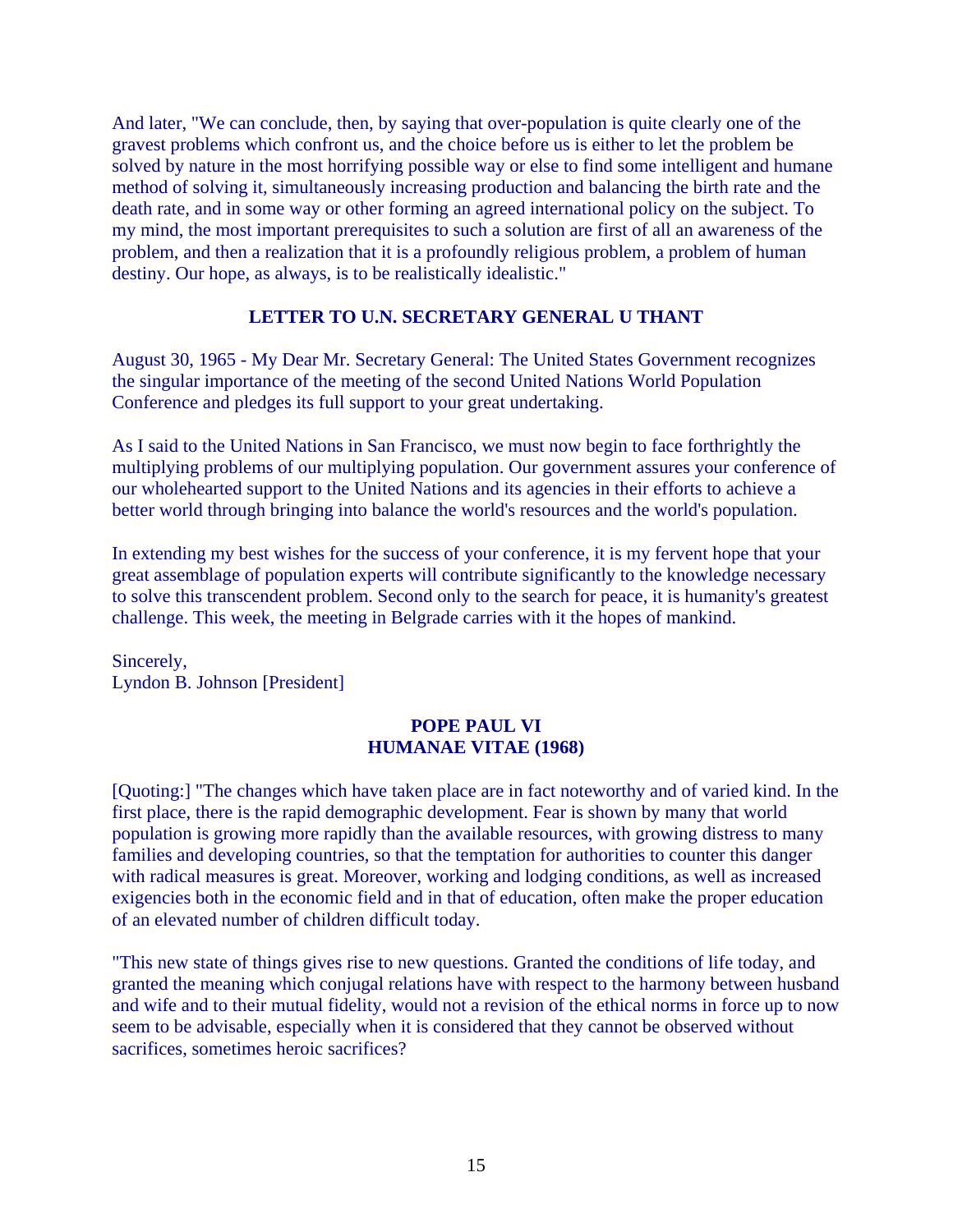And later, "We can conclude, then, by saying that over-population is quite clearly one of the gravest problems which confront us, and the choice before us is either to let the problem be solved by nature in the most horrifying possible way or else to find some intelligent and humane method of solving it, simultaneously increasing production and balancing the birth rate and the death rate, and in some way or other forming an agreed international policy on the subject. To my mind, the most important prerequisites to such a solution are first of all an awareness of the problem, and then a realization that it is a profoundly religious problem, a problem of human destiny. Our hope, as always, is to be realistically idealistic."

## LETTER TO U.N. SECRETARY GENERAL U THANT

August 30, 1965 - My Dear Mr. Secretary General: The United States Government recognizes the singular importance of the meeting of the second United Nations World Population Conference and pledges its full support to your great undertaking.

As I said to the United Nations in San Francisco, we must now begin to face forthrightly the multiplying problems of our multiplying population. Our government assures your conference of our wholehearted support to the United Nations and its agencies in their efforts to achieve a better world through bringing into balance the world's resources and the world's population.

In extending my best wishes for the success of your conference, it is my fervent hope that your great assemblage of population experts will contribute significantly to the knowledge necessary to solve this transcendent problem. Second only to the search for peace, it is humanity's greatest challenge. This week, the meeting in Belgrade carries with it the hopes of mankind.

Sincerely,
Lyndon B. Johnson [President]

## POPE PAUL VI
## HUMANAE VITAE (1968)

[Quoting:] "The changes which have taken place are in fact noteworthy and of varied kind. In the first place, there is the rapid demographic development. Fear is shown by many that world population is growing more rapidly than the available resources, with growing distress to many families and developing countries, so that the temptation for authorities to counter this danger with radical measures is great. Moreover, working and lodging conditions, as well as increased exigencies both in the economic field and in that of education, often make the proper education of an elevated number of children difficult today.

"This new state of things gives rise to new questions. Granted the conditions of life today, and granted the meaning which conjugal relations have with respect to the harmony between husband and wife and to their mutual fidelity, would not a revision of the ethical norms in force up to now seem to be advisable, especially when it is considered that they cannot be observed without sacrifices, sometimes heroic sacrifices?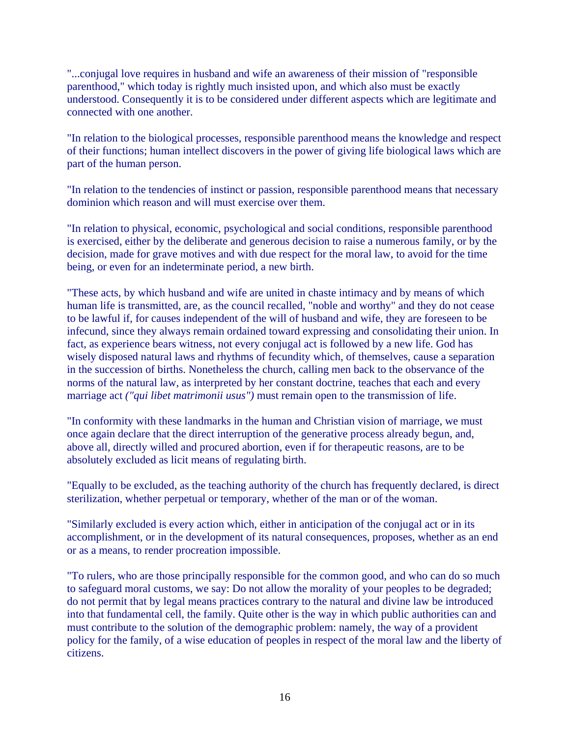"...conjugal love requires in husband and wife an awareness of their mission of "responsible parenthood," which today is rightly much insisted upon, and which also must be exactly understood. Consequently it is to be considered under different aspects which are legitimate and connected with one another.

"In relation to the biological processes, responsible parenthood means the knowledge and respect of their functions; human intellect discovers in the power of giving life biological laws which are part of the human person.

"In relation to the tendencies of instinct or passion, responsible parenthood means that necessary dominion which reason and will must exercise over them.

"In relation to physical, economic, psychological and social conditions, responsible parenthood is exercised, either by the deliberate and generous decision to raise a numerous family, or by the decision, made for grave motives and with due respect for the moral law, to avoid for the time being, or even for an indeterminate period, a new birth.

"These acts, by which husband and wife are united in chaste intimacy and by means of which human life is transmitted, are, as the council recalled, "noble and worthy" and they do not cease to be lawful if, for causes independent of the will of husband and wife, they are foreseen to be infecund, since they always remain ordained toward expressing and consolidating their union. In fact, as experience bears witness, not every conjugal act is followed by a new life. God has wisely disposed natural laws and rhythms of fecundity which, of themselves, cause a separation in the succession of births. Nonetheless the church, calling men back to the observance of the norms of the natural law, as interpreted by her constant doctrine, teaches that each and every marriage act *("qui libet matrimonii usus")* must remain open to the transmission of life.

"In conformity with these landmarks in the human and Christian vision of marriage, we must once again declare that the direct interruption of the generative process already begun, and, above all, directly willed and procured abortion, even if for therapeutic reasons, are to be absolutely excluded as licit means of regulating birth.

"Equally to be excluded, as the teaching authority of the church has frequently declared, is direct sterilization, whether perpetual or temporary, whether of the man or of the woman.

"Similarly excluded is every action which, either in anticipation of the conjugal act or in its accomplishment, or in the development of its natural consequences, proposes, whether as an end or as a means, to render procreation impossible.

"To rulers, who are those principally responsible for the common good, and who can do so much to safeguard moral customs, we say: Do not allow the morality of your peoples to be degraded; do not permit that by legal means practices contrary to the natural and divine law be introduced into that fundamental cell, the family. Quite other is the way in which public authorities can and must contribute to the solution of the demographic problem: namely, the way of a provident policy for the family, of a wise education of peoples in respect of the moral law and the liberty of citizens.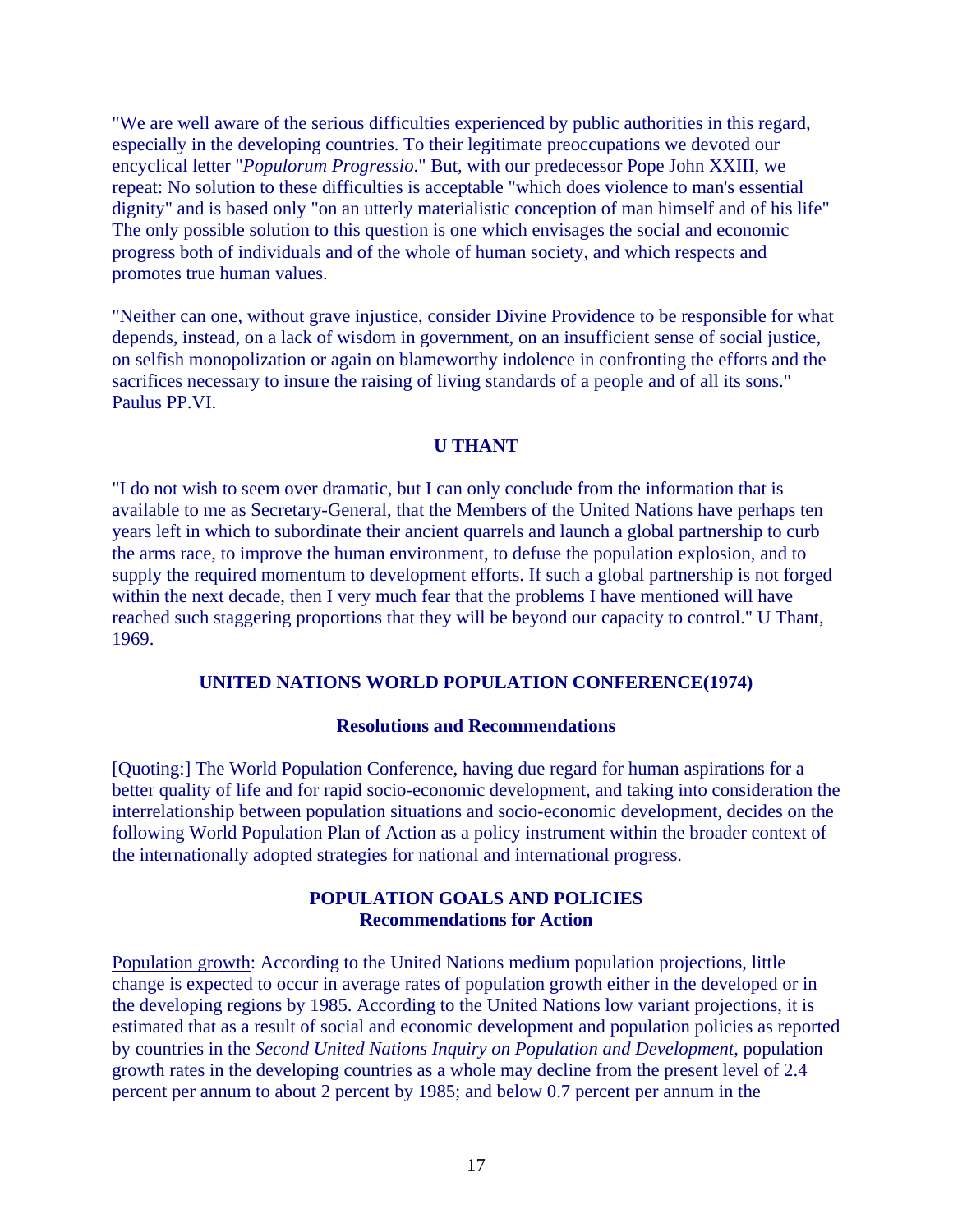"We are well aware of the serious difficulties experienced by public authorities in this regard, especially in the developing countries. To their legitimate preoccupations we devoted our encyclical letter "*Populorum Progressio*." But, with our predecessor Pope John XXIII, we repeat: No solution to these difficulties is acceptable "which does violence to man's essential dignity" and is based only "on an utterly materialistic conception of man himself and of his life" The only possible solution to this question is one which envisages the social and economic progress both of individuals and of the whole of human society, and which respects and promotes true human values.

"Neither can one, without grave injustice, consider Divine Providence to be responsible for what depends, instead, on a lack of wisdom in government, on an insufficient sense of social justice, on selfish monopolization or again on blameworthy indolence in confronting the efforts and the sacrifices necessary to insure the raising of living standards of a people and of all its sons." Paulus PP.VI.

## U THANT

"I do not wish to seem over dramatic, but I can only conclude from the information that is available to me as Secretary-General, that the Members of the United Nations have perhaps ten years left in which to subordinate their ancient quarrels and launch a global partnership to curb the arms race, to improve the human environment, to defuse the population explosion, and to supply the required momentum to development efforts. If such a global partnership is not forged within the next decade, then I very much fear that the problems I have mentioned will have reached such staggering proportions that they will be beyond our capacity to control." U Thant, 1969.

## UNITED NATIONS WORLD POPULATION CONFERENCE(1974)

### Resolutions and Recommendations

[Quoting:] The World Population Conference, having due regard for human aspirations for a better quality of life and for rapid socio-economic development, and taking into consideration the interrelationship between population situations and socio-economic development, decides on the following World Population Plan of Action as a policy instrument within the broader context of the internationally adopted strategies for national and international progress.

### POPULATION GOALS AND POLICIES
### Recommendations for Action

Population growth: According to the United Nations medium population projections, little change is expected to occur in average rates of population growth either in the developed or in the developing regions by 1985. According to the United Nations low variant projections, it is estimated that as a result of social and economic development and population policies as reported by countries in the *Second United Nations Inquiry on Population and Development*, population growth rates in the developing countries as a whole may decline from the present level of 2.4 percent per annum to about 2 percent by 1985; and below 0.7 percent per annum in the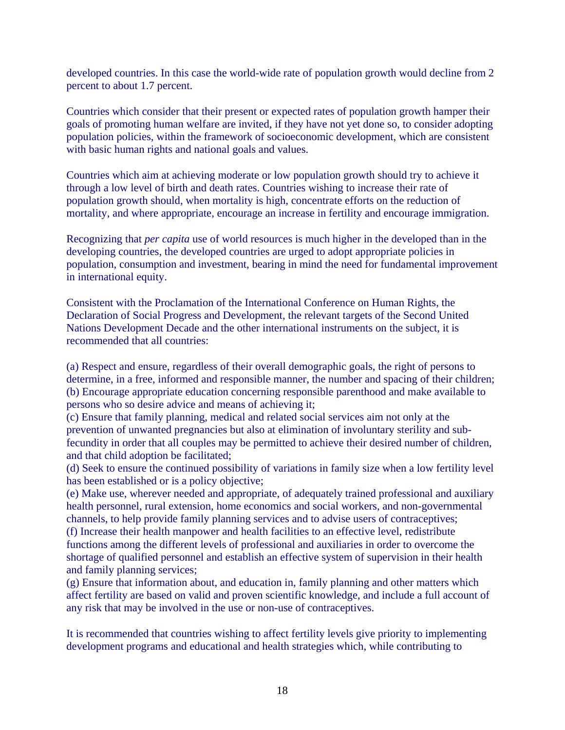developed countries. In this case the world-wide rate of population growth would decline from 2 percent to about 1.7 percent.

Countries which consider that their present or expected rates of population growth hamper their goals of promoting human welfare are invited, if they have not yet done so, to consider adopting population policies, within the framework of socioeconomic development, which are consistent with basic human rights and national goals and values.

Countries which aim at achieving moderate or low population growth should try to achieve it through a low level of birth and death rates. Countries wishing to increase their rate of population growth should, when mortality is high, concentrate efforts on the reduction of mortality, and where appropriate, encourage an increase in fertility and encourage immigration.

Recognizing that *per capita* use of world resources is much higher in the developed than in the developing countries, the developed countries are urged to adopt appropriate policies in population, consumption and investment, bearing in mind the need for fundamental improvement in international equity.

Consistent with the Proclamation of the International Conference on Human Rights, the Declaration of Social Progress and Development, the relevant targets of the Second United Nations Development Decade and the other international instruments on the subject, it is recommended that all countries:

(a) Respect and ensure, regardless of their overall demographic goals, the right of persons to determine, in a free, informed and responsible manner, the number and spacing of their children;
(b) Encourage appropriate education concerning responsible parenthood and make available to persons who so desire advice and means of achieving it;
(c) Ensure that family planning, medical and related social services aim not only at the prevention of unwanted pregnancies but also at elimination of involuntary sterility and sub-fecundity in order that all couples may be permitted to achieve their desired number of children, and that child adoption be facilitated;
(d) Seek to ensure the continued possibility of variations in family size when a low fertility level has been established or is a policy objective;
(e) Make use, wherever needed and appropriate, of adequately trained professional and auxiliary health personnel, rural extension, home economics and social workers, and non-governmental channels, to help provide family planning services and to advise users of contraceptives;
(f) Increase their health manpower and health facilities to an effective level, redistribute functions among the different levels of professional and auxiliaries in order to overcome the shortage of qualified personnel and establish an effective system of supervision in their health and family planning services;
(g) Ensure that information about, and education in, family planning and other matters which affect fertility are based on valid and proven scientific knowledge, and include a full account of any risk that may be involved in the use or non-use of contraceptives.

It is recommended that countries wishing to affect fertility levels give priority to implementing development programs and educational and health strategies which, while contributing to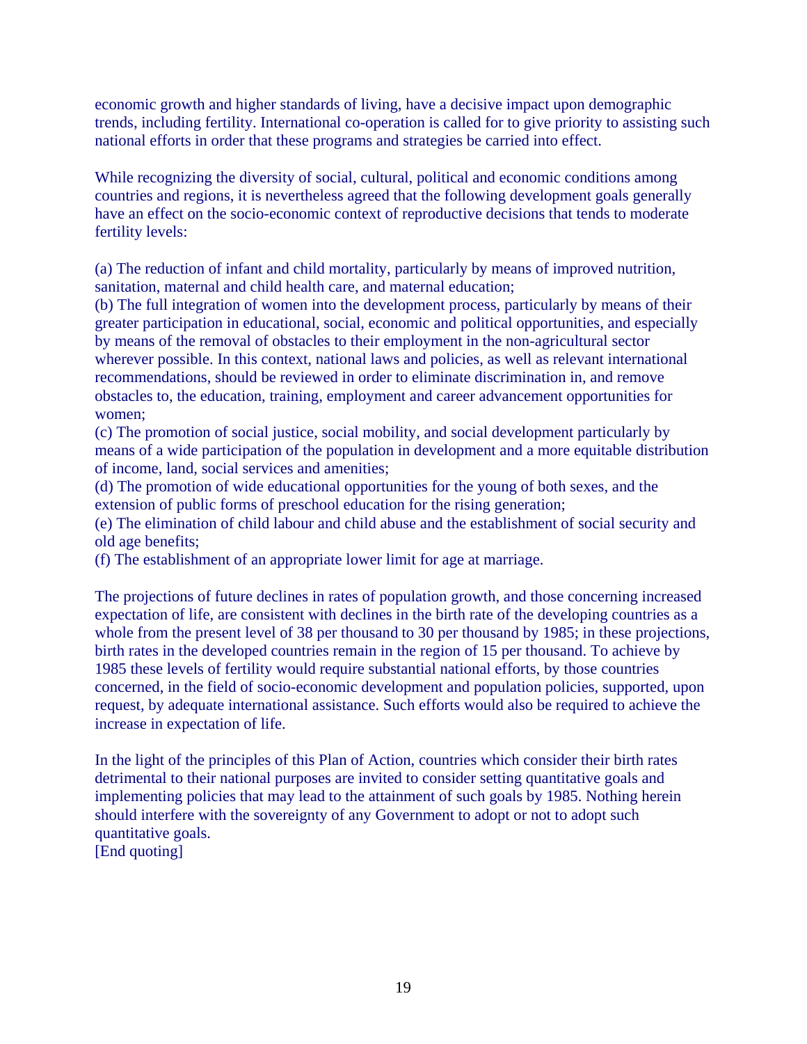economic growth and higher standards of living, have a decisive impact upon demographic trends, including fertility. International co-operation is called for to give priority to assisting such national efforts in order that these programs and strategies be carried into effect.

While recognizing the diversity of social, cultural, political and economic conditions among countries and regions, it is nevertheless agreed that the following development goals generally have an effect on the socio-economic context of reproductive decisions that tends to moderate fertility levels:

(a) The reduction of infant and child mortality, particularly by means of improved nutrition, sanitation, maternal and child health care, and maternal education;
(b) The full integration of women into the development process, particularly by means of their greater participation in educational, social, economic and political opportunities, and especially by means of the removal of obstacles to their employment in the non-agricultural sector wherever possible. In this context, national laws and policies, as well as relevant international recommendations, should be reviewed in order to eliminate discrimination in, and remove obstacles to, the education, training, employment and career advancement opportunities for women;
(c) The promotion of social justice, social mobility, and social development particularly by means of a wide participation of the population in development and a more equitable distribution of income, land, social services and amenities;
(d) The promotion of wide educational opportunities for the young of both sexes, and the extension of public forms of preschool education for the rising generation;
(e) The elimination of child labour and child abuse and the establishment of social security and old age benefits;
(f) The establishment of an appropriate lower limit for age at marriage.

The projections of future declines in rates of population growth, and those concerning increased expectation of life, are consistent with declines in the birth rate of the developing countries as a whole from the present level of 38 per thousand to 30 per thousand by 1985; in these projections, birth rates in the developed countries remain in the region of 15 per thousand. To achieve by 1985 these levels of fertility would require substantial national efforts, by those countries concerned, in the field of socio-economic development and population policies, supported, upon request, by adequate international assistance. Such efforts would also be required to achieve the increase in expectation of life.

In the light of the principles of this Plan of Action, countries which consider their birth rates detrimental to their national purposes are invited to consider setting quantitative goals and implementing policies that may lead to the attainment of such goals by 1985. Nothing herein should interfere with the sovereignty of any Government to adopt or not to adopt such quantitative goals.
[End quoting]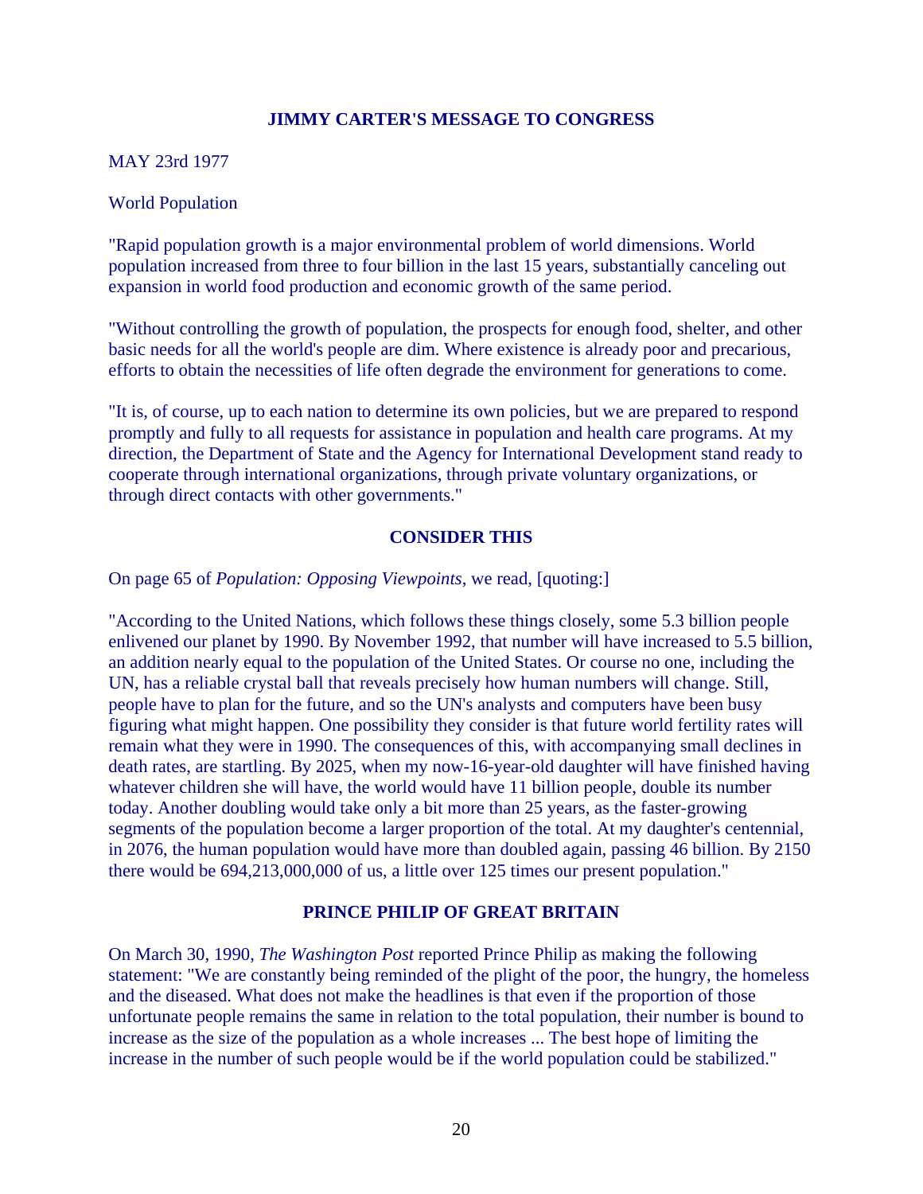## JIMMY CARTER'S MESSAGE TO CONGRESS

MAY 23rd 1977

World Population

"Rapid population growth is a major environmental problem of world dimensions. World population increased from three to four billion in the last 15 years, substantially canceling out expansion in world food production and economic growth of the same period.

"Without controlling the growth of population, the prospects for enough food, shelter, and other basic needs for all the world's people are dim. Where existence is already poor and precarious, efforts to obtain the necessities of life often degrade the environment for generations to come.

"It is, of course, up to each nation to determine its own policies, but we are prepared to respond promptly and fully to all requests for assistance in population and health care programs. At my direction, the Department of State and the Agency for International Development stand ready to cooperate through international organizations, through private voluntary organizations, or through direct contacts with other governments."

## CONSIDER THIS

On page 65 of *Population: Opposing Viewpoints*, we read, [quoting:]

"According to the United Nations, which follows these things closely, some 5.3 billion people enlivened our planet by 1990. By November 1992, that number will have increased to 5.5 billion, an addition nearly equal to the population of the United States. Or course no one, including the UN, has a reliable crystal ball that reveals precisely how human numbers will change. Still, people have to plan for the future, and so the UN's analysts and computers have been busy figuring what might happen. One possibility they consider is that future world fertility rates will remain what they were in 1990. The consequences of this, with accompanying small declines in death rates, are startling. By 2025, when my now-16-year-old daughter will have finished having whatever children she will have, the world would have 11 billion people, double its number today. Another doubling would take only a bit more than 25 years, as the faster-growing segments of the population become a larger proportion of the total. At my daughter's centennial, in 2076, the human population would have more than doubled again, passing 46 billion. By 2150 there would be 694,213,000,000 of us, a little over 125 times our present population."

## PRINCE PHILIP OF GREAT BRITAIN

On March 30, 1990, *The Washington Post* reported Prince Philip as making the following statement: "We are constantly being reminded of the plight of the poor, the hungry, the homeless and the diseased. What does not make the headlines is that even if the proportion of those unfortunate people remains the same in relation to the total population, their number is bound to increase as the size of the population as a whole increases ... The best hope of limiting the increase in the number of such people would be if the world population could be stabilized."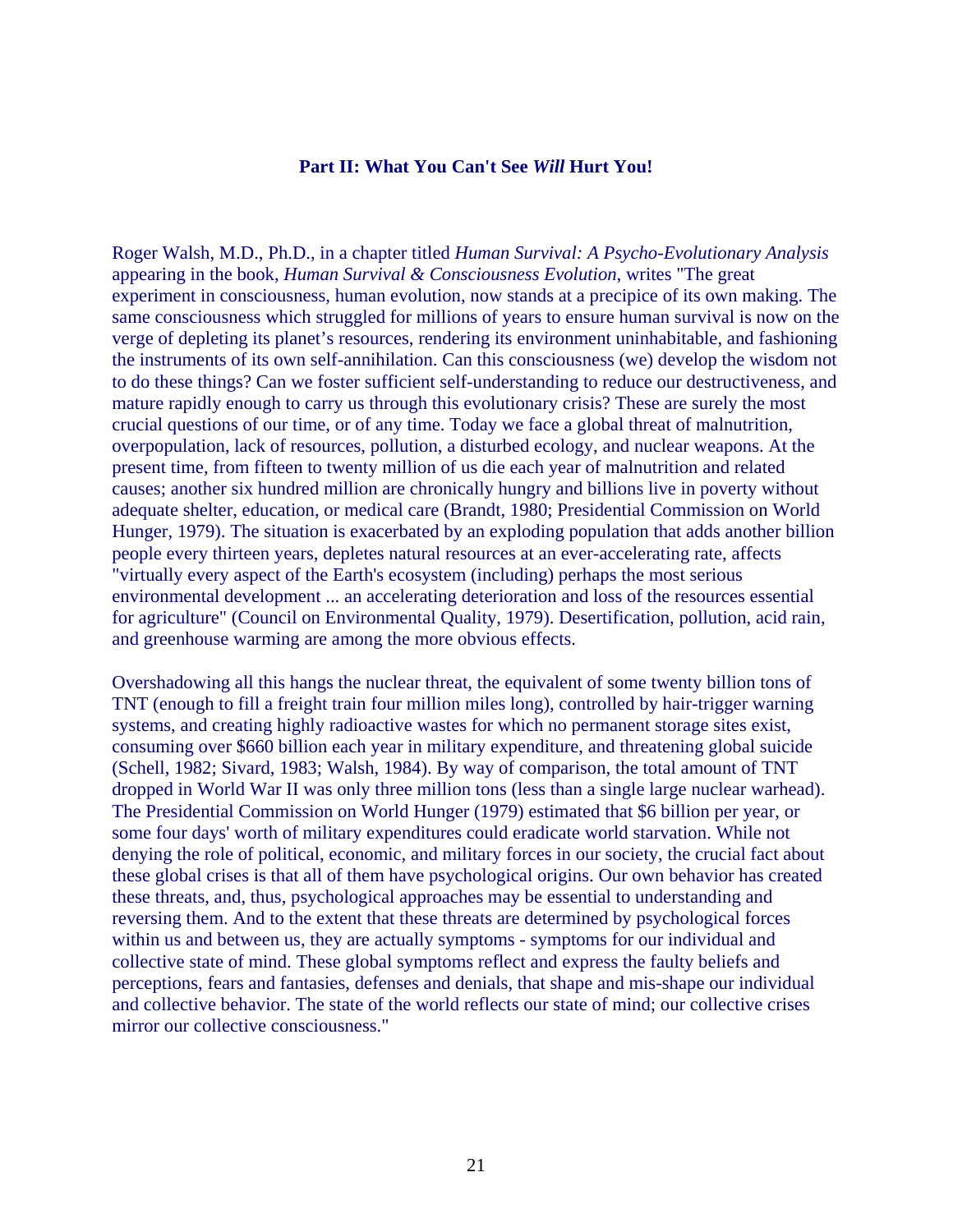## Part II: What You Can't See *Will* Hurt You!

Roger Walsh, M.D., Ph.D., in a chapter titled *Human Survival: A Psycho-Evolutionary Analysis* appearing in the book, *Human Survival & Consciousness Evolution*, writes "The great experiment in consciousness, human evolution, now stands at a precipice of its own making. The same consciousness which struggled for millions of years to ensure human survival is now on the verge of depleting its planet's resources, rendering its environment uninhabitable, and fashioning the instruments of its own self-annihilation. Can this consciousness (we) develop the wisdom not to do these things? Can we foster sufficient self-understanding to reduce our destructiveness, and mature rapidly enough to carry us through this evolutionary crisis? These are surely the most crucial questions of our time, or of any time. Today we face a global threat of malnutrition, overpopulation, lack of resources, pollution, a disturbed ecology, and nuclear weapons. At the present time, from fifteen to twenty million of us die each year of malnutrition and related causes; another six hundred million are chronically hungry and billions live in poverty without adequate shelter, education, or medical care (Brandt, 1980; Presidential Commission on World Hunger, 1979). The situation is exacerbated by an exploding population that adds another billion people every thirteen years, depletes natural resources at an ever-accelerating rate, affects "virtually every aspect of the Earth's ecosystem (including) perhaps the most serious environmental development ... an accelerating deterioration and loss of the resources essential for agriculture" (Council on Environmental Quality, 1979). Desertification, pollution, acid rain, and greenhouse warming are among the more obvious effects.

Overshadowing all this hangs the nuclear threat, the equivalent of some twenty billion tons of TNT (enough to fill a freight train four million miles long), controlled by hair-trigger warning systems, and creating highly radioactive wastes for which no permanent storage sites exist, consuming over $660 billion each year in military expenditure, and threatening global suicide (Schell, 1982; Sivard, 1983; Walsh, 1984). By way of comparison, the total amount of TNT dropped in World War II was only three million tons (less than a single large nuclear warhead). The Presidential Commission on World Hunger (1979) estimated that $6 billion per year, or some four days' worth of military expenditures could eradicate world starvation. While not denying the role of political, economic, and military forces in our society, the crucial fact about these global crises is that all of them have psychological origins. Our own behavior has created these threats, and, thus, psychological approaches may be essential to understanding and reversing them. And to the extent that these threats are determined by psychological forces within us and between us, they are actually symptoms - symptoms for our individual and collective state of mind. These global symptoms reflect and express the faulty beliefs and perceptions, fears and fantasies, defenses and denials, that shape and mis-shape our individual and collective behavior. The state of the world reflects our state of mind; our collective crises mirror our collective consciousness."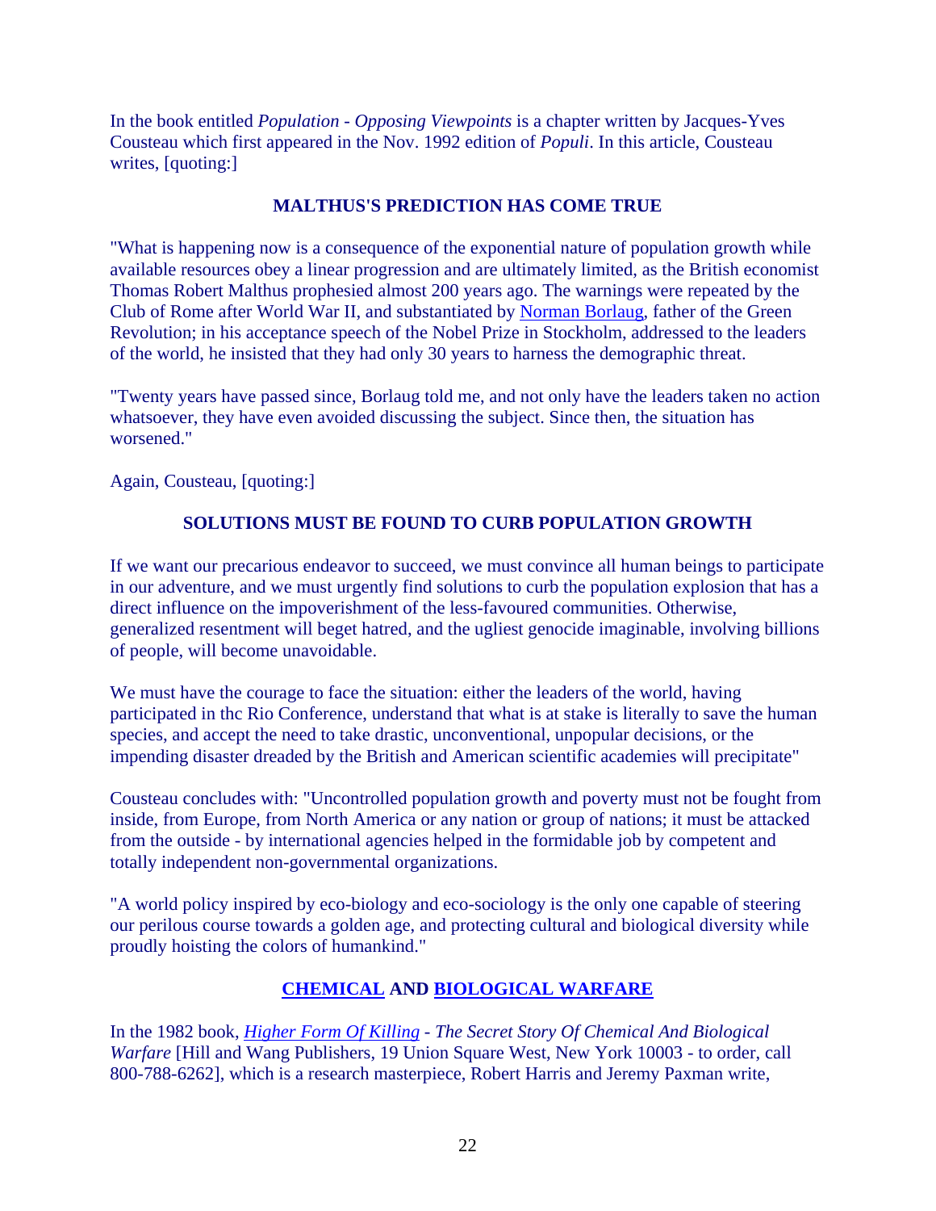In the book entitled *Population - Opposing Viewpoints* is a chapter written by Jacques-Yves Cousteau which first appeared in the Nov. 1992 edition of *Populi*. In this article, Cousteau writes, [quoting:]

### MALTHUS'S PREDICTION HAS COME TRUE

"What is happening now is a consequence of the exponential nature of population growth while available resources obey a linear progression and are ultimately limited, as the British economist Thomas Robert Malthus prophesied almost 200 years ago. The warnings were repeated by the Club of Rome after World War II, and substantiated by Norman Borlaug, father of the Green Revolution; in his acceptance speech of the Nobel Prize in Stockholm, addressed to the leaders of the world, he insisted that they had only 30 years to harness the demographic threat.

"Twenty years have passed since, Borlaug told me, and not only have the leaders taken no action whatsoever, they have even avoided discussing the subject. Since then, the situation has worsened."

Again, Cousteau, [quoting:]

### SOLUTIONS MUST BE FOUND TO CURB POPULATION GROWTH

If we want our precarious endeavor to succeed, we must convince all human beings to participate in our adventure, and we must urgently find solutions to curb the population explosion that has a direct influence on the impoverishment of the less-favoured communities. Otherwise, generalized resentment will beget hatred, and the ugliest genocide imaginable, involving billions of people, will become unavoidable.

We must have the courage to face the situation: either the leaders of the world, having participated in thc Rio Conference, understand that what is at stake is literally to save the human species, and accept the need to take drastic, unconventional, unpopular decisions, or the impending disaster dreaded by the British and American scientific academies will precipitate"

Cousteau concludes with: "Uncontrolled population growth and poverty must not be fought from inside, from Europe, from North America or any nation or group of nations; it must be attacked from the outside - by international agencies helped in the formidable job by competent and totally independent non-governmental organizations.

"A world policy inspired by eco-biology and eco-sociology is the only one capable of steering our perilous course towards a golden age, and protecting cultural and biological diversity while proudly hoisting the colors of humankind."

### CHEMICAL AND BIOLOGICAL WARFARE

In the 1982 book, *Higher Form Of Killing - The Secret Story Of Chemical And Biological Warfare* [Hill and Wang Publishers, 19 Union Square West, New York 10003 - to order, call 800-788-6262], which is a research masterpiece, Robert Harris and Jeremy Paxman write,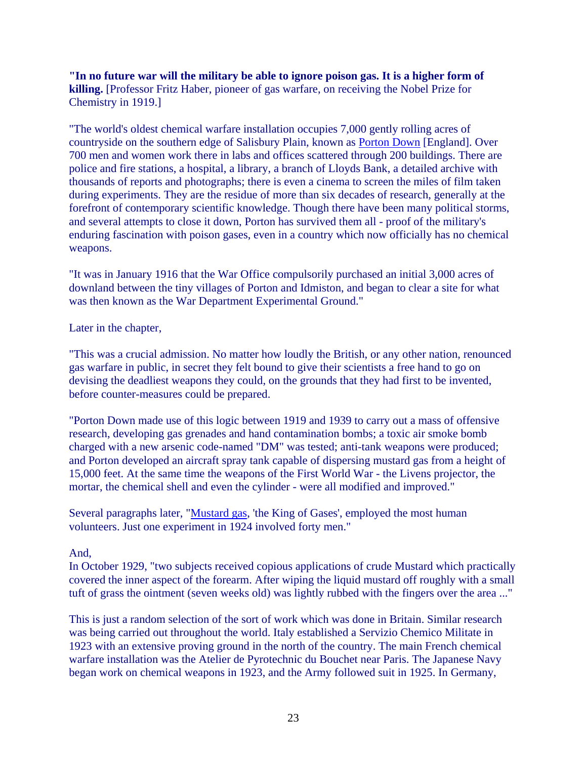**"In no future war will the military be able to ignore poison gas. It is a higher form of killing.** [Professor Fritz Haber, pioneer of gas warfare, on receiving the Nobel Prize for Chemistry in 1919.]

"The world's oldest chemical warfare installation occupies 7,000 gently rolling acres of countryside on the southern edge of Salisbury Plain, known as Porton Down [England]. Over 700 men and women work there in labs and offices scattered through 200 buildings. There are police and fire stations, a hospital, a library, a branch of Lloyds Bank, a detailed archive with thousands of reports and photographs; there is even a cinema to screen the miles of film taken during experiments. They are the residue of more than six decades of research, generally at the forefront of contemporary scientific knowledge. Though there have been many political storms, and several attempts to close it down, Porton has survived them all - proof of the military's enduring fascination with poison gases, even in a country which now officially has no chemical weapons.

"It was in January 1916 that the War Office compulsorily purchased an initial 3,000 acres of downland between the tiny villages of Porton and Idmiston, and began to clear a site for what was then known as the War Department Experimental Ground."

Later in the chapter,

"This was a crucial admission. No matter how loudly the British, or any other nation, renounced gas warfare in public, in secret they felt bound to give their scientists a free hand to go on devising the deadliest weapons they could, on the grounds that they had first to be invented, before counter-measures could be prepared.

"Porton Down made use of this logic between 1919 and 1939 to carry out a mass of offensive research, developing gas grenades and hand contamination bombs; a toxic air smoke bomb charged with a new arsenic code-named "DM" was tested; anti-tank weapons were produced; and Porton developed an aircraft spray tank capable of dispersing mustard gas from a height of 15,000 feet. At the same time the weapons of the First World War - the Livens projector, the mortar, the chemical shell and even the cylinder - were all modified and improved."

Several paragraphs later, "Mustard gas, 'the King of Gases', employed the most human volunteers. Just one experiment in 1924 involved forty men."

And,
In October 1929, "two subjects received copious applications of crude Mustard which practically covered the inner aspect of the forearm. After wiping the liquid mustard off roughly with a small tuft of grass the ointment (seven weeks old) was lightly rubbed with the fingers over the area ..."

This is just a random selection of the sort of work which was done in Britain. Similar research was being carried out throughout the world. Italy established a Servizio Chemico Militate in 1923 with an extensive proving ground in the north of the country. The main French chemical warfare installation was the Atelier de Pyrotechnic du Bouchet near Paris. The Japanese Navy began work on chemical weapons in 1923, and the Army followed suit in 1925. In Germany,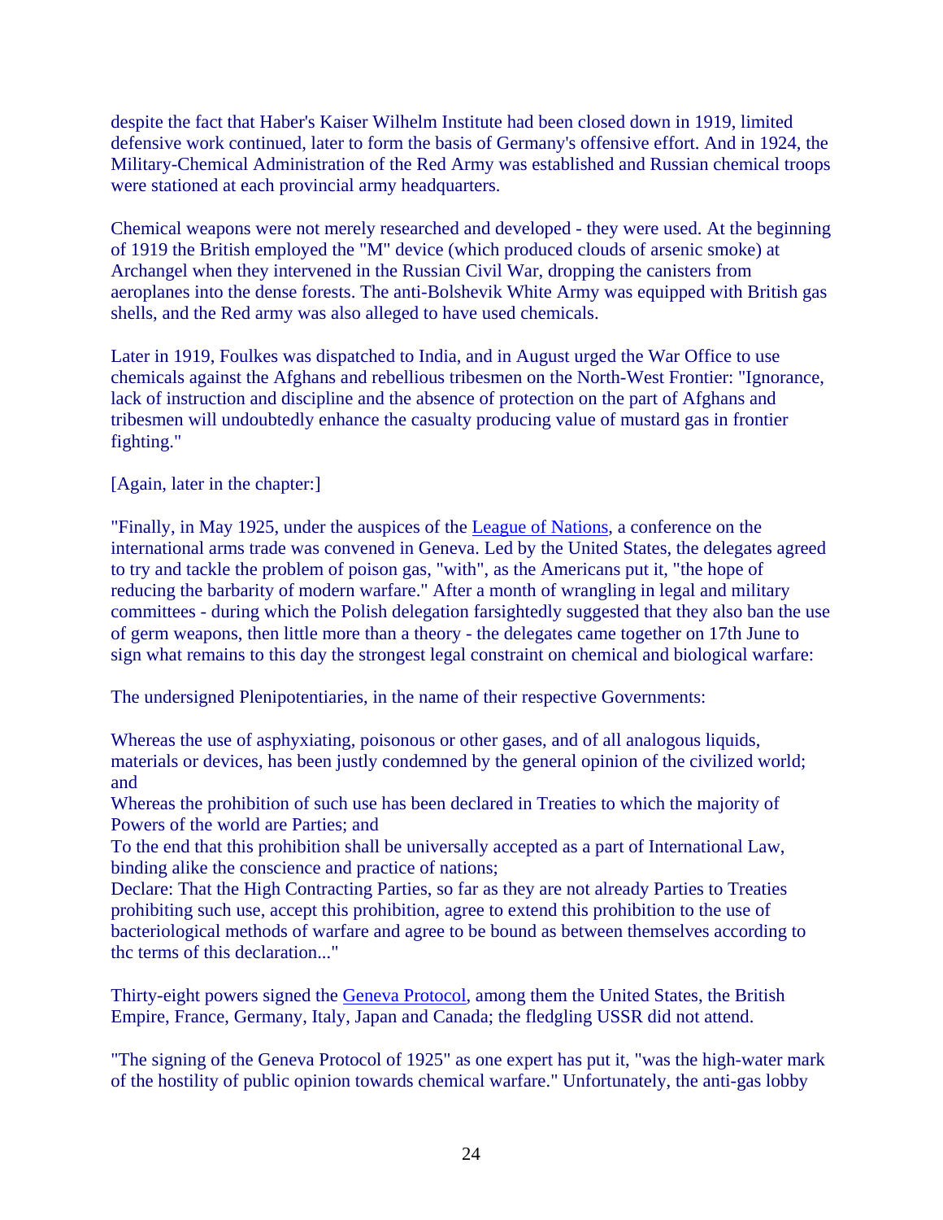despite the fact that Haber's Kaiser Wilhelm Institute had been closed down in 1919, limited defensive work continued, later to form the basis of Germany's offensive effort. And in 1924, the Military-Chemical Administration of the Red Army was established and Russian chemical troops were stationed at each provincial army headquarters.

Chemical weapons were not merely researched and developed - they were used. At the beginning of 1919 the British employed the "M" device (which produced clouds of arsenic smoke) at Archangel when they intervened in the Russian Civil War, dropping the canisters from aeroplanes into the dense forests. The anti-Bolshevik White Army was equipped with British gas shells, and the Red army was also alleged to have used chemicals.

Later in 1919, Foulkes was dispatched to India, and in August urged the War Office to use chemicals against the Afghans and rebellious tribesmen on the North-West Frontier: "Ignorance, lack of instruction and discipline and the absence of protection on the part of Afghans and tribesmen will undoubtedly enhance the casualty producing value of mustard gas in frontier fighting."

[Again, later in the chapter:]

"Finally, in May 1925, under the auspices of the League of Nations, a conference on the international arms trade was convened in Geneva. Led by the United States, the delegates agreed to try and tackle the problem of poison gas, "with", as the Americans put it, "the hope of reducing the barbarity of modern warfare." After a month of wrangling in legal and military committees - during which the Polish delegation farsightedly suggested that they also ban the use of germ weapons, then little more than a theory - the delegates came together on 17th June to sign what remains to this day the strongest legal constraint on chemical and biological warfare:

The undersigned Plenipotentiaries, in the name of their respective Governments:

Whereas the use of asphyxiating, poisonous or other gases, and of all analogous liquids, materials or devices, has been justly condemned by the general opinion of the civilized world; and
Whereas the prohibition of such use has been declared in Treaties to which the majority of Powers of the world are Parties; and
To the end that this prohibition shall be universally accepted as a part of International Law, binding alike the conscience and practice of nations;
Declare: That the High Contracting Parties, so far as they are not already Parties to Treaties prohibiting such use, accept this prohibition, agree to extend this prohibition to the use of bacteriological methods of warfare and agree to be bound as between themselves according to thc terms of this declaration..."

Thirty-eight powers signed the Geneva Protocol, among them the United States, the British Empire, France, Germany, Italy, Japan and Canada; the fledgling USSR did not attend.

"The signing of the Geneva Protocol of 1925" as one expert has put it, "was the high-water mark of the hostility of public opinion towards chemical warfare." Unfortunately, the anti-gas lobby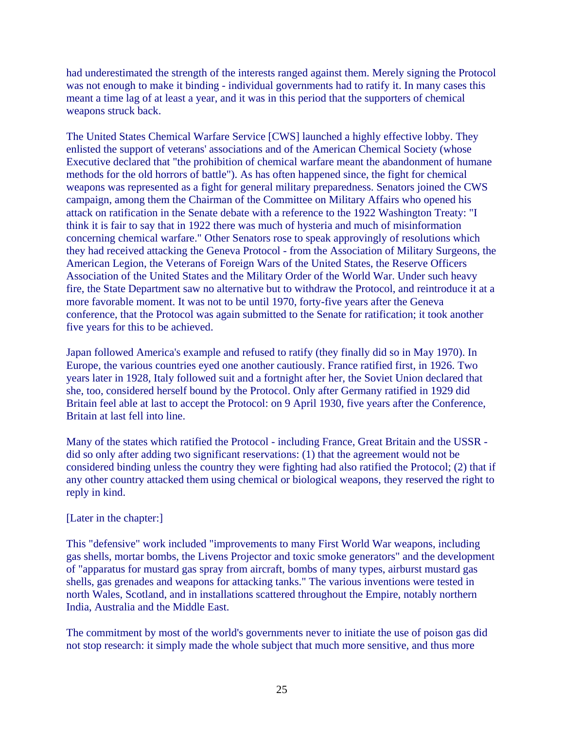had underestimated the strength of the interests ranged against them. Merely signing the Protocol was not enough to make it binding - individual governments had to ratify it. In many cases this meant a time lag of at least a year, and it was in this period that the supporters of chemical weapons struck back.

The United States Chemical Warfare Service [CWS] launched a highly effective lobby. They enlisted the support of veterans' associations and of the American Chemical Society (whose Executive declared that "the prohibition of chemical warfare meant the abandonment of humane methods for the old horrors of battle"). As has often happened since, the fight for chemical weapons was represented as a fight for general military preparedness. Senators joined the CWS campaign, among them the Chairman of the Committee on Military Affairs who opened his attack on ratification in the Senate debate with a reference to the 1922 Washington Treaty: "I think it is fair to say that in 1922 there was much of hysteria and much of misinformation concerning chemical warfare." Other Senators rose to speak approvingly of resolutions which they had received attacking the Geneva Protocol - from the Association of Military Surgeons, the American Legion, the Veterans of Foreign Wars of the United States, the Reserve Officers Association of the United States and the Military Order of the World War. Under such heavy fire, the State Department saw no alternative but to withdraw the Protocol, and reintroduce it at a more favorable moment. It was not to be until 1970, forty-five years after the Geneva conference, that the Protocol was again submitted to the Senate for ratification; it took another five years for this to be achieved.

Japan followed America's example and refused to ratify (they finally did so in May 1970). In Europe, the various countries eyed one another cautiously. France ratified first, in 1926. Two years later in 1928, Italy followed suit and a fortnight after her, the Soviet Union declared that she, too, considered herself bound by the Protocol. Only after Germany ratified in 1929 did Britain feel able at last to accept the Protocol: on 9 April 1930, five years after the Conference, Britain at last fell into line.

Many of the states which ratified the Protocol - including France, Great Britain and the USSR - did so only after adding two significant reservations: (1) that the agreement would not be considered binding unless the country they were fighting had also ratified the Protocol; (2) that if any other country attacked them using chemical or biological weapons, they reserved the right to reply in kind.

[Later in the chapter:]

This "defensive" work included "improvements to many First World War weapons, including gas shells, mortar bombs, the Livens Projector and toxic smoke generators" and the development of "apparatus for mustard gas spray from aircraft, bombs of many types, airburst mustard gas shells, gas grenades and weapons for attacking tanks." The various inventions were tested in north Wales, Scotland, and in installations scattered throughout the Empire, notably northern India, Australia and the Middle East.

The commitment by most of the world's governments never to initiate the use of poison gas did not stop research: it simply made the whole subject that much more sensitive, and thus more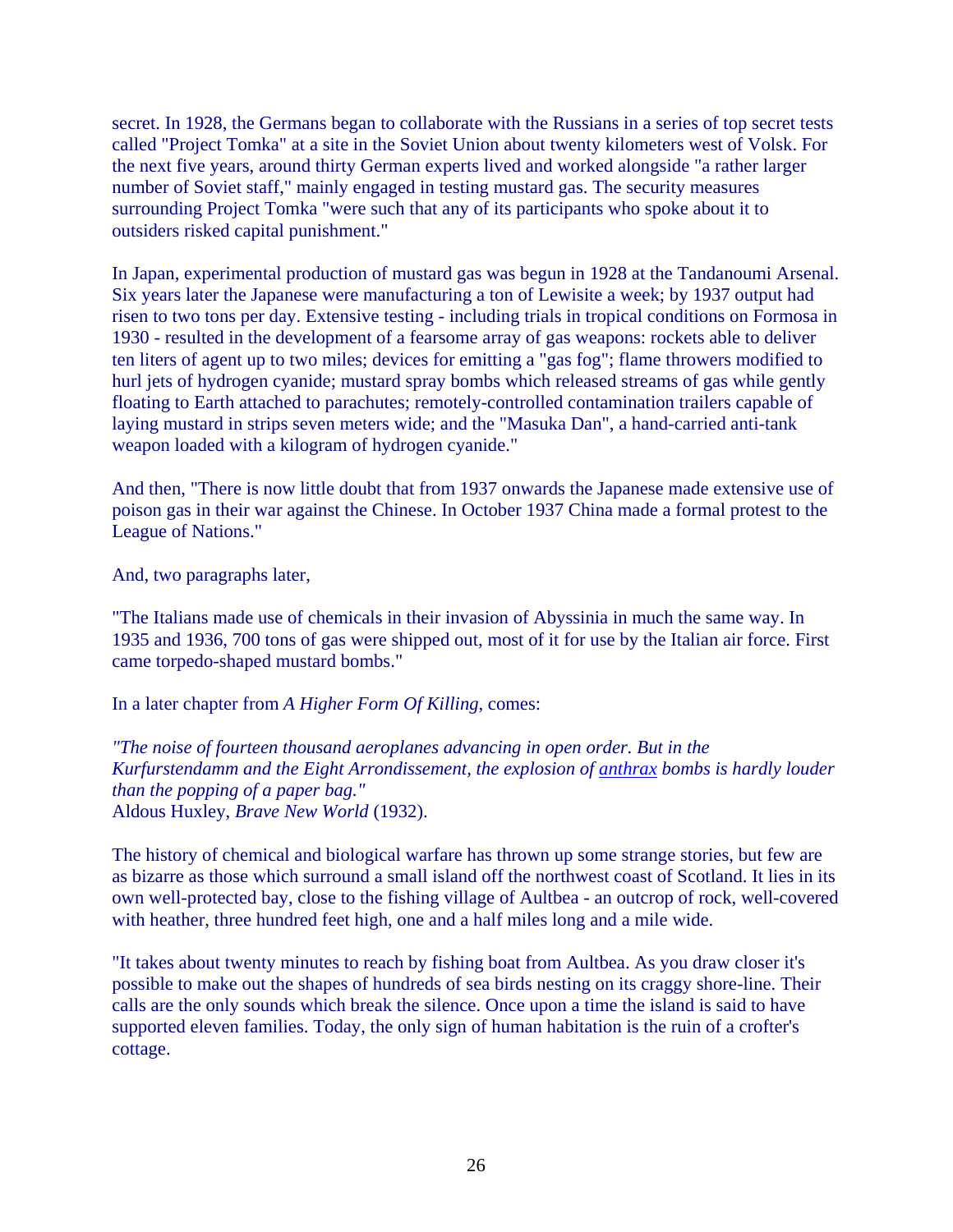secret. In 1928, the Germans began to collaborate with the Russians in a series of top secret tests called "Project Tomka" at a site in the Soviet Union about twenty kilometers west of Volsk. For the next five years, around thirty German experts lived and worked alongside "a rather larger number of Soviet staff," mainly engaged in testing mustard gas. The security measures surrounding Project Tomka "were such that any of its participants who spoke about it to outsiders risked capital punishment."

In Japan, experimental production of mustard gas was begun in 1928 at the Tandanoumi Arsenal. Six years later the Japanese were manufacturing a ton of Lewisite a week; by 1937 output had risen to two tons per day. Extensive testing - including trials in tropical conditions on Formosa in 1930 - resulted in the development of a fearsome array of gas weapons: rockets able to deliver ten liters of agent up to two miles; devices for emitting a "gas fog"; flame throwers modified to hurl jets of hydrogen cyanide; mustard spray bombs which released streams of gas while gently floating to Earth attached to parachutes; remotely-controlled contamination trailers capable of laying mustard in strips seven meters wide; and the "Masuka Dan", a hand-carried anti-tank weapon loaded with a kilogram of hydrogen cyanide."

And then, "There is now little doubt that from 1937 onwards the Japanese made extensive use of poison gas in their war against the Chinese. In October 1937 China made a formal protest to the League of Nations."

And, two paragraphs later,

"The Italians made use of chemicals in their invasion of Abyssinia in much the same way. In 1935 and 1936, 700 tons of gas were shipped out, most of it for use by the Italian air force. First came torpedo-shaped mustard bombs."

In a later chapter from *A Higher Form Of Killing*, comes:

*"The noise of fourteen thousand aeroplanes advancing in open order. But in the Kurfurstendamm and the Eight Arrondissement, the explosion of anthrax bombs is hardly louder than the popping of a paper bag."*
Aldous Huxley, *Brave New World* (1932).

The history of chemical and biological warfare has thrown up some strange stories, but few are as bizarre as those which surround a small island off the northwest coast of Scotland. It lies in its own well-protected bay, close to the fishing village of Aultbea - an outcrop of rock, well-covered with heather, three hundred feet high, one and a half miles long and a mile wide.

"It takes about twenty minutes to reach by fishing boat from Aultbea. As you draw closer it's possible to make out the shapes of hundreds of sea birds nesting on its craggy shore-line. Their calls are the only sounds which break the silence. Once upon a time the island is said to have supported eleven families. Today, the only sign of human habitation is the ruin of a crofter's cottage.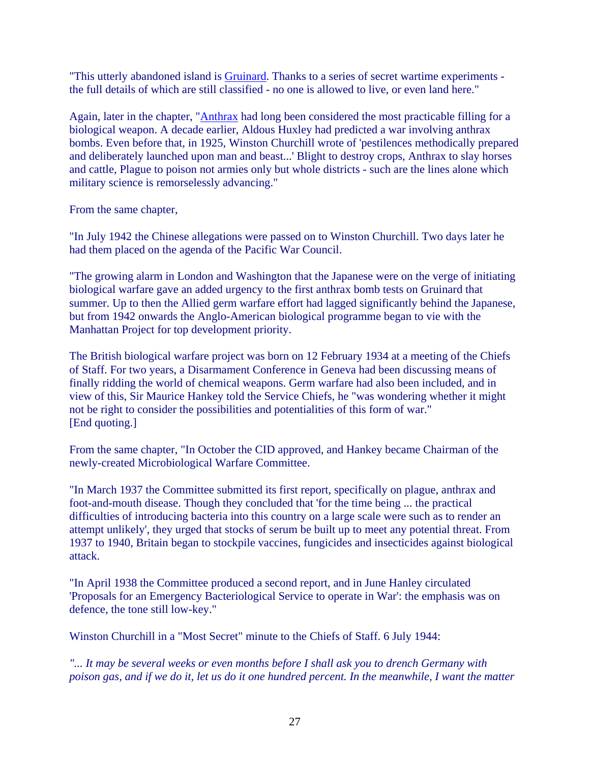"This utterly abandoned island is Gruinard. Thanks to a series of secret wartime experiments - the full details of which are still classified - no one is allowed to live, or even land here."

Again, later in the chapter, "Anthrax had long been considered the most practicable filling for a biological weapon. A decade earlier, Aldous Huxley had predicted a war involving anthrax bombs. Even before that, in 1925, Winston Churchill wrote of 'pestilences methodically prepared and deliberately launched upon man and beast...' Blight to destroy crops, Anthrax to slay horses and cattle, Plague to poison not armies only but whole districts - such are the lines alone which military science is remorselessly advancing."

From the same chapter,

"In July 1942 the Chinese allegations were passed on to Winston Churchill. Two days later he had them placed on the agenda of the Pacific War Council.

"The growing alarm in London and Washington that the Japanese were on the verge of initiating biological warfare gave an added urgency to the first anthrax bomb tests on Gruinard that summer. Up to then the Allied germ warfare effort had lagged significantly behind the Japanese, but from 1942 onwards the Anglo-American biological programme began to vie with the Manhattan Project for top development priority.

The British biological warfare project was born on 12 February 1934 at a meeting of the Chiefs of Staff. For two years, a Disarmament Conference in Geneva had been discussing means of finally ridding the world of chemical weapons. Germ warfare had also been included, and in view of this, Sir Maurice Hankey told the Service Chiefs, he "was wondering whether it might not be right to consider the possibilities and potentialities of this form of war."
[End quoting.]

From the same chapter, "In October the CID approved, and Hankey became Chairman of the newly-created Microbiological Warfare Committee.

"In March 1937 the Committee submitted its first report, specifically on plague, anthrax and foot-and-mouth disease. Though they concluded that 'for the time being ... the practical difficulties of introducing bacteria into this country on a large scale were such as to render an attempt unlikely', they urged that stocks of serum be built up to meet any potential threat. From 1937 to 1940, Britain began to stockpile vaccines, fungicides and insecticides against biological attack.

"In April 1938 the Committee produced a second report, and in June Hanley circulated 'Proposals for an Emergency Bacteriological Service to operate in War': the emphasis was on defence, the tone still low-key."

Winston Churchill in a "Most Secret" minute to the Chiefs of Staff. 6 July 1944:

*"... It may be several weeks or even months before I shall ask you to drench Germany with poison gas, and if we do it, let us do it one hundred percent. In the meanwhile, I want the matter*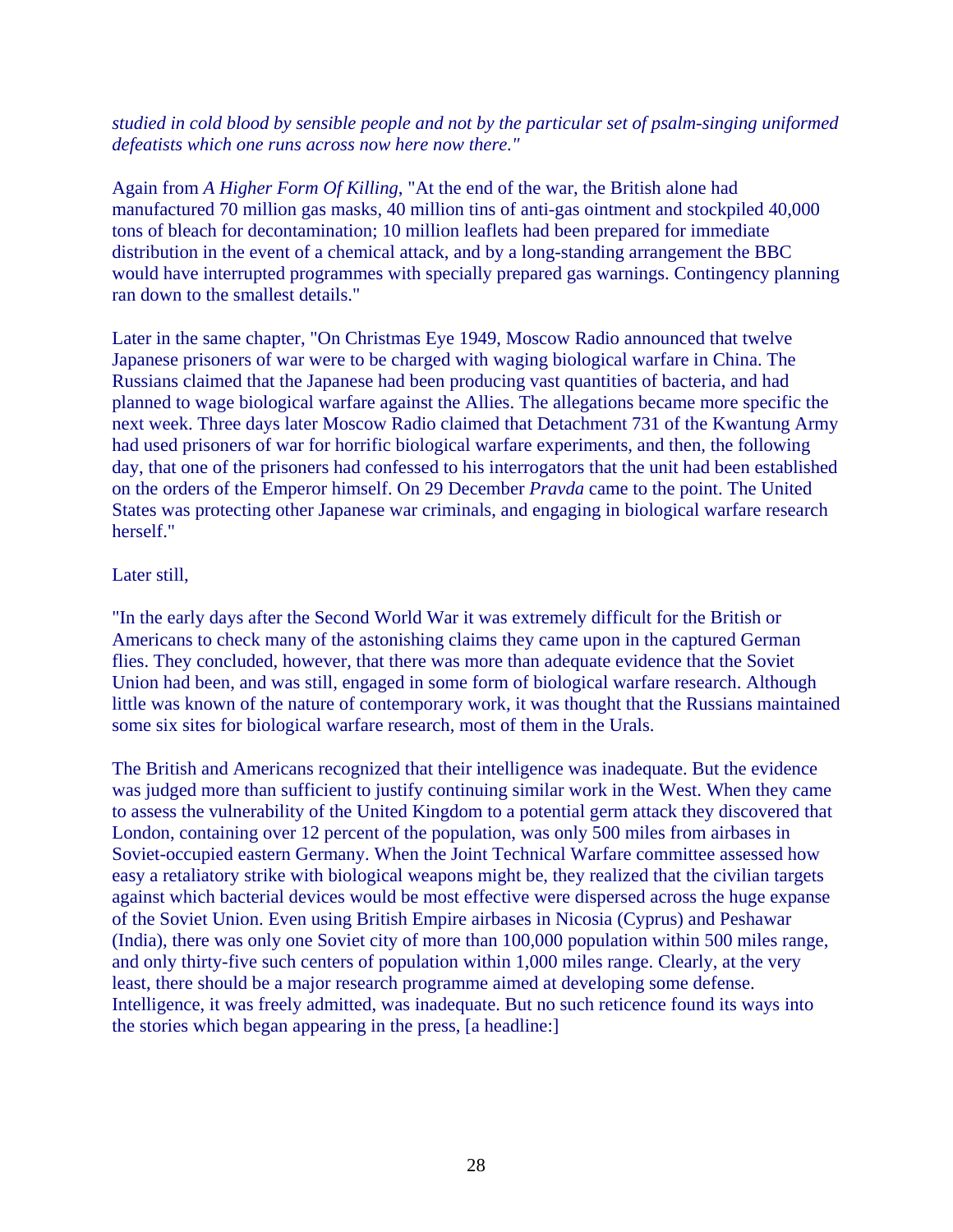*studied in cold blood by sensible people and not by the particular set of psalm-singing uniformed defeatists which one runs across now here now there."*

Again from *A Higher Form Of Killing*, "At the end of the war, the British alone had manufactured 70 million gas masks, 40 million tins of anti-gas ointment and stockpiled 40,000 tons of bleach for decontamination; 10 million leaflets had been prepared for immediate distribution in the event of a chemical attack, and by a long-standing arrangement the BBC would have interrupted programmes with specially prepared gas warnings. Contingency planning ran down to the smallest details."

Later in the same chapter, "On Christmas Eye 1949, Moscow Radio announced that twelve Japanese prisoners of war were to be charged with waging biological warfare in China. The Russians claimed that the Japanese had been producing vast quantities of bacteria, and had planned to wage biological warfare against the Allies. The allegations became more specific the next week. Three days later Moscow Radio claimed that Detachment 731 of the Kwantung Army had used prisoners of war for horrific biological warfare experiments, and then, the following day, that one of the prisoners had confessed to his interrogators that the unit had been established on the orders of the Emperor himself. On 29 December *Pravda* came to the point. The United States was protecting other Japanese war criminals, and engaging in biological warfare research herself."

Later still,

"In the early days after the Second World War it was extremely difficult for the British or Americans to check many of the astonishing claims they came upon in the captured German flies. They concluded, however, that there was more than adequate evidence that the Soviet Union had been, and was still, engaged in some form of biological warfare research. Although little was known of the nature of contemporary work, it was thought that the Russians maintained some six sites for biological warfare research, most of them in the Urals.

The British and Americans recognized that their intelligence was inadequate. But the evidence was judged more than sufficient to justify continuing similar work in the West. When they came to assess the vulnerability of the United Kingdom to a potential germ attack they discovered that London, containing over 12 percent of the population, was only 500 miles from airbases in Soviet-occupied eastern Germany. When the Joint Technical Warfare committee assessed how easy a retaliatory strike with biological weapons might be, they realized that the civilian targets against which bacterial devices would be most effective were dispersed across the huge expanse of the Soviet Union. Even using British Empire airbases in Nicosia (Cyprus) and Peshawar (India), there was only one Soviet city of more than 100,000 population within 500 miles range, and only thirty-five such centers of population within 1,000 miles range. Clearly, at the very least, there should be a major research programme aimed at developing some defense. Intelligence, it was freely admitted, was inadequate. But no such reticence found its ways into the stories which began appearing in the press, [a headline:]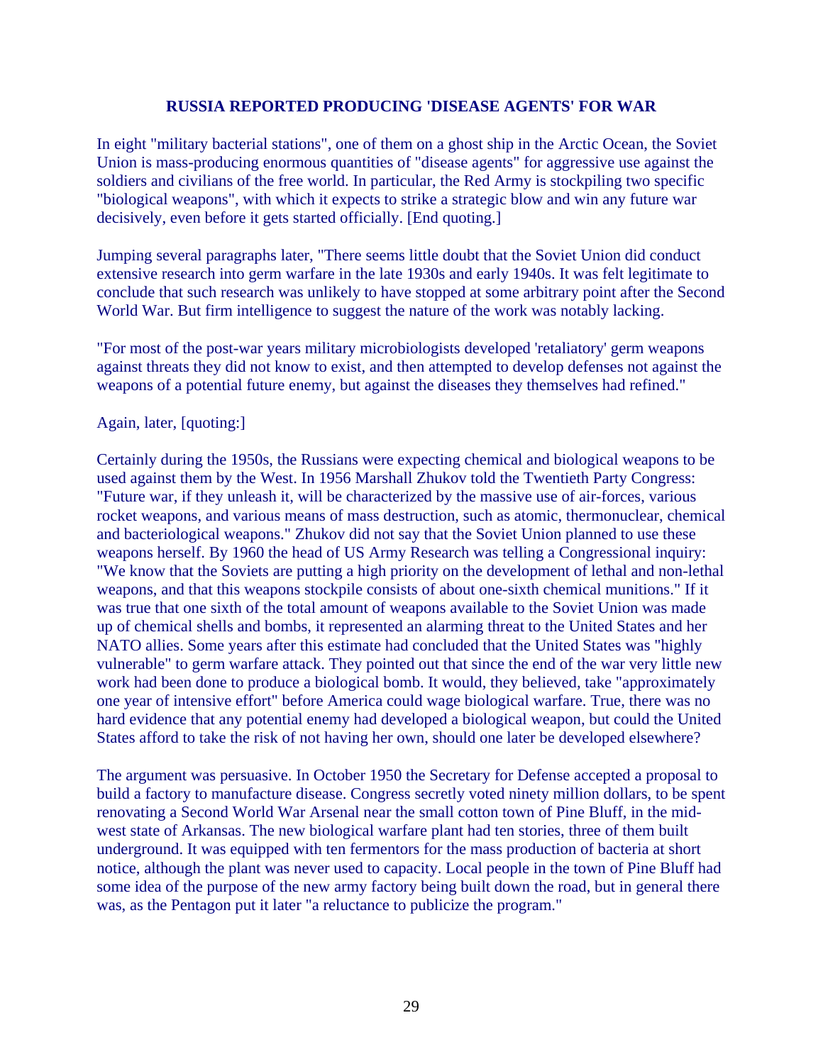**RUSSIA REPORTED PRODUCING 'DISEASE AGENTS' FOR WAR**

In eight "military bacterial stations", one of them on a ghost ship in the Arctic Ocean, the Soviet Union is mass-producing enormous quantities of "disease agents" for aggressive use against the soldiers and civilians of the free world. In particular, the Red Army is stockpiling two specific "biological weapons", with which it expects to strike a strategic blow and win any future war decisively, even before it gets started officially. [End quoting.]

Jumping several paragraphs later, "There seems little doubt that the Soviet Union did conduct extensive research into germ warfare in the late 1930s and early 1940s. It was felt legitimate to conclude that such research was unlikely to have stopped at some arbitrary point after the Second World War. But firm intelligence to suggest the nature of the work was notably lacking.

"For most of the post-war years military microbiologists developed 'retaliatory' germ weapons against threats they did not know to exist, and then attempted to develop defenses not against the weapons of a potential future enemy, but against the diseases they themselves had refined."

Again, later, [quoting:]

Certainly during the 1950s, the Russians were expecting chemical and biological weapons to be used against them by the West. In 1956 Marshall Zhukov told the Twentieth Party Congress: "Future war, if they unleash it, will be characterized by the massive use of air-forces, various rocket weapons, and various means of mass destruction, such as atomic, thermonuclear, chemical and bacteriological weapons." Zhukov did not say that the Soviet Union planned to use these weapons herself. By 1960 the head of US Army Research was telling a Congressional inquiry: "We know that the Soviets are putting a high priority on the development of lethal and non-lethal weapons, and that this weapons stockpile consists of about one-sixth chemical munitions." If it was true that one sixth of the total amount of weapons available to the Soviet Union was made up of chemical shells and bombs, it represented an alarming threat to the United States and her NATO allies. Some years after this estimate had concluded that the United States was "highly vulnerable" to germ warfare attack. They pointed out that since the end of the war very little new work had been done to produce a biological bomb. It would, they believed, take "approximately one year of intensive effort" before America could wage biological warfare. True, there was no hard evidence that any potential enemy had developed a biological weapon, but could the United States afford to take the risk of not having her own, should one later be developed elsewhere?

The argument was persuasive. In October 1950 the Secretary for Defense accepted a proposal to build a factory to manufacture disease. Congress secretly voted ninety million dollars, to be spent renovating a Second World War Arsenal near the small cotton town of Pine Bluff, in the mid-west state of Arkansas. The new biological warfare plant had ten stories, three of them built underground. It was equipped with ten fermentors for the mass production of bacteria at short notice, although the plant was never used to capacity. Local people in the town of Pine Bluff had some idea of the purpose of the new army factory being built down the road, but in general there was, as the Pentagon put it later "a reluctance to publicize the program."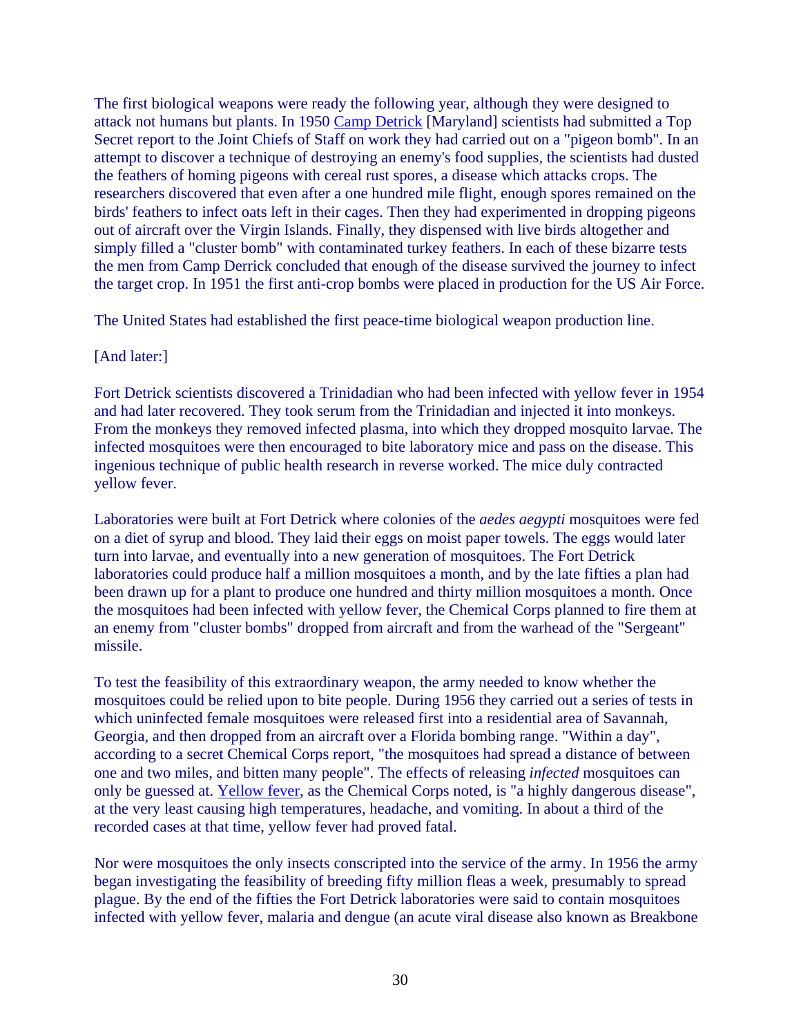The first biological weapons were ready the following year, although they were designed to attack not humans but plants. In 1950 Camp Detrick [Maryland] scientists had submitted a Top Secret report to the Joint Chiefs of Staff on work they had carried out on a "pigeon bomb". In an attempt to discover a technique of destroying an enemy's food supplies, the scientists had dusted the feathers of homing pigeons with cereal rust spores, a disease which attacks crops. The researchers discovered that even after a one hundred mile flight, enough spores remained on the birds' feathers to infect oats left in their cages. Then they had experimented in dropping pigeons out of aircraft over the Virgin Islands. Finally, they dispensed with live birds altogether and simply filled a "cluster bomb" with contaminated turkey feathers. In each of these bizarre tests the men from Camp Derrick concluded that enough of the disease survived the journey to infect the target crop. In 1951 the first anti-crop bombs were placed in production for the US Air Force.

The United States had established the first peace-time biological weapon production line.

[And later:]

Fort Detrick scientists discovered a Trinidadian who had been infected with yellow fever in 1954 and had later recovered. They took serum from the Trinidadian and injected it into monkeys. From the monkeys they removed infected plasma, into which they dropped mosquito larvae. The infected mosquitoes were then encouraged to bite laboratory mice and pass on the disease. This ingenious technique of public health research in reverse worked. The mice duly contracted yellow fever.

Laboratories were built at Fort Detrick where colonies of the *aedes aegypti* mosquitoes were fed on a diet of syrup and blood. They laid their eggs on moist paper towels. The eggs would later turn into larvae, and eventually into a new generation of mosquitoes. The Fort Detrick laboratories could produce half a million mosquitoes a month, and by the late fifties a plan had been drawn up for a plant to produce one hundred and thirty million mosquitoes a month. Once the mosquitoes had been infected with yellow fever, the Chemical Corps planned to fire them at an enemy from "cluster bombs" dropped from aircraft and from the warhead of the "Sergeant" missile.

To test the feasibility of this extraordinary weapon, the army needed to know whether the mosquitoes could be relied upon to bite people. During 1956 they carried out a series of tests in which uninfected female mosquitoes were released first into a residential area of Savannah, Georgia, and then dropped from an aircraft over a Florida bombing range. "Within a day", according to a secret Chemical Corps report, "the mosquitoes had spread a distance of between one and two miles, and bitten many people". The effects of releasing *infected* mosquitoes can only be guessed at. Yellow fever, as the Chemical Corps noted, is "a highly dangerous disease", at the very least causing high temperatures, headache, and vomiting. In about a third of the recorded cases at that time, yellow fever had proved fatal.

Nor were mosquitoes the only insects conscripted into the service of the army. In 1956 the army began investigating the feasibility of breeding fifty million fleas a week, presumably to spread plague. By the end of the fifties the Fort Detrick laboratories were said to contain mosquitoes infected with yellow fever, malaria and dengue (an acute viral disease also known as Breakbone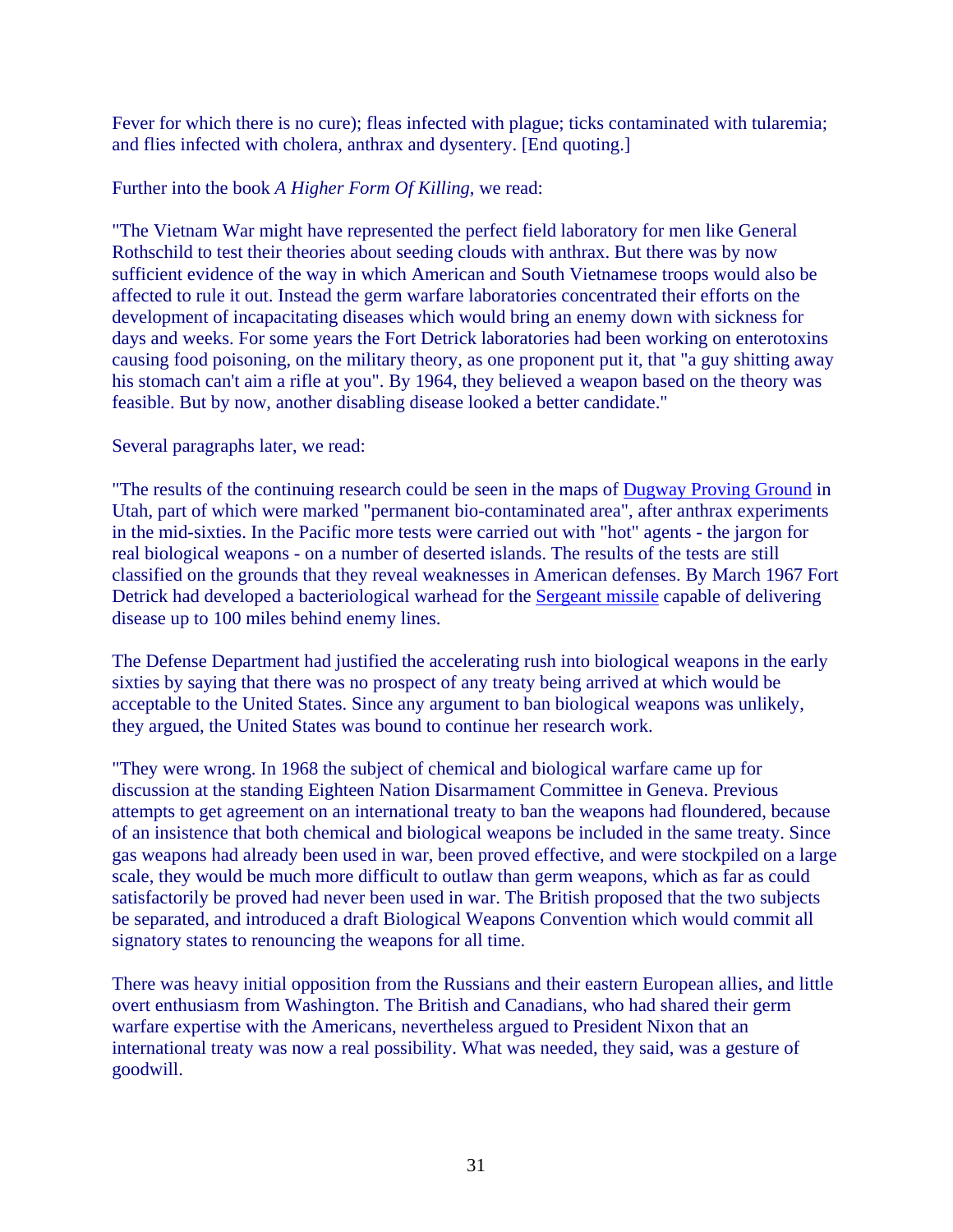Fever for which there is no cure); fleas infected with plague; ticks contaminated with tularemia; and flies infected with cholera, anthrax and dysentery. [End quoting.]

Further into the book *A Higher Form Of Killing*, we read:

"The Vietnam War might have represented the perfect field laboratory for men like General Rothschild to test their theories about seeding clouds with anthrax. But there was by now sufficient evidence of the way in which American and South Vietnamese troops would also be affected to rule it out. Instead the germ warfare laboratories concentrated their efforts on the development of incapacitating diseases which would bring an enemy down with sickness for days and weeks. For some years the Fort Detrick laboratories had been working on enterotoxins causing food poisoning, on the military theory, as one proponent put it, that "a guy shitting away his stomach can't aim a rifle at you". By 1964, they believed a weapon based on the theory was feasible. But by now, another disabling disease looked a better candidate."

Several paragraphs later, we read:

"The results of the continuing research could be seen in the maps of Dugway Proving Ground in Utah, part of which were marked "permanent bio-contaminated area", after anthrax experiments in the mid-sixties. In the Pacific more tests were carried out with "hot" agents - the jargon for real biological weapons - on a number of deserted islands. The results of the tests are still classified on the grounds that they reveal weaknesses in American defenses. By March 1967 Fort Detrick had developed a bacteriological warhead for the Sergeant missile capable of delivering disease up to 100 miles behind enemy lines.

The Defense Department had justified the accelerating rush into biological weapons in the early sixties by saying that there was no prospect of any treaty being arrived at which would be acceptable to the United States. Since any argument to ban biological weapons was unlikely, they argued, the United States was bound to continue her research work.

"They were wrong. In 1968 the subject of chemical and biological warfare came up for discussion at the standing Eighteen Nation Disarmament Committee in Geneva. Previous attempts to get agreement on an international treaty to ban the weapons had floundered, because of an insistence that both chemical and biological weapons be included in the same treaty. Since gas weapons had already been used in war, been proved effective, and were stockpiled on a large scale, they would be much more difficult to outlaw than germ weapons, which as far as could satisfactorily be proved had never been used in war. The British proposed that the two subjects be separated, and introduced a draft Biological Weapons Convention which would commit all signatory states to renouncing the weapons for all time.

There was heavy initial opposition from the Russians and their eastern European allies, and little overt enthusiasm from Washington. The British and Canadians, who had shared their germ warfare expertise with the Americans, nevertheless argued to President Nixon that an international treaty was now a real possibility. What was needed, they said, was a gesture of goodwill.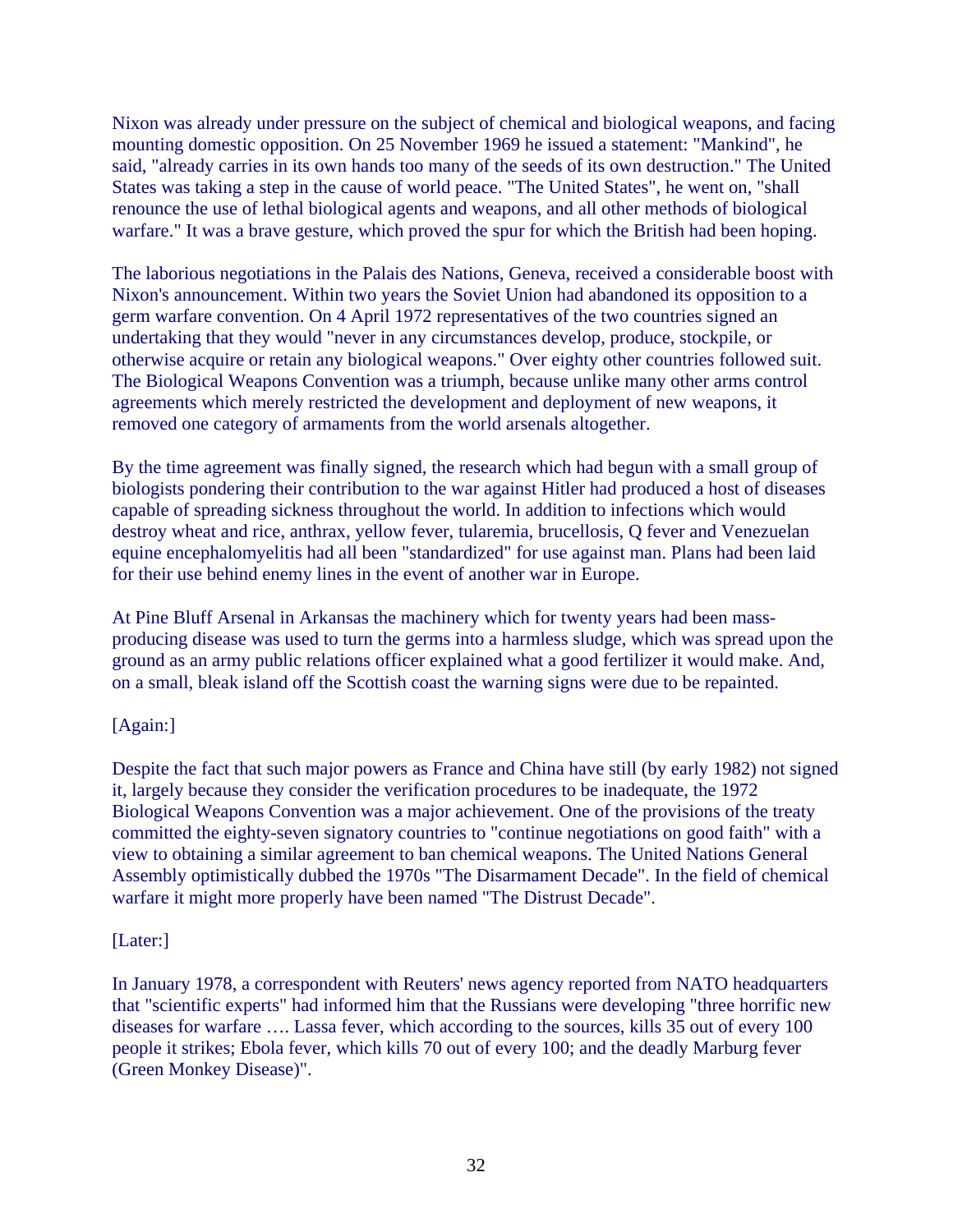Nixon was already under pressure on the subject of chemical and biological weapons, and facing mounting domestic opposition. On 25 November 1969 he issued a statement: "Mankind", he said, "already carries in its own hands too many of the seeds of its own destruction." The United States was taking a step in the cause of world peace. "The United States", he went on, "shall renounce the use of lethal biological agents and weapons, and all other methods of biological warfare." It was a brave gesture, which proved the spur for which the British had been hoping.

The laborious negotiations in the Palais des Nations, Geneva, received a considerable boost with Nixon's announcement. Within two years the Soviet Union had abandoned its opposition to a germ warfare convention. On 4 April 1972 representatives of the two countries signed an undertaking that they would "never in any circumstances develop, produce, stockpile, or otherwise acquire or retain any biological weapons." Over eighty other countries followed suit. The Biological Weapons Convention was a triumph, because unlike many other arms control agreements which merely restricted the development and deployment of new weapons, it removed one category of armaments from the world arsenals altogether.

By the time agreement was finally signed, the research which had begun with a small group of biologists pondering their contribution to the war against Hitler had produced a host of diseases capable of spreading sickness throughout the world. In addition to infections which would destroy wheat and rice, anthrax, yellow fever, tularemia, brucellosis, Q fever and Venezuelan equine encephalomyelitis had all been "standardized" for use against man. Plans had been laid for their use behind enemy lines in the event of another war in Europe.

At Pine Bluff Arsenal in Arkansas the machinery which for twenty years had been mass-producing disease was used to turn the germs into a harmless sludge, which was spread upon the ground as an army public relations officer explained what a good fertilizer it would make. And, on a small, bleak island off the Scottish coast the warning signs were due to be repainted.

[Again:]

Despite the fact that such major powers as France and China have still (by early 1982) not signed it, largely because they consider the verification procedures to be inadequate, the 1972 Biological Weapons Convention was a major achievement. One of the provisions of the treaty committed the eighty-seven signatory countries to "continue negotiations on good faith" with a view to obtaining a similar agreement to ban chemical weapons. The United Nations General Assembly optimistically dubbed the 1970s "The Disarmament Decade". In the field of chemical warfare it might more properly have been named "The Distrust Decade".

[Later:]

In January 1978, a correspondent with Reuters' news agency reported from NATO headquarters that "scientific experts" had informed him that the Russians were developing "three horrific new diseases for warfare …. Lassa fever, which according to the sources, kills 35 out of every 100 people it strikes; Ebola fever, which kills 70 out of every 100; and the deadly Marburg fever (Green Monkey Disease)".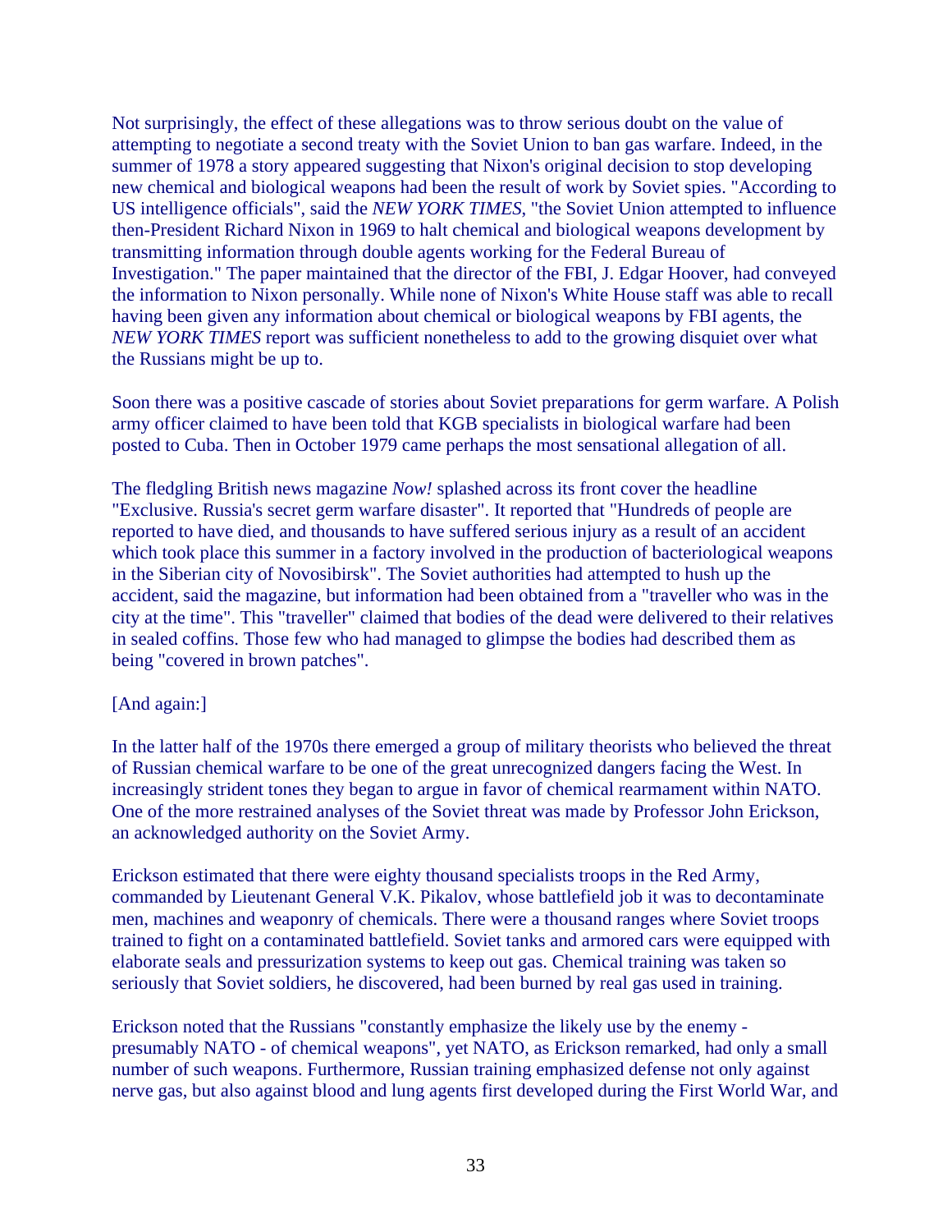Not surprisingly, the effect of these allegations was to throw serious doubt on the value of attempting to negotiate a second treaty with the Soviet Union to ban gas warfare. Indeed, in the summer of 1978 a story appeared suggesting that Nixon's original decision to stop developing new chemical and biological weapons had been the result of work by Soviet spies. "According to US intelligence officials", said the *NEW YORK TIMES*, "the Soviet Union attempted to influence then-President Richard Nixon in 1969 to halt chemical and biological weapons development by transmitting information through double agents working for the Federal Bureau of Investigation." The paper maintained that the director of the FBI, J. Edgar Hoover, had conveyed the information to Nixon personally. While none of Nixon's White House staff was able to recall having been given any information about chemical or biological weapons by FBI agents, the *NEW YORK TIMES* report was sufficient nonetheless to add to the growing disquiet over what the Russians might be up to.

Soon there was a positive cascade of stories about Soviet preparations for germ warfare. A Polish army officer claimed to have been told that KGB specialists in biological warfare had been posted to Cuba. Then in October 1979 came perhaps the most sensational allegation of all.

The fledgling British news magazine *Now!* splashed across its front cover the headline "Exclusive. Russia's secret germ warfare disaster". It reported that "Hundreds of people are reported to have died, and thousands to have suffered serious injury as a result of an accident which took place this summer in a factory involved in the production of bacteriological weapons in the Siberian city of Novosibirsk". The Soviet authorities had attempted to hush up the accident, said the magazine, but information had been obtained from a "traveller who was in the city at the time". This "traveller" claimed that bodies of the dead were delivered to their relatives in sealed coffins. Those few who had managed to glimpse the bodies had described them as being "covered in brown patches".

[And again:]

In the latter half of the 1970s there emerged a group of military theorists who believed the threat of Russian chemical warfare to be one of the great unrecognized dangers facing the West. In increasingly strident tones they began to argue in favor of chemical rearmament within NATO. One of the more restrained analyses of the Soviet threat was made by Professor John Erickson, an acknowledged authority on the Soviet Army.

Erickson estimated that there were eighty thousand specialists troops in the Red Army, commanded by Lieutenant General V.K. Pikalov, whose battlefield job it was to decontaminate men, machines and weaponry of chemicals. There were a thousand ranges where Soviet troops trained to fight on a contaminated battlefield. Soviet tanks and armored cars were equipped with elaborate seals and pressurization systems to keep out gas. Chemical training was taken so seriously that Soviet soldiers, he discovered, had been burned by real gas used in training.

Erickson noted that the Russians "constantly emphasize the likely use by the enemy - presumably NATO - of chemical weapons", yet NATO, as Erickson remarked, had only a small number of such weapons. Furthermore, Russian training emphasized defense not only against nerve gas, but also against blood and lung agents first developed during the First World War, and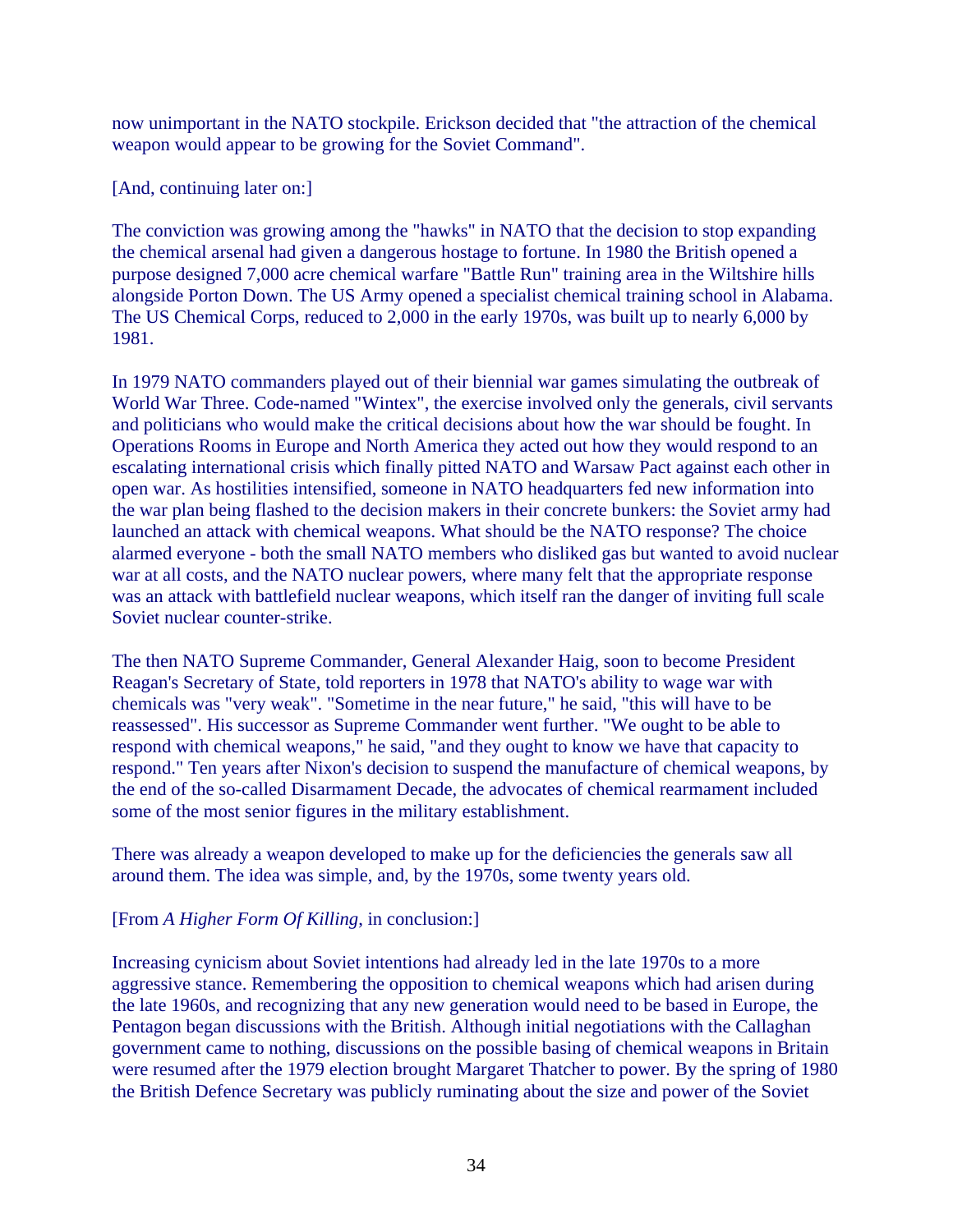now unimportant in the NATO stockpile. Erickson decided that "the attraction of the chemical weapon would appear to be growing for the Soviet Command".

[And, continuing later on:]

The conviction was growing among the "hawks" in NATO that the decision to stop expanding the chemical arsenal had given a dangerous hostage to fortune. In 1980 the British opened a purpose designed 7,000 acre chemical warfare "Battle Run" training area in the Wiltshire hills alongside Porton Down. The US Army opened a specialist chemical training school in Alabama. The US Chemical Corps, reduced to 2,000 in the early 1970s, was built up to nearly 6,000 by 1981.

In 1979 NATO commanders played out of their biennial war games simulating the outbreak of World War Three. Code-named "Wintex", the exercise involved only the generals, civil servants and politicians who would make the critical decisions about how the war should be fought. In Operations Rooms in Europe and North America they acted out how they would respond to an escalating international crisis which finally pitted NATO and Warsaw Pact against each other in open war. As hostilities intensified, someone in NATO headquarters fed new information into the war plan being flashed to the decision makers in their concrete bunkers: the Soviet army had launched an attack with chemical weapons. What should be the NATO response? The choice alarmed everyone - both the small NATO members who disliked gas but wanted to avoid nuclear war at all costs, and the NATO nuclear powers, where many felt that the appropriate response was an attack with battlefield nuclear weapons, which itself ran the danger of inviting full scale Soviet nuclear counter-strike.

The then NATO Supreme Commander, General Alexander Haig, soon to become President Reagan's Secretary of State, told reporters in 1978 that NATO's ability to wage war with chemicals was "very weak". "Sometime in the near future," he said, "this will have to be reassessed". His successor as Supreme Commander went further. "We ought to be able to respond with chemical weapons," he said, "and they ought to know we have that capacity to respond." Ten years after Nixon's decision to suspend the manufacture of chemical weapons, by the end of the so-called Disarmament Decade, the advocates of chemical rearmament included some of the most senior figures in the military establishment.

There was already a weapon developed to make up for the deficiencies the generals saw all around them. The idea was simple, and, by the 1970s, some twenty years old.

[From *A Higher Form Of Killing*, in conclusion:]

Increasing cynicism about Soviet intentions had already led in the late 1970s to a more aggressive stance. Remembering the opposition to chemical weapons which had arisen during the late 1960s, and recognizing that any new generation would need to be based in Europe, the Pentagon began discussions with the British. Although initial negotiations with the Callaghan government came to nothing, discussions on the possible basing of chemical weapons in Britain were resumed after the 1979 election brought Margaret Thatcher to power. By the spring of 1980 the British Defence Secretary was publicly ruminating about the size and power of the Soviet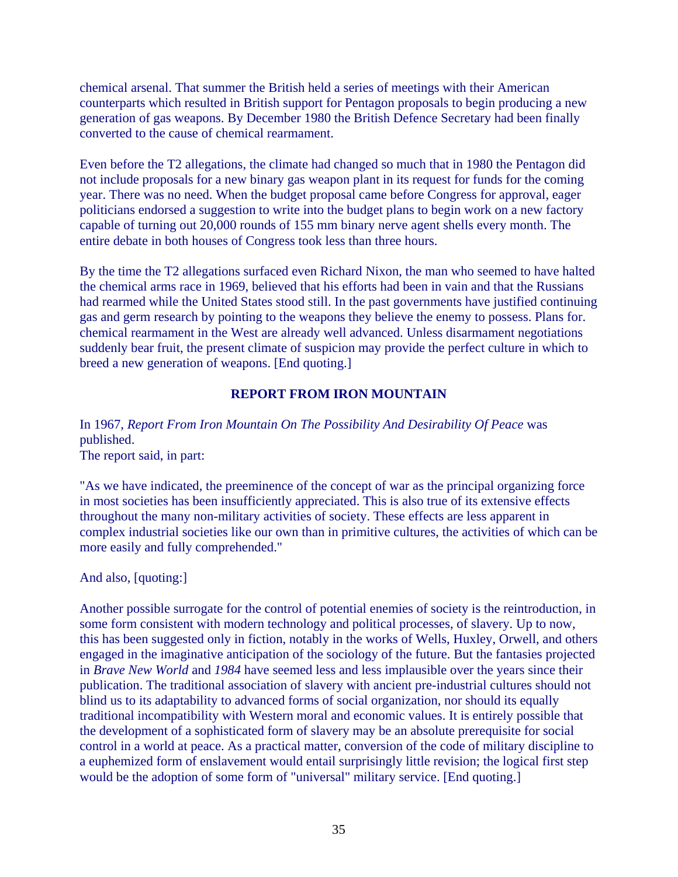chemical arsenal. That summer the British held a series of meetings with their American counterparts which resulted in British support for Pentagon proposals to begin producing a new generation of gas weapons. By December 1980 the British Defence Secretary had been finally converted to the cause of chemical rearmament.

Even before the T2 allegations, the climate had changed so much that in 1980 the Pentagon did not include proposals for a new binary gas weapon plant in its request for funds for the coming year. There was no need. When the budget proposal came before Congress for approval, eager politicians endorsed a suggestion to write into the budget plans to begin work on a new factory capable of turning out 20,000 rounds of 155 mm binary nerve agent shells every month. The entire debate in both houses of Congress took less than three hours.

By the time the T2 allegations surfaced even Richard Nixon, the man who seemed to have halted the chemical arms race in 1969, believed that his efforts had been in vain and that the Russians had rearmed while the United States stood still. In the past governments have justified continuing gas and germ research by pointing to the weapons they believe the enemy to possess. Plans for. chemical rearmament in the West are already well advanced. Unless disarmament negotiations suddenly bear fruit, the present climate of suspicion may provide the perfect culture in which to breed a new generation of weapons. [End quoting.]

## REPORT FROM IRON MOUNTAIN

In 1967, *Report From Iron Mountain On The Possibility And Desirability Of Peace* was published.
The report said, in part:

"As we have indicated, the preeminence of the concept of war as the principal organizing force in most societies has been insufficiently appreciated. This is also true of its extensive effects throughout the many non-military activities of society. These effects are less apparent in complex industrial societies like our own than in primitive cultures, the activities of which can be more easily and fully comprehended."

And also, [quoting:]

Another possible surrogate for the control of potential enemies of society is the reintroduction, in some form consistent with modern technology and political processes, of slavery. Up to now, this has been suggested only in fiction, notably in the works of Wells, Huxley, Orwell, and others engaged in the imaginative anticipation of the sociology of the future. But the fantasies projected in *Brave New World* and *1984* have seemed less and less implausible over the years since their publication. The traditional association of slavery with ancient pre-industrial cultures should not blind us to its adaptability to advanced forms of social organization, nor should its equally traditional incompatibility with Western moral and economic values. It is entirely possible that the development of a sophisticated form of slavery may be an absolute prerequisite for social control in a world at peace. As a practical matter, conversion of the code of military discipline to a euphemized form of enslavement would entail surprisingly little revision; the logical first step would be the adoption of some form of "universal" military service. [End quoting.]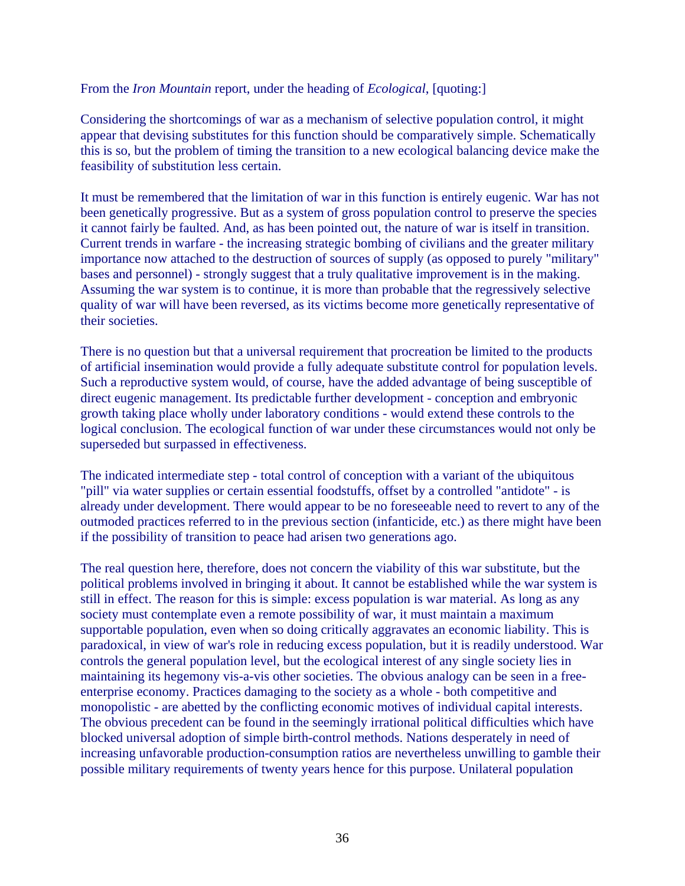From the *Iron Mountain* report, under the heading of *Ecological*, [quoting:]

Considering the shortcomings of war as a mechanism of selective population control, it might appear that devising substitutes for this function should be comparatively simple. Schematically this is so, but the problem of timing the transition to a new ecological balancing device make the feasibility of substitution less certain.

It must be remembered that the limitation of war in this function is entirely eugenic. War has not been genetically progressive. But as a system of gross population control to preserve the species it cannot fairly be faulted. And, as has been pointed out, the nature of war is itself in transition. Current trends in warfare - the increasing strategic bombing of civilians and the greater military importance now attached to the destruction of sources of supply (as opposed to purely "military" bases and personnel) - strongly suggest that a truly qualitative improvement is in the making. Assuming the war system is to continue, it is more than probable that the regressively selective quality of war will have been reversed, as its victims become more genetically representative of their societies.

There is no question but that a universal requirement that procreation be limited to the products of artificial insemination would provide a fully adequate substitute control for population levels. Such a reproductive system would, of course, have the added advantage of being susceptible of direct eugenic management. Its predictable further development - conception and embryonic growth taking place wholly under laboratory conditions - would extend these controls to the logical conclusion. The ecological function of war under these circumstances would not only be superseded but surpassed in effectiveness.

The indicated intermediate step - total control of conception with a variant of the ubiquitous "pill" via water supplies or certain essential foodstuffs, offset by a controlled "antidote" - is already under development. There would appear to be no foreseeable need to revert to any of the outmoded practices referred to in the previous section (infanticide, etc.) as there might have been if the possibility of transition to peace had arisen two generations ago.

The real question here, therefore, does not concern the viability of this war substitute, but the political problems involved in bringing it about. It cannot be established while the war system is still in effect. The reason for this is simple: excess population is war material. As long as any society must contemplate even a remote possibility of war, it must maintain a maximum supportable population, even when so doing critically aggravates an economic liability. This is paradoxical, in view of war's role in reducing excess population, but it is readily understood. War controls the general population level, but the ecological interest of any single society lies in maintaining its hegemony vis-a-vis other societies. The obvious analogy can be seen in a free-enterprise economy. Practices damaging to the society as a whole - both competitive and monopolistic - are abetted by the conflicting economic motives of individual capital interests. The obvious precedent can be found in the seemingly irrational political difficulties which have blocked universal adoption of simple birth-control methods. Nations desperately in need of increasing unfavorable production-consumption ratios are nevertheless unwilling to gamble their possible military requirements of twenty years hence for this purpose. Unilateral population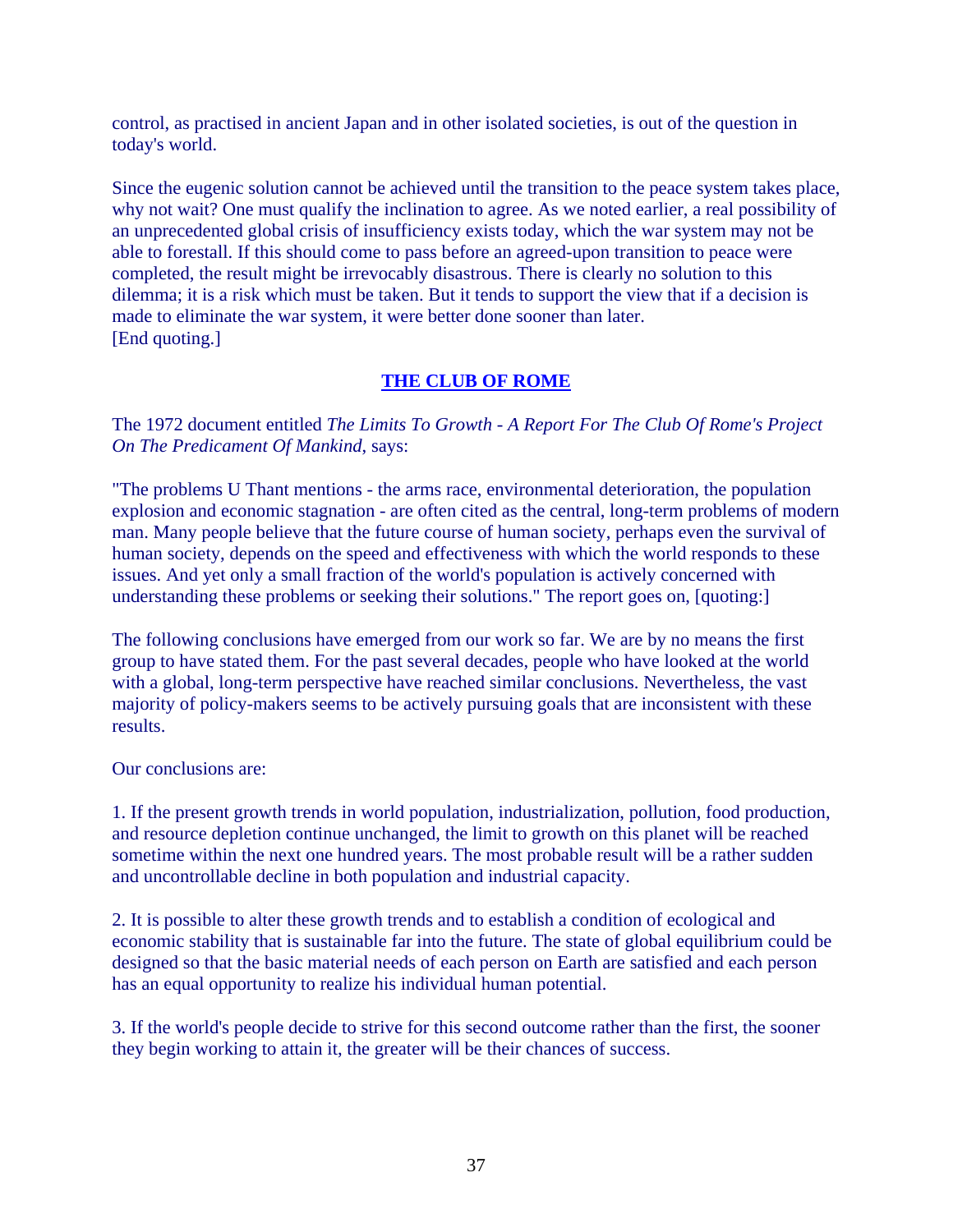control, as practised in ancient Japan and in other isolated societies, is out of the question in today's world.

Since the eugenic solution cannot be achieved until the transition to the peace system takes place, why not wait? One must qualify the inclination to agree. As we noted earlier, a real possibility of an unprecedented global crisis of insufficiency exists today, which the war system may not be able to forestall. If this should come to pass before an agreed-upon transition to peace were completed, the result might be irrevocably disastrous. There is clearly no solution to this dilemma; it is a risk which must be taken. But it tends to support the view that if a decision is made to eliminate the war system, it were better done sooner than later.
[End quoting.]

## THE CLUB OF ROME

The 1972 document entitled *The Limits To Growth - A Report For The Club Of Rome's Project On The Predicament Of Mankind*, says:

"The problems U Thant mentions - the arms race, environmental deterioration, the population explosion and economic stagnation - are often cited as the central, long-term problems of modern man. Many people believe that the future course of human society, perhaps even the survival of human society, depends on the speed and effectiveness with which the world responds to these issues. And yet only a small fraction of the world's population is actively concerned with understanding these problems or seeking their solutions." The report goes on, [quoting:]

The following conclusions have emerged from our work so far. We are by no means the first group to have stated them. For the past several decades, people who have looked at the world with a global, long-term perspective have reached similar conclusions. Nevertheless, the vast majority of policy-makers seems to be actively pursuing goals that are inconsistent with these results.

Our conclusions are:

1. If the present growth trends in world population, industrialization, pollution, food production, and resource depletion continue unchanged, the limit to growth on this planet will be reached sometime within the next one hundred years. The most probable result will be a rather sudden and uncontrollable decline in both population and industrial capacity.

2. It is possible to alter these growth trends and to establish a condition of ecological and economic stability that is sustainable far into the future. The state of global equilibrium could be designed so that the basic material needs of each person on Earth are satisfied and each person has an equal opportunity to realize his individual human potential.

3. If the world's people decide to strive for this second outcome rather than the first, the sooner they begin working to attain it, the greater will be their chances of success.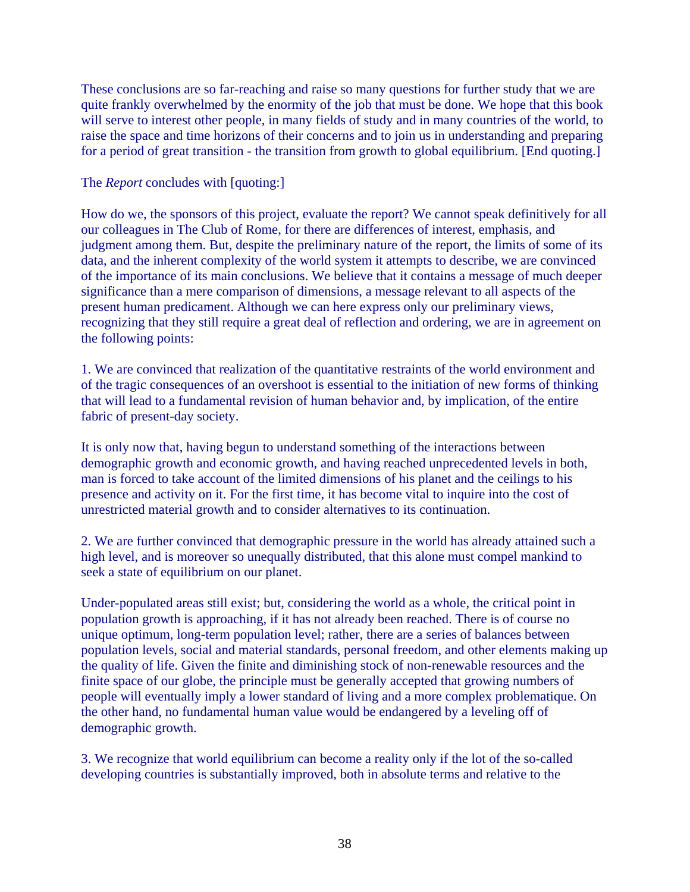These conclusions are so far-reaching and raise so many questions for further study that we are quite frankly overwhelmed by the enormity of the job that must be done. We hope that this book will serve to interest other people, in many fields of study and in many countries of the world, to raise the space and time horizons of their concerns and to join us in understanding and preparing for a period of great transition - the transition from growth to global equilibrium. [End quoting.]

The *Report* concludes with [quoting:]

How do we, the sponsors of this project, evaluate the report? We cannot speak definitively for all our colleagues in The Club of Rome, for there are differences of interest, emphasis, and judgment among them. But, despite the preliminary nature of the report, the limits of some of its data, and the inherent complexity of the world system it attempts to describe, we are convinced of the importance of its main conclusions. We believe that it contains a message of much deeper significance than a mere comparison of dimensions, a message relevant to all aspects of the present human predicament. Although we can here express only our preliminary views, recognizing that they still require a great deal of reflection and ordering, we are in agreement on the following points:

1. We are convinced that realization of the quantitative restraints of the world environment and of the tragic consequences of an overshoot is essential to the initiation of new forms of thinking that will lead to a fundamental revision of human behavior and, by implication, of the entire fabric of present-day society.

It is only now that, having begun to understand something of the interactions between demographic growth and economic growth, and having reached unprecedented levels in both, man is forced to take account of the limited dimensions of his planet and the ceilings to his presence and activity on it. For the first time, it has become vital to inquire into the cost of unrestricted material growth and to consider alternatives to its continuation.

2. We are further convinced that demographic pressure in the world has already attained such a high level, and is moreover so unequally distributed, that this alone must compel mankind to seek a state of equilibrium on our planet.

Under-populated areas still exist; but, considering the world as a whole, the critical point in population growth is approaching, if it has not already been reached. There is of course no unique optimum, long-term population level; rather, there are a series of balances between population levels, social and material standards, personal freedom, and other elements making up the quality of life. Given the finite and diminishing stock of non-renewable resources and the finite space of our globe, the principle must be generally accepted that growing numbers of people will eventually imply a lower standard of living and a more complex problematique. On the other hand, no fundamental human value would be endangered by a leveling off of demographic growth.

3. We recognize that world equilibrium can become a reality only if the lot of the so-called developing countries is substantially improved, both in absolute terms and relative to the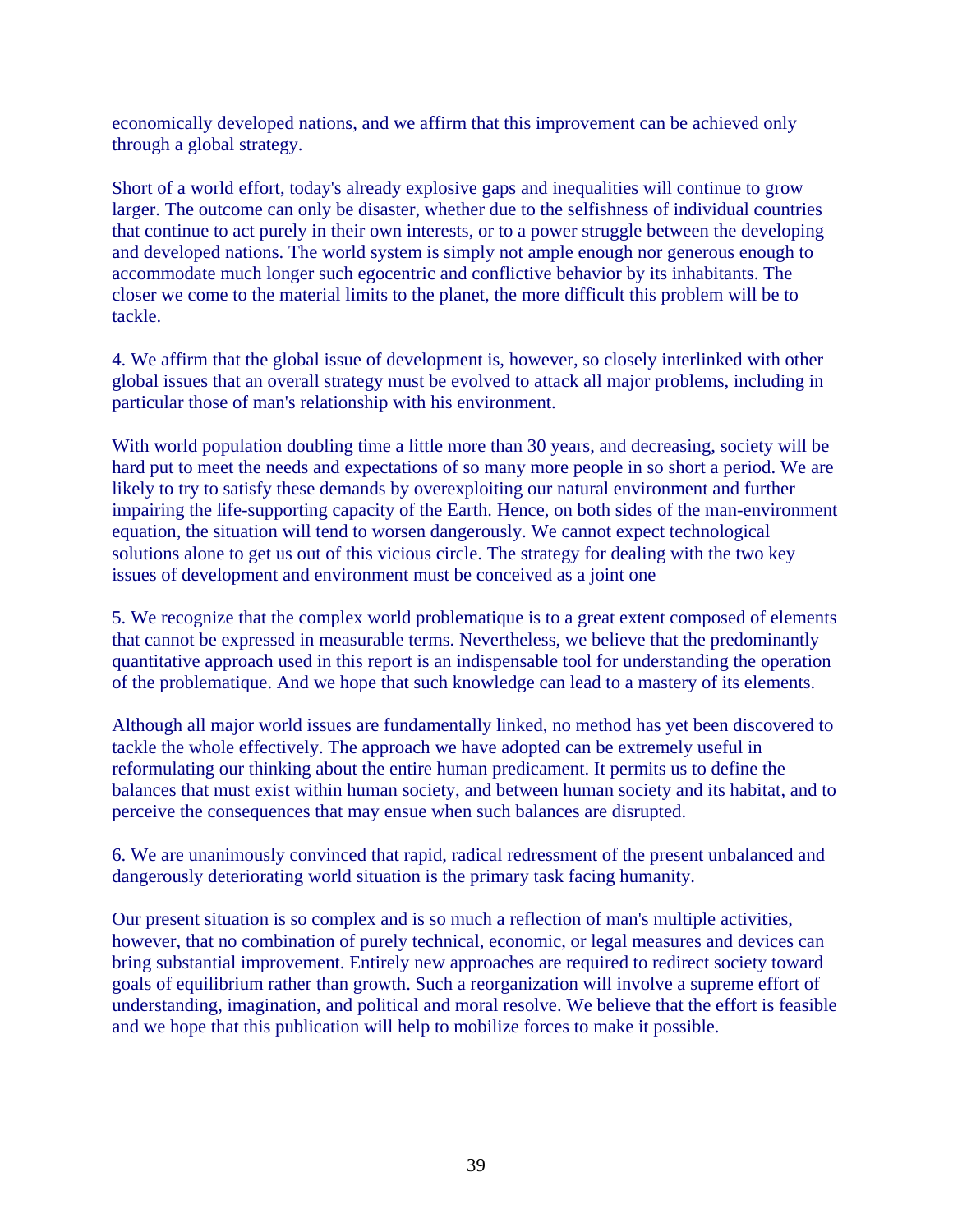economically developed nations, and we affirm that this improvement can be achieved only through a global strategy.

Short of a world effort, today's already explosive gaps and inequalities will continue to grow larger. The outcome can only be disaster, whether due to the selfishness of individual countries that continue to act purely in their own interests, or to a power struggle between the developing and developed nations. The world system is simply not ample enough nor generous enough to accommodate much longer such egocentric and conflictive behavior by its inhabitants. The closer we come to the material limits to the planet, the more difficult this problem will be to tackle.

4. We affirm that the global issue of development is, however, so closely interlinked with other global issues that an overall strategy must be evolved to attack all major problems, including in particular those of man's relationship with his environment.

With world population doubling time a little more than 30 years, and decreasing, society will be hard put to meet the needs and expectations of so many more people in so short a period. We are likely to try to satisfy these demands by overexploiting our natural environment and further impairing the life-supporting capacity of the Earth. Hence, on both sides of the man-environment equation, the situation will tend to worsen dangerously. We cannot expect technological solutions alone to get us out of this vicious circle. The strategy for dealing with the two key issues of development and environment must be conceived as a joint one

5. We recognize that the complex world problematique is to a great extent composed of elements that cannot be expressed in measurable terms. Nevertheless, we believe that the predominantly quantitative approach used in this report is an indispensable tool for understanding the operation of the problematique. And we hope that such knowledge can lead to a mastery of its elements.

Although all major world issues are fundamentally linked, no method has yet been discovered to tackle the whole effectively. The approach we have adopted can be extremely useful in reformulating our thinking about the entire human predicament. It permits us to define the balances that must exist within human society, and between human society and its habitat, and to perceive the consequences that may ensue when such balances are disrupted.

6. We are unanimously convinced that rapid, radical redressment of the present unbalanced and dangerously deteriorating world situation is the primary task facing humanity.

Our present situation is so complex and is so much a reflection of man's multiple activities, however, that no combination of purely technical, economic, or legal measures and devices can bring substantial improvement. Entirely new approaches are required to redirect society toward goals of equilibrium rather than growth. Such a reorganization will involve a supreme effort of understanding, imagination, and political and moral resolve. We believe that the effort is feasible and we hope that this publication will help to mobilize forces to make it possible.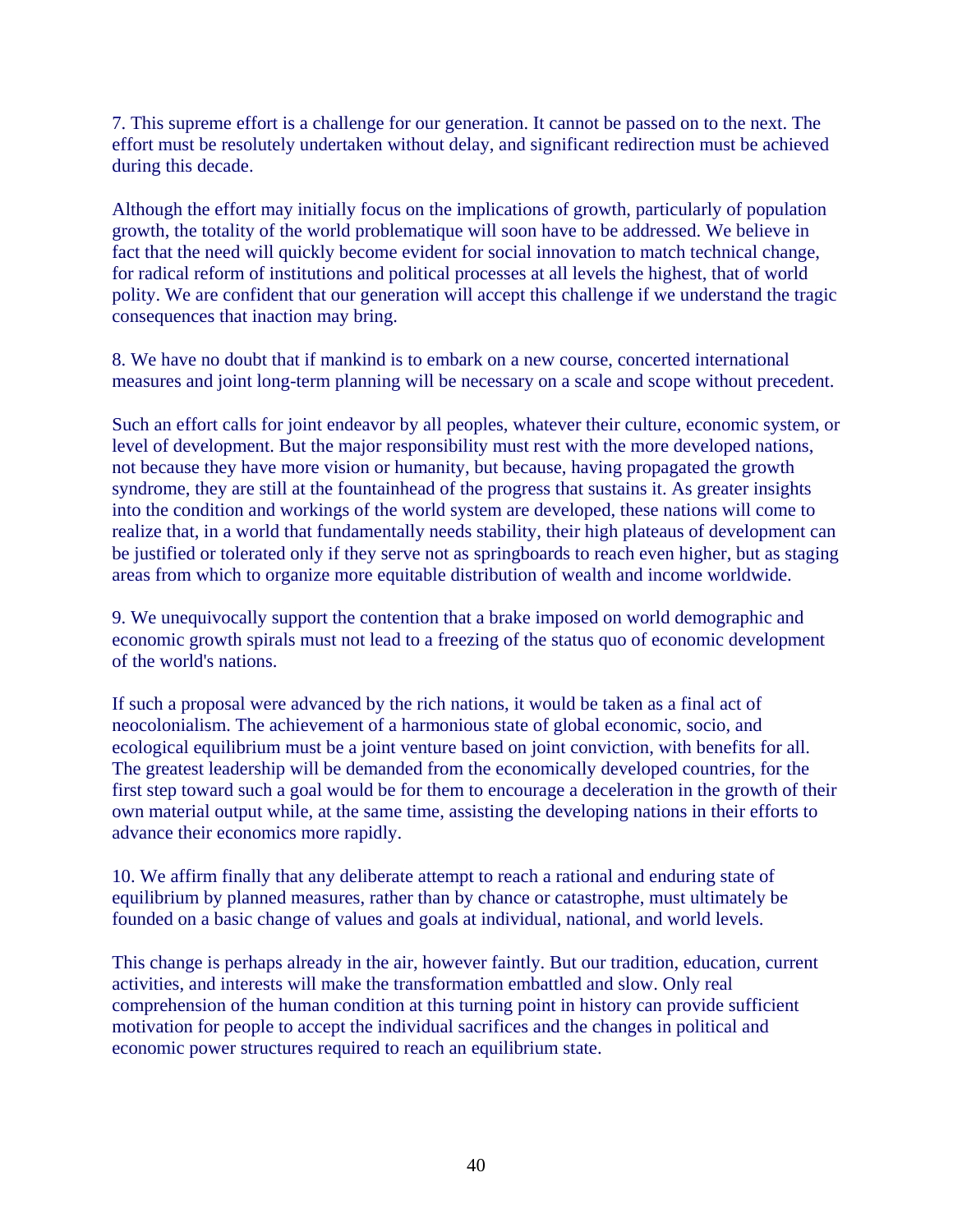7. This supreme effort is a challenge for our generation. It cannot be passed on to the next. The effort must be resolutely undertaken without delay, and significant redirection must be achieved during this decade.

Although the effort may initially focus on the implications of growth, particularly of population growth, the totality of the world problematique will soon have to be addressed. We believe in fact that the need will quickly become evident for social innovation to match technical change, for radical reform of institutions and political processes at all levels the highest, that of world polity. We are confident that our generation will accept this challenge if we understand the tragic consequences that inaction may bring.

8. We have no doubt that if mankind is to embark on a new course, concerted international measures and joint long-term planning will be necessary on a scale and scope without precedent.

Such an effort calls for joint endeavor by all peoples, whatever their culture, economic system, or level of development. But the major responsibility must rest with the more developed nations, not because they have more vision or humanity, but because, having propagated the growth syndrome, they are still at the fountainhead of the progress that sustains it. As greater insights into the condition and workings of the world system are developed, these nations will come to realize that, in a world that fundamentally needs stability, their high plateaus of development can be justified or tolerated only if they serve not as springboards to reach even higher, but as staging areas from which to organize more equitable distribution of wealth and income worldwide.

9. We unequivocally support the contention that a brake imposed on world demographic and economic growth spirals must not lead to a freezing of the status quo of economic development of the world's nations.

If such a proposal were advanced by the rich nations, it would be taken as a final act of neocolonialism. The achievement of a harmonious state of global economic, socio, and ecological equilibrium must be a joint venture based on joint conviction, with benefits for all. The greatest leadership will be demanded from the economically developed countries, for the first step toward such a goal would be for them to encourage a deceleration in the growth of their own material output while, at the same time, assisting the developing nations in their efforts to advance their economics more rapidly.

10. We affirm finally that any deliberate attempt to reach a rational and enduring state of equilibrium by planned measures, rather than by chance or catastrophe, must ultimately be founded on a basic change of values and goals at individual, national, and world levels.

This change is perhaps already in the air, however faintly. But our tradition, education, current activities, and interests will make the transformation embattled and slow. Only real comprehension of the human condition at this turning point in history can provide sufficient motivation for people to accept the individual sacrifices and the changes in political and economic power structures required to reach an equilibrium state.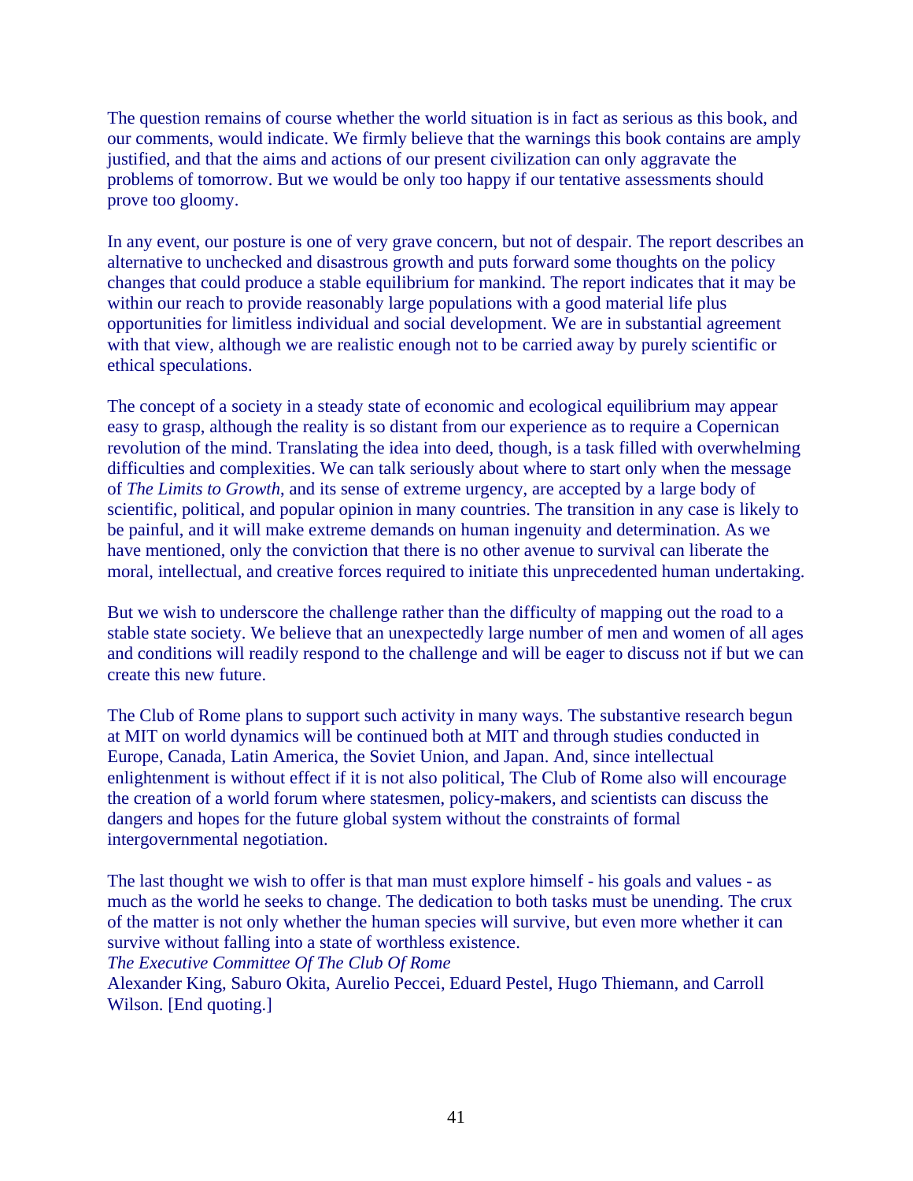The question remains of course whether the world situation is in fact as serious as this book, and our comments, would indicate. We firmly believe that the warnings this book contains are amply justified, and that the aims and actions of our present civilization can only aggravate the problems of tomorrow. But we would be only too happy if our tentative assessments should prove too gloomy.

In any event, our posture is one of very grave concern, but not of despair. The report describes an alternative to unchecked and disastrous growth and puts forward some thoughts on the policy changes that could produce a stable equilibrium for mankind. The report indicates that it may be within our reach to provide reasonably large populations with a good material life plus opportunities for limitless individual and social development. We are in substantial agreement with that view, although we are realistic enough not to be carried away by purely scientific or ethical speculations.

The concept of a society in a steady state of economic and ecological equilibrium may appear easy to grasp, although the reality is so distant from our experience as to require a Copernican revolution of the mind. Translating the idea into deed, though, is a task filled with overwhelming difficulties and complexities. We can talk seriously about where to start only when the message of *The Limits to Growth*, and its sense of extreme urgency, are accepted by a large body of scientific, political, and popular opinion in many countries. The transition in any case is likely to be painful, and it will make extreme demands on human ingenuity and determination. As we have mentioned, only the conviction that there is no other avenue to survival can liberate the moral, intellectual, and creative forces required to initiate this unprecedented human undertaking.

But we wish to underscore the challenge rather than the difficulty of mapping out the road to a stable state society. We believe that an unexpectedly large number of men and women of all ages and conditions will readily respond to the challenge and will be eager to discuss not if but we can create this new future.

The Club of Rome plans to support such activity in many ways. The substantive research begun at MIT on world dynamics will be continued both at MIT and through studies conducted in Europe, Canada, Latin America, the Soviet Union, and Japan. And, since intellectual enlightenment is without effect if it is not also political, The Club of Rome also will encourage the creation of a world forum where statesmen, policy-makers, and scientists can discuss the dangers and hopes for the future global system without the constraints of formal intergovernmental negotiation.

The last thought we wish to offer is that man must explore himself - his goals and values - as much as the world he seeks to change. The dedication to both tasks must be unending. The crux of the matter is not only whether the human species will survive, but even more whether it can survive without falling into a state of worthless existence.
*The Executive Committee Of The Club Of Rome*
Alexander King, Saburo Okita, Aurelio Peccei, Eduard Pestel, Hugo Thiemann, and Carroll Wilson. [End quoting.]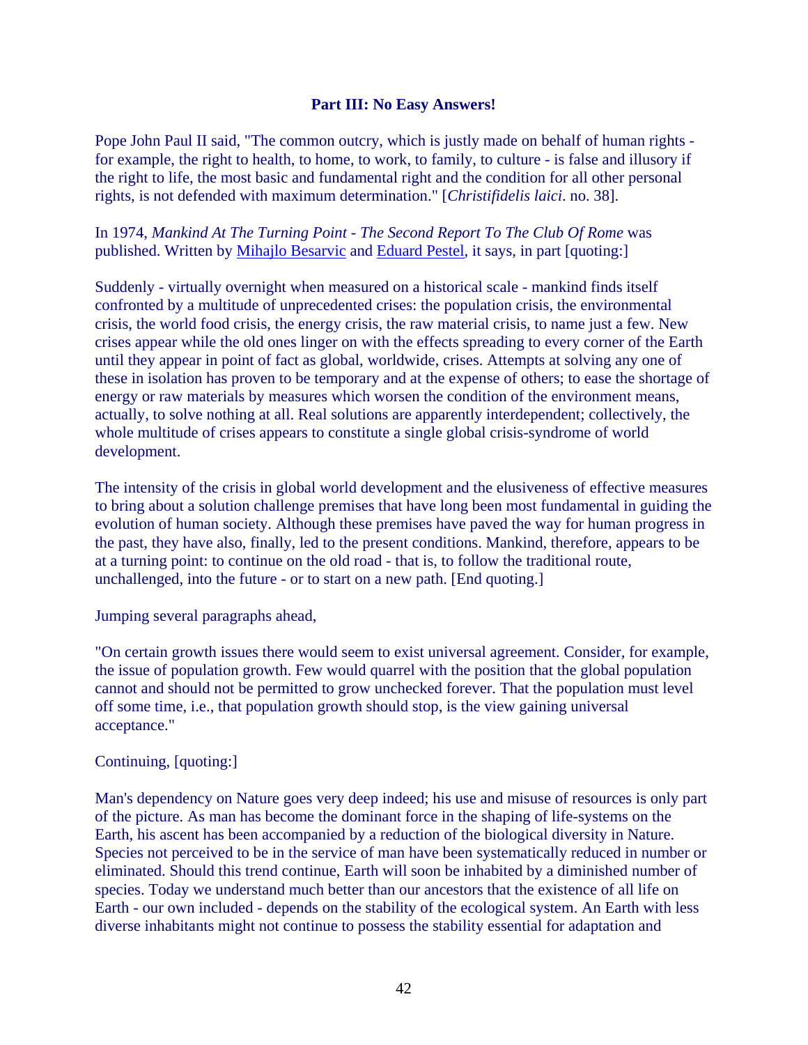### Part III: No Easy Answers!

Pope John Paul II said, "The common outcry, which is justly made on behalf of human rights - for example, the right to health, to home, to work, to family, to culture - is false and illusory if the right to life, the most basic and fundamental right and the condition for all other personal rights, is not defended with maximum determination." [*Christifidelis laici*. no. 38].

In 1974, *Mankind At The Turning Point - The Second Report To The Club Of Rome* was published. Written by Mihajlo Besarvic and Eduard Pestel, it says, in part [quoting:]

Suddenly - virtually overnight when measured on a historical scale - mankind finds itself confronted by a multitude of unprecedented crises: the population crisis, the environmental crisis, the world food crisis, the energy crisis, the raw material crisis, to name just a few. New crises appear while the old ones linger on with the effects spreading to every corner of the Earth until they appear in point of fact as global, worldwide, crises. Attempts at solving any one of these in isolation has proven to be temporary and at the expense of others; to ease the shortage of energy or raw materials by measures which worsen the condition of the environment means, actually, to solve nothing at all. Real solutions are apparently interdependent; collectively, the whole multitude of crises appears to constitute a single global crisis-syndrome of world development.

The intensity of the crisis in global world development and the elusiveness of effective measures to bring about a solution challenge premises that have long been most fundamental in guiding the evolution of human society. Although these premises have paved the way for human progress in the past, they have also, finally, led to the present conditions. Mankind, therefore, appears to be at a turning point: to continue on the old road - that is, to follow the traditional route, unchallenged, into the future - or to start on a new path. [End quoting.]

Jumping several paragraphs ahead,

"On certain growth issues there would seem to exist universal agreement. Consider, for example, the issue of population growth. Few would quarrel with the position that the global population cannot and should not be permitted to grow unchecked forever. That the population must level off some time, i.e., that population growth should stop, is the view gaining universal acceptance."

Continuing, [quoting:]

Man's dependency on Nature goes very deep indeed; his use and misuse of resources is only part of the picture. As man has become the dominant force in the shaping of life-systems on the Earth, his ascent has been accompanied by a reduction of the biological diversity in Nature. Species not perceived to be in the service of man have been systematically reduced in number or eliminated. Should this trend continue, Earth will soon be inhabited by a diminished number of species. Today we understand much better than our ancestors that the existence of all life on Earth - our own included - depends on the stability of the ecological system. An Earth with less diverse inhabitants might not continue to possess the stability essential for adaptation and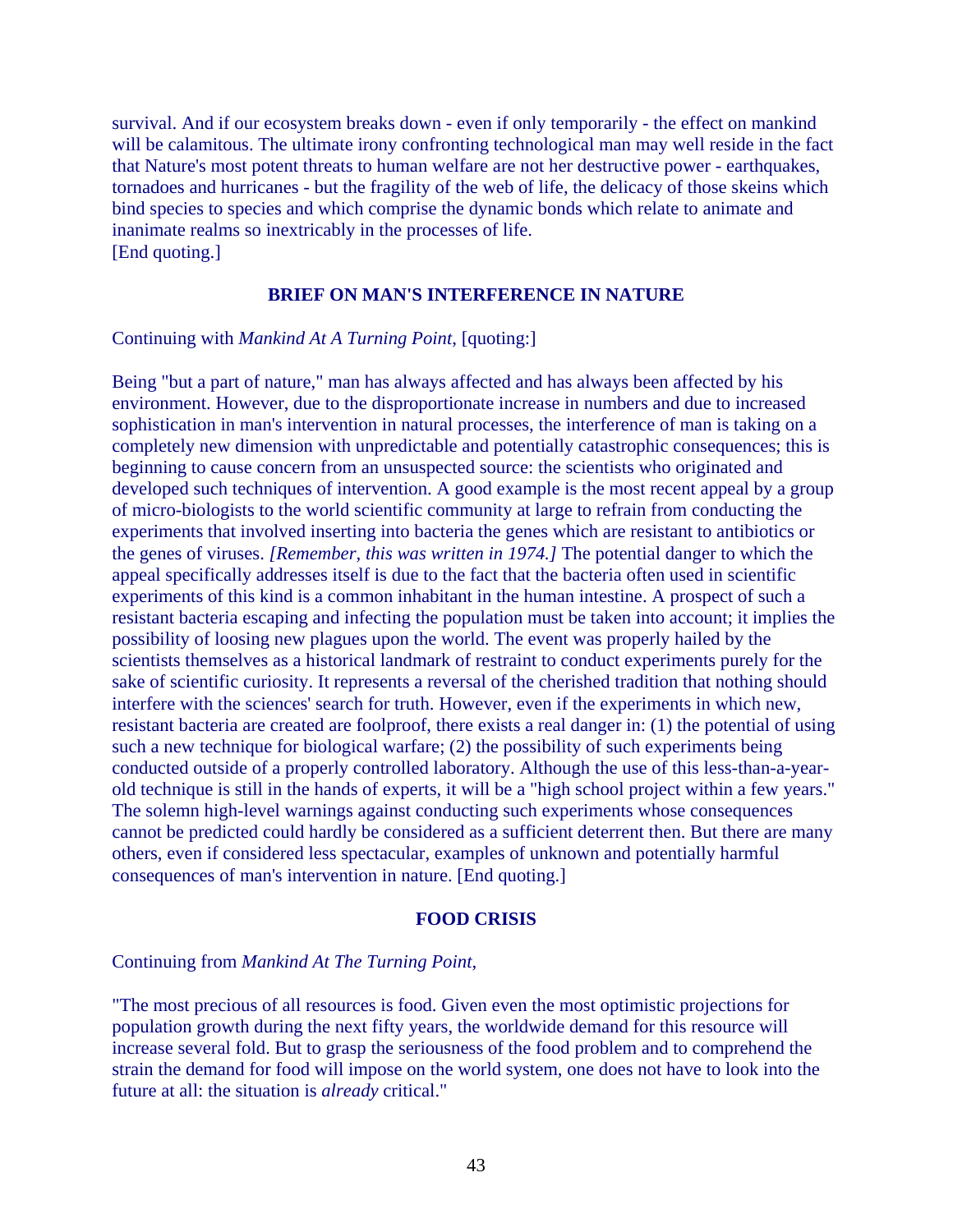survival. And if our ecosystem breaks down - even if only temporarily - the effect on mankind will be calamitous. The ultimate irony confronting technological man may well reside in the fact that Nature's most potent threats to human welfare are not her destructive power - earthquakes, tornadoes and hurricanes - but the fragility of the web of life, the delicacy of those skeins which bind species to species and which comprise the dynamic bonds which relate to animate and inanimate realms so inextricably in the processes of life.
[End quoting.]

## BRIEF ON MAN'S INTERFERENCE IN NATURE

Continuing with *Mankind At A Turning Point*, [quoting:]

Being "but a part of nature," man has always affected and has always been affected by his environment. However, due to the disproportionate increase in numbers and due to increased sophistication in man's intervention in natural processes, the interference of man is taking on a completely new dimension with unpredictable and potentially catastrophic consequences; this is beginning to cause concern from an unsuspected source: the scientists who originated and developed such techniques of intervention. A good example is the most recent appeal by a group of micro-biologists to the world scientific community at large to refrain from conducting the experiments that involved inserting into bacteria the genes which are resistant to antibiotics or the genes of viruses. *[Remember, this was written in 1974.]* The potential danger to which the appeal specifically addresses itself is due to the fact that the bacteria often used in scientific experiments of this kind is a common inhabitant in the human intestine. A prospect of such a resistant bacteria escaping and infecting the population must be taken into account; it implies the possibility of loosing new plagues upon the world. The event was properly hailed by the scientists themselves as a historical landmark of restraint to conduct experiments purely for the sake of scientific curiosity. It represents a reversal of the cherished tradition that nothing should interfere with the sciences' search for truth. However, even if the experiments in which new, resistant bacteria are created are foolproof, there exists a real danger in: (1) the potential of using such a new technique for biological warfare; (2) the possibility of such experiments being conducted outside of a properly controlled laboratory. Although the use of this less-than-a-year-old technique is still in the hands of experts, it will be a "high school project within a few years." The solemn high-level warnings against conducting such experiments whose consequences cannot be predicted could hardly be considered as a sufficient deterrent then. But there are many others, even if considered less spectacular, examples of unknown and potentially harmful consequences of man's intervention in nature. [End quoting.]

## FOOD CRISIS

Continuing from *Mankind At The Turning Point*,

"The most precious of all resources is food. Given even the most optimistic projections for population growth during the next fifty years, the worldwide demand for this resource will increase several fold. But to grasp the seriousness of the food problem and to comprehend the strain the demand for food will impose on the world system, one does not have to look into the future at all: the situation is *already* critical."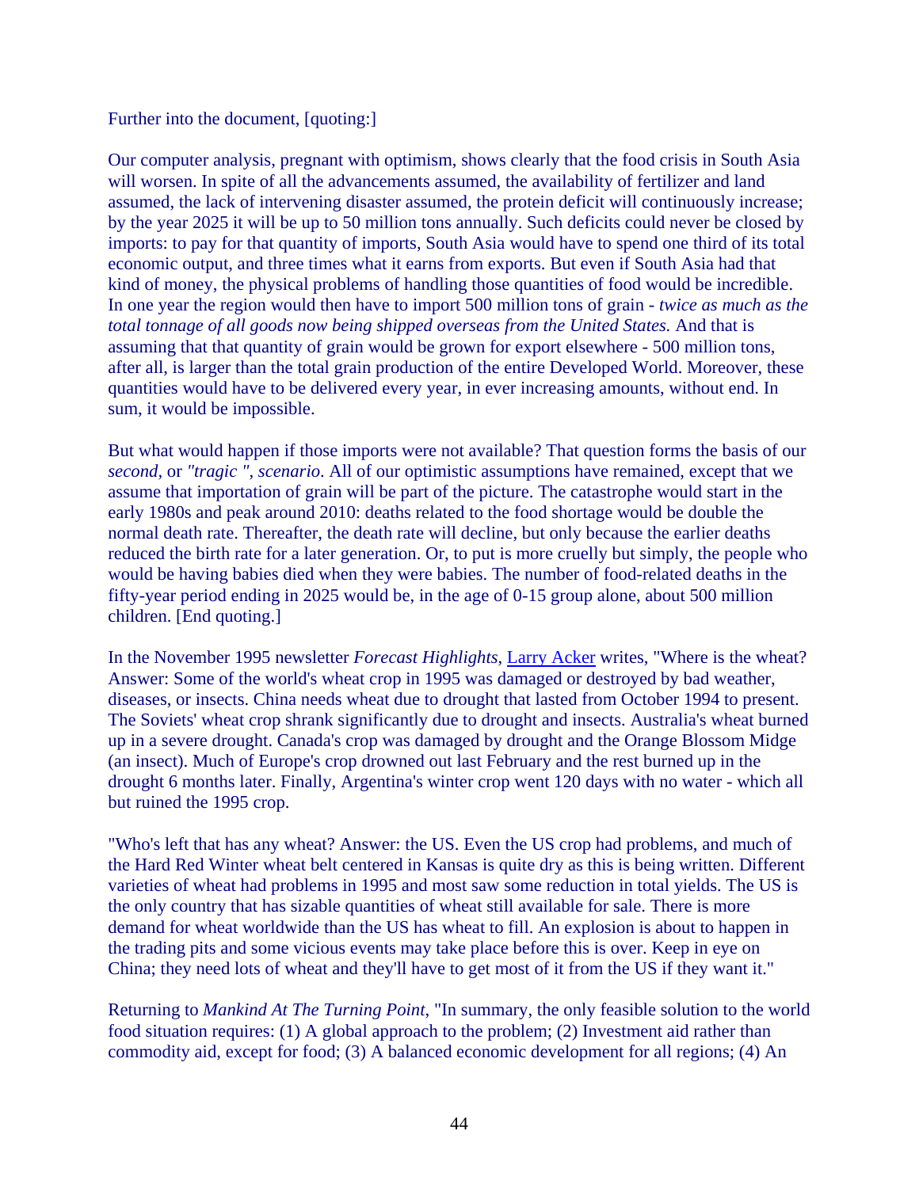Further into the document, [quoting:]

Our computer analysis, pregnant with optimism, shows clearly that the food crisis in South Asia will worsen. In spite of all the advancements assumed, the availability of fertilizer and land assumed, the lack of intervening disaster assumed, the protein deficit will continuously increase; by the year 2025 it will be up to 50 million tons annually. Such deficits could never be closed by imports: to pay for that quantity of imports, South Asia would have to spend one third of its total economic output, and three times what it earns from exports. But even if South Asia had that kind of money, the physical problems of handling those quantities of food would be incredible. In one year the region would then have to import 500 million tons of grain - *twice as much as the total tonnage of all goods now being shipped overseas from the United States.* And that is assuming that that quantity of grain would be grown for export elsewhere - 500 million tons, after all, is larger than the total grain production of the entire Developed World. Moreover, these quantities would have to be delivered every year, in ever increasing amounts, without end. In sum, it would be impossible.

But what would happen if those imports were not available? That question forms the basis of our *second,* or *"tragic ", scenario.* All of our optimistic assumptions have remained, except that we assume that importation of grain will be part of the picture. The catastrophe would start in the early 1980s and peak around 2010: deaths related to the food shortage would be double the normal death rate. Thereafter, the death rate will decline, but only because the earlier deaths reduced the birth rate for a later generation. Or, to put is more cruelly but simply, the people who would be having babies died when they were babies. The number of food-related deaths in the fifty-year period ending in 2025 would be, in the age of 0-15 group alone, about 500 million children. [End quoting.]

In the November 1995 newsletter *Forecast Highlights*, Larry Acker writes, "Where is the wheat? Answer: Some of the world's wheat crop in 1995 was damaged or destroyed by bad weather, diseases, or insects. China needs wheat due to drought that lasted from October 1994 to present. The Soviets' wheat crop shrank significantly due to drought and insects. Australia's wheat burned up in a severe drought. Canada's crop was damaged by drought and the Orange Blossom Midge (an insect). Much of Europe's crop drowned out last February and the rest burned up in the drought 6 months later. Finally, Argentina's winter crop went 120 days with no water - which all but ruined the 1995 crop.

"Who's left that has any wheat? Answer: the US. Even the US crop had problems, and much of the Hard Red Winter wheat belt centered in Kansas is quite dry as this is being written. Different varieties of wheat had problems in 1995 and most saw some reduction in total yields. The US is the only country that has sizable quantities of wheat still available for sale. There is more demand for wheat worldwide than the US has wheat to fill. An explosion is about to happen in the trading pits and some vicious events may take place before this is over. Keep in eye on China; they need lots of wheat and they'll have to get most of it from the US if they want it."

Returning to *Mankind At The Turning Point*, "In summary, the only feasible solution to the world food situation requires: (1) A global approach to the problem; (2) Investment aid rather than commodity aid, except for food; (3) A balanced economic development for all regions; (4) An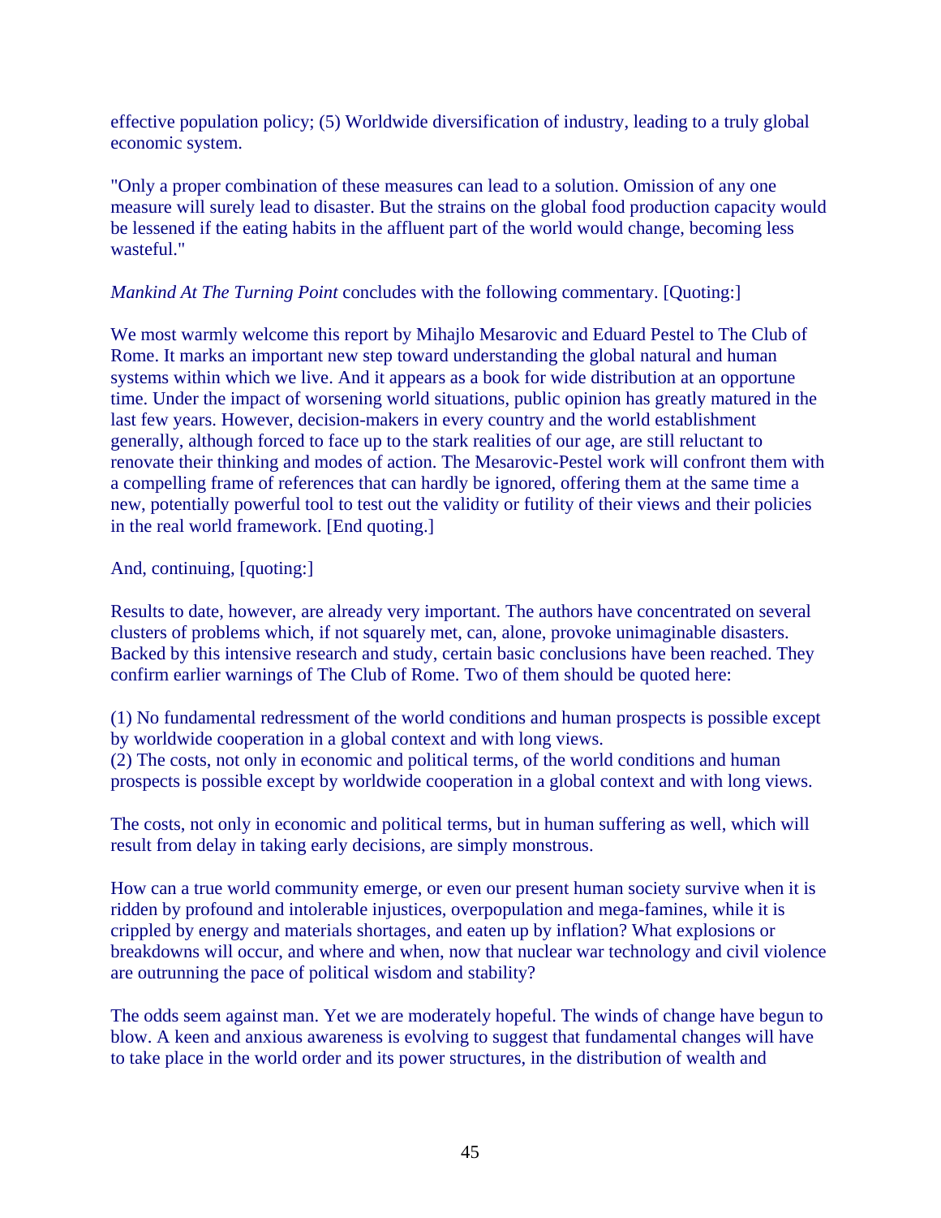effective population policy; (5) Worldwide diversification of industry, leading to a truly global economic system.

"Only a proper combination of these measures can lead to a solution. Omission of any one measure will surely lead to disaster. But the strains on the global food production capacity would be lessened if the eating habits in the affluent part of the world would change, becoming less wasteful."

*Mankind At The Turning Point* concludes with the following commentary. [Quoting:]

We most warmly welcome this report by Mihajlo Mesarovic and Eduard Pestel to The Club of Rome. It marks an important new step toward understanding the global natural and human systems within which we live. And it appears as a book for wide distribution at an opportune time. Under the impact of worsening world situations, public opinion has greatly matured in the last few years. However, decision-makers in every country and the world establishment generally, although forced to face up to the stark realities of our age, are still reluctant to renovate their thinking and modes of action. The Mesarovic-Pestel work will confront them with a compelling frame of references that can hardly be ignored, offering them at the same time a new, potentially powerful tool to test out the validity or futility of their views and their policies in the real world framework. [End quoting.]

And, continuing, [quoting:]

Results to date, however, are already very important. The authors have concentrated on several clusters of problems which, if not squarely met, can, alone, provoke unimaginable disasters. Backed by this intensive research and study, certain basic conclusions have been reached. They confirm earlier warnings of The Club of Rome. Two of them should be quoted here:

(1) No fundamental redressment of the world conditions and human prospects is possible except by worldwide cooperation in a global context and with long views.
(2) The costs, not only in economic and political terms, of the world conditions and human prospects is possible except by worldwide cooperation in a global context and with long views.

The costs, not only in economic and political terms, but in human suffering as well, which will result from delay in taking early decisions, are simply monstrous.

How can a true world community emerge, or even our present human society survive when it is ridden by profound and intolerable injustices, overpopulation and mega-famines, while it is crippled by energy and materials shortages, and eaten up by inflation? What explosions or breakdowns will occur, and where and when, now that nuclear war technology and civil violence are outrunning the pace of political wisdom and stability?

The odds seem against man. Yet we are moderately hopeful. The winds of change have begun to blow. A keen and anxious awareness is evolving to suggest that fundamental changes will have to take place in the world order and its power structures, in the distribution of wealth and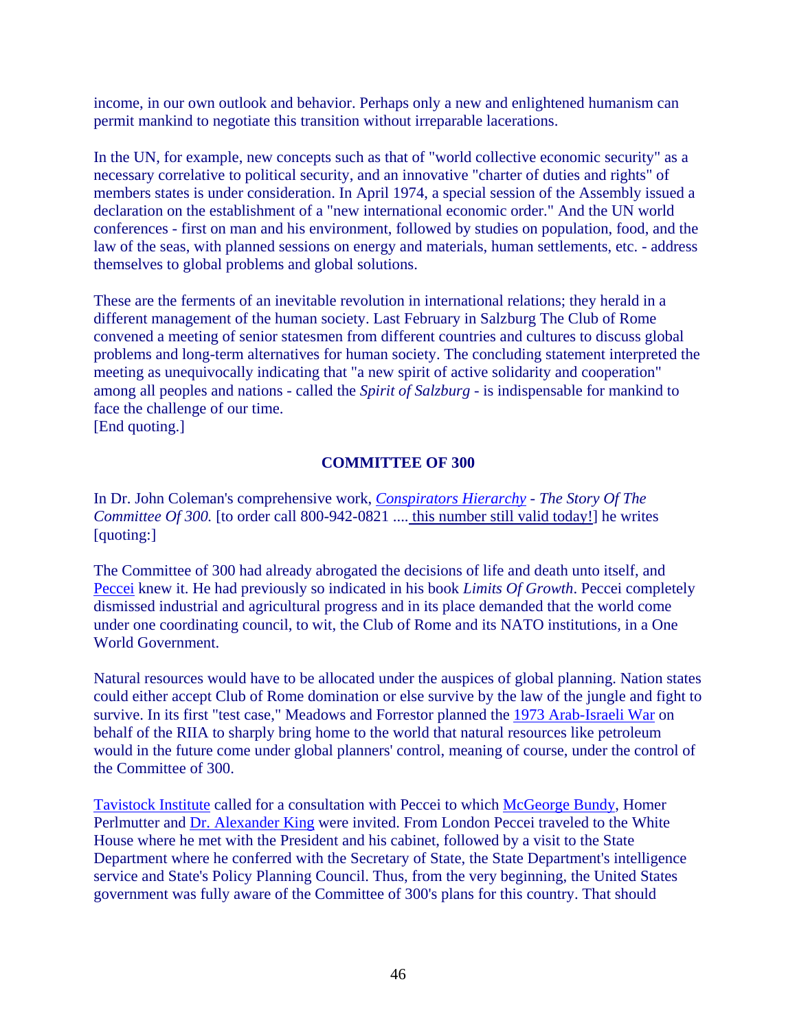income, in our own outlook and behavior. Perhaps only a new and enlightened humanism can permit mankind to negotiate this transition without irreparable lacerations.

In the UN, for example, new concepts such as that of "world collective economic security" as a necessary correlative to political security, and an innovative "charter of duties and rights" of members states is under consideration. In April 1974, a special session of the Assembly issued a declaration on the establishment of a "new international economic order." And the UN world conferences - first on man and his environment, followed by studies on population, food, and the law of the seas, with planned sessions on energy and materials, human settlements, etc. - address themselves to global problems and global solutions.

These are the ferments of an inevitable revolution in international relations; they herald in a different management of the human society. Last February in Salzburg The Club of Rome convened a meeting of senior statesmen from different countries and cultures to discuss global problems and long-term alternatives for human society. The concluding statement interpreted the meeting as unequivocally indicating that "a new spirit of active solidarity and cooperation" among all peoples and nations - called the *Spirit of Salzburg* - is indispensable for mankind to face the challenge of our time.
[End quoting.]

**COMMITTEE OF 300**

In Dr. John Coleman's comprehensive work, *Conspirators Hierarchy - The Story Of The Committee Of 300.* [to order call 800-942-0821 .... this number still valid today!] he writes [quoting:]

The Committee of 300 had already abrogated the decisions of life and death unto itself, and Peccei knew it. He had previously so indicated in his book *Limits Of Growth*. Peccei completely dismissed industrial and agricultural progress and in its place demanded that the world come under one coordinating council, to wit, the Club of Rome and its NATO institutions, in a One World Government.

Natural resources would have to be allocated under the auspices of global planning. Nation states could either accept Club of Rome domination or else survive by the law of the jungle and fight to survive. In its first "test case," Meadows and Forrestor planned the 1973 Arab-Israeli War on behalf of the RIIA to sharply bring home to the world that natural resources like petroleum would in the future come under global planners' control, meaning of course, under the control of the Committee of 300.

Tavistock Institute called for a consultation with Peccei to which McGeorge Bundy, Homer Perlmutter and Dr. Alexander King were invited. From London Peccei traveled to the White House where he met with the President and his cabinet, followed by a visit to the State Department where he conferred with the Secretary of State, the State Department's intelligence service and State's Policy Planning Council. Thus, from the very beginning, the United States government was fully aware of the Committee of 300's plans for this country. That should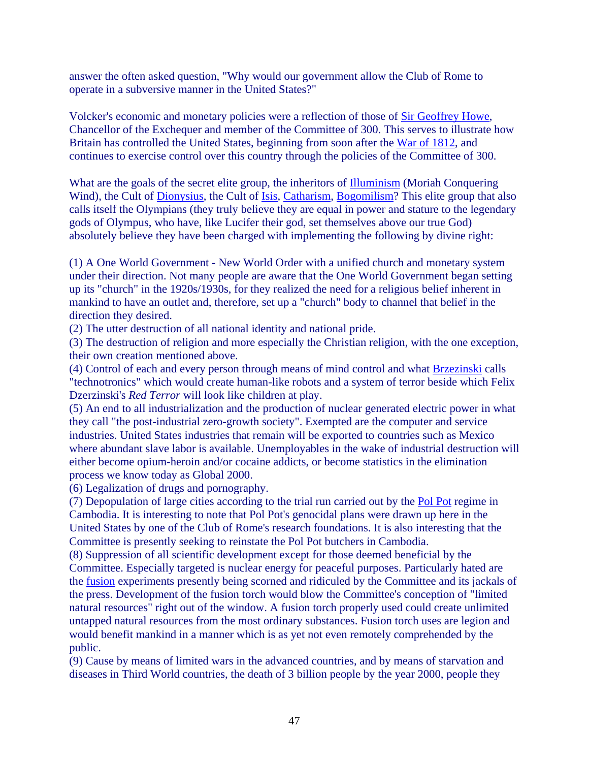answer the often asked question, "Why would our government allow the Club of Rome to operate in a subversive manner in the United States?"

Volcker's economic and monetary policies were a reflection of those of Sir Geoffrey Howe, Chancellor of the Exchequer and member of the Committee of 300. This serves to illustrate how Britain has controlled the United States, beginning from soon after the War of 1812, and continues to exercise control over this country through the policies of the Committee of 300.

What are the goals of the secret elite group, the inheritors of Illuminism (Moriah Conquering Wind), the Cult of Dionysius, the Cult of Isis, Catharism, Bogomilism? This elite group that also calls itself the Olympians (they truly believe they are equal in power and stature to the legendary gods of Olympus, who have, like Lucifer their god, set themselves above our true God) absolutely believe they have been charged with implementing the following by divine right:

(1) A One World Government - New World Order with a unified church and monetary system under their direction. Not many people are aware that the One World Government began setting up its "church" in the 1920s/1930s, for they realized the need for a religious belief inherent in mankind to have an outlet and, therefore, set up a "church" body to channel that belief in the direction they desired.
(2) The utter destruction of all national identity and national pride.
(3) The destruction of religion and more especially the Christian religion, with the one exception, their own creation mentioned above.
(4) Control of each and every person through means of mind control and what Brzezinski calls "technotronics" which would create human-like robots and a system of terror beside which Felix Dzerzinski's *Red Terror* will look like children at play.
(5) An end to all industrialization and the production of nuclear generated electric power in what they call "the post-industrial zero-growth society". Exempted are the computer and service industries. United States industries that remain will be exported to countries such as Mexico where abundant slave labor is available. Unemployables in the wake of industrial destruction will either become opium-heroin and/or cocaine addicts, or become statistics in the elimination process we know today as Global 2000.
(6) Legalization of drugs and pornography.
(7) Depopulation of large cities according to the trial run carried out by the Pol Pot regime in Cambodia. It is interesting to note that Pol Pot's genocidal plans were drawn up here in the United States by one of the Club of Rome's research foundations. It is also interesting that the Committee is presently seeking to reinstate the Pol Pot butchers in Cambodia.
(8) Suppression of all scientific development except for those deemed beneficial by the Committee. Especially targeted is nuclear energy for peaceful purposes. Particularly hated are the fusion experiments presently being scorned and ridiculed by the Committee and its jackals of the press. Development of the fusion torch would blow the Committee's conception of "limited natural resources" right out of the window. A fusion torch properly used could create unlimited untapped natural resources from the most ordinary substances. Fusion torch uses are legion and would benefit mankind in a manner which is as yet not even remotely comprehended by the public.
(9) Cause by means of limited wars in the advanced countries, and by means of starvation and diseases in Third World countries, the death of 3 billion people by the year 2000, people they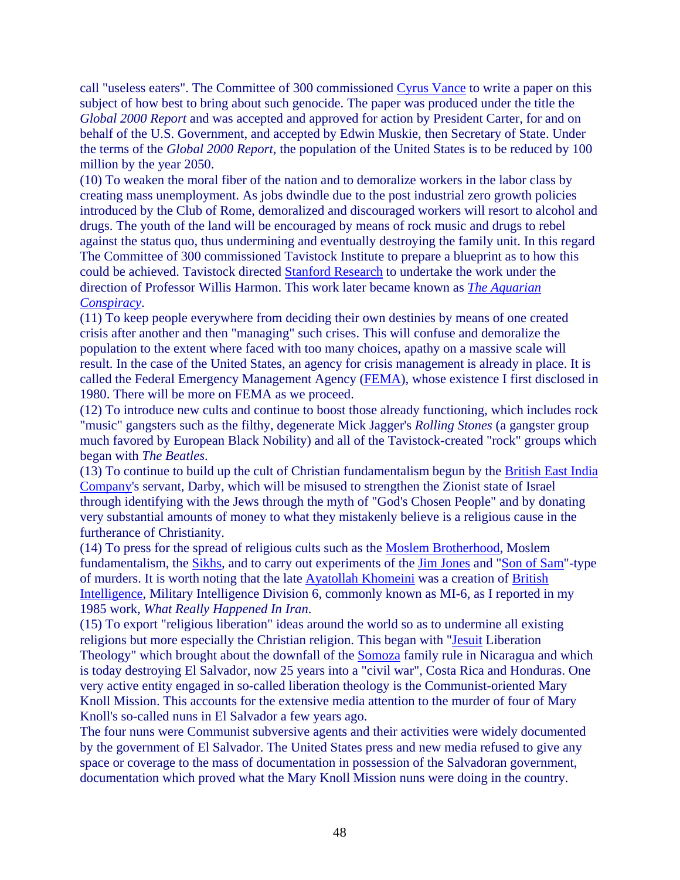call "useless eaters". The Committee of 300 commissioned Cyrus Vance to write a paper on this subject of how best to bring about such genocide. The paper was produced under the title the *Global 2000 Report* and was accepted and approved for action by President Carter, for and on behalf of the U.S. Government, and accepted by Edwin Muskie, then Secretary of State. Under the terms of the *Global 2000 Report*, the population of the United States is to be reduced by 100 million by the year 2050.

(10) To weaken the moral fiber of the nation and to demoralize workers in the labor class by creating mass unemployment. As jobs dwindle due to the post industrial zero growth policies introduced by the Club of Rome, demoralized and discouraged workers will resort to alcohol and drugs. The youth of the land will be encouraged by means of rock music and drugs to rebel against the status quo, thus undermining and eventually destroying the family unit. In this regard The Committee of 300 commissioned Tavistock Institute to prepare a blueprint as to how this could be achieved. Tavistock directed Stanford Research to undertake the work under the direction of Professor Willis Harmon. This work later became known as *The Aquarian Conspiracy*.

(11) To keep people everywhere from deciding their own destinies by means of one created crisis after another and then "managing" such crises. This will confuse and demoralize the population to the extent where faced with too many choices, apathy on a massive scale will result. In the case of the United States, an agency for crisis management is already in place. It is called the Federal Emergency Management Agency (FEMA), whose existence I first disclosed in 1980. There will be more on FEMA as we proceed.

(12) To introduce new cults and continue to boost those already functioning, which includes rock "music" gangsters such as the filthy, degenerate Mick Jagger's *Rolling Stones* (a gangster group much favored by European Black Nobility) and all of the Tavistock-created "rock" groups which began with *The Beatles*.

(13) To continue to build up the cult of Christian fundamentalism begun by the British East India Company's servant, Darby, which will be misused to strengthen the Zionist state of Israel through identifying with the Jews through the myth of "God's Chosen People" and by donating very substantial amounts of money to what they mistakenly believe is a religious cause in the furtherance of Christianity.

(14) To press for the spread of religious cults such as the Moslem Brotherhood, Moslem fundamentalism, the Sikhs, and to carry out experiments of the Jim Jones and "Son of Sam"-type of murders. It is worth noting that the late Ayatollah Khomeini was a creation of British Intelligence, Military Intelligence Division 6, commonly known as MI-6, as I reported in my 1985 work, *What Really Happened In Iran*.

(15) To export "religious liberation" ideas around the world so as to undermine all existing religions but more especially the Christian religion. This began with "Jesuit Liberation Theology" which brought about the downfall of the Somoza family rule in Nicaragua and which is today destroying El Salvador, now 25 years into a "civil war", Costa Rica and Honduras. One very active entity engaged in so-called liberation theology is the Communist-oriented Mary Knoll Mission. This accounts for the extensive media attention to the murder of four of Mary Knoll's so-called nuns in El Salvador a few years ago.

The four nuns were Communist subversive agents and their activities were widely documented by the government of El Salvador. The United States press and new media refused to give any space or coverage to the mass of documentation in possession of the Salvadoran government, documentation which proved what the Mary Knoll Mission nuns were doing in the country.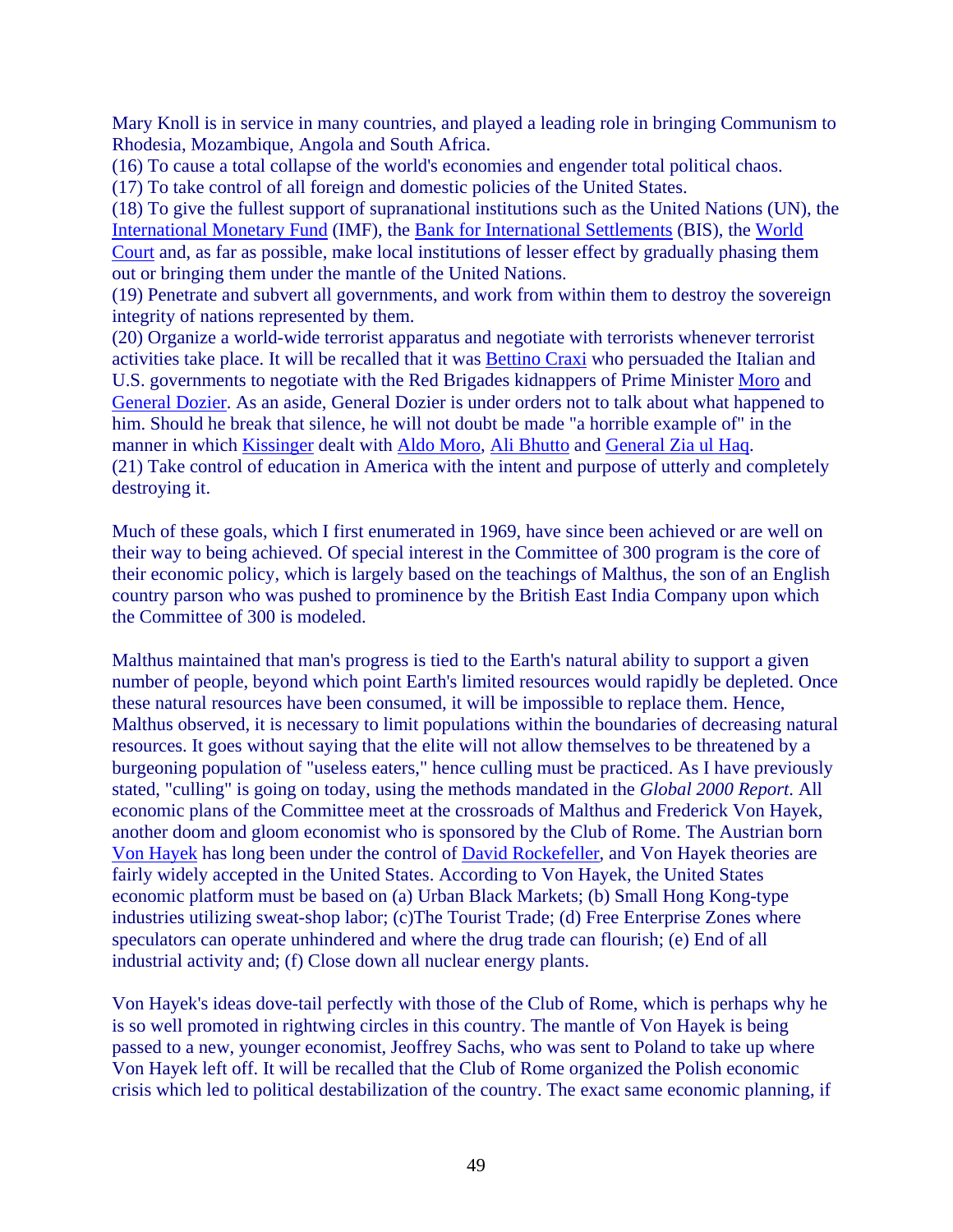Mary Knoll is in service in many countries, and played a leading role in bringing Communism to Rhodesia, Mozambique, Angola and South Africa.

(16) To cause a total collapse of the world's economies and engender total political chaos.

(17) To take control of all foreign and domestic policies of the United States.

(18) To give the fullest support of supranational institutions such as the United Nations (UN), the International Monetary Fund (IMF), the Bank for International Settlements (BIS), the World Court and, as far as possible, make local institutions of lesser effect by gradually phasing them out or bringing them under the mantle of the United Nations.

(19) Penetrate and subvert all governments, and work from within them to destroy the sovereign integrity of nations represented by them.

(20) Organize a world-wide terrorist apparatus and negotiate with terrorists whenever terrorist activities take place. It will be recalled that it was Bettino Craxi who persuaded the Italian and U.S. governments to negotiate with the Red Brigades kidnappers of Prime Minister Moro and General Dozier. As an aside, General Dozier is under orders not to talk about what happened to him. Should he break that silence, he will not doubt be made "a horrible example of" in the manner in which Kissinger dealt with Aldo Moro, Ali Bhutto and General Zia ul Haq.

(21) Take control of education in America with the intent and purpose of utterly and completely destroying it.

Much of these goals, which I first enumerated in 1969, have since been achieved or are well on their way to being achieved. Of special interest in the Committee of 300 program is the core of their economic policy, which is largely based on the teachings of Malthus, the son of an English country parson who was pushed to prominence by the British East India Company upon which the Committee of 300 is modeled.

Malthus maintained that man's progress is tied to the Earth's natural ability to support a given number of people, beyond which point Earth's limited resources would rapidly be depleted. Once these natural resources have been consumed, it will be impossible to replace them. Hence, Malthus observed, it is necessary to limit populations within the boundaries of decreasing natural resources. It goes without saying that the elite will not allow themselves to be threatened by a burgeoning population of "useless eaters," hence culling must be practiced. As I have previously stated, "culling" is going on today, using the methods mandated in the *Global 2000 Report*. All economic plans of the Committee meet at the crossroads of Malthus and Frederick Von Hayek, another doom and gloom economist who is sponsored by the Club of Rome. The Austrian born Von Hayek has long been under the control of David Rockefeller, and Von Hayek theories are fairly widely accepted in the United States. According to Von Hayek, the United States economic platform must be based on (a) Urban Black Markets; (b) Small Hong Kong-type industries utilizing sweat-shop labor; (c)The Tourist Trade; (d) Free Enterprise Zones where speculators can operate unhindered and where the drug trade can flourish; (e) End of all industrial activity and; (f) Close down all nuclear energy plants.

Von Hayek's ideas dove-tail perfectly with those of the Club of Rome, which is perhaps why he is so well promoted in rightwing circles in this country. The mantle of Von Hayek is being passed to a new, younger economist, Jeoffrey Sachs, who was sent to Poland to take up where Von Hayek left off. It will be recalled that the Club of Rome organized the Polish economic crisis which led to political destabilization of the country. The exact same economic planning, if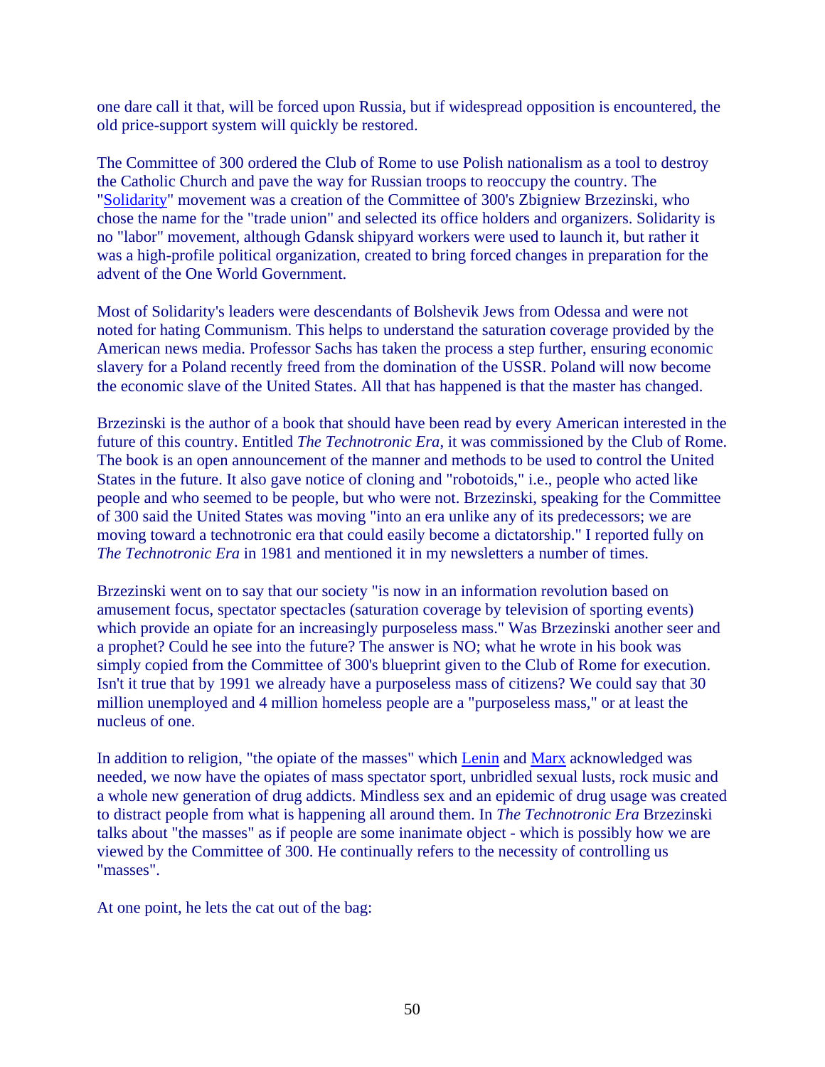one dare call it that, will be forced upon Russia, but if widespread opposition is encountered, the old price-support system will quickly be restored.

The Committee of 300 ordered the Club of Rome to use Polish nationalism as a tool to destroy the Catholic Church and pave the way for Russian troops to reoccupy the country. The "Solidarity" movement was a creation of the Committee of 300's Zbigniew Brzezinski, who chose the name for the "trade union" and selected its office holders and organizers. Solidarity is no "labor" movement, although Gdansk shipyard workers were used to launch it, but rather it was a high-profile political organization, created to bring forced changes in preparation for the advent of the One World Government.

Most of Solidarity's leaders were descendants of Bolshevik Jews from Odessa and were not noted for hating Communism. This helps to understand the saturation coverage provided by the American news media. Professor Sachs has taken the process a step further, ensuring economic slavery for a Poland recently freed from the domination of the USSR. Poland will now become the economic slave of the United States. All that has happened is that the master has changed.

Brzezinski is the author of a book that should have been read by every American interested in the future of this country. Entitled *The Technotronic Era*, it was commissioned by the Club of Rome. The book is an open announcement of the manner and methods to be used to control the United States in the future. It also gave notice of cloning and "robotoids," i.e., people who acted like people and who seemed to be people, but who were not. Brzezinski, speaking for the Committee of 300 said the United States was moving "into an era unlike any of its predecessors; we are moving toward a technotronic era that could easily become a dictatorship." I reported fully on *The Technotronic Era* in 1981 and mentioned it in my newsletters a number of times.

Brzezinski went on to say that our society "is now in an information revolution based on amusement focus, spectator spectacles (saturation coverage by television of sporting events) which provide an opiate for an increasingly purposeless mass." Was Brzezinski another seer and a prophet? Could he see into the future? The answer is NO; what he wrote in his book was simply copied from the Committee of 300's blueprint given to the Club of Rome for execution. Isn't it true that by 1991 we already have a purposeless mass of citizens? We could say that 30 million unemployed and 4 million homeless people are a "purposeless mass," or at least the nucleus of one.

In addition to religion, "the opiate of the masses" which Lenin and Marx acknowledged was needed, we now have the opiates of mass spectator sport, unbridled sexual lusts, rock music and a whole new generation of drug addicts. Mindless sex and an epidemic of drug usage was created to distract people from what is happening all around them. In *The Technotronic Era* Brzezinski talks about "the masses" as if people are some inanimate object - which is possibly how we are viewed by the Committee of 300. He continually refers to the necessity of controlling us "masses".

At one point, he lets the cat out of the bag: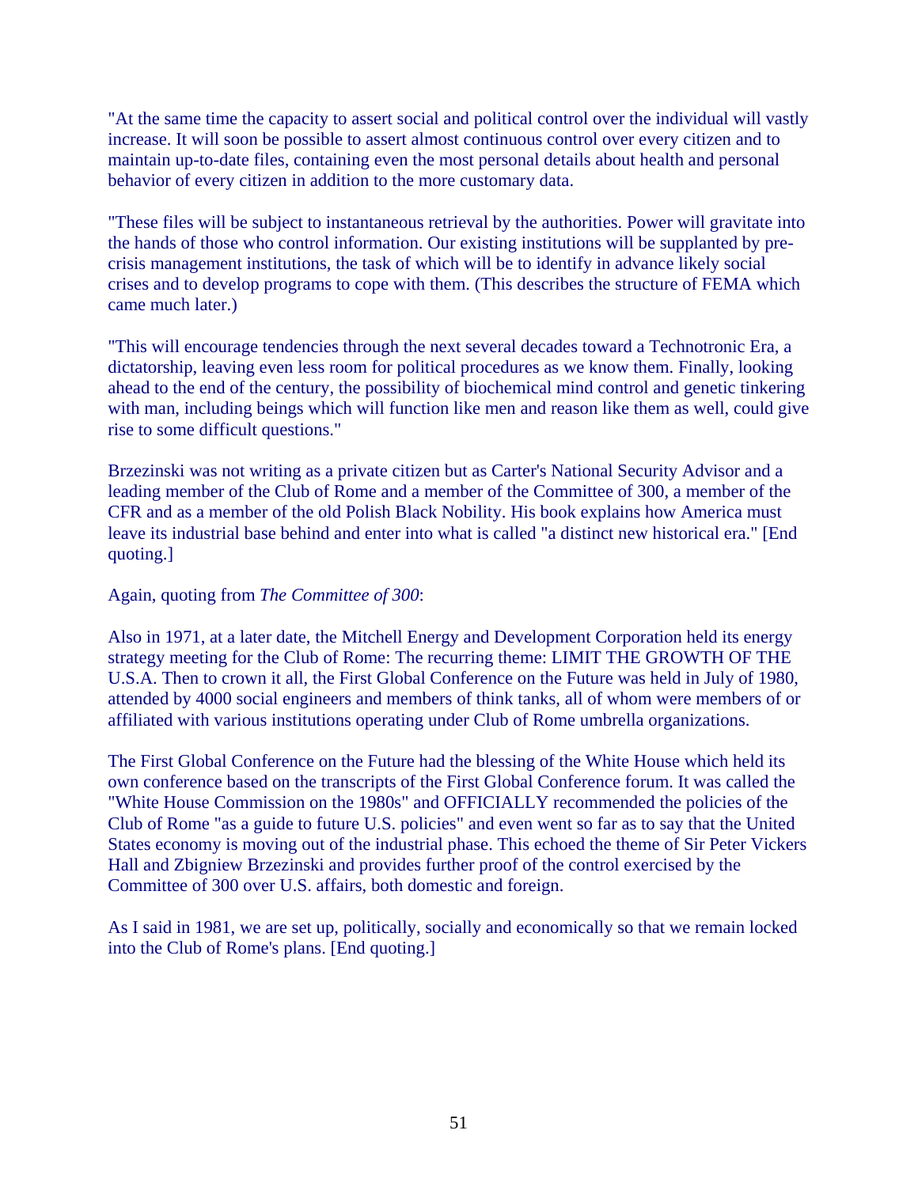"At the same time the capacity to assert social and political control over the individual will vastly increase. It will soon be possible to assert almost continuous control over every citizen and to maintain up-to-date files, containing even the most personal details about health and personal behavior of every citizen in addition to the more customary data.

"These files will be subject to instantaneous retrieval by the authorities. Power will gravitate into the hands of those who control information. Our existing institutions will be supplanted by pre-crisis management institutions, the task of which will be to identify in advance likely social crises and to develop programs to cope with them. (This describes the structure of FEMA which came much later.)

"This will encourage tendencies through the next several decades toward a Technotronic Era, a dictatorship, leaving even less room for political procedures as we know them. Finally, looking ahead to the end of the century, the possibility of biochemical mind control and genetic tinkering with man, including beings which will function like men and reason like them as well, could give rise to some difficult questions."

Brzezinski was not writing as a private citizen but as Carter's National Security Advisor and a leading member of the Club of Rome and a member of the Committee of 300, a member of the CFR and as a member of the old Polish Black Nobility. His book explains how America must leave its industrial base behind and enter into what is called "a distinct new historical era." [End quoting.]

Again, quoting from *The Committee of 300*:

Also in 1971, at a later date, the Mitchell Energy and Development Corporation held its energy strategy meeting for the Club of Rome: The recurring theme: LIMIT THE GROWTH OF THE U.S.A. Then to crown it all, the First Global Conference on the Future was held in July of 1980, attended by 4000 social engineers and members of think tanks, all of whom were members of or affiliated with various institutions operating under Club of Rome umbrella organizations.

The First Global Conference on the Future had the blessing of the White House which held its own conference based on the transcripts of the First Global Conference forum. It was called the "White House Commission on the 1980s" and OFFICIALLY recommended the policies of the Club of Rome "as a guide to future U.S. policies" and even went so far as to say that the United States economy is moving out of the industrial phase. This echoed the theme of Sir Peter Vickers Hall and Zbigniew Brzezinski and provides further proof of the control exercised by the Committee of 300 over U.S. affairs, both domestic and foreign.

As I said in 1981, we are set up, politically, socially and economically so that we remain locked into the Club of Rome's plans. [End quoting.]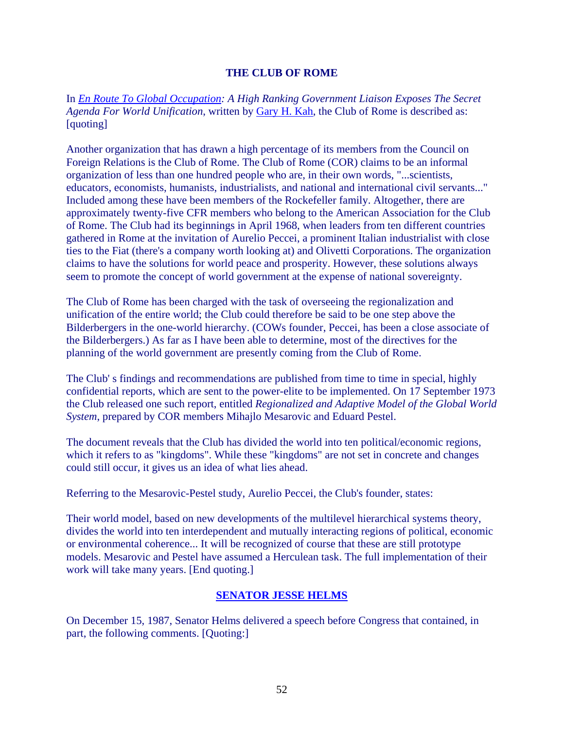## THE CLUB OF ROME

In *En Route To Global Occupation: A High Ranking Government Liaison Exposes The Secret Agenda For World Unification*, written by Gary H. Kah, the Club of Rome is described as: [quoting]

Another organization that has drawn a high percentage of its members from the Council on Foreign Relations is the Club of Rome. The Club of Rome (COR) claims to be an informal organization of less than one hundred people who are, in their own words, "...scientists, educators, economists, humanists, industrialists, and national and international civil servants..." Included among these have been members of the Rockefeller family. Altogether, there are approximately twenty-five CFR members who belong to the American Association for the Club of Rome. The Club had its beginnings in April 1968, when leaders from ten different countries gathered in Rome at the invitation of Aurelio Peccei, a prominent Italian industrialist with close ties to the Fiat (there's a company worth looking at) and Olivetti Corporations. The organization claims to have the solutions for world peace and prosperity. However, these solutions always seem to promote the concept of world government at the expense of national sovereignty.

The Club of Rome has been charged with the task of overseeing the regionalization and unification of the entire world; the Club could therefore be said to be one step above the Bilderbergers in the one-world hierarchy. (COWs founder, Peccei, has been a close associate of the Bilderbergers.) As far as I have been able to determine, most of the directives for the planning of the world government are presently coming from the Club of Rome.

The Club' s findings and recommendations are published from time to time in special, highly confidential reports, which are sent to the power-elite to be implemented. On 17 September 1973 the Club released one such report, entitled *Regionalized and Adaptive Model of the Global World System*, prepared by COR members Mihajlo Mesarovic and Eduard Pestel.

The document reveals that the Club has divided the world into ten political/economic regions, which it refers to as "kingdoms". While these "kingdoms" are not set in concrete and changes could still occur, it gives us an idea of what lies ahead.

Referring to the Mesarovic-Pestel study, Aurelio Peccei, the Club's founder, states:

Their world model, based on new developments of the multilevel hierarchical systems theory, divides the world into ten interdependent and mutually interacting regions of political, economic or environmental coherence... It will be recognized of course that these are still prototype models. Mesarovic and Pestel have assumed a Herculean task. The full implementation of their work will take many years. [End quoting.]

## SENATOR JESSE HELMS

On December 15, 1987, Senator Helms delivered a speech before Congress that contained, in part, the following comments. [Quoting:]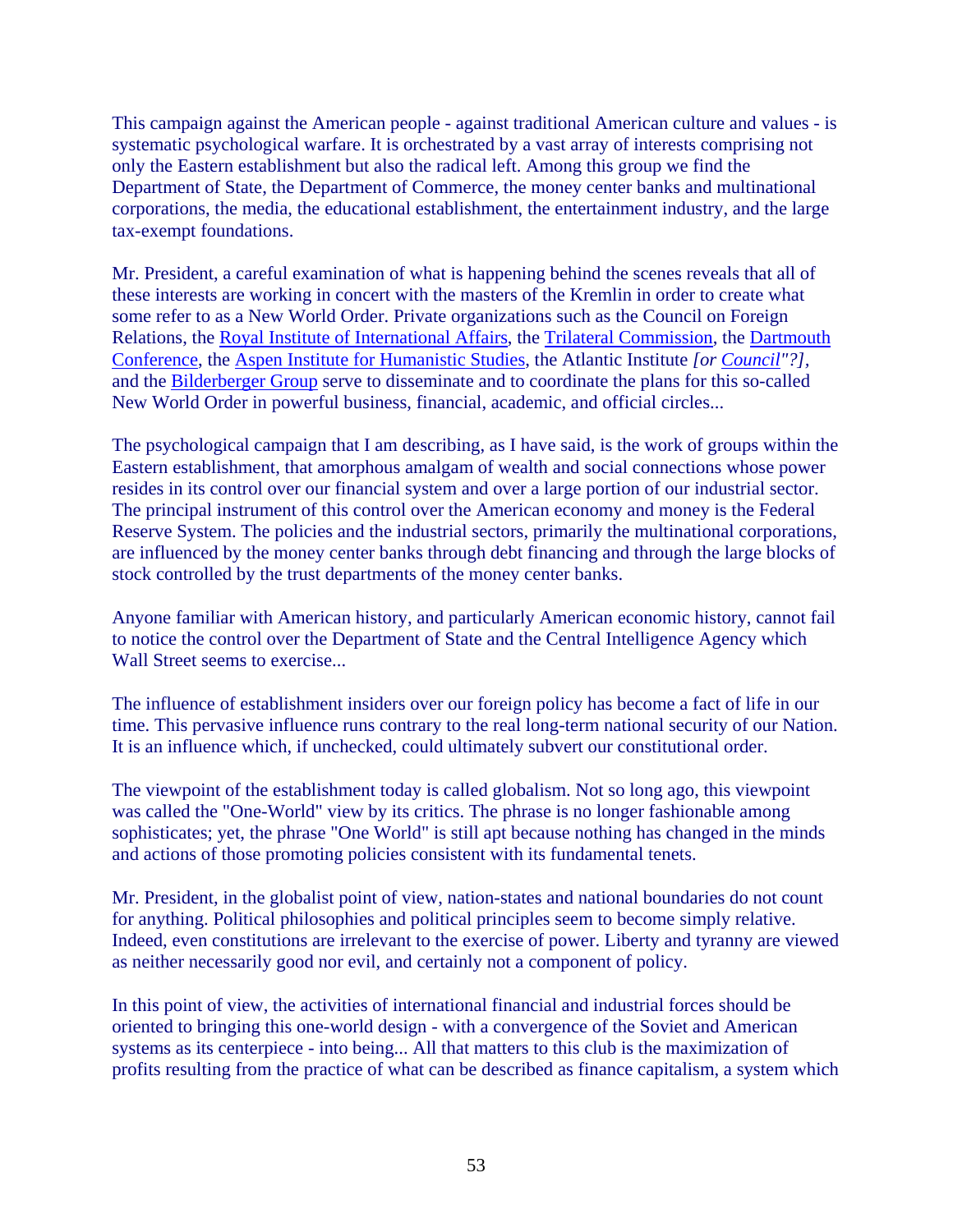This campaign against the American people - against traditional American culture and values - is systematic psychological warfare. It is orchestrated by a vast array of interests comprising not only the Eastern establishment but also the radical left. Among this group we find the Department of State, the Department of Commerce, the money center banks and multinational corporations, the media, the educational establishment, the entertainment industry, and the large tax-exempt foundations.

Mr. President, a careful examination of what is happening behind the scenes reveals that all of these interests are working in concert with the masters of the Kremlin in order to create what some refer to as a New World Order. Private organizations such as the Council on Foreign Relations, the Royal Institute of International Affairs, the Trilateral Commission, the Dartmouth Conference, the Aspen Institute for Humanistic Studies, the Atlantic Institute *[or Council"?]*, and the Bilderberger Group serve to disseminate and to coordinate the plans for this so-called New World Order in powerful business, financial, academic, and official circles...

The psychological campaign that I am describing, as I have said, is the work of groups within the Eastern establishment, that amorphous amalgam of wealth and social connections whose power resides in its control over our financial system and over a large portion of our industrial sector. The principal instrument of this control over the American economy and money is the Federal Reserve System. The policies and the industrial sectors, primarily the multinational corporations, are influenced by the money center banks through debt financing and through the large blocks of stock controlled by the trust departments of the money center banks.

Anyone familiar with American history, and particularly American economic history, cannot fail to notice the control over the Department of State and the Central Intelligence Agency which Wall Street seems to exercise...

The influence of establishment insiders over our foreign policy has become a fact of life in our time. This pervasive influence runs contrary to the real long-term national security of our Nation. It is an influence which, if unchecked, could ultimately subvert our constitutional order.

The viewpoint of the establishment today is called globalism. Not so long ago, this viewpoint was called the "One-World" view by its critics. The phrase is no longer fashionable among sophisticates; yet, the phrase "One World" is still apt because nothing has changed in the minds and actions of those promoting policies consistent with its fundamental tenets.

Mr. President, in the globalist point of view, nation-states and national boundaries do not count for anything. Political philosophies and political principles seem to become simply relative. Indeed, even constitutions are irrelevant to the exercise of power. Liberty and tyranny are viewed as neither necessarily good nor evil, and certainly not a component of policy.

In this point of view, the activities of international financial and industrial forces should be oriented to bringing this one-world design - with a convergence of the Soviet and American systems as its centerpiece - into being... All that matters to this club is the maximization of profits resulting from the practice of what can be described as finance capitalism, a system which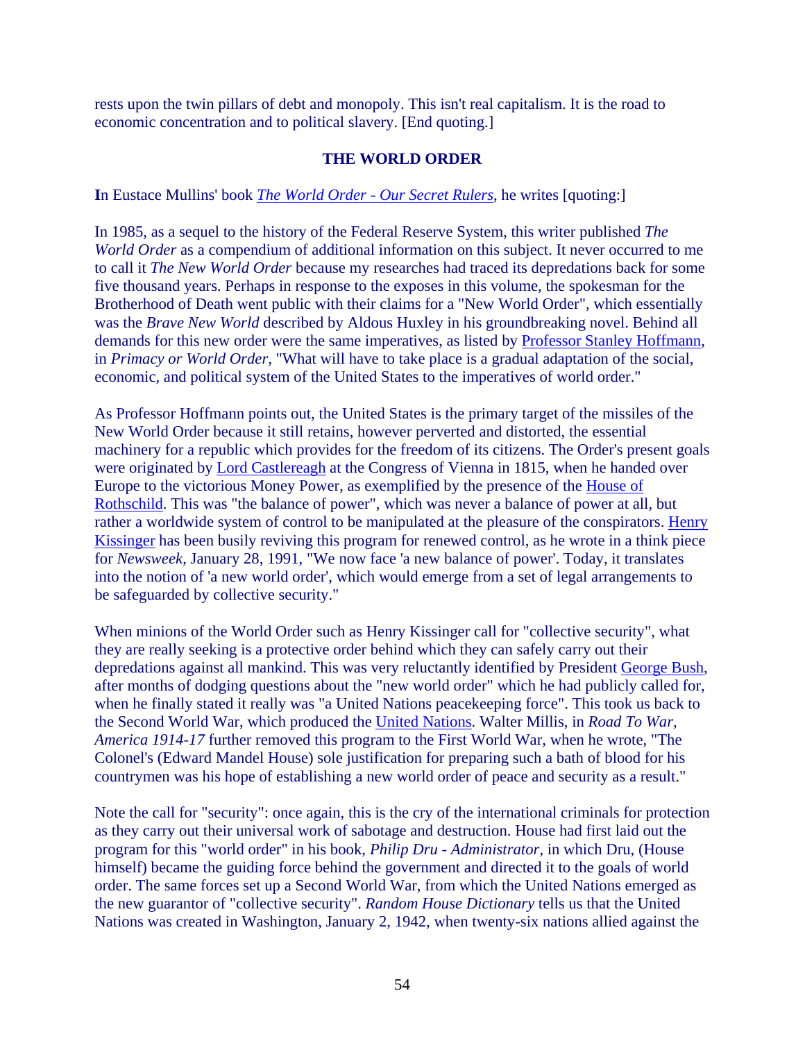rests upon the twin pillars of debt and monopoly. This isn't real capitalism. It is the road to economic concentration and to political slavery. [End quoting.]

## THE WORLD ORDER

**I**n Eustace Mullins' book *The World Order - Our Secret Rulers*, he writes [quoting:]

In 1985, as a sequel to the history of the Federal Reserve System, this writer published *The World Order* as a compendium of additional information on this subject. It never occurred to me to call it *The New World Order* because my researches had traced its depredations back for some five thousand years. Perhaps in response to the exposes in this volume, the spokesman for the Brotherhood of Death went public with their claims for a "New World Order", which essentially was the *Brave New World* described by Aldous Huxley in his groundbreaking novel. Behind all demands for this new order were the same imperatives, as listed by Professor Stanley Hoffmann, in *Primacy or World Order*, "What will have to take place is a gradual adaptation of the social, economic, and political system of the United States to the imperatives of world order."

As Professor Hoffmann points out, the United States is the primary target of the missiles of the New World Order because it still retains, however perverted and distorted, the essential machinery for a republic which provides for the freedom of its citizens. The Order's present goals were originated by Lord Castlereagh at the Congress of Vienna in 1815, when he handed over Europe to the victorious Money Power, as exemplified by the presence of the House of Rothschild. This was "the balance of power", which was never a balance of power at all, but rather a worldwide system of control to be manipulated at the pleasure of the conspirators. Henry Kissinger has been busily reviving this program for renewed control, as he wrote in a think piece for *Newsweek*, January 28, 1991, "We now face 'a new balance of power'. Today, it translates into the notion of 'a new world order', which would emerge from a set of legal arrangements to be safeguarded by collective security."

When minions of the World Order such as Henry Kissinger call for "collective security", what they are really seeking is a protective order behind which they can safely carry out their depredations against all mankind. This was very reluctantly identified by President George Bush, after months of dodging questions about the "new world order" which he had publicly called for, when he finally stated it really was "a United Nations peacekeeping force". This took us back to the Second World War, which produced the United Nations. Walter Millis, in *Road To War, America 1914-17* further removed this program to the First World War, when he wrote, "The Colonel's (Edward Mandel House) sole justification for preparing such a bath of blood for his countrymen was his hope of establishing a new world order of peace and security as a result."

Note the call for "security": once again, this is the cry of the international criminals for protection as they carry out their universal work of sabotage and destruction. House had first laid out the program for this "world order" in his book, *Philip Dru - Administrator*, in which Dru, (House himself) became the guiding force behind the government and directed it to the goals of world order. The same forces set up a Second World War, from which the United Nations emerged as the new guarantor of "collective security". *Random House Dictionary* tells us that the United Nations was created in Washington, January 2, 1942, when twenty-six nations allied against the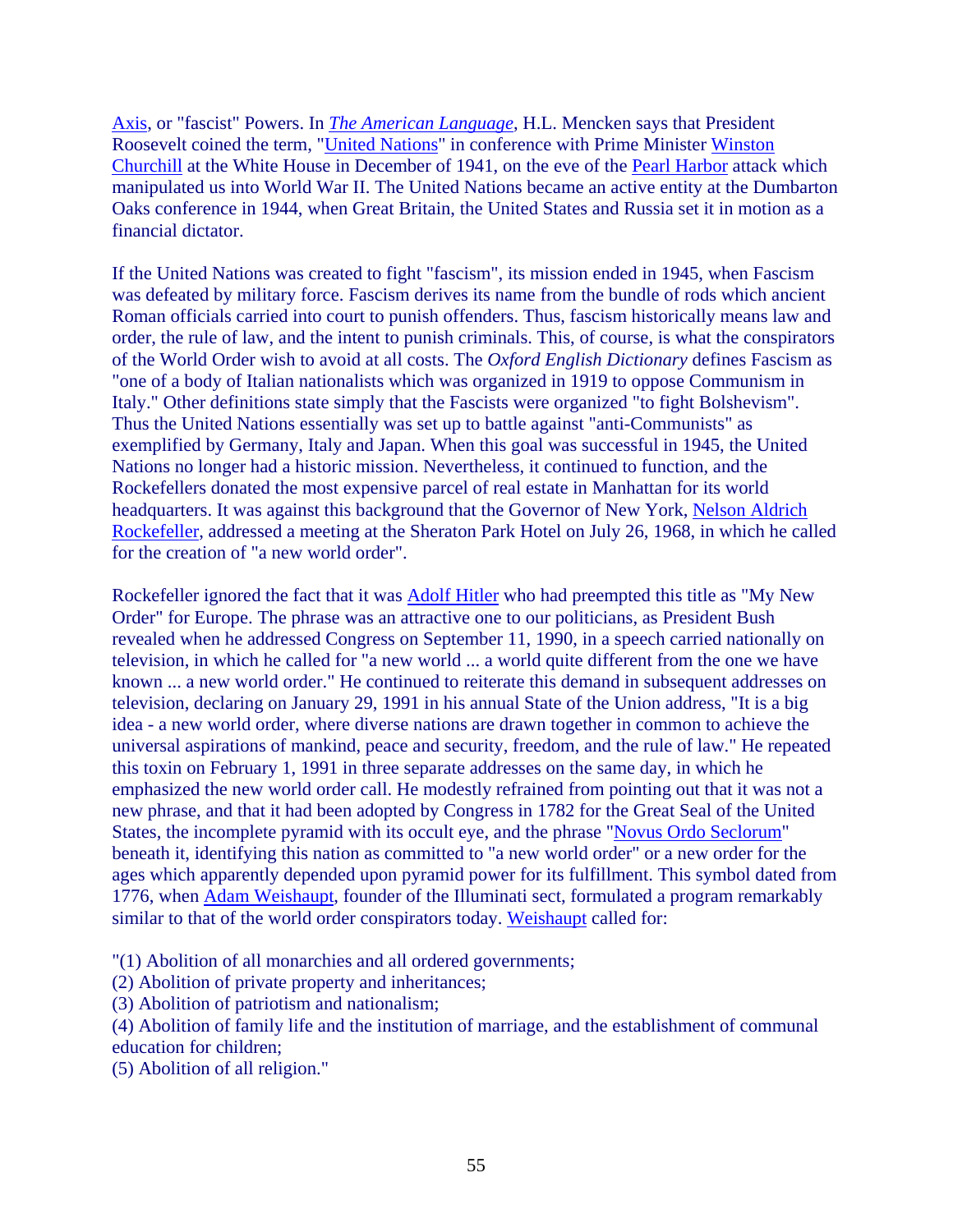Axis, or "fascist" Powers. In *The American Language*, H.L. Mencken says that President Roosevelt coined the term, "United Nations" in conference with Prime Minister Winston Churchill at the White House in December of 1941, on the eve of the Pearl Harbor attack which manipulated us into World War II. The United Nations became an active entity at the Dumbarton Oaks conference in 1944, when Great Britain, the United States and Russia set it in motion as a financial dictator.

If the United Nations was created to fight "fascism", its mission ended in 1945, when Fascism was defeated by military force. Fascism derives its name from the bundle of rods which ancient Roman officials carried into court to punish offenders. Thus, fascism historically means law and order, the rule of law, and the intent to punish criminals. This, of course, is what the conspirators of the World Order wish to avoid at all costs. The *Oxford English Dictionary* defines Fascism as "one of a body of Italian nationalists which was organized in 1919 to oppose Communism in Italy." Other definitions state simply that the Fascists were organized "to fight Bolshevism". Thus the United Nations essentially was set up to battle against "anti-Communists" as exemplified by Germany, Italy and Japan. When this goal was successful in 1945, the United Nations no longer had a historic mission. Nevertheless, it continued to function, and the Rockefellers donated the most expensive parcel of real estate in Manhattan for its world headquarters. It was against this background that the Governor of New York, Nelson Aldrich Rockefeller, addressed a meeting at the Sheraton Park Hotel on July 26, 1968, in which he called for the creation of "a new world order".

Rockefeller ignored the fact that it was Adolf Hitler who had preempted this title as "My New Order" for Europe. The phrase was an attractive one to our politicians, as President Bush revealed when he addressed Congress on September 11, 1990, in a speech carried nationally on television, in which he called for "a new world ... a world quite different from the one we have known ... a new world order." He continued to reiterate this demand in subsequent addresses on television, declaring on January 29, 1991 in his annual State of the Union address, "It is a big idea - a new world order, where diverse nations are drawn together in common to achieve the universal aspirations of mankind, peace and security, freedom, and the rule of law." He repeated this toxin on February 1, 1991 in three separate addresses on the same day, in which he emphasized the new world order call. He modestly refrained from pointing out that it was not a new phrase, and that it had been adopted by Congress in 1782 for the Great Seal of the United States, the incomplete pyramid with its occult eye, and the phrase "Novus Ordo Seclorum" beneath it, identifying this nation as committed to "a new world order" or a new order for the ages which apparently depended upon pyramid power for its fulfillment. This symbol dated from 1776, when Adam Weishaupt, founder of the Illuminati sect, formulated a program remarkably similar to that of the world order conspirators today. Weishaupt called for:

"(1) Abolition of all monarchies and all ordered governments;
(2) Abolition of private property and inheritances;
(3) Abolition of patriotism and nationalism;
(4) Abolition of family life and the institution of marriage, and the establishment of communal education for children;
(5) Abolition of all religion."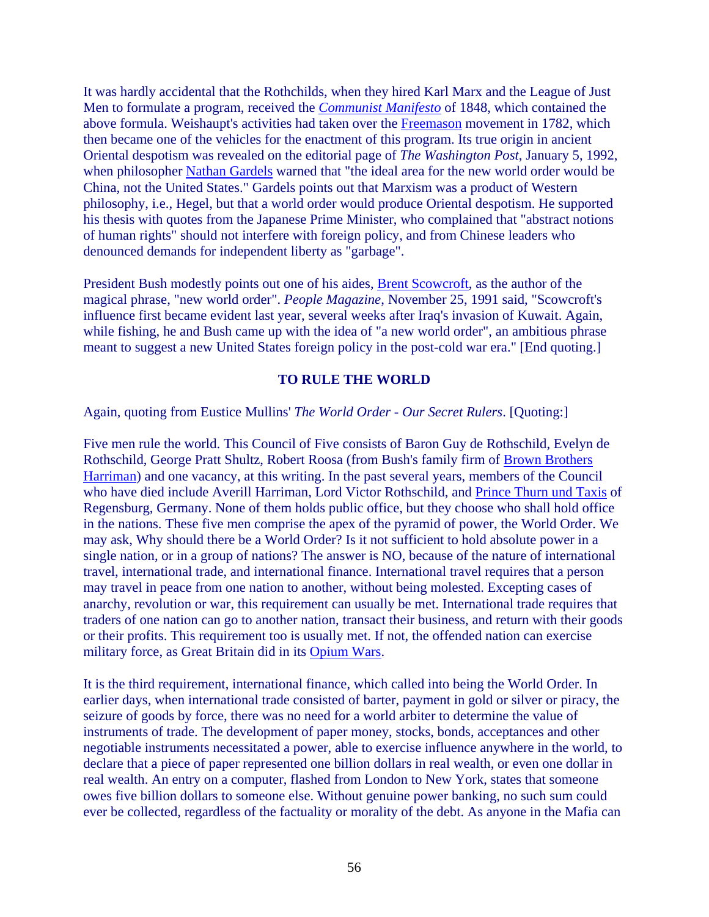It was hardly accidental that the Rothchilds, when they hired Karl Marx and the League of Just Men to formulate a program, received the *Communist Manifesto* of 1848, which contained the above formula. Weishaupt's activities had taken over the Freemason movement in 1782, which then became one of the vehicles for the enactment of this program. Its true origin in ancient Oriental despotism was revealed on the editorial page of *The Washington Post*, January 5, 1992, when philosopher Nathan Gardels warned that "the ideal area for the new world order would be China, not the United States." Gardels points out that Marxism was a product of Western philosophy, i.e., Hegel, but that a world order would produce Oriental despotism. He supported his thesis with quotes from the Japanese Prime Minister, who complained that "abstract notions of human rights" should not interfere with foreign policy, and from Chinese leaders who denounced demands for independent liberty as "garbage".

President Bush modestly points out one of his aides, Brent Scowcroft, as the author of the magical phrase, "new world order". *People Magazine*, November 25, 1991 said, "Scowcroft's influence first became evident last year, several weeks after Iraq's invasion of Kuwait. Again, while fishing, he and Bush came up with the idea of "a new world order", an ambitious phrase meant to suggest a new United States foreign policy in the post-cold war era." [End quoting.]

**TO RULE THE WORLD**

Again, quoting from Eustice Mullins' *The World Order - Our Secret Rulers*. [Quoting:]

Five men rule the world. This Council of Five consists of Baron Guy de Rothschild, Evelyn de Rothschild, George Pratt Shultz, Robert Roosa (from Bush's family firm of Brown Brothers Harriman) and one vacancy, at this writing. In the past several years, members of the Council who have died include Averill Harriman, Lord Victor Rothschild, and Prince Thurn und Taxis of Regensburg, Germany. None of them holds public office, but they choose who shall hold office in the nations. These five men comprise the apex of the pyramid of power, the World Order. We may ask, Why should there be a World Order? Is it not sufficient to hold absolute power in a single nation, or in a group of nations? The answer is NO, because of the nature of international travel, international trade, and international finance. International travel requires that a person may travel in peace from one nation to another, without being molested. Excepting cases of anarchy, revolution or war, this requirement can usually be met. International trade requires that traders of one nation can go to another nation, transact their business, and return with their goods or their profits. This requirement too is usually met. If not, the offended nation can exercise military force, as Great Britain did in its Opium Wars.

It is the third requirement, international finance, which called into being the World Order. In earlier days, when international trade consisted of barter, payment in gold or silver or piracy, the seizure of goods by force, there was no need for a world arbiter to determine the value of instruments of trade. The development of paper money, stocks, bonds, acceptances and other negotiable instruments necessitated a power, able to exercise influence anywhere in the world, to declare that a piece of paper represented one billion dollars in real wealth, or even one dollar in real wealth. An entry on a computer, flashed from London to New York, states that someone owes five billion dollars to someone else. Without genuine power banking, no such sum could ever be collected, regardless of the factuality or morality of the debt. As anyone in the Mafia can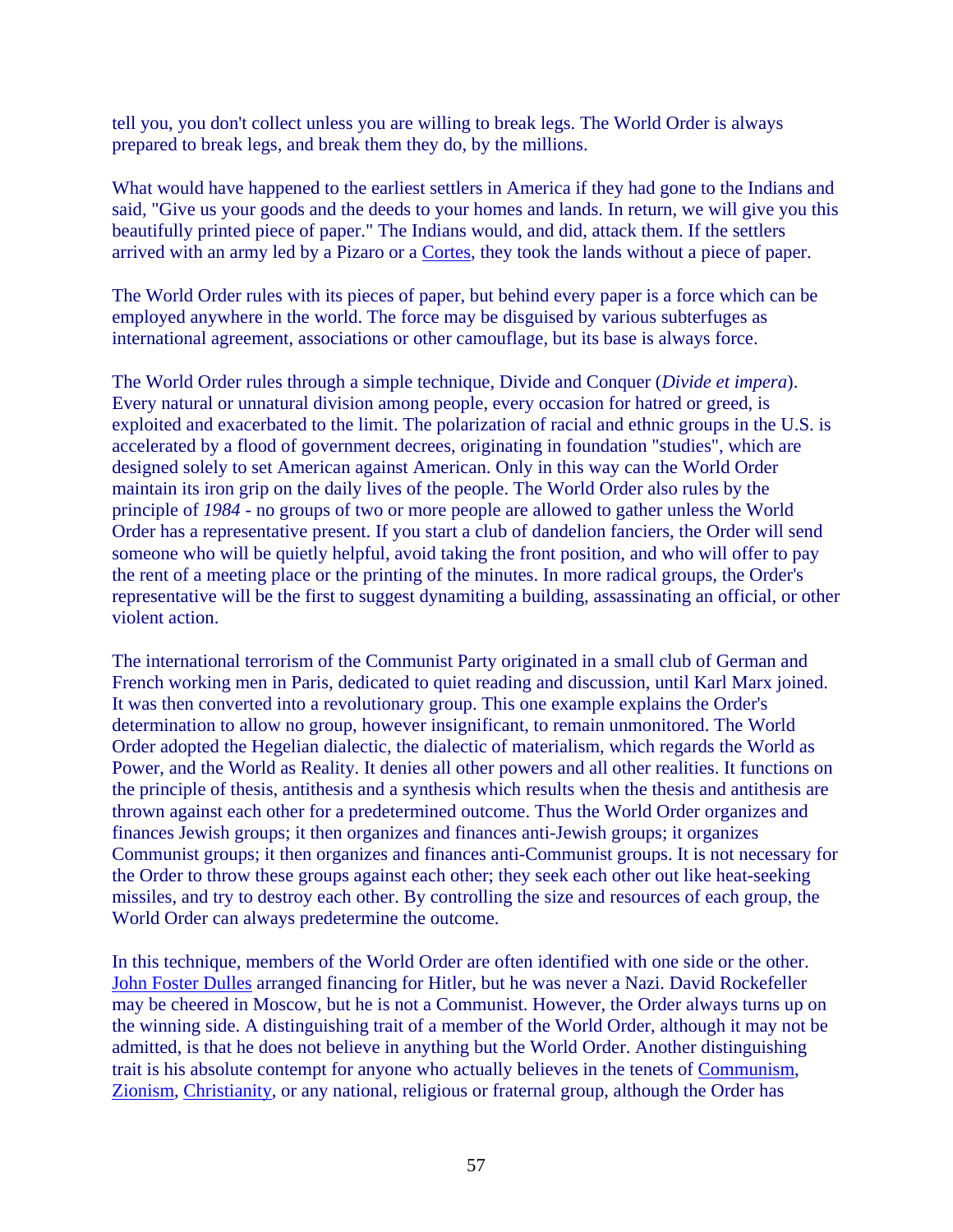tell you, you don't collect unless you are willing to break legs. The World Order is always prepared to break legs, and break them they do, by the millions.

What would have happened to the earliest settlers in America if they had gone to the Indians and said, "Give us your goods and the deeds to your homes and lands. In return, we will give you this beautifully printed piece of paper." The Indians would, and did, attack them. If the settlers arrived with an army led by a Pizaro or a Cortes, they took the lands without a piece of paper.

The World Order rules with its pieces of paper, but behind every paper is a force which can be employed anywhere in the world. The force may be disguised by various subterfuges as international agreement, associations or other camouflage, but its base is always force.

The World Order rules through a simple technique, Divide and Conquer (*Divide et impera*). Every natural or unnatural division among people, every occasion for hatred or greed, is exploited and exacerbated to the limit. The polarization of racial and ethnic groups in the U.S. is accelerated by a flood of government decrees, originating in foundation "studies", which are designed solely to set American against American. Only in this way can the World Order maintain its iron grip on the daily lives of the people. The World Order also rules by the principle of *1984* - no groups of two or more people are allowed to gather unless the World Order has a representative present. If you start a club of dandelion fanciers, the Order will send someone who will be quietly helpful, avoid taking the front position, and who will offer to pay the rent of a meeting place or the printing of the minutes. In more radical groups, the Order's representative will be the first to suggest dynamiting a building, assassinating an official, or other violent action.

The international terrorism of the Communist Party originated in a small club of German and French working men in Paris, dedicated to quiet reading and discussion, until Karl Marx joined. It was then converted into a revolutionary group. This one example explains the Order's determination to allow no group, however insignificant, to remain unmonitored. The World Order adopted the Hegelian dialectic, the dialectic of materialism, which regards the World as Power, and the World as Reality. It denies all other powers and all other realities. It functions on the principle of thesis, antithesis and a synthesis which results when the thesis and antithesis are thrown against each other for a predetermined outcome. Thus the World Order organizes and finances Jewish groups; it then organizes and finances anti-Jewish groups; it organizes Communist groups; it then organizes and finances anti-Communist groups. It is not necessary for the Order to throw these groups against each other; they seek each other out like heat-seeking missiles, and try to destroy each other. By controlling the size and resources of each group, the World Order can always predetermine the outcome.

In this technique, members of the World Order are often identified with one side or the other. John Foster Dulles arranged financing for Hitler, but he was never a Nazi. David Rockefeller may be cheered in Moscow, but he is not a Communist. However, the Order always turns up on the winning side. A distinguishing trait of a member of the World Order, although it may not be admitted, is that he does not believe in anything but the World Order. Another distinguishing trait is his absolute contempt for anyone who actually believes in the tenets of Communism, Zionism, Christianity, or any national, religious or fraternal group, although the Order has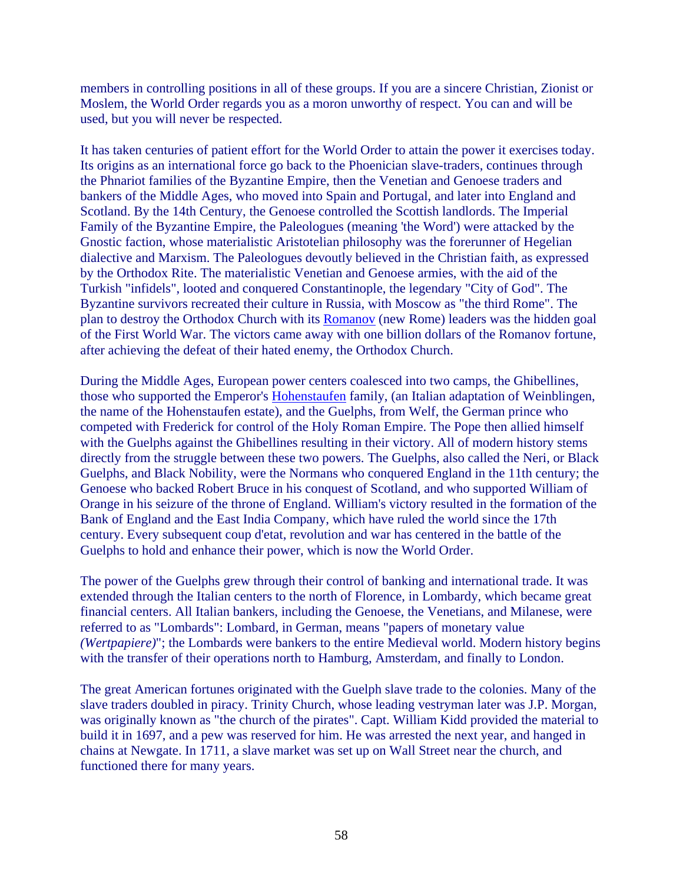members in controlling positions in all of these groups. If you are a sincere Christian, Zionist or Moslem, the World Order regards you as a moron unworthy of respect. You can and will be used, but you will never be respected.

It has taken centuries of patient effort for the World Order to attain the power it exercises today. Its origins as an international force go back to the Phoenician slave-traders, continues through the Phnariot families of the Byzantine Empire, then the Venetian and Genoese traders and bankers of the Middle Ages, who moved into Spain and Portugal, and later into England and Scotland. By the 14th Century, the Genoese controlled the Scottish landlords. The Imperial Family of the Byzantine Empire, the Paleologues (meaning 'the Word') were attacked by the Gnostic faction, whose materialistic Aristotelian philosophy was the forerunner of Hegelian dialective and Marxism. The Paleologues devoutly believed in the Christian faith, as expressed by the Orthodox Rite. The materialistic Venetian and Genoese armies, with the aid of the Turkish "infidels", looted and conquered Constantinople, the legendary "City of God". The Byzantine survivors recreated their culture in Russia, with Moscow as "the third Rome". The plan to destroy the Orthodox Church with its Romanov (new Rome) leaders was the hidden goal of the First World War. The victors came away with one billion dollars of the Romanov fortune, after achieving the defeat of their hated enemy, the Orthodox Church.

During the Middle Ages, European power centers coalesced into two camps, the Ghibellines, those who supported the Emperor's Hohenstaufen family, (an Italian adaptation of Weinblingen, the name of the Hohenstaufen estate), and the Guelphs, from Welf, the German prince who competed with Frederick for control of the Holy Roman Empire. The Pope then allied himself with the Guelphs against the Ghibellines resulting in their victory. All of modern history stems directly from the struggle between these two powers. The Guelphs, also called the Neri, or Black Guelphs, and Black Nobility, were the Normans who conquered England in the 11th century; the Genoese who backed Robert Bruce in his conquest of Scotland, and who supported William of Orange in his seizure of the throne of England. William's victory resulted in the formation of the Bank of England and the East India Company, which have ruled the world since the 17th century. Every subsequent coup d'etat, revolution and war has centered in the battle of the Guelphs to hold and enhance their power, which is now the World Order.

The power of the Guelphs grew through their control of banking and international trade. It was extended through the Italian centers to the north of Florence, in Lombardy, which became great financial centers. All Italian bankers, including the Genoese, the Venetians, and Milanese, were referred to as "Lombards": Lombard, in German, means "papers of monetary value *(Wertpapiere)*"; the Lombards were bankers to the entire Medieval world. Modern history begins with the transfer of their operations north to Hamburg, Amsterdam, and finally to London.

The great American fortunes originated with the Guelph slave trade to the colonies. Many of the slave traders doubled in piracy. Trinity Church, whose leading vestryman later was J.P. Morgan, was originally known as "the church of the pirates". Capt. William Kidd provided the material to build it in 1697, and a pew was reserved for him. He was arrested the next year, and hanged in chains at Newgate. In 1711, a slave market was set up on Wall Street near the church, and functioned there for many years.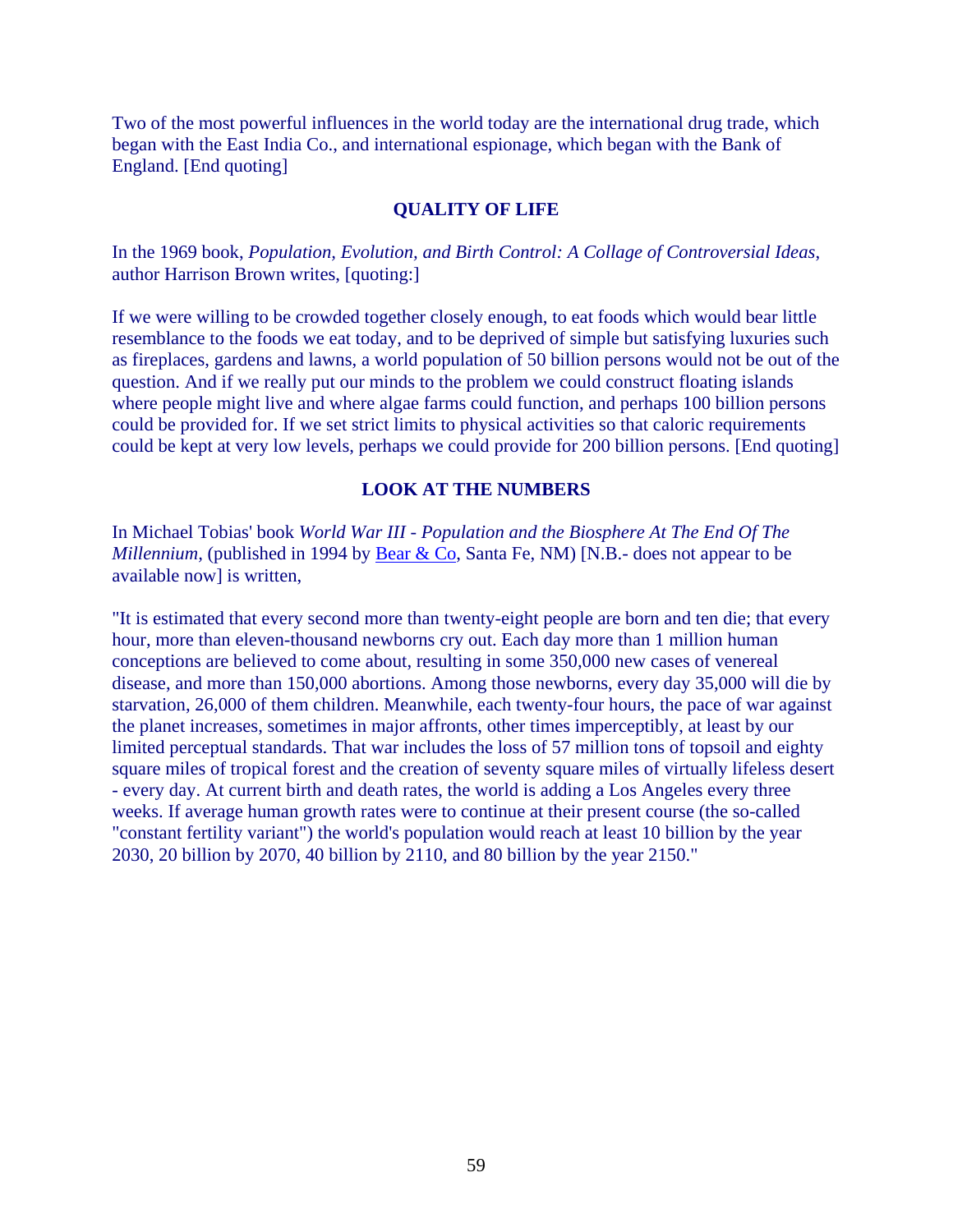Two of the most powerful influences in the world today are the international drug trade, which began with the East India Co., and international espionage, which began with the Bank of England. [End quoting]

## QUALITY OF LIFE

In the 1969 book, *Population, Evolution, and Birth Control: A Collage of Controversial Ideas*, author Harrison Brown writes, [quoting:]

If we were willing to be crowded together closely enough, to eat foods which would bear little resemblance to the foods we eat today, and to be deprived of simple but satisfying luxuries such as fireplaces, gardens and lawns, a world population of 50 billion persons would not be out of the question. And if we really put our minds to the problem we could construct floating islands where people might live and where algae farms could function, and perhaps 100 billion persons could be provided for. If we set strict limits to physical activities so that caloric requirements could be kept at very low levels, perhaps we could provide for 200 billion persons. [End quoting]

## LOOK AT THE NUMBERS

In Michael Tobias' book *World War III - Population and the Biosphere At The End Of The Millennium,* (published in 1994 by Bear & Co, Santa Fe, NM) [N.B.- does not appear to be available now] is written,

"It is estimated that every second more than twenty-eight people are born and ten die; that every hour, more than eleven-thousand newborns cry out. Each day more than 1 million human conceptions are believed to come about, resulting in some 350,000 new cases of venereal disease, and more than 150,000 abortions. Among those newborns, every day 35,000 will die by starvation, 26,000 of them children. Meanwhile, each twenty-four hours, the pace of war against the planet increases, sometimes in major affronts, other times imperceptibly, at least by our limited perceptual standards. That war includes the loss of 57 million tons of topsoil and eighty square miles of tropical forest and the creation of seventy square miles of virtually lifeless desert - every day. At current birth and death rates, the world is adding a Los Angeles every three weeks. If average human growth rates were to continue at their present course (the so-called "constant fertility variant") the world's population would reach at least 10 billion by the year 2030, 20 billion by 2070, 40 billion by 2110, and 80 billion by the year 2150."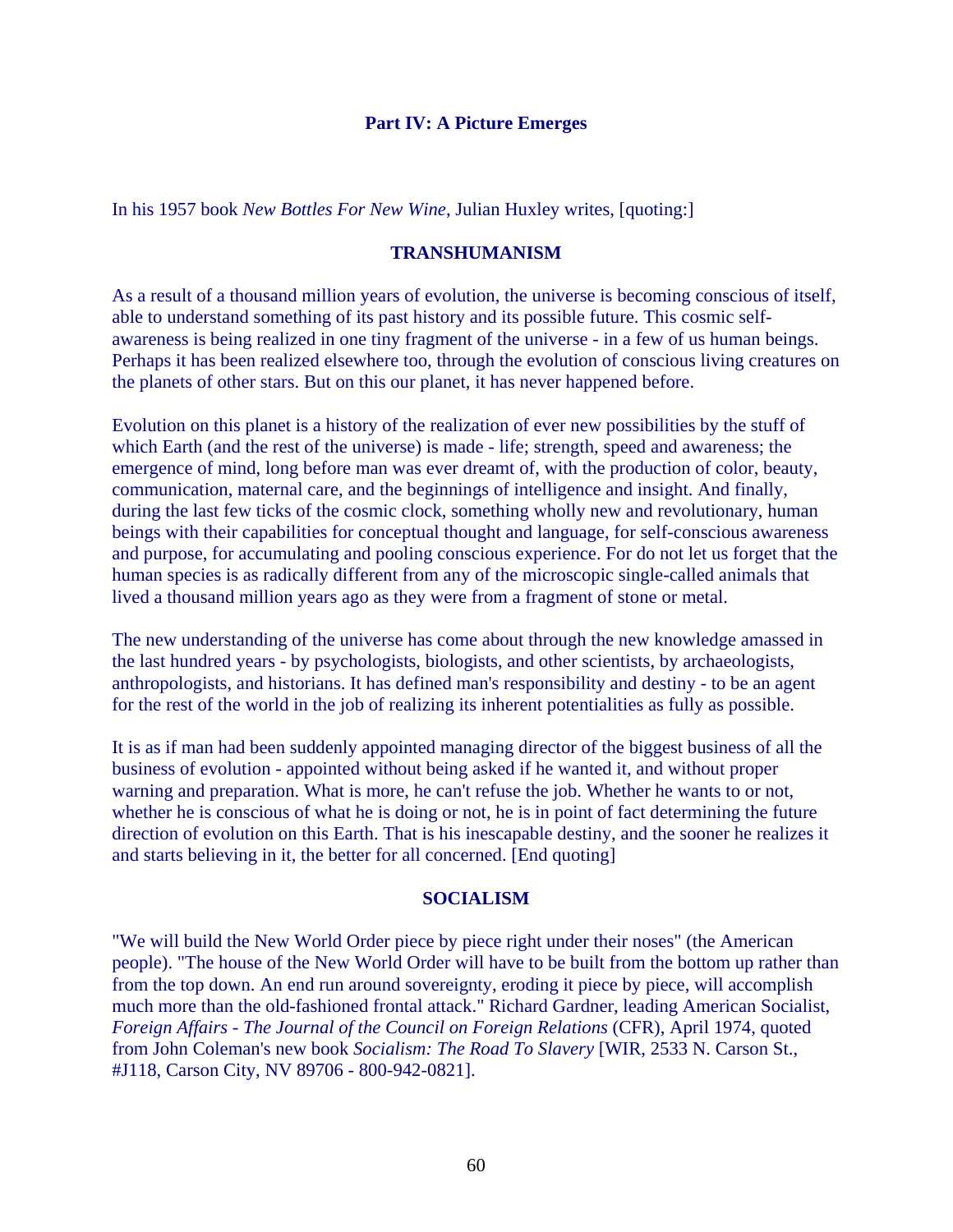## Part IV: A Picture Emerges

In his 1957 book *New Bottles For New Wine*, Julian Huxley writes, [quoting:]

### TRANSHUMANISM

As a result of a thousand million years of evolution, the universe is becoming conscious of itself, able to understand something of its past history and its possible future. This cosmic self-awareness is being realized in one tiny fragment of the universe - in a few of us human beings. Perhaps it has been realized elsewhere too, through the evolution of conscious living creatures on the planets of other stars. But on this our planet, it has never happened before.

Evolution on this planet is a history of the realization of ever new possibilities by the stuff of which Earth (and the rest of the universe) is made - life; strength, speed and awareness; the emergence of mind, long before man was ever dreamt of, with the production of color, beauty, communication, maternal care, and the beginnings of intelligence and insight. And finally, during the last few ticks of the cosmic clock, something wholly new and revolutionary, human beings with their capabilities for conceptual thought and language, for self-conscious awareness and purpose, for accumulating and pooling conscious experience. For do not let us forget that the human species is as radically different from any of the microscopic single-called animals that lived a thousand million years ago as they were from a fragment of stone or metal.

The new understanding of the universe has come about through the new knowledge amassed in the last hundred years - by psychologists, biologists, and other scientists, by archaeologists, anthropologists, and historians. It has defined man's responsibility and destiny - to be an agent for the rest of the world in the job of realizing its inherent potentialities as fully as possible.

It is as if man had been suddenly appointed managing director of the biggest business of all the business of evolution - appointed without being asked if he wanted it, and without proper warning and preparation. What is more, he can't refuse the job. Whether he wants to or not, whether he is conscious of what he is doing or not, he is in point of fact determining the future direction of evolution on this Earth. That is his inescapable destiny, and the sooner he realizes it and starts believing in it, the better for all concerned. [End quoting]

### SOCIALISM

"We will build the New World Order piece by piece right under their noses" (the American people). "The house of the New World Order will have to be built from the bottom up rather than from the top down. An end run around sovereignty, eroding it piece by piece, will accomplish much more than the old-fashioned frontal attack." Richard Gardner, leading American Socialist, *Foreign Affairs - The Journal of the Council on Foreign Relations* (CFR), April 1974, quoted from John Coleman's new book *Socialism: The Road To Slavery* [WIR, 2533 N. Carson St., #J118, Carson City, NV 89706 - 800-942-0821].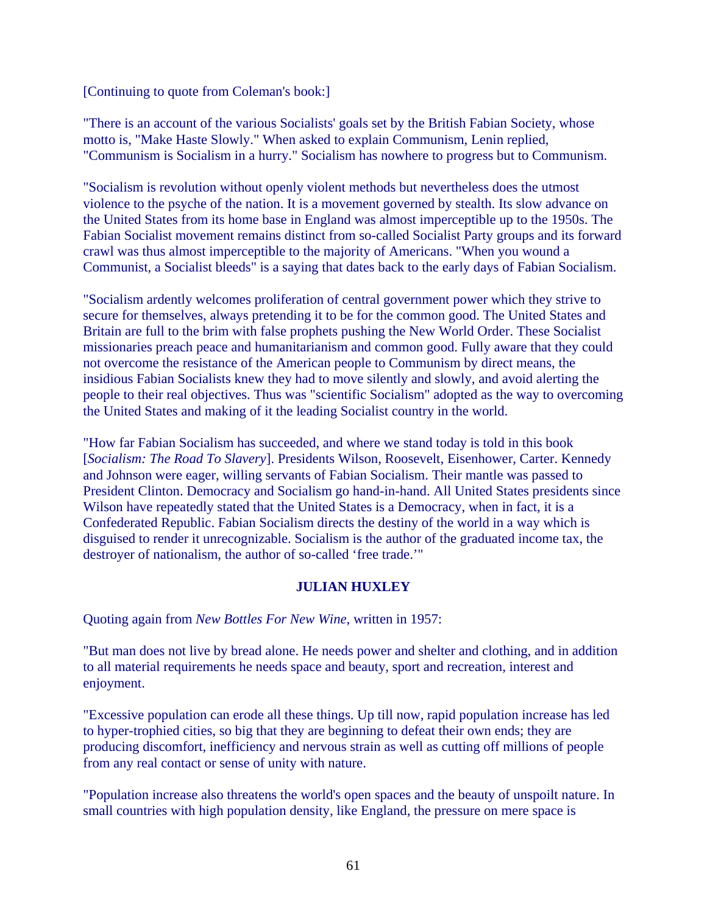[Continuing to quote from Coleman's book:]

"There is an account of the various Socialists' goals set by the British Fabian Society, whose motto is, "Make Haste Slowly." When asked to explain Communism, Lenin replied, "Communism is Socialism in a hurry." Socialism has nowhere to progress but to Communism.

"Socialism is revolution without openly violent methods but nevertheless does the utmost violence to the psyche of the nation. It is a movement governed by stealth. Its slow advance on the United States from its home base in England was almost imperceptible up to the 1950s. The Fabian Socialist movement remains distinct from so-called Socialist Party groups and its forward crawl was thus almost imperceptible to the majority of Americans. "When you wound a Communist, a Socialist bleeds" is a saying that dates back to the early days of Fabian Socialism.

"Socialism ardently welcomes proliferation of central government power which they strive to secure for themselves, always pretending it to be for the common good. The United States and Britain are full to the brim with false prophets pushing the New World Order. These Socialist missionaries preach peace and humanitarianism and common good. Fully aware that they could not overcome the resistance of the American people to Communism by direct means, the insidious Fabian Socialists knew they had to move silently and slowly, and avoid alerting the people to their real objectives. Thus was "scientific Socialism" adopted as the way to overcoming the United States and making of it the leading Socialist country in the world.

"How far Fabian Socialism has succeeded, and where we stand today is told in this book [*Socialism: The Road To Slavery*]. Presidents Wilson, Roosevelt, Eisenhower, Carter. Kennedy and Johnson were eager, willing servants of Fabian Socialism. Their mantle was passed to President Clinton. Democracy and Socialism go hand-in-hand. All United States presidents since Wilson have repeatedly stated that the United States is a Democracy, when in fact, it is a Confederated Republic. Fabian Socialism directs the destiny of the world in a way which is disguised to render it unrecognizable. Socialism is the author of the graduated income tax, the destroyer of nationalism, the author of so-called 'free trade.'"

### JULIAN HUXLEY

Quoting again from *New Bottles For New Wine*, written in 1957:

"But man does not live by bread alone. He needs power and shelter and clothing, and in addition to all material requirements he needs space and beauty, sport and recreation, interest and enjoyment.

"Excessive population can erode all these things. Up till now, rapid population increase has led to hyper-trophied cities, so big that they are beginning to defeat their own ends; they are producing discomfort, inefficiency and nervous strain as well as cutting off millions of people from any real contact or sense of unity with nature.

"Population increase also threatens the world's open spaces and the beauty of unspoilt nature. In small countries with high population density, like England, the pressure on mere space is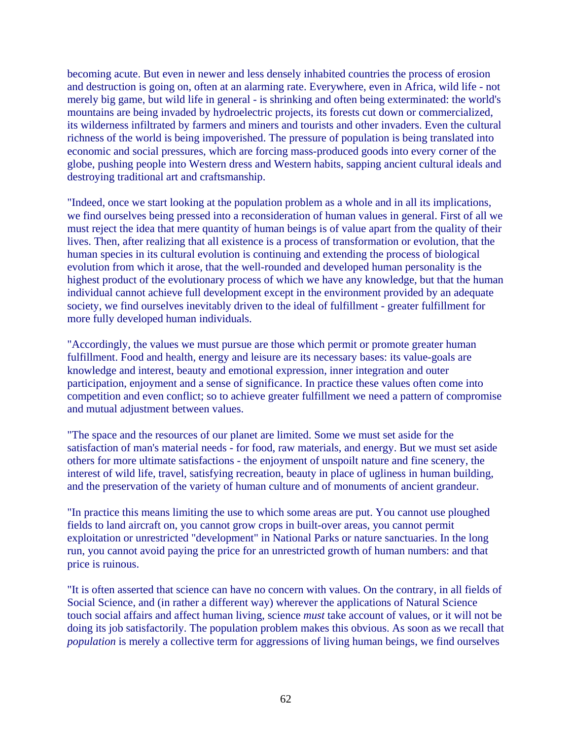becoming acute. But even in newer and less densely inhabited countries the process of erosion and destruction is going on, often at an alarming rate. Everywhere, even in Africa, wild life - not merely big game, but wild life in general - is shrinking and often being exterminated: the world's mountains are being invaded by hydroelectric projects, its forests cut down or commercialized, its wilderness infiltrated by farmers and miners and tourists and other invaders. Even the cultural richness of the world is being impoverished. The pressure of population is being translated into economic and social pressures, which are forcing mass-produced goods into every corner of the globe, pushing people into Western dress and Western habits, sapping ancient cultural ideals and destroying traditional art and craftsmanship.

"Indeed, once we start looking at the population problem as a whole and in all its implications, we find ourselves being pressed into a reconsideration of human values in general. First of all we must reject the idea that mere quantity of human beings is of value apart from the quality of their lives. Then, after realizing that all existence is a process of transformation or evolution, that the human species in its cultural evolution is continuing and extending the process of biological evolution from which it arose, that the well-rounded and developed human personality is the highest product of the evolutionary process of which we have any knowledge, but that the human individual cannot achieve full development except in the environment provided by an adequate society, we find ourselves inevitably driven to the ideal of fulfillment - greater fulfillment for more fully developed human individuals.

"Accordingly, the values we must pursue are those which permit or promote greater human fulfillment. Food and health, energy and leisure are its necessary bases: its value-goals are knowledge and interest, beauty and emotional expression, inner integration and outer participation, enjoyment and a sense of significance. In practice these values often come into competition and even conflict; so to achieve greater fulfillment we need a pattern of compromise and mutual adjustment between values.

"The space and the resources of our planet are limited. Some we must set aside for the satisfaction of man's material needs - for food, raw materials, and energy. But we must set aside others for more ultimate satisfactions - the enjoyment of unspoilt nature and fine scenery, the interest of wild life, travel, satisfying recreation, beauty in place of ugliness in human building, and the preservation of the variety of human culture and of monuments of ancient grandeur.

"In practice this means limiting the use to which some areas are put. You cannot use ploughed fields to land aircraft on, you cannot grow crops in built-over areas, you cannot permit exploitation or unrestricted "development" in National Parks or nature sanctuaries. In the long run, you cannot avoid paying the price for an unrestricted growth of human numbers: and that price is ruinous.

"It is often asserted that science can have no concern with values. On the contrary, in all fields of Social Science, and (in rather a different way) wherever the applications of Natural Science touch social affairs and affect human living, science *must* take account of values, or it will not be doing its job satisfactorily. The population problem makes this obvious. As soon as we recall that *population* is merely a collective term for aggressions of living human beings, we find ourselves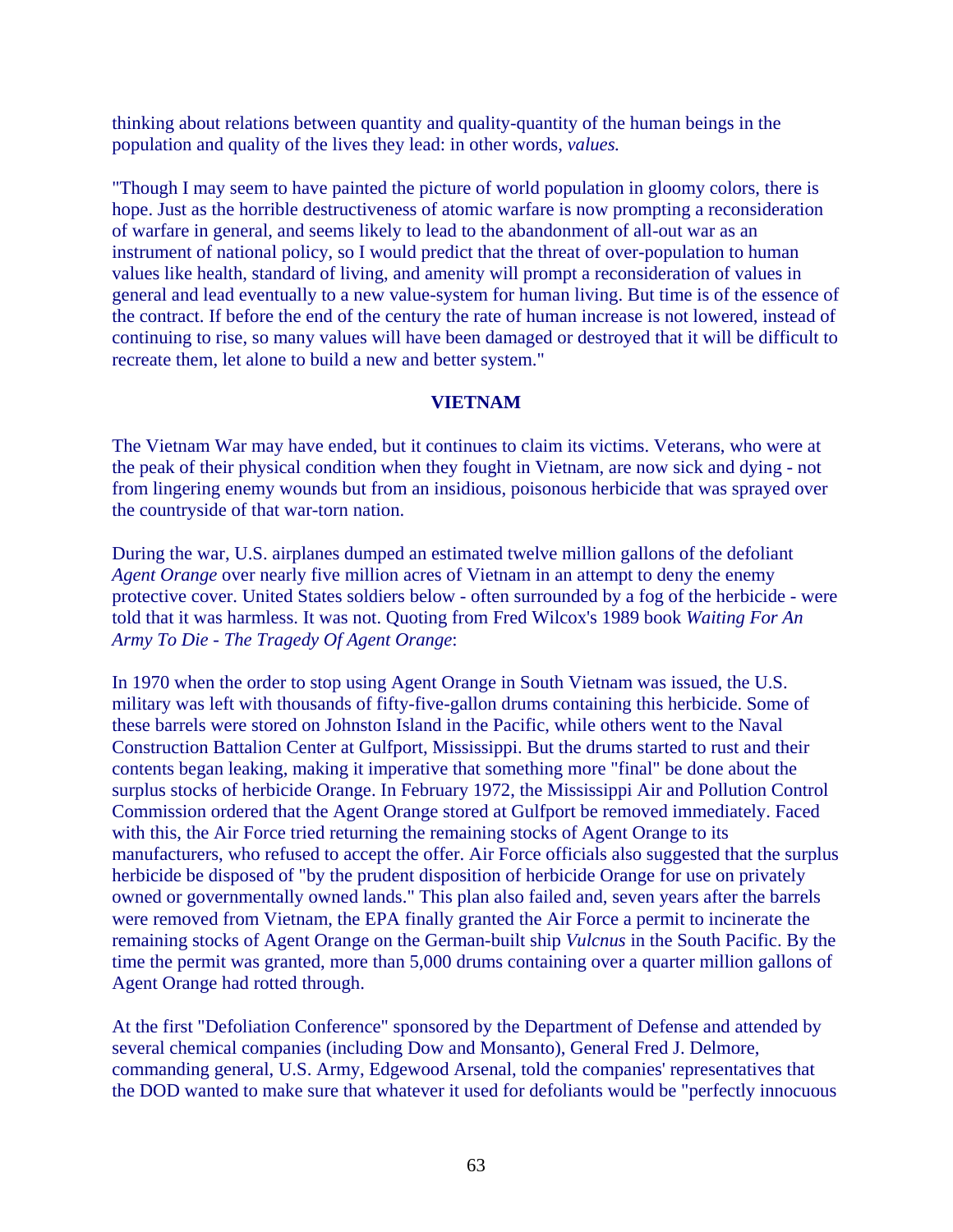thinking about relations between quantity and quality-quantity of the human beings in the population and quality of the lives they lead: in other words, *values.*

"Though I may seem to have painted the picture of world population in gloomy colors, there is hope. Just as the horrible destructiveness of atomic warfare is now prompting a reconsideration of warfare in general, and seems likely to lead to the abandonment of all-out war as an instrument of national policy, so I would predict that the threat of over-population to human values like health, standard of living, and amenity will prompt a reconsideration of values in general and lead eventually to a new value-system for human living. But time is of the essence of the contract. If before the end of the century the rate of human increase is not lowered, instead of continuing to rise, so many values will have been damaged or destroyed that it will be difficult to recreate them, let alone to build a new and better system."

## VIETNAM

The Vietnam War may have ended, but it continues to claim its victims. Veterans, who were at the peak of their physical condition when they fought in Vietnam, are now sick and dying - not from lingering enemy wounds but from an insidious, poisonous herbicide that was sprayed over the countryside of that war-torn nation.

During the war, U.S. airplanes dumped an estimated twelve million gallons of the defoliant *Agent Orange* over nearly five million acres of Vietnam in an attempt to deny the enemy protective cover. United States soldiers below - often surrounded by a fog of the herbicide - were told that it was harmless. It was not. Quoting from Fred Wilcox's 1989 book *Waiting For An Army To Die - The Tragedy Of Agent Orange*:

In 1970 when the order to stop using Agent Orange in South Vietnam was issued, the U.S. military was left with thousands of fifty-five-gallon drums containing this herbicide. Some of these barrels were stored on Johnston Island in the Pacific, while others went to the Naval Construction Battalion Center at Gulfport, Mississippi. But the drums started to rust and their contents began leaking, making it imperative that something more "final" be done about the surplus stocks of herbicide Orange. In February 1972, the Mississippi Air and Pollution Control Commission ordered that the Agent Orange stored at Gulfport be removed immediately. Faced with this, the Air Force tried returning the remaining stocks of Agent Orange to its manufacturers, who refused to accept the offer. Air Force officials also suggested that the surplus herbicide be disposed of "by the prudent disposition of herbicide Orange for use on privately owned or governmentally owned lands." This plan also failed and, seven years after the barrels were removed from Vietnam, the EPA finally granted the Air Force a permit to incinerate the remaining stocks of Agent Orange on the German-built ship *Vulcnus* in the South Pacific. By the time the permit was granted, more than 5,000 drums containing over a quarter million gallons of Agent Orange had rotted through.

At the first "Defoliation Conference" sponsored by the Department of Defense and attended by several chemical companies (including Dow and Monsanto), General Fred J. Delmore, commanding general, U.S. Army, Edgewood Arsenal, told the companies' representatives that the DOD wanted to make sure that whatever it used for defoliants would be "perfectly innocuous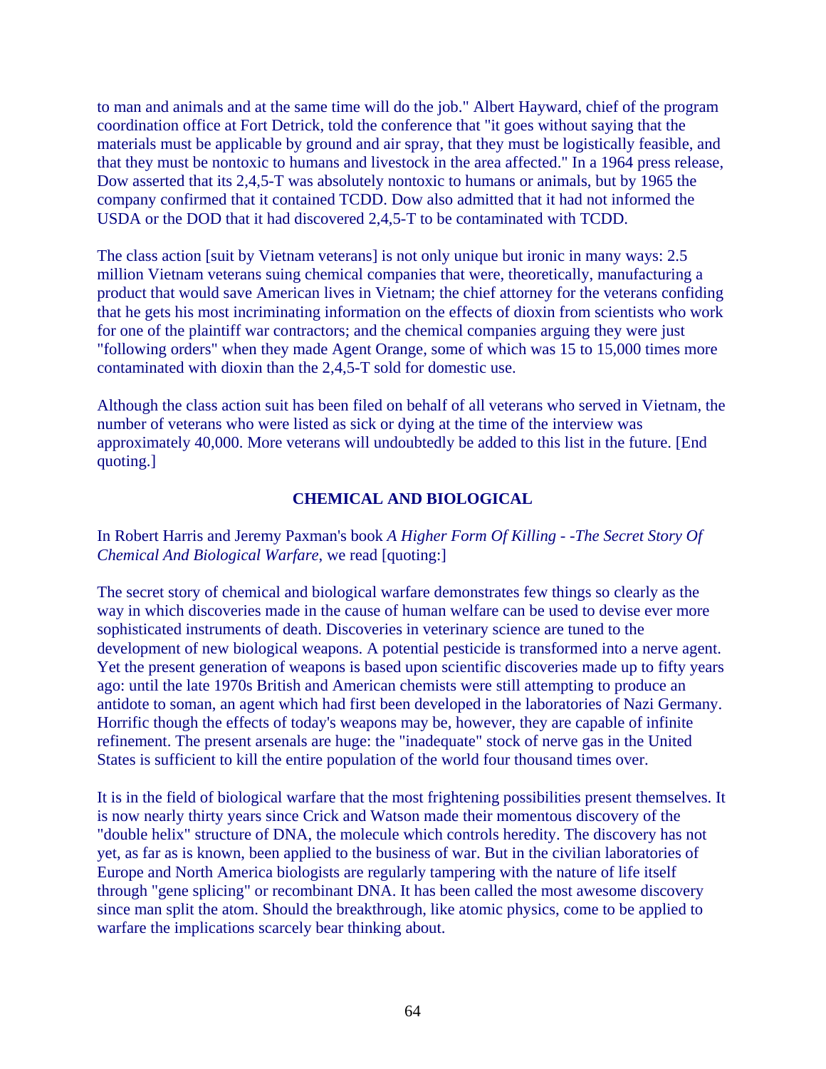to man and animals and at the same time will do the job." Albert Hayward, chief of the program coordination office at Fort Detrick, told the conference that "it goes without saying that the materials must be applicable by ground and air spray, that they must be logistically feasible, and that they must be nontoxic to humans and livestock in the area affected." In a 1964 press release, Dow asserted that its 2,4,5-T was absolutely nontoxic to humans or animals, but by 1965 the company confirmed that it contained TCDD. Dow also admitted that it had not informed the USDA or the DOD that it had discovered 2,4,5-T to be contaminated with TCDD.

The class action [suit by Vietnam veterans] is not only unique but ironic in many ways: 2.5 million Vietnam veterans suing chemical companies that were, theoretically, manufacturing a product that would save American lives in Vietnam; the chief attorney for the veterans confiding that he gets his most incriminating information on the effects of dioxin from scientists who work for one of the plaintiff war contractors; and the chemical companies arguing they were just "following orders" when they made Agent Orange, some of which was 15 to 15,000 times more contaminated with dioxin than the 2,4,5-T sold for domestic use.

Although the class action suit has been filed on behalf of all veterans who served in Vietnam, the number of veterans who were listed as sick or dying at the time of the interview was approximately 40,000. More veterans will undoubtedly be added to this list in the future. [End quoting.]

## CHEMICAL AND BIOLOGICAL

In Robert Harris and Jeremy Paxman's book *A Higher Form Of Killing - -The Secret Story Of Chemical And Biological Warfare*, we read [quoting:]

The secret story of chemical and biological warfare demonstrates few things so clearly as the way in which discoveries made in the cause of human welfare can be used to devise ever more sophisticated instruments of death. Discoveries in veterinary science are tuned to the development of new biological weapons. A potential pesticide is transformed into a nerve agent. Yet the present generation of weapons is based upon scientific discoveries made up to fifty years ago: until the late 1970s British and American chemists were still attempting to produce an antidote to soman, an agent which had first been developed in the laboratories of Nazi Germany. Horrific though the effects of today's weapons may be, however, they are capable of infinite refinement. The present arsenals are huge: the "inadequate" stock of nerve gas in the United States is sufficient to kill the entire population of the world four thousand times over.

It is in the field of biological warfare that the most frightening possibilities present themselves. It is now nearly thirty years since Crick and Watson made their momentous discovery of the "double helix" structure of DNA, the molecule which controls heredity. The discovery has not yet, as far as is known, been applied to the business of war. But in the civilian laboratories of Europe and North America biologists are regularly tampering with the nature of life itself through "gene splicing" or recombinant DNA. It has been called the most awesome discovery since man split the atom. Should the breakthrough, like atomic physics, come to be applied to warfare the implications scarcely bear thinking about.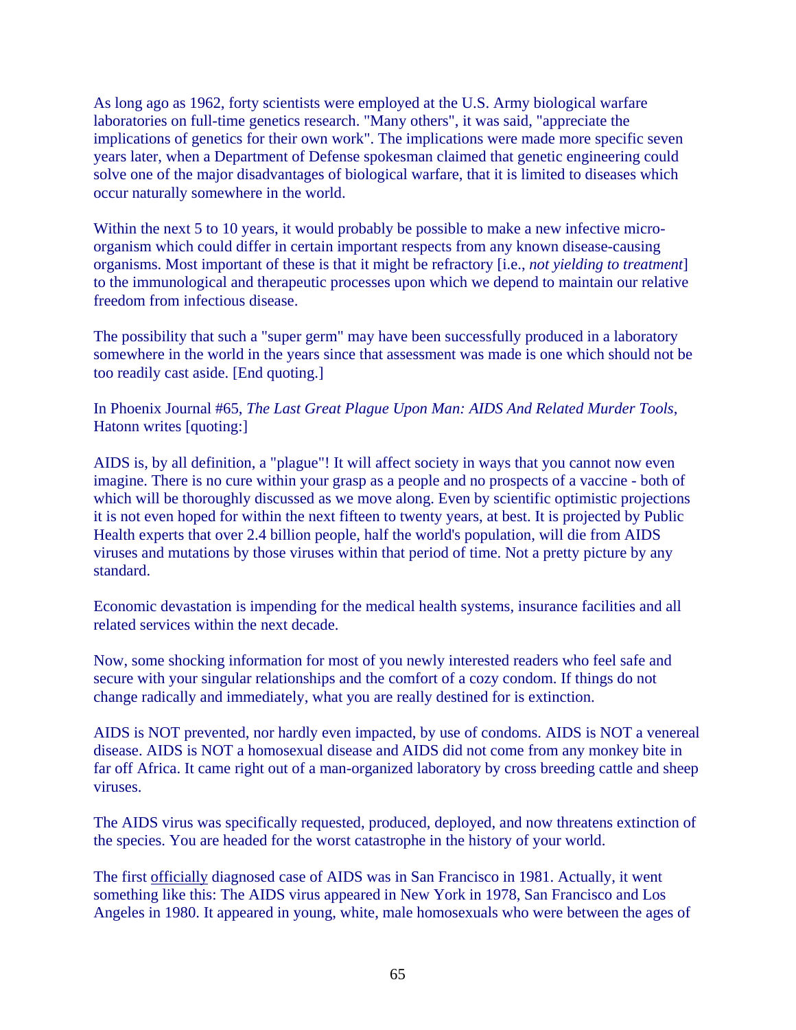As long ago as 1962, forty scientists were employed at the U.S. Army biological warfare laboratories on full-time genetics research. "Many others", it was said, "appreciate the implications of genetics for their own work". The implications were made more specific seven years later, when a Department of Defense spokesman claimed that genetic engineering could solve one of the major disadvantages of biological warfare, that it is limited to diseases which occur naturally somewhere in the world.

Within the next 5 to 10 years, it would probably be possible to make a new infective micro-organism which could differ in certain important respects from any known disease-causing organisms. Most important of these is that it might be refractory [i.e., *not yielding to treatment*] to the immunological and therapeutic processes upon which we depend to maintain our relative freedom from infectious disease.

The possibility that such a "super germ" may have been successfully produced in a laboratory somewhere in the world in the years since that assessment was made is one which should not be too readily cast aside. [End quoting.]

In Phoenix Journal #65, *The Last Great Plague Upon Man: AIDS And Related Murder Tools*, Hatonn writes [quoting:]

AIDS is, by all definition, a "plague"! It will affect society in ways that you cannot now even imagine. There is no cure within your grasp as a people and no prospects of a vaccine - both of which will be thoroughly discussed as we move along. Even by scientific optimistic projections it is not even hoped for within the next fifteen to twenty years, at best. It is projected by Public Health experts that over 2.4 billion people, half the world's population, will die from AIDS viruses and mutations by those viruses within that period of time. Not a pretty picture by any standard.

Economic devastation is impending for the medical health systems, insurance facilities and all related services within the next decade.

Now, some shocking information for most of you newly interested readers who feel safe and secure with your singular relationships and the comfort of a cozy condom. If things do not change radically and immediately, what you are really destined for is extinction.

AIDS is NOT prevented, nor hardly even impacted, by use of condoms. AIDS is NOT a venereal disease. AIDS is NOT a homosexual disease and AIDS did not come from any monkey bite in far off Africa. It came right out of a man-organized laboratory by cross breeding cattle and sheep viruses.

The AIDS virus was specifically requested, produced, deployed, and now threatens extinction of the species. You are headed for the worst catastrophe in the history of your world.

The first <u>officially</u> diagnosed case of AIDS was in San Francisco in 1981. Actually, it went something like this: The AIDS virus appeared in New York in 1978, San Francisco and Los Angeles in 1980. It appeared in young, white, male homosexuals who were between the ages of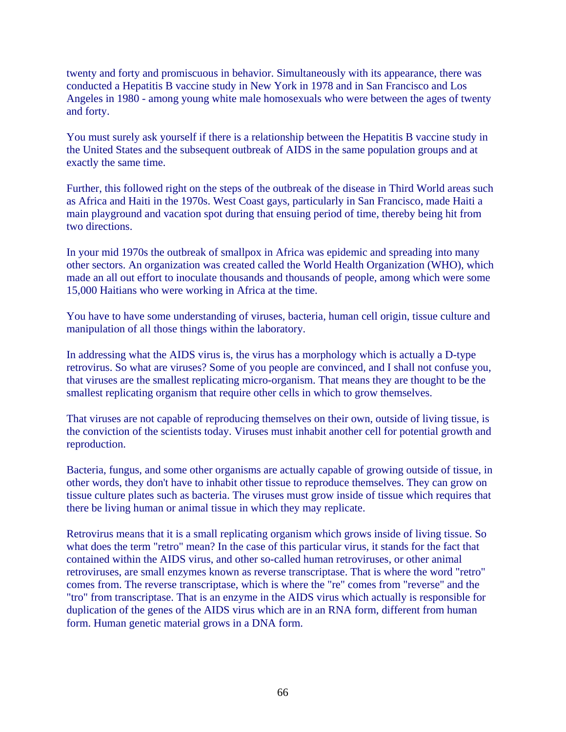twenty and forty and promiscuous in behavior. Simultaneously with its appearance, there was conducted a Hepatitis B vaccine study in New York in 1978 and in San Francisco and Los Angeles in 1980 - among young white male homosexuals who were between the ages of twenty and forty.

You must surely ask yourself if there is a relationship between the Hepatitis B vaccine study in the United States and the subsequent outbreak of AIDS in the same population groups and at exactly the same time.

Further, this followed right on the steps of the outbreak of the disease in Third World areas such as Africa and Haiti in the 1970s. West Coast gays, particularly in San Francisco, made Haiti a main playground and vacation spot during that ensuing period of time, thereby being hit from two directions.

In your mid 1970s the outbreak of smallpox in Africa was epidemic and spreading into many other sectors. An organization was created called the World Health Organization (WHO), which made an all out effort to inoculate thousands and thousands of people, among which were some 15,000 Haitians who were working in Africa at the time.

You have to have some understanding of viruses, bacteria, human cell origin, tissue culture and manipulation of all those things within the laboratory.

In addressing what the AIDS virus is, the virus has a morphology which is actually a D-type retrovirus. So what are viruses? Some of you people are convinced, and I shall not confuse you, that viruses are the smallest replicating micro-organism. That means they are thought to be the smallest replicating organism that require other cells in which to grow themselves.

That viruses are not capable of reproducing themselves on their own, outside of living tissue, is the conviction of the scientists today. Viruses must inhabit another cell for potential growth and reproduction.

Bacteria, fungus, and some other organisms are actually capable of growing outside of tissue, in other words, they don't have to inhabit other tissue to reproduce themselves. They can grow on tissue culture plates such as bacteria. The viruses must grow inside of tissue which requires that there be living human or animal tissue in which they may replicate.

Retrovirus means that it is a small replicating organism which grows inside of living tissue. So what does the term "retro" mean? In the case of this particular virus, it stands for the fact that contained within the AIDS virus, and other so-called human retroviruses, or other animal retroviruses, are small enzymes known as reverse transcriptase. That is where the word "retro" comes from. The reverse transcriptase, which is where the "re" comes from "reverse" and the "tro" from transcriptase. That is an enzyme in the AIDS virus which actually is responsible for duplication of the genes of the AIDS virus which are in an RNA form, different from human form. Human genetic material grows in a DNA form.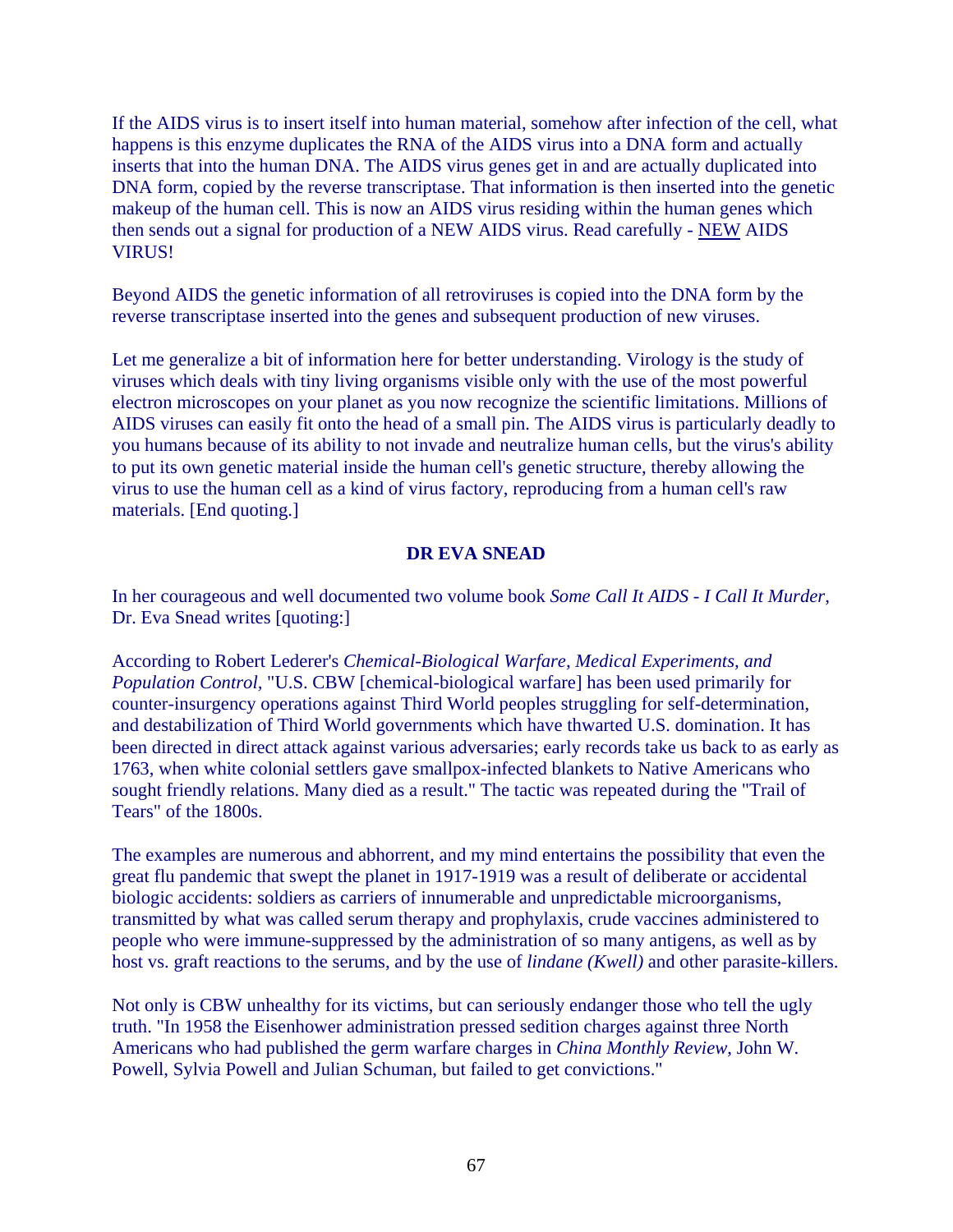If the AIDS virus is to insert itself into human material, somehow after infection of the cell, what happens is this enzyme duplicates the RNA of the AIDS virus into a DNA form and actually inserts that into the human DNA. The AIDS virus genes get in and are actually duplicated into DNA form, copied by the reverse transcriptase. That information is then inserted into the genetic makeup of the human cell. This is now an AIDS virus residing within the human genes which then sends out a signal for production of a NEW AIDS virus. Read carefully - NEW AIDS VIRUS!

Beyond AIDS the genetic information of all retroviruses is copied into the DNA form by the reverse transcriptase inserted into the genes and subsequent production of new viruses.

Let me generalize a bit of information here for better understanding. Virology is the study of viruses which deals with tiny living organisms visible only with the use of the most powerful electron microscopes on your planet as you now recognize the scientific limitations. Millions of AIDS viruses can easily fit onto the head of a small pin. The AIDS virus is particularly deadly to you humans because of its ability to not invade and neutralize human cells, but the virus's ability to put its own genetic material inside the human cell's genetic structure, thereby allowing the virus to use the human cell as a kind of virus factory, reproducing from a human cell's raw materials. [End quoting.]

### DR EVA SNEAD

In her courageous and well documented two volume book *Some Call It AIDS - I Call It Murder*, Dr. Eva Snead writes [quoting:]

According to Robert Lederer's *Chemical-Biological Warfare, Medical Experiments, and Population Control*, "U.S. CBW [chemical-biological warfare] has been used primarily for counter-insurgency operations against Third World peoples struggling for self-determination, and destabilization of Third World governments which have thwarted U.S. domination. It has been directed in direct attack against various adversaries; early records take us back to as early as 1763, when white colonial settlers gave smallpox-infected blankets to Native Americans who sought friendly relations. Many died as a result." The tactic was repeated during the "Trail of Tears" of the 1800s.

The examples are numerous and abhorrent, and my mind entertains the possibility that even the great flu pandemic that swept the planet in 1917-1919 was a result of deliberate or accidental biologic accidents: soldiers as carriers of innumerable and unpredictable microorganisms, transmitted by what was called serum therapy and prophylaxis, crude vaccines administered to people who were immune-suppressed by the administration of so many antigens, as well as by host vs. graft reactions to the serums, and by the use of *lindane (Kwell)* and other parasite-killers.

Not only is CBW unhealthy for its victims, but can seriously endanger those who tell the ugly truth. "In 1958 the Eisenhower administration pressed sedition charges against three North Americans who had published the germ warfare charges in *China Monthly Review*, John W. Powell, Sylvia Powell and Julian Schuman, but failed to get convictions."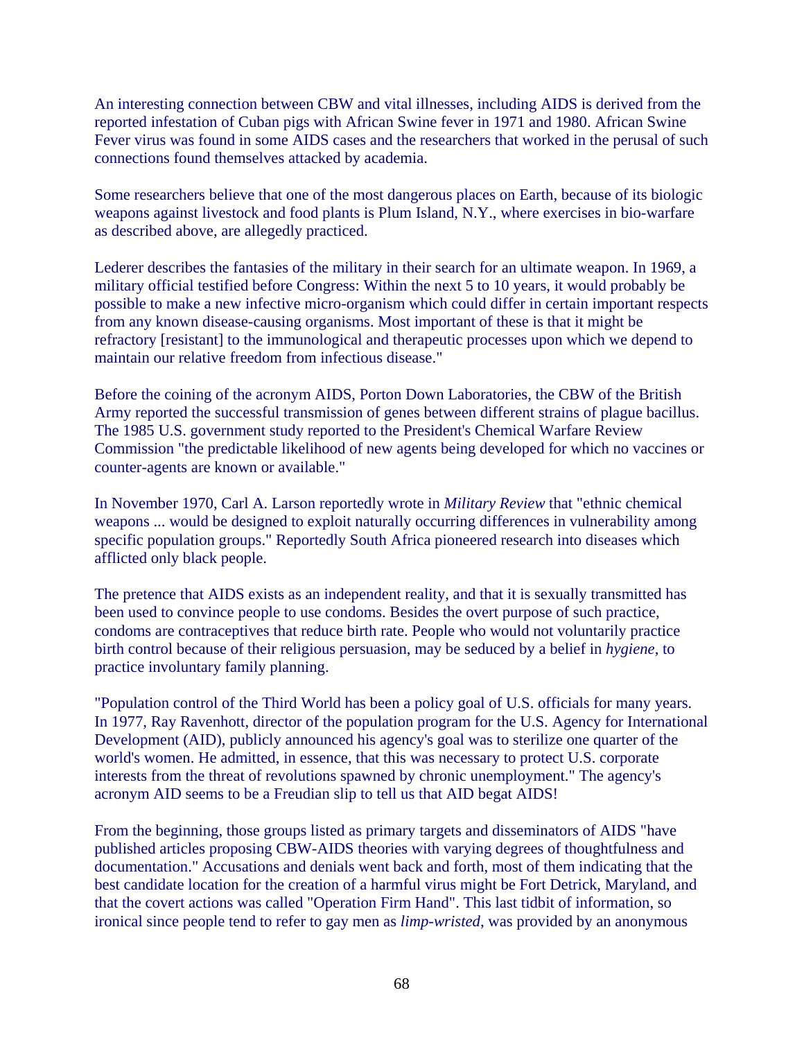An interesting connection between CBW and vital illnesses, including AIDS is derived from the reported infestation of Cuban pigs with African Swine fever in 1971 and 1980. African Swine Fever virus was found in some AIDS cases and the researchers that worked in the perusal of such connections found themselves attacked by academia.

Some researchers believe that one of the most dangerous places on Earth, because of its biologic weapons against livestock and food plants is Plum Island, N.Y., where exercises in bio-warfare as described above, are allegedly practiced.

Lederer describes the fantasies of the military in their search for an ultimate weapon. In 1969, a military official testified before Congress: Within the next 5 to 10 years, it would probably be possible to make a new infective micro-organism which could differ in certain important respects from any known disease-causing organisms. Most important of these is that it might be refractory [resistant] to the immunological and therapeutic processes upon which we depend to maintain our relative freedom from infectious disease."

Before the coining of the acronym AIDS, Porton Down Laboratories, the CBW of the British Army reported the successful transmission of genes between different strains of plague bacillus. The 1985 U.S. government study reported to the President's Chemical Warfare Review Commission "the predictable likelihood of new agents being developed for which no vaccines or counter-agents are known or available."

In November 1970, Carl A. Larson reportedly wrote in *Military Review* that "ethnic chemical weapons ... would be designed to exploit naturally occurring differences in vulnerability among specific population groups." Reportedly South Africa pioneered research into diseases which afflicted only black people.

The pretence that AIDS exists as an independent reality, and that it is sexually transmitted has been used to convince people to use condoms. Besides the overt purpose of such practice, condoms are contraceptives that reduce birth rate. People who would not voluntarily practice birth control because of their religious persuasion, may be seduced by a belief in *hygiene*, to practice involuntary family planning.

"Population control of the Third World has been a policy goal of U.S. officials for many years. In 1977, Ray Ravenhott, director of the population program for the U.S. Agency for International Development (AID), publicly announced his agency's goal was to sterilize one quarter of the world's women. He admitted, in essence, that this was necessary to protect U.S. corporate interests from the threat of revolutions spawned by chronic unemployment." The agency's acronym AID seems to be a Freudian slip to tell us that AID begat AIDS!

From the beginning, those groups listed as primary targets and disseminators of AIDS "have published articles proposing CBW-AIDS theories with varying degrees of thoughtfulness and documentation." Accusations and denials went back and forth, most of them indicating that the best candidate location for the creation of a harmful virus might be Fort Detrick, Maryland, and that the covert actions was called "Operation Firm Hand". This last tidbit of information, so ironical since people tend to refer to gay men as *limp-wristed*, was provided by an anonymous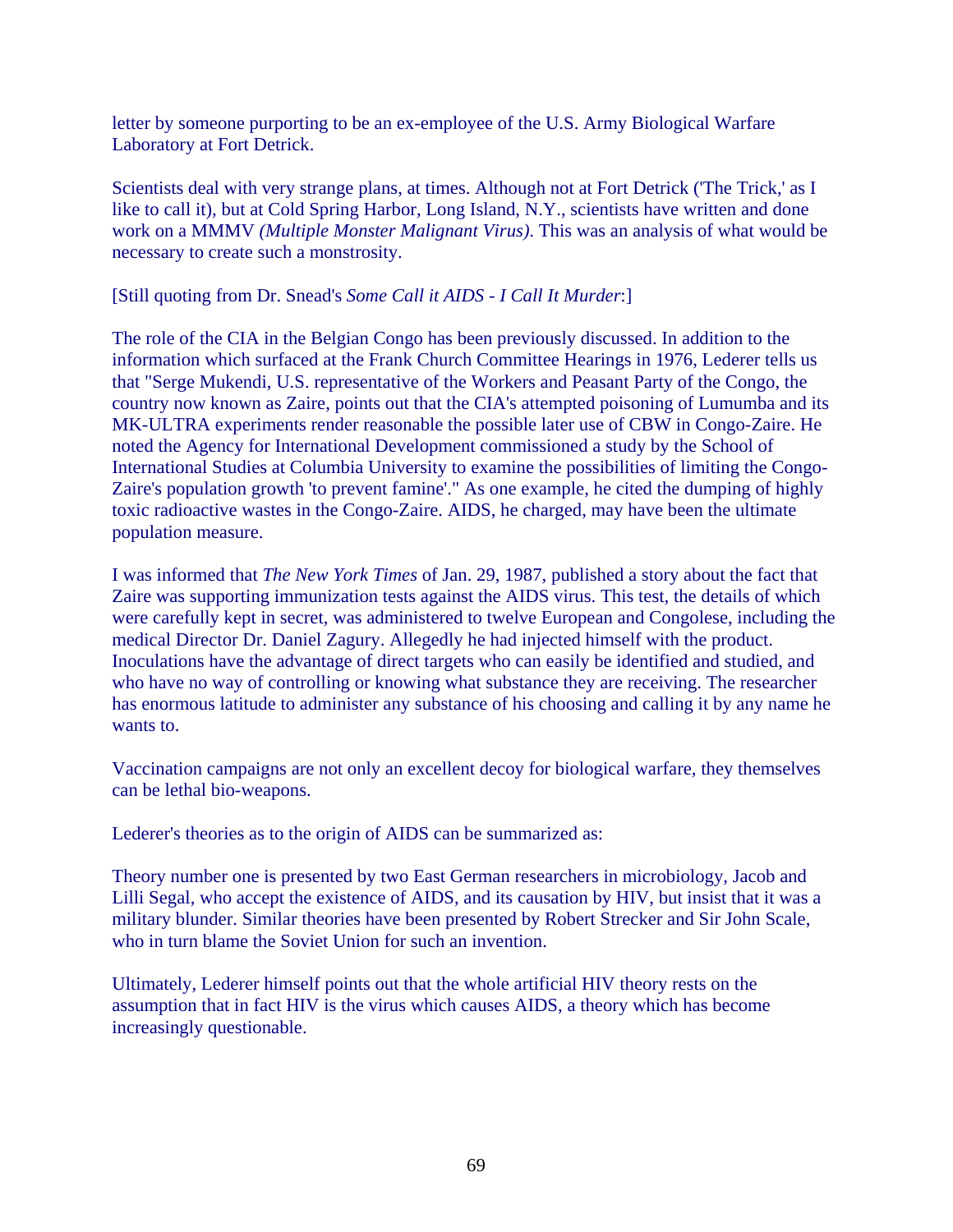letter by someone purporting to be an ex-employee of the U.S. Army Biological Warfare Laboratory at Fort Detrick.

Scientists deal with very strange plans, at times. Although not at Fort Detrick ('The Trick,' as I like to call it), but at Cold Spring Harbor, Long Island, N.Y., scientists have written and done work on a MMMV *(Multiple Monster Malignant Virus).* This was an analysis of what would be necessary to create such a monstrosity.

[Still quoting from Dr. Snead's *Some Call it AIDS - I Call It Murder*:]

The role of the CIA in the Belgian Congo has been previously discussed. In addition to the information which surfaced at the Frank Church Committee Hearings in 1976, Lederer tells us that "Serge Mukendi, U.S. representative of the Workers and Peasant Party of the Congo, the country now known as Zaire, points out that the CIA's attempted poisoning of Lumumba and its MK-ULTRA experiments render reasonable the possible later use of CBW in Congo-Zaire. He noted the Agency for International Development commissioned a study by the School of International Studies at Columbia University to examine the possibilities of limiting the Congo-Zaire's population growth 'to prevent famine'." As one example, he cited the dumping of highly toxic radioactive wastes in the Congo-Zaire. AIDS, he charged, may have been the ultimate population measure.

I was informed that *The New York Times* of Jan. 29, 1987, published a story about the fact that Zaire was supporting immunization tests against the AIDS virus. This test, the details of which were carefully kept in secret, was administered to twelve European and Congolese, including the medical Director Dr. Daniel Zagury. Allegedly he had injected himself with the product. Inoculations have the advantage of direct targets who can easily be identified and studied, and who have no way of controlling or knowing what substance they are receiving. The researcher has enormous latitude to administer any substance of his choosing and calling it by any name he wants to.

Vaccination campaigns are not only an excellent decoy for biological warfare, they themselves can be lethal bio-weapons.

Lederer's theories as to the origin of AIDS can be summarized as:

Theory number one is presented by two East German researchers in microbiology, Jacob and Lilli Segal, who accept the existence of AIDS, and its causation by HIV, but insist that it was a military blunder. Similar theories have been presented by Robert Strecker and Sir John Scale, who in turn blame the Soviet Union for such an invention.

Ultimately, Lederer himself points out that the whole artificial HIV theory rests on the assumption that in fact HIV is the virus which causes AIDS, a theory which has become increasingly questionable.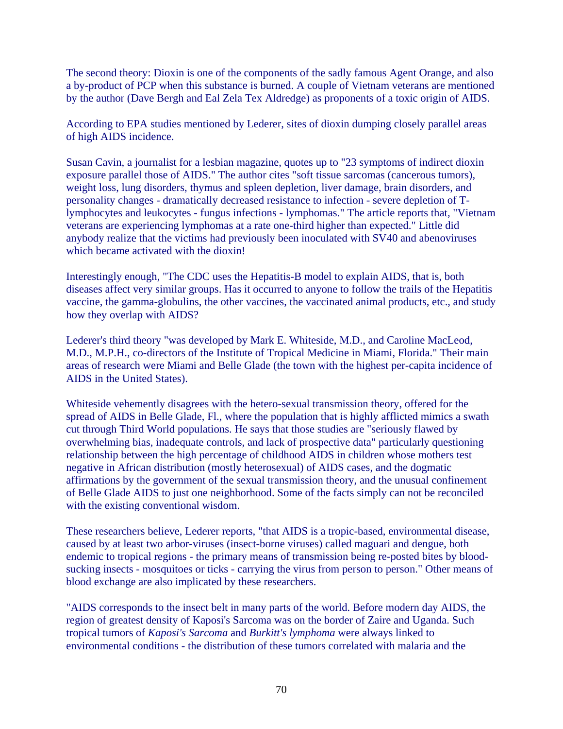The second theory: Dioxin is one of the components of the sadly famous Agent Orange, and also a by-product of PCP when this substance is burned. A couple of Vietnam veterans are mentioned by the author (Dave Bergh and Eal Zela Tex Aldredge) as proponents of a toxic origin of AIDS.

According to EPA studies mentioned by Lederer, sites of dioxin dumping closely parallel areas of high AIDS incidence.

Susan Cavin, a journalist for a lesbian magazine, quotes up to "23 symptoms of indirect dioxin exposure parallel those of AIDS." The author cites "soft tissue sarcomas (cancerous tumors), weight loss, lung disorders, thymus and spleen depletion, liver damage, brain disorders, and personality changes - dramatically decreased resistance to infection - severe depletion of T-lymphocytes and leukocytes - fungus infections - lymphomas." The article reports that, "Vietnam veterans are experiencing lymphomas at a rate one-third higher than expected." Little did anybody realize that the victims had previously been inoculated with SV40 and abenoviruses which became activated with the dioxin!

Interestingly enough, "The CDC uses the Hepatitis-B model to explain AIDS, that is, both diseases affect very similar groups. Has it occurred to anyone to follow the trails of the Hepatitis vaccine, the gamma-globulins, the other vaccines, the vaccinated animal products, etc., and study how they overlap with AIDS?

Lederer's third theory "was developed by Mark E. Whiteside, M.D., and Caroline MacLeod, M.D., M.P.H., co-directors of the Institute of Tropical Medicine in Miami, Florida." Their main areas of research were Miami and Belle Glade (the town with the highest per-capita incidence of AIDS in the United States).

Whiteside vehemently disagrees with the hetero-sexual transmission theory, offered for the spread of AIDS in Belle Glade, Fl., where the population that is highly afflicted mimics a swath cut through Third World populations. He says that those studies are "seriously flawed by overwhelming bias, inadequate controls, and lack of prospective data" particularly questioning relationship between the high percentage of childhood AIDS in children whose mothers test negative in African distribution (mostly heterosexual) of AIDS cases, and the dogmatic affirmations by the government of the sexual transmission theory, and the unusual confinement of Belle Glade AIDS to just one neighborhood. Some of the facts simply can not be reconciled with the existing conventional wisdom.

These researchers believe, Lederer reports, "that AIDS is a tropic-based, environmental disease, caused by at least two arbor-viruses (insect-borne viruses) called maguari and dengue, both endemic to tropical regions - the primary means of transmission being re-posted bites by blood-sucking insects - mosquitoes or ticks - carrying the virus from person to person." Other means of blood exchange are also implicated by these researchers.

"AIDS corresponds to the insect belt in many parts of the world. Before modern day AIDS, the region of greatest density of Kaposi's Sarcoma was on the border of Zaire and Uganda. Such tropical tumors of *Kaposi's Sarcoma* and *Burkitt's lymphoma* were always linked to environmental conditions - the distribution of these tumors correlated with malaria and the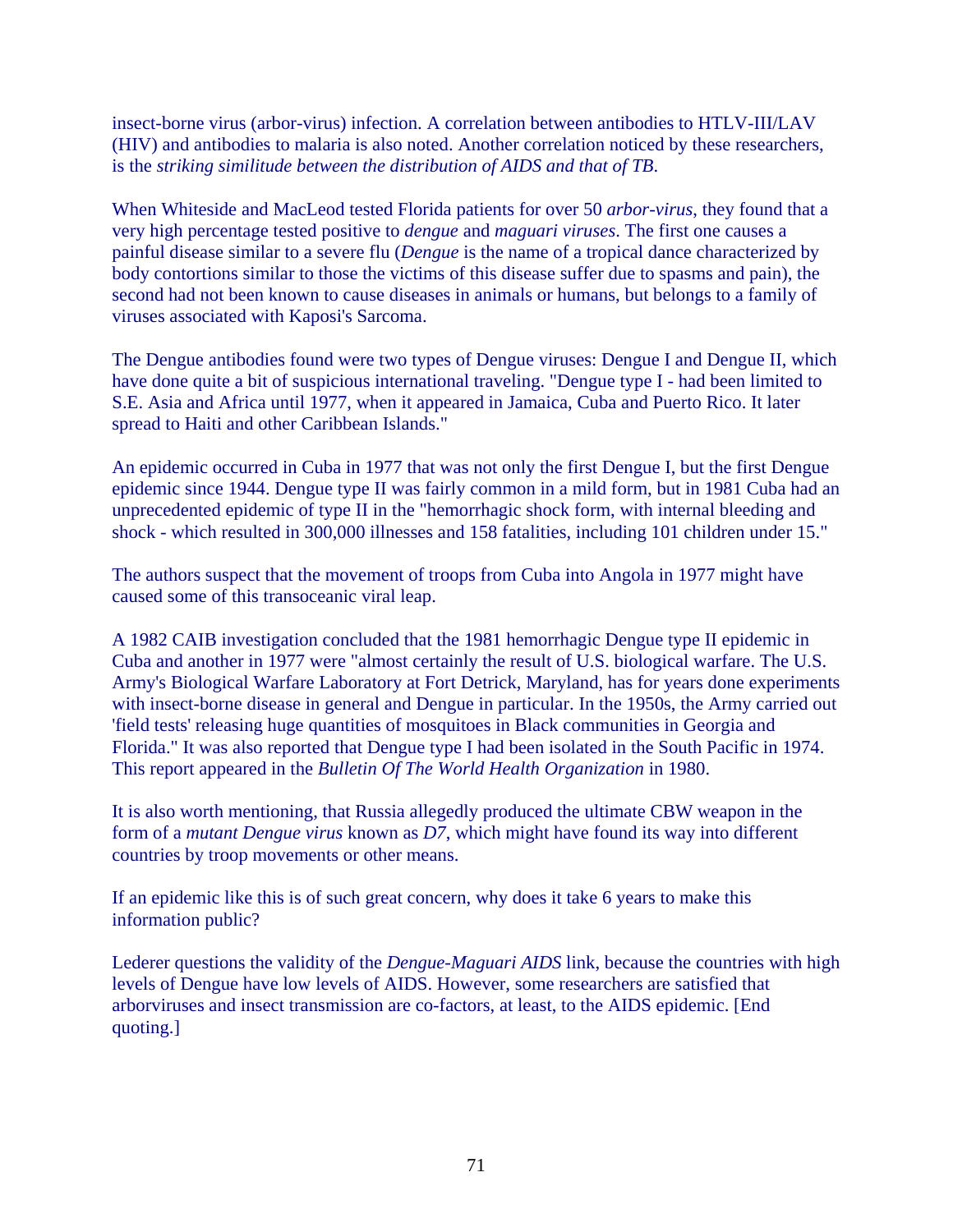insect-borne virus (arbor-virus) infection. A correlation between antibodies to HTLV-III/LAV (HIV) and antibodies to malaria is also noted. Another correlation noticed by these researchers, is the *striking similitude between the distribution of AIDS and that of TB*.

When Whiteside and MacLeod tested Florida patients for over 50 *arbor-virus*, they found that a very high percentage tested positive to *dengue* and *maguari viruses*. The first one causes a painful disease similar to a severe flu (*Dengue* is the name of a tropical dance characterized by body contortions similar to those the victims of this disease suffer due to spasms and pain), the second had not been known to cause diseases in animals or humans, but belongs to a family of viruses associated with Kaposi's Sarcoma.

The Dengue antibodies found were two types of Dengue viruses: Dengue I and Dengue II, which have done quite a bit of suspicious international traveling. "Dengue type I - had been limited to S.E. Asia and Africa until 1977, when it appeared in Jamaica, Cuba and Puerto Rico. It later spread to Haiti and other Caribbean Islands."

An epidemic occurred in Cuba in 1977 that was not only the first Dengue I, but the first Dengue epidemic since 1944. Dengue type II was fairly common in a mild form, but in 1981 Cuba had an unprecedented epidemic of type II in the "hemorrhagic shock form, with internal bleeding and shock - which resulted in 300,000 illnesses and 158 fatalities, including 101 children under 15."

The authors suspect that the movement of troops from Cuba into Angola in 1977 might have caused some of this transoceanic viral leap.

A 1982 CAIB investigation concluded that the 1981 hemorrhagic Dengue type II epidemic in Cuba and another in 1977 were "almost certainly the result of U.S. biological warfare. The U.S. Army's Biological Warfare Laboratory at Fort Detrick, Maryland, has for years done experiments with insect-borne disease in general and Dengue in particular. In the 1950s, the Army carried out 'field tests' releasing huge quantities of mosquitoes in Black communities in Georgia and Florida." It was also reported that Dengue type I had been isolated in the South Pacific in 1974. This report appeared in the *Bulletin Of The World Health Organization* in 1980.

It is also worth mentioning, that Russia allegedly produced the ultimate CBW weapon in the form of a *mutant Dengue virus* known as *D7*, which might have found its way into different countries by troop movements or other means.

If an epidemic like this is of such great concern, why does it take 6 years to make this information public?

Lederer questions the validity of the *Dengue-Maguari AIDS* link, because the countries with high levels of Dengue have low levels of AIDS. However, some researchers are satisfied that arborviruses and insect transmission are co-factors, at least, to the AIDS epidemic. [End quoting.]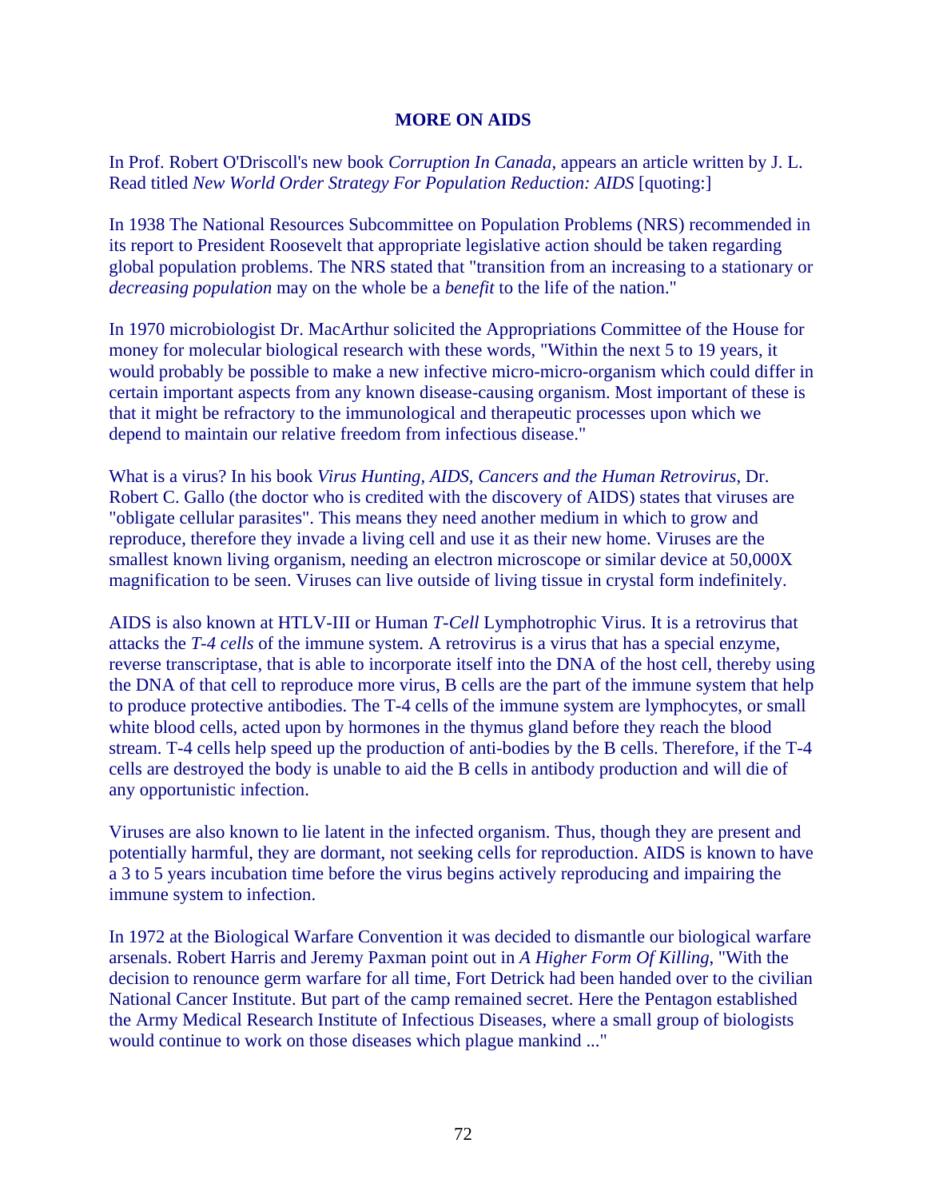## MORE ON AIDS

In Prof. Robert O'Driscoll's new book *Corruption In Canada*, appears an article written by J. L. Read titled *New World Order Strategy For Population Reduction: AIDS* [quoting:]

In 1938 The National Resources Subcommittee on Population Problems (NRS) recommended in its report to President Roosevelt that appropriate legislative action should be taken regarding global population problems. The NRS stated that "transition from an increasing to a stationary or *decreasing population* may on the whole be a *benefit* to the life of the nation."

In 1970 microbiologist Dr. MacArthur solicited the Appropriations Committee of the House for money for molecular biological research with these words, "Within the next 5 to 19 years, it would probably be possible to make a new infective micro-micro-organism which could differ in certain important aspects from any known disease-causing organism. Most important of these is that it might be refractory to the immunological and therapeutic processes upon which we depend to maintain our relative freedom from infectious disease."

What is a virus? In his book *Virus Hunting, AIDS, Cancers and the Human Retrovirus*, Dr. Robert C. Gallo (the doctor who is credited with the discovery of AIDS) states that viruses are "obligate cellular parasites". This means they need another medium in which to grow and reproduce, therefore they invade a living cell and use it as their new home. Viruses are the smallest known living organism, needing an electron microscope or similar device at 50,000X magnification to be seen. Viruses can live outside of living tissue in crystal form indefinitely.

AIDS is also known at HTLV-III or Human *T-Cell* Lymphotrophic Virus. It is a retrovirus that attacks the *T-4 cells* of the immune system. A retrovirus is a virus that has a special enzyme, reverse transcriptase, that is able to incorporate itself into the DNA of the host cell, thereby using the DNA of that cell to reproduce more virus, B cells are the part of the immune system that help to produce protective antibodies. The T-4 cells of the immune system are lymphocytes, or small white blood cells, acted upon by hormones in the thymus gland before they reach the blood stream. T-4 cells help speed up the production of anti-bodies by the B cells. Therefore, if the T-4 cells are destroyed the body is unable to aid the B cells in antibody production and will die of any opportunistic infection.

Viruses are also known to lie latent in the infected organism. Thus, though they are present and potentially harmful, they are dormant, not seeking cells for reproduction. AIDS is known to have a 3 to 5 years incubation time before the virus begins actively reproducing and impairing the immune system to infection.

In 1972 at the Biological Warfare Convention it was decided to dismantle our biological warfare arsenals. Robert Harris and Jeremy Paxman point out in *A Higher Form Of Killing*, "With the decision to renounce germ warfare for all time, Fort Detrick had been handed over to the civilian National Cancer Institute. But part of the camp remained secret. Here the Pentagon established the Army Medical Research Institute of Infectious Diseases, where a small group of biologists would continue to work on those diseases which plague mankind ..."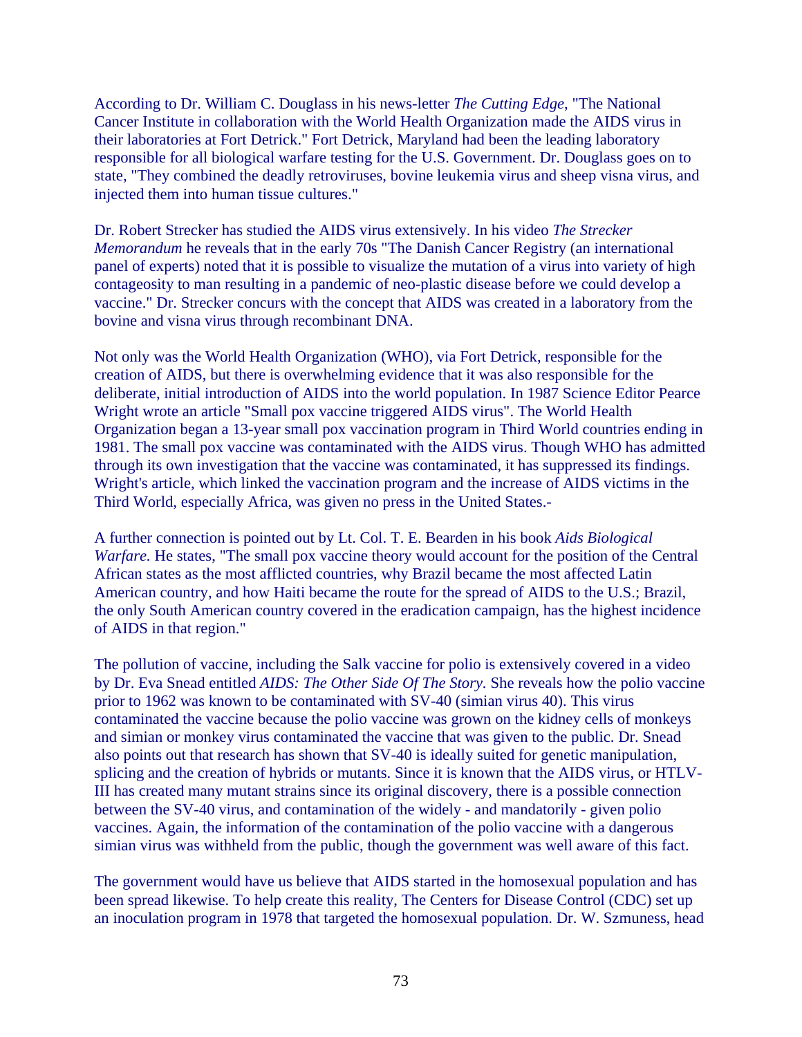According to Dr. William C. Douglass in his news-letter *The Cutting Edge*, "The National Cancer Institute in collaboration with the World Health Organization made the AIDS virus in their laboratories at Fort Detrick." Fort Detrick, Maryland had been the leading laboratory responsible for all biological warfare testing for the U.S. Government. Dr. Douglass goes on to state, "They combined the deadly retroviruses, bovine leukemia virus and sheep visna virus, and injected them into human tissue cultures."

Dr. Robert Strecker has studied the AIDS virus extensively. In his video *The Strecker Memorandum* he reveals that in the early 70s "The Danish Cancer Registry (an international panel of experts) noted that it is possible to visualize the mutation of a virus into variety of high contageosity to man resulting in a pandemic of neo-plastic disease before we could develop a vaccine." Dr. Strecker concurs with the concept that AIDS was created in a laboratory from the bovine and visna virus through recombinant DNA.

Not only was the World Health Organization (WHO), via Fort Detrick, responsible for the creation of AIDS, but there is overwhelming evidence that it was also responsible for the deliberate, initial introduction of AIDS into the world population. In 1987 Science Editor Pearce Wright wrote an article "Small pox vaccine triggered AIDS virus". The World Health Organization began a 13-year small pox vaccination program in Third World countries ending in 1981. The small pox vaccine was contaminated with the AIDS virus. Though WHO has admitted through its own investigation that the vaccine was contaminated, it has suppressed its findings. Wright's article, which linked the vaccination program and the increase of AIDS victims in the Third World, especially Africa, was given no press in the United States.-

A further connection is pointed out by Lt. Col. T. E. Bearden in his book *Aids Biological Warfare.* He states, "The small pox vaccine theory would account for the position of the Central African states as the most afflicted countries, why Brazil became the most affected Latin American country, and how Haiti became the route for the spread of AIDS to the U.S.; Brazil, the only South American country covered in the eradication campaign, has the highest incidence of AIDS in that region."

The pollution of vaccine, including the Salk vaccine for polio is extensively covered in a video by Dr. Eva Snead entitled *AIDS: The Other Side Of The Story.* She reveals how the polio vaccine prior to 1962 was known to be contaminated with SV-40 (simian virus 40). This virus contaminated the vaccine because the polio vaccine was grown on the kidney cells of monkeys and simian or monkey virus contaminated the vaccine that was given to the public. Dr. Snead also points out that research has shown that SV-40 is ideally suited for genetic manipulation, splicing and the creation of hybrids or mutants. Since it is known that the AIDS virus, or HTLV-III has created many mutant strains since its original discovery, there is a possible connection between the SV-40 virus, and contamination of the widely - and mandatorily - given polio vaccines. Again, the information of the contamination of the polio vaccine with a dangerous simian virus was withheld from the public, though the government was well aware of this fact.

The government would have us believe that AIDS started in the homosexual population and has been spread likewise. To help create this reality, The Centers for Disease Control (CDC) set up an inoculation program in 1978 that targeted the homosexual population. Dr. W. Szmuness, head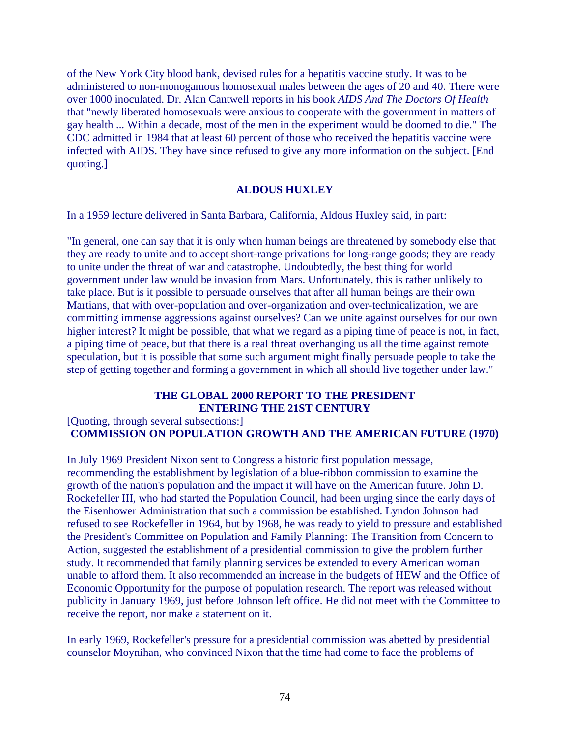of the New York City blood bank, devised rules for a hepatitis vaccine study. It was to be administered to non-monogamous homosexual males between the ages of 20 and 40. There were over 1000 inoculated. Dr. Alan Cantwell reports in his book *AIDS And The Doctors Of Health* that "newly liberated homosexuals were anxious to cooperate with the government in matters of gay health ... Within a decade, most of the men in the experiment would be doomed to die." The CDC admitted in 1984 that at least 60 percent of those who received the hepatitis vaccine were infected with AIDS. They have since refused to give any more information on the subject. [End quoting.]

## ALDOUS HUXLEY

In a 1959 lecture delivered in Santa Barbara, California, Aldous Huxley said, in part:

"In general, one can say that it is only when human beings are threatened by somebody else that they are ready to unite and to accept short-range privations for long-range goods; they are ready to unite under the threat of war and catastrophe. Undoubtedly, the best thing for world government under law would be invasion from Mars. Unfortunately, this is rather unlikely to take place. But is it possible to persuade ourselves that after all human beings are their own Martians, that with over-population and over-organization and over-technicalization, we are committing immense aggressions against ourselves? Can we unite against ourselves for our own higher interest? It might be possible, that what we regard as a piping time of peace is not, in fact, a piping time of peace, but that there is a real threat overhanging us all the time against remote speculation, but it is possible that some such argument might finally persuade people to take the step of getting together and forming a government in which all should live together under law."

## THE GLOBAL 2000 REPORT TO THE PRESIDENT ENTERING THE 21ST CENTURY

[Quoting, through several subsections:]

### COMMISSION ON POPULATION GROWTH AND THE AMERICAN FUTURE (1970)

In July 1969 President Nixon sent to Congress a historic first population message, recommending the establishment by legislation of a blue-ribbon commission to examine the growth of the nation's population and the impact it will have on the American future. John D. Rockefeller III, who had started the Population Council, had been urging since the early days of the Eisenhower Administration that such a commission be established. Lyndon Johnson had refused to see Rockefeller in 1964, but by 1968, he was ready to yield to pressure and established the President's Committee on Population and Family Planning: The Transition from Concern to Action, suggested the establishment of a presidential commission to give the problem further study. It recommended that family planning services be extended to every American woman unable to afford them. It also recommended an increase in the budgets of HEW and the Office of Economic Opportunity for the purpose of population research. The report was released without publicity in January 1969, just before Johnson left office. He did not meet with the Committee to receive the report, nor make a statement on it.

In early 1969, Rockefeller's pressure for a presidential commission was abetted by presidential counselor Moynihan, who convinced Nixon that the time had come to face the problems of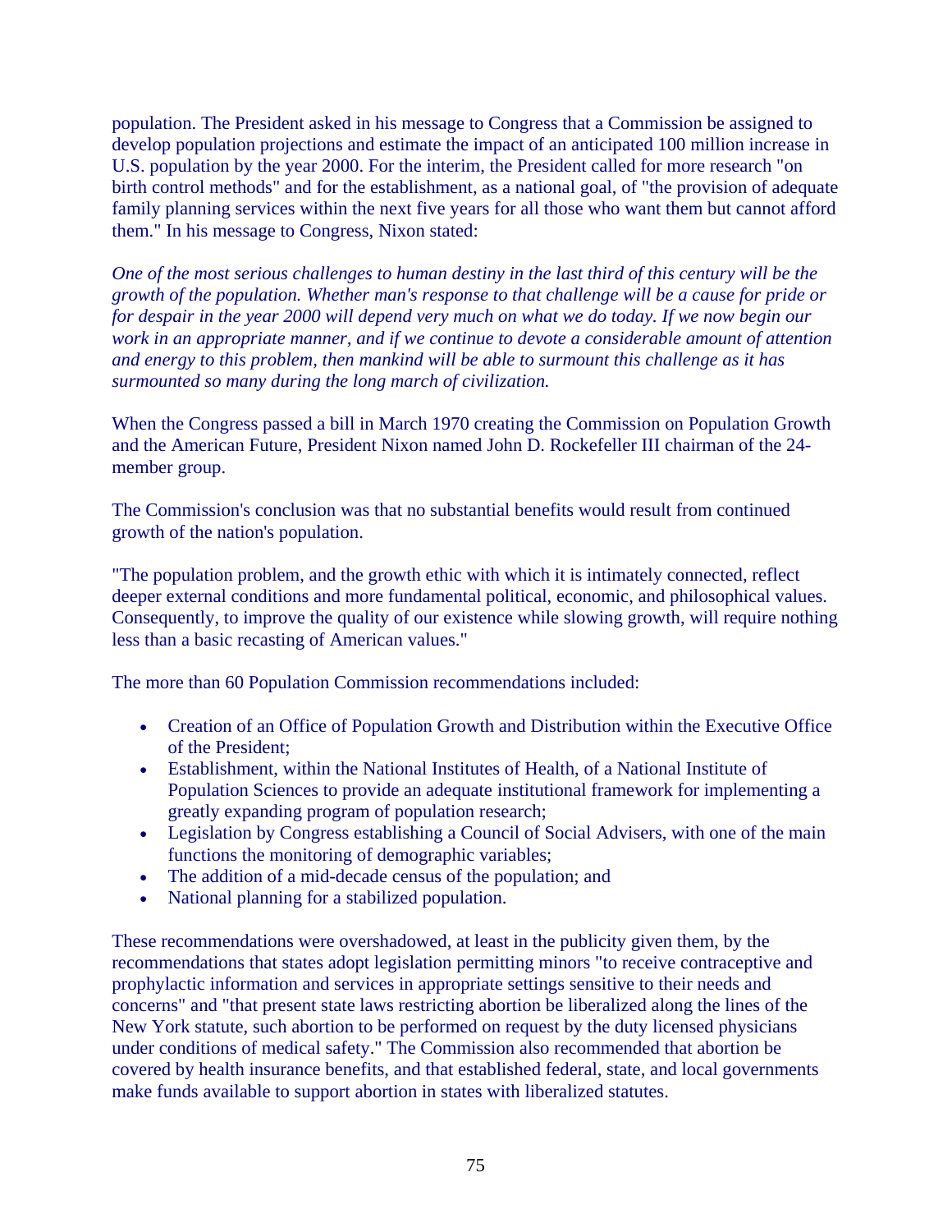population. The President asked in his message to Congress that a Commission be assigned to develop population projections and estimate the impact of an anticipated 100 million increase in U.S. population by the year 2000. For the interim, the President called for more research "on birth control methods" and for the establishment, as a national goal, of "the provision of adequate family planning services within the next five years for all those who want them but cannot afford them." In his message to Congress, Nixon stated:

*One of the most serious challenges to human destiny in the last third of this century will be the growth of the population. Whether man's response to that challenge will be a cause for pride or for despair in the year 2000 will depend very much on what we do today. If we now begin our work in an appropriate manner, and if we continue to devote a considerable amount of attention and energy to this problem, then mankind will be able to surmount this challenge as it has surmounted so many during the long march of civilization.*

When the Congress passed a bill in March 1970 creating the Commission on Population Growth and the American Future, President Nixon named John D. Rockefeller III chairman of the 24-member group.

The Commission's conclusion was that no substantial benefits would result from continued growth of the nation's population.

"The population problem, and the growth ethic with which it is intimately connected, reflect deeper external conditions and more fundamental political, economic, and philosophical values. Consequently, to improve the quality of our existence while slowing growth, will require nothing less than a basic recasting of American values."

The more than 60 Population Commission recommendations included:

- Creation of an Office of Population Growth and Distribution within the Executive Office of the President;
- Establishment, within the National Institutes of Health, of a National Institute of Population Sciences to provide an adequate institutional framework for implementing a greatly expanding program of population research;
- Legislation by Congress establishing a Council of Social Advisers, with one of the main functions the monitoring of demographic variables;
- The addition of a mid-decade census of the population; and
- National planning for a stabilized population.

These recommendations were overshadowed, at least in the publicity given them, by the recommendations that states adopt legislation permitting minors "to receive contraceptive and prophylactic information and services in appropriate settings sensitive to their needs and concerns" and "that present state laws restricting abortion be liberalized along the lines of the New York statute, such abortion to be performed on request by the duty licensed physicians under conditions of medical safety." The Commission also recommended that abortion be covered by health insurance benefits, and that established federal, state, and local governments make funds available to support abortion in states with liberalized statutes.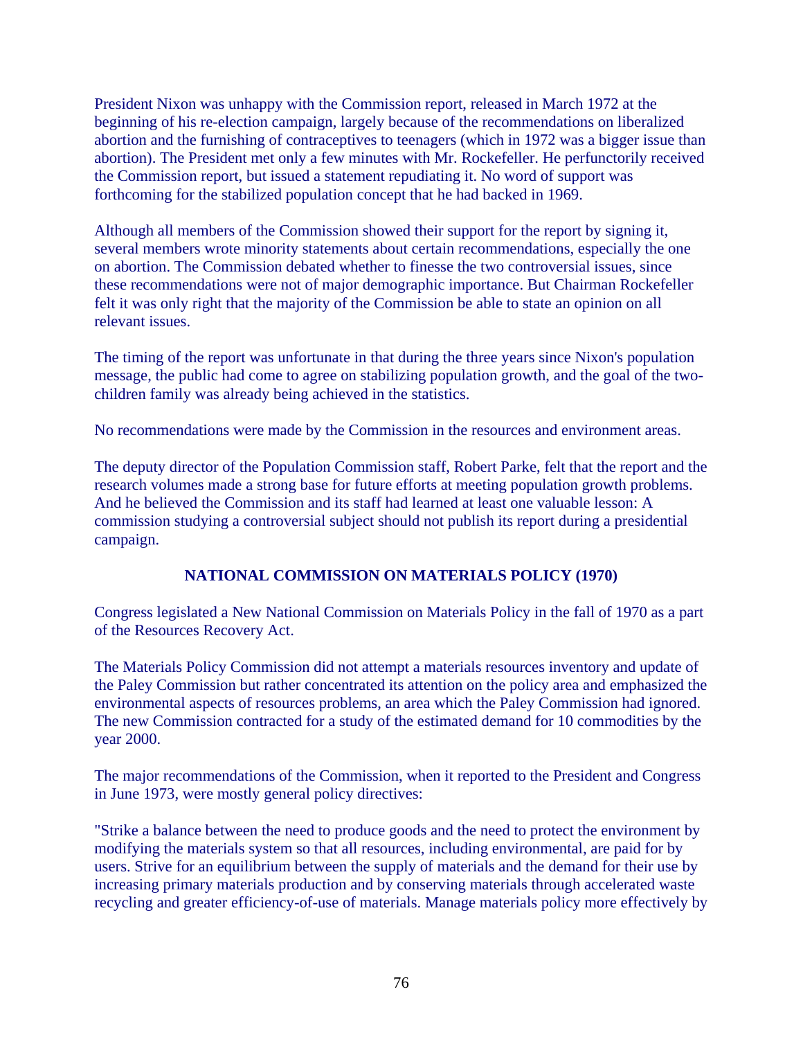President Nixon was unhappy with the Commission report, released in March 1972 at the beginning of his re-election campaign, largely because of the recommendations on liberalized abortion and the furnishing of contraceptives to teenagers (which in 1972 was a bigger issue than abortion). The President met only a few minutes with Mr. Rockefeller. He perfunctorily received the Commission report, but issued a statement repudiating it. No word of support was forthcoming for the stabilized population concept that he had backed in 1969.

Although all members of the Commission showed their support for the report by signing it, several members wrote minority statements about certain recommendations, especially the one on abortion. The Commission debated whether to finesse the two controversial issues, since these recommendations were not of major demographic importance. But Chairman Rockefeller felt it was only right that the majority of the Commission be able to state an opinion on all relevant issues.

The timing of the report was unfortunate in that during the three years since Nixon's population message, the public had come to agree on stabilizing population growth, and the goal of the two-children family was already being achieved in the statistics.

No recommendations were made by the Commission in the resources and environment areas.

The deputy director of the Population Commission staff, Robert Parke, felt that the report and the research volumes made a strong base for future efforts at meeting population growth problems. And he believed the Commission and its staff had learned at least one valuable lesson: A commission studying a controversial subject should not publish its report during a presidential campaign.

## NATIONAL COMMISSION ON MATERIALS POLICY (1970)

Congress legislated a New National Commission on Materials Policy in the fall of 1970 as a part of the Resources Recovery Act.

The Materials Policy Commission did not attempt a materials resources inventory and update of the Paley Commission but rather concentrated its attention on the policy area and emphasized the environmental aspects of resources problems, an area which the Paley Commission had ignored. The new Commission contracted for a study of the estimated demand for 10 commodities by the year 2000.

The major recommendations of the Commission, when it reported to the President and Congress in June 1973, were mostly general policy directives:

"Strike a balance between the need to produce goods and the need to protect the environment by modifying the materials system so that all resources, including environmental, are paid for by users. Strive for an equilibrium between the supply of materials and the demand for their use by increasing primary materials production and by conserving materials through accelerated waste recycling and greater efficiency-of-use of materials. Manage materials policy more effectively by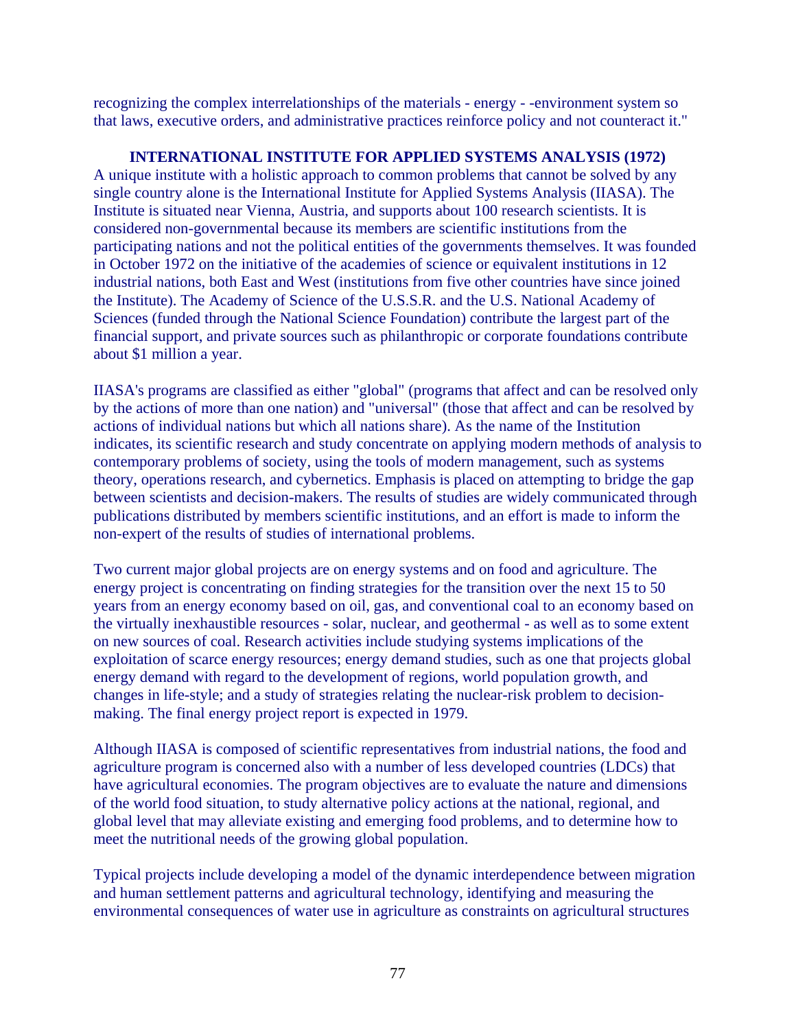recognizing the complex interrelationships of the materials - energy - -environment system so that laws, executive orders, and administrative practices reinforce policy and not counteract it."

## INTERNATIONAL INSTITUTE FOR APPLIED SYSTEMS ANALYSIS (1972)

A unique institute with a holistic approach to common problems that cannot be solved by any single country alone is the International Institute for Applied Systems Analysis (IIASA). The Institute is situated near Vienna, Austria, and supports about 100 research scientists. It is considered non-governmental because its members are scientific institutions from the participating nations and not the political entities of the governments themselves. It was founded in October 1972 on the initiative of the academies of science or equivalent institutions in 12 industrial nations, both East and West (institutions from five other countries have since joined the Institute). The Academy of Science of the U.S.S.R. and the U.S. National Academy of Sciences (funded through the National Science Foundation) contribute the largest part of the financial support, and private sources such as philanthropic or corporate foundations contribute about $1 million a year.

IIASA's programs are classified as either "global" (programs that affect and can be resolved only by the actions of more than one nation) and "universal" (those that affect and can be resolved by actions of individual nations but which all nations share). As the name of the Institution indicates, its scientific research and study concentrate on applying modern methods of analysis to contemporary problems of society, using the tools of modern management, such as systems theory, operations research, and cybernetics. Emphasis is placed on attempting to bridge the gap between scientists and decision-makers. The results of studies are widely communicated through publications distributed by members scientific institutions, and an effort is made to inform the non-expert of the results of studies of international problems.

Two current major global projects are on energy systems and on food and agriculture. The energy project is concentrating on finding strategies for the transition over the next 15 to 50 years from an energy economy based on oil, gas, and conventional coal to an economy based on the virtually inexhaustible resources - solar, nuclear, and geothermal - as well as to some extent on new sources of coal. Research activities include studying systems implications of the exploitation of scarce energy resources; energy demand studies, such as one that projects global energy demand with regard to the development of regions, world population growth, and changes in life-style; and a study of strategies relating the nuclear-risk problem to decision-making. The final energy project report is expected in 1979.

Although IIASA is composed of scientific representatives from industrial nations, the food and agriculture program is concerned also with a number of less developed countries (LDCs) that have agricultural economies. The program objectives are to evaluate the nature and dimensions of the world food situation, to study alternative policy actions at the national, regional, and global level that may alleviate existing and emerging food problems, and to determine how to meet the nutritional needs of the growing global population.

Typical projects include developing a model of the dynamic interdependence between migration and human settlement patterns and agricultural technology, identifying and measuring the environmental consequences of water use in agriculture as constraints on agricultural structures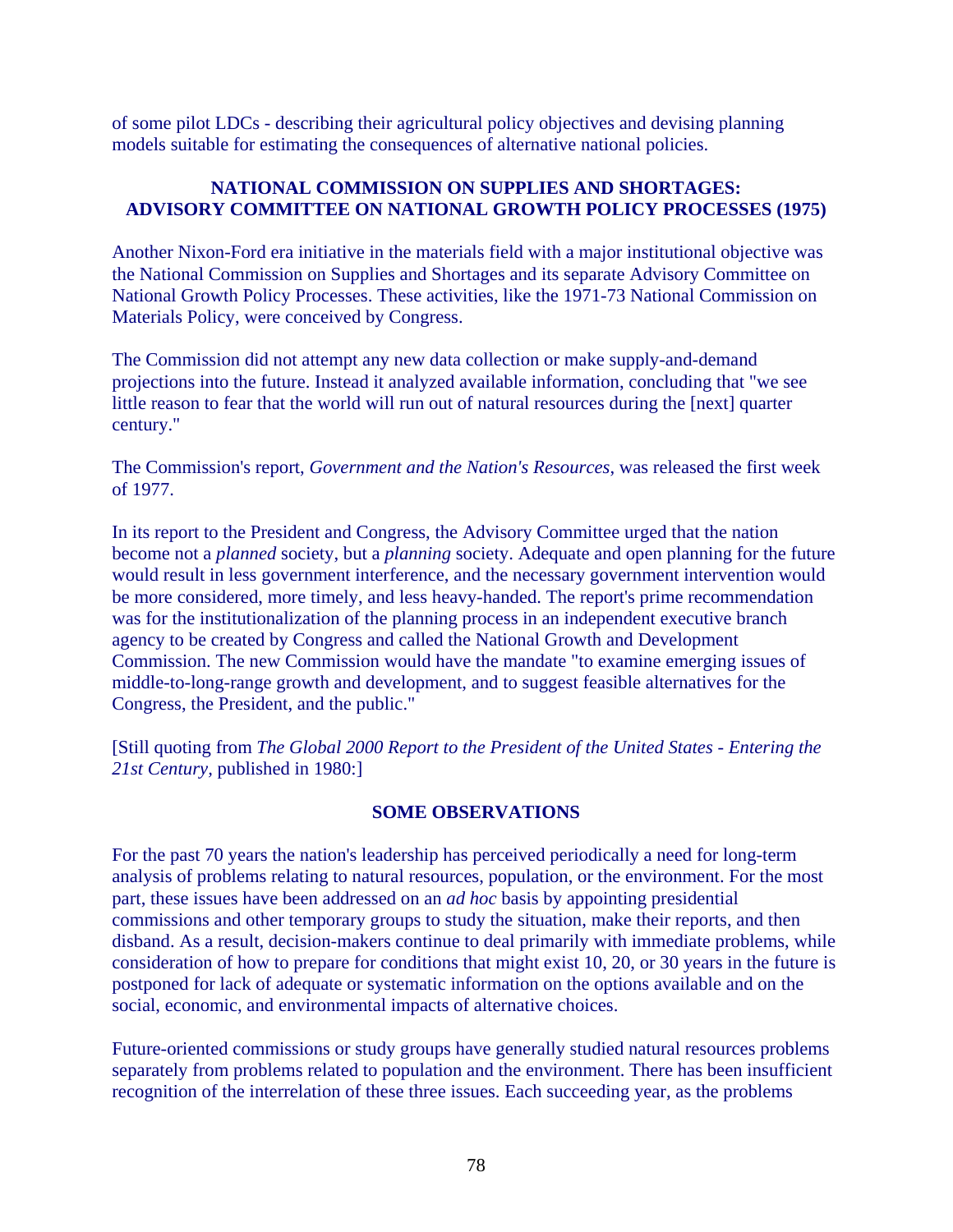of some pilot LDCs - describing their agricultural policy objectives and devising planning models suitable for estimating the consequences of alternative national policies.

## NATIONAL COMMISSION ON SUPPLIES AND SHORTAGES: ADVISORY COMMITTEE ON NATIONAL GROWTH POLICY PROCESSES (1975)

Another Nixon-Ford era initiative in the materials field with a major institutional objective was the National Commission on Supplies and Shortages and its separate Advisory Committee on National Growth Policy Processes. These activities, like the 1971-73 National Commission on Materials Policy, were conceived by Congress.

The Commission did not attempt any new data collection or make supply-and-demand projections into the future. Instead it analyzed available information, concluding that "we see little reason to fear that the world will run out of natural resources during the [next] quarter century."

The Commission's report, *Government and the Nation's Resources*, was released the first week of 1977.

In its report to the President and Congress, the Advisory Committee urged that the nation become not a *planned* society, but a *planning* society. Adequate and open planning for the future would result in less government interference, and the necessary government intervention would be more considered, more timely, and less heavy-handed. The report's prime recommendation was for the institutionalization of the planning process in an independent executive branch agency to be created by Congress and called the National Growth and Development Commission. The new Commission would have the mandate "to examine emerging issues of middle-to-long-range growth and development, and to suggest feasible alternatives for the Congress, the President, and the public."

[Still quoting from *The Global 2000 Report to the President of the United States - Entering the 21st Century*, published in 1980:]

## SOME OBSERVATIONS

For the past 70 years the nation's leadership has perceived periodically a need for long-term analysis of problems relating to natural resources, population, or the environment. For the most part, these issues have been addressed on an *ad hoc* basis by appointing presidential commissions and other temporary groups to study the situation, make their reports, and then disband. As a result, decision-makers continue to deal primarily with immediate problems, while consideration of how to prepare for conditions that might exist 10, 20, or 30 years in the future is postponed for lack of adequate or systematic information on the options available and on the social, economic, and environmental impacts of alternative choices.

Future-oriented commissions or study groups have generally studied natural resources problems separately from problems related to population and the environment. There has been insufficient recognition of the interrelation of these three issues. Each succeeding year, as the problems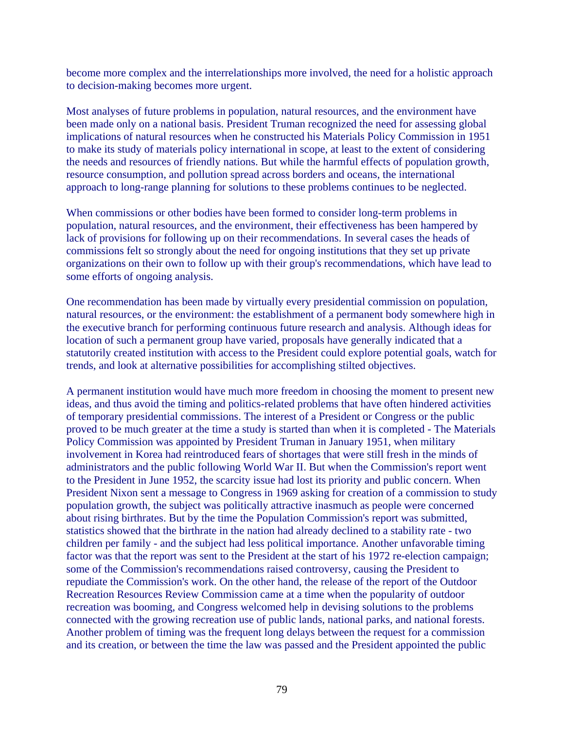become more complex and the interrelationships more involved, the need for a holistic approach to decision-making becomes more urgent.

Most analyses of future problems in population, natural resources, and the environment have been made only on a national basis. President Truman recognized the need for assessing global implications of natural resources when he constructed his Materials Policy Commission in 1951 to make its study of materials policy international in scope, at least to the extent of considering the needs and resources of friendly nations. But while the harmful effects of population growth, resource consumption, and pollution spread across borders and oceans, the international approach to long-range planning for solutions to these problems continues to be neglected.

When commissions or other bodies have been formed to consider long-term problems in population, natural resources, and the environment, their effectiveness has been hampered by lack of provisions for following up on their recommendations. In several cases the heads of commissions felt so strongly about the need for ongoing institutions that they set up private organizations on their own to follow up with their group's recommendations, which have lead to some efforts of ongoing analysis.

One recommendation has been made by virtually every presidential commission on population, natural resources, or the environment: the establishment of a permanent body somewhere high in the executive branch for performing continuous future research and analysis. Although ideas for location of such a permanent group have varied, proposals have generally indicated that a statutorily created institution with access to the President could explore potential goals, watch for trends, and look at alternative possibilities for accomplishing stilted objectives.

A permanent institution would have much more freedom in choosing the moment to present new ideas, and thus avoid the timing and politics-related problems that have often hindered activities of temporary presidential commissions. The interest of a President or Congress or the public proved to be much greater at the time a study is started than when it is completed - The Materials Policy Commission was appointed by President Truman in January 1951, when military involvement in Korea had reintroduced fears of shortages that were still fresh in the minds of administrators and the public following World War II. But when the Commission's report went to the President in June 1952, the scarcity issue had lost its priority and public concern. When President Nixon sent a message to Congress in 1969 asking for creation of a commission to study population growth, the subject was politically attractive inasmuch as people were concerned about rising birthrates. But by the time the Population Commission's report was submitted, statistics showed that the birthrate in the nation had already declined to a stability rate - two children per family - and the subject had less political importance. Another unfavorable timing factor was that the report was sent to the President at the start of his 1972 re-election campaign; some of the Commission's recommendations raised controversy, causing the President to repudiate the Commission's work. On the other hand, the release of the report of the Outdoor Recreation Resources Review Commission came at a time when the popularity of outdoor recreation was booming, and Congress welcomed help in devising solutions to the problems connected with the growing recreation use of public lands, national parks, and national forests. Another problem of timing was the frequent long delays between the request for a commission and its creation, or between the time the law was passed and the President appointed the public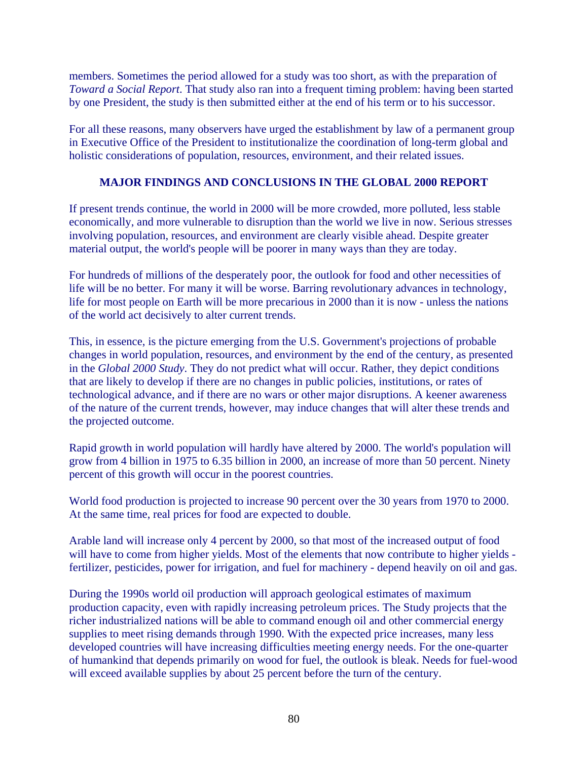members. Sometimes the period allowed for a study was too short, as with the preparation of *Toward a Social Report*. That study also ran into a frequent timing problem: having been started by one President, the study is then submitted either at the end of his term or to his successor.

For all these reasons, many observers have urged the establishment by law of a permanent group in Executive Office of the President to institutionalize the coordination of long-term global and holistic considerations of population, resources, environment, and their related issues.

## MAJOR FINDINGS AND CONCLUSIONS IN THE GLOBAL 2000 REPORT

If present trends continue, the world in 2000 will be more crowded, more polluted, less stable economically, and more vulnerable to disruption than the world we live in now. Serious stresses involving population, resources, and environment are clearly visible ahead. Despite greater material output, the world's people will be poorer in many ways than they are today.

For hundreds of millions of the desperately poor, the outlook for food and other necessities of life will be no better. For many it will be worse. Barring revolutionary advances in technology, life for most people on Earth will be more precarious in 2000 than it is now - unless the nations of the world act decisively to alter current trends.

This, in essence, is the picture emerging from the U.S. Government's projections of probable changes in world population, resources, and environment by the end of the century, as presented in the *Global 2000 Study*. They do not predict what will occur. Rather, they depict conditions that are likely to develop if there are no changes in public policies, institutions, or rates of technological advance, and if there are no wars or other major disruptions. A keener awareness of the nature of the current trends, however, may induce changes that will alter these trends and the projected outcome.

Rapid growth in world population will hardly have altered by 2000. The world's population will grow from 4 billion in 1975 to 6.35 billion in 2000, an increase of more than 50 percent. Ninety percent of this growth will occur in the poorest countries.

World food production is projected to increase 90 percent over the 30 years from 1970 to 2000. At the same time, real prices for food are expected to double.

Arable land will increase only 4 percent by 2000, so that most of the increased output of food will have to come from higher yields. Most of the elements that now contribute to higher yields - fertilizer, pesticides, power for irrigation, and fuel for machinery - depend heavily on oil and gas.

During the 1990s world oil production will approach geological estimates of maximum production capacity, even with rapidly increasing petroleum prices. The Study projects that the richer industrialized nations will be able to command enough oil and other commercial energy supplies to meet rising demands through 1990. With the expected price increases, many less developed countries will have increasing difficulties meeting energy needs. For the one-quarter of humankind that depends primarily on wood for fuel, the outlook is bleak. Needs for fuel-wood will exceed available supplies by about 25 percent before the turn of the century.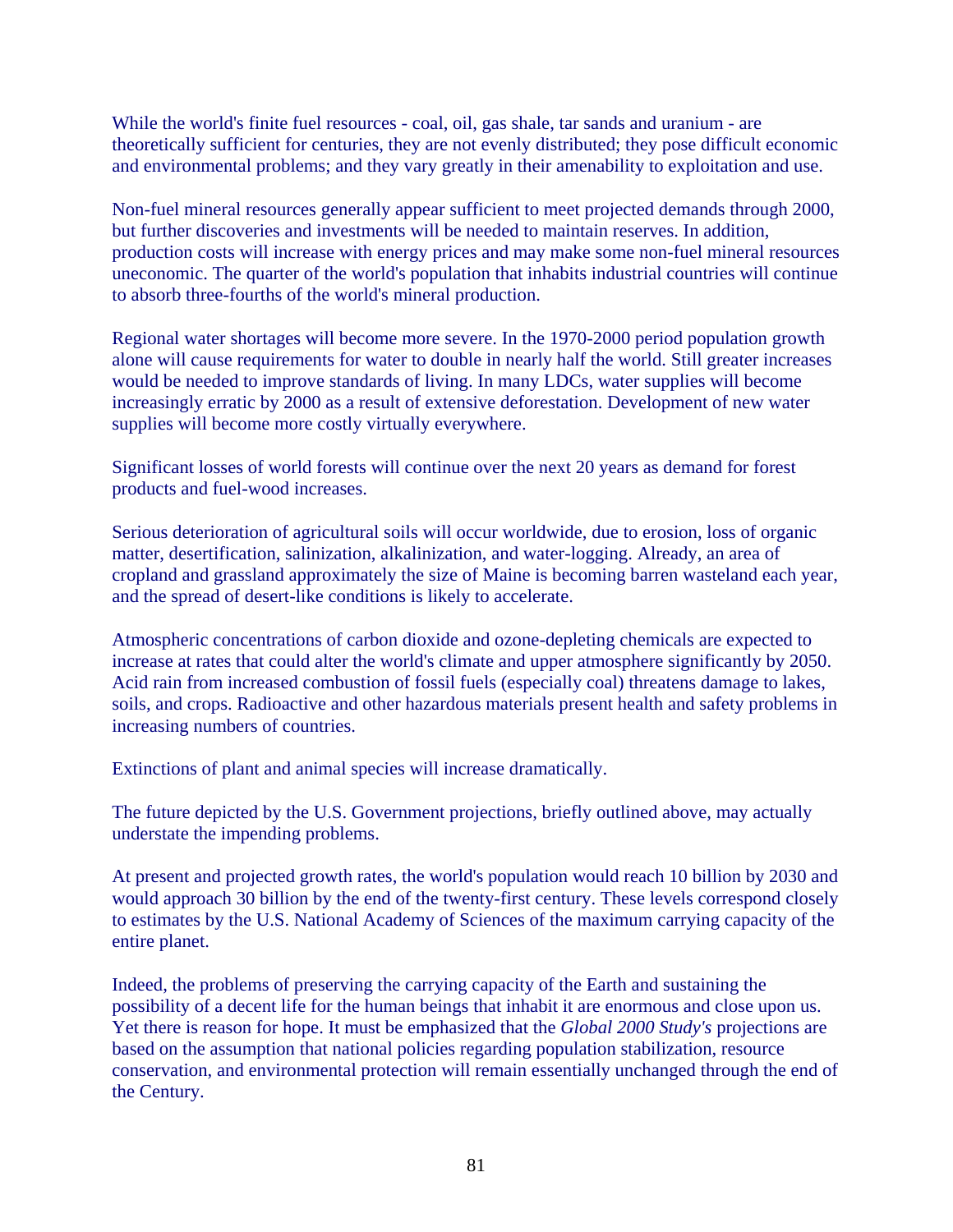While the world's finite fuel resources - coal, oil, gas shale, tar sands and uranium - are theoretically sufficient for centuries, they are not evenly distributed; they pose difficult economic and environmental problems; and they vary greatly in their amenability to exploitation and use.

Non-fuel mineral resources generally appear sufficient to meet projected demands through 2000, but further discoveries and investments will be needed to maintain reserves. In addition, production costs will increase with energy prices and may make some non-fuel mineral resources uneconomic. The quarter of the world's population that inhabits industrial countries will continue to absorb three-fourths of the world's mineral production.

Regional water shortages will become more severe. In the 1970-2000 period population growth alone will cause requirements for water to double in nearly half the world. Still greater increases would be needed to improve standards of living. In many LDCs, water supplies will become increasingly erratic by 2000 as a result of extensive deforestation. Development of new water supplies will become more costly virtually everywhere.

Significant losses of world forests will continue over the next 20 years as demand for forest products and fuel-wood increases.

Serious deterioration of agricultural soils will occur worldwide, due to erosion, loss of organic matter, desertification, salinization, alkalinization, and water-logging. Already, an area of cropland and grassland approximately the size of Maine is becoming barren wasteland each year, and the spread of desert-like conditions is likely to accelerate.

Atmospheric concentrations of carbon dioxide and ozone-depleting chemicals are expected to increase at rates that could alter the world's climate and upper atmosphere significantly by 2050. Acid rain from increased combustion of fossil fuels (especially coal) threatens damage to lakes, soils, and crops. Radioactive and other hazardous materials present health and safety problems in increasing numbers of countries.

Extinctions of plant and animal species will increase dramatically.

The future depicted by the U.S. Government projections, briefly outlined above, may actually understate the impending problems.

At present and projected growth rates, the world's population would reach 10 billion by 2030 and would approach 30 billion by the end of the twenty-first century. These levels correspond closely to estimates by the U.S. National Academy of Sciences of the maximum carrying capacity of the entire planet.

Indeed, the problems of preserving the carrying capacity of the Earth and sustaining the possibility of a decent life for the human beings that inhabit it are enormous and close upon us. Yet there is reason for hope. It must be emphasized that the *Global 2000 Study's* projections are based on the assumption that national policies regarding population stabilization, resource conservation, and environmental protection will remain essentially unchanged through the end of the Century.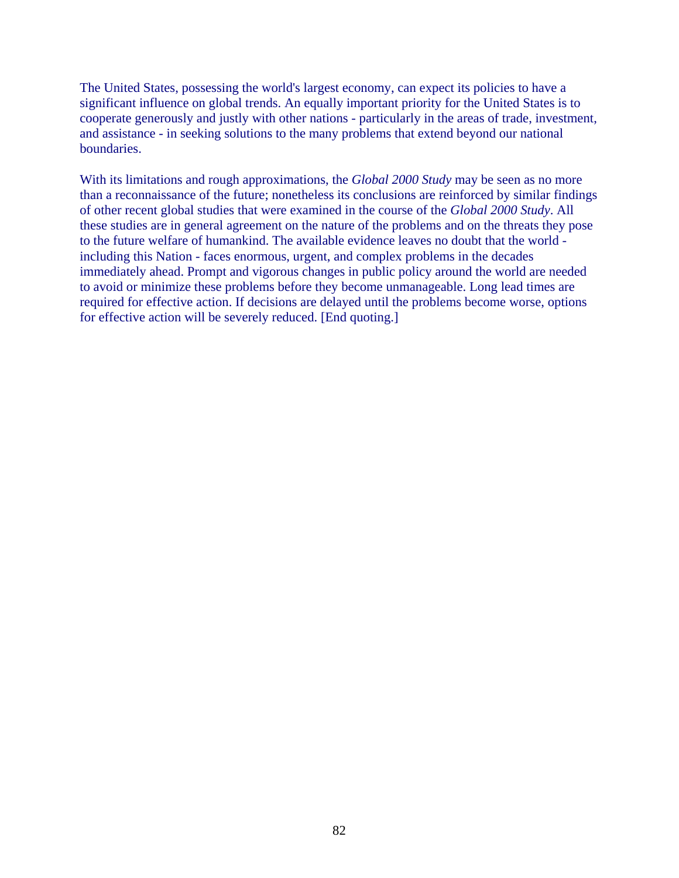The United States, possessing the world's largest economy, can expect its policies to have a significant influence on global trends. An equally important priority for the United States is to cooperate generously and justly with other nations - particularly in the areas of trade, investment, and assistance - in seeking solutions to the many problems that extend beyond our national boundaries.

With its limitations and rough approximations, the *Global 2000 Study* may be seen as no more than a reconnaissance of the future; nonetheless its conclusions are reinforced by similar findings of other recent global studies that were examined in the course of the *Global 2000 Study*. All these studies are in general agreement on the nature of the problems and on the threats they pose to the future welfare of humankind. The available evidence leaves no doubt that the world - including this Nation - faces enormous, urgent, and complex problems in the decades immediately ahead. Prompt and vigorous changes in public policy around the world are needed to avoid or minimize these problems before they become unmanageable. Long lead times are required for effective action. If decisions are delayed until the problems become worse, options for effective action will be severely reduced. [End quoting.]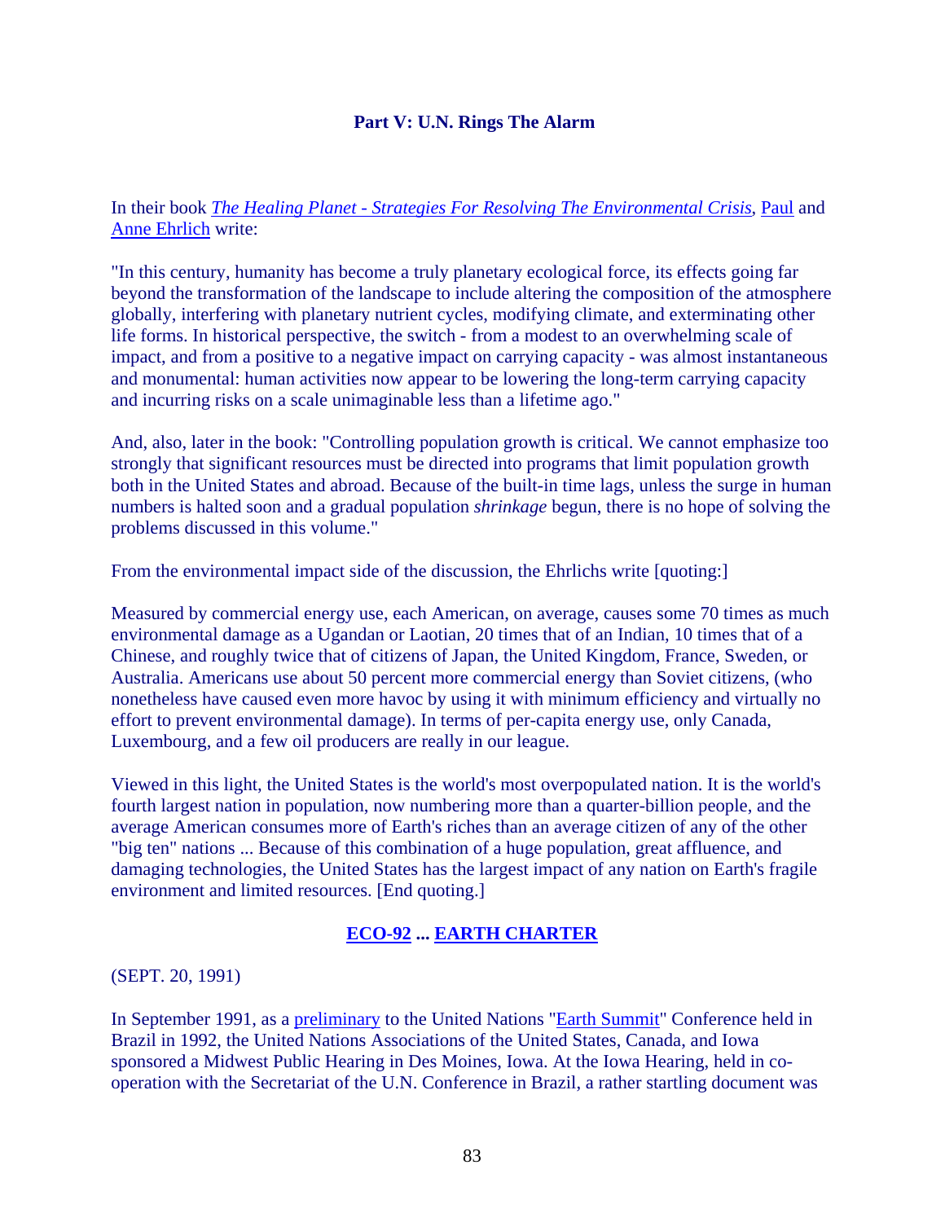## Part V: U.N. Rings The Alarm

In their book *The Healing Planet - Strategies For Resolving The Environmental Crisis*, Paul and Anne Ehrlich write:

"In this century, humanity has become a truly planetary ecological force, its effects going far beyond the transformation of the landscape to include altering the composition of the atmosphere globally, interfering with planetary nutrient cycles, modifying climate, and exterminating other life forms. In historical perspective, the switch - from a modest to an overwhelming scale of impact, and from a positive to a negative impact on carrying capacity - was almost instantaneous and monumental: human activities now appear to be lowering the long-term carrying capacity and incurring risks on a scale unimaginable less than a lifetime ago."

And, also, later in the book: "Controlling population growth is critical. We cannot emphasize too strongly that significant resources must be directed into programs that limit population growth both in the United States and abroad. Because of the built-in time lags, unless the surge in human numbers is halted soon and a gradual population *shrinkage* begun, there is no hope of solving the problems discussed in this volume."

From the environmental impact side of the discussion, the Ehrlichs write [quoting:]

Measured by commercial energy use, each American, on average, causes some 70 times as much environmental damage as a Ugandan or Laotian, 20 times that of an Indian, 10 times that of a Chinese, and roughly twice that of citizens of Japan, the United Kingdom, France, Sweden, or Australia. Americans use about 50 percent more commercial energy than Soviet citizens, (who nonetheless have caused even more havoc by using it with minimum efficiency and virtually no effort to prevent environmental damage). In terms of per-capita energy use, only Canada, Luxembourg, and a few oil producers are really in our league.

Viewed in this light, the United States is the world's most overpopulated nation. It is the world's fourth largest nation in population, now numbering more than a quarter-billion people, and the average American consumes more of Earth's riches than an average citizen of any of the other "big ten" nations ... Because of this combination of a huge population, great affluence, and damaging technologies, the United States has the largest impact of any nation on Earth's fragile environment and limited resources. [End quoting.]

### ECO-92 ... EARTH CHARTER

(SEPT. 20, 1991)

In September 1991, as a preliminary to the United Nations "Earth Summit" Conference held in Brazil in 1992, the United Nations Associations of the United States, Canada, and Iowa sponsored a Midwest Public Hearing in Des Moines, Iowa. At the Iowa Hearing, held in co-operation with the Secretariat of the U.N. Conference in Brazil, a rather startling document was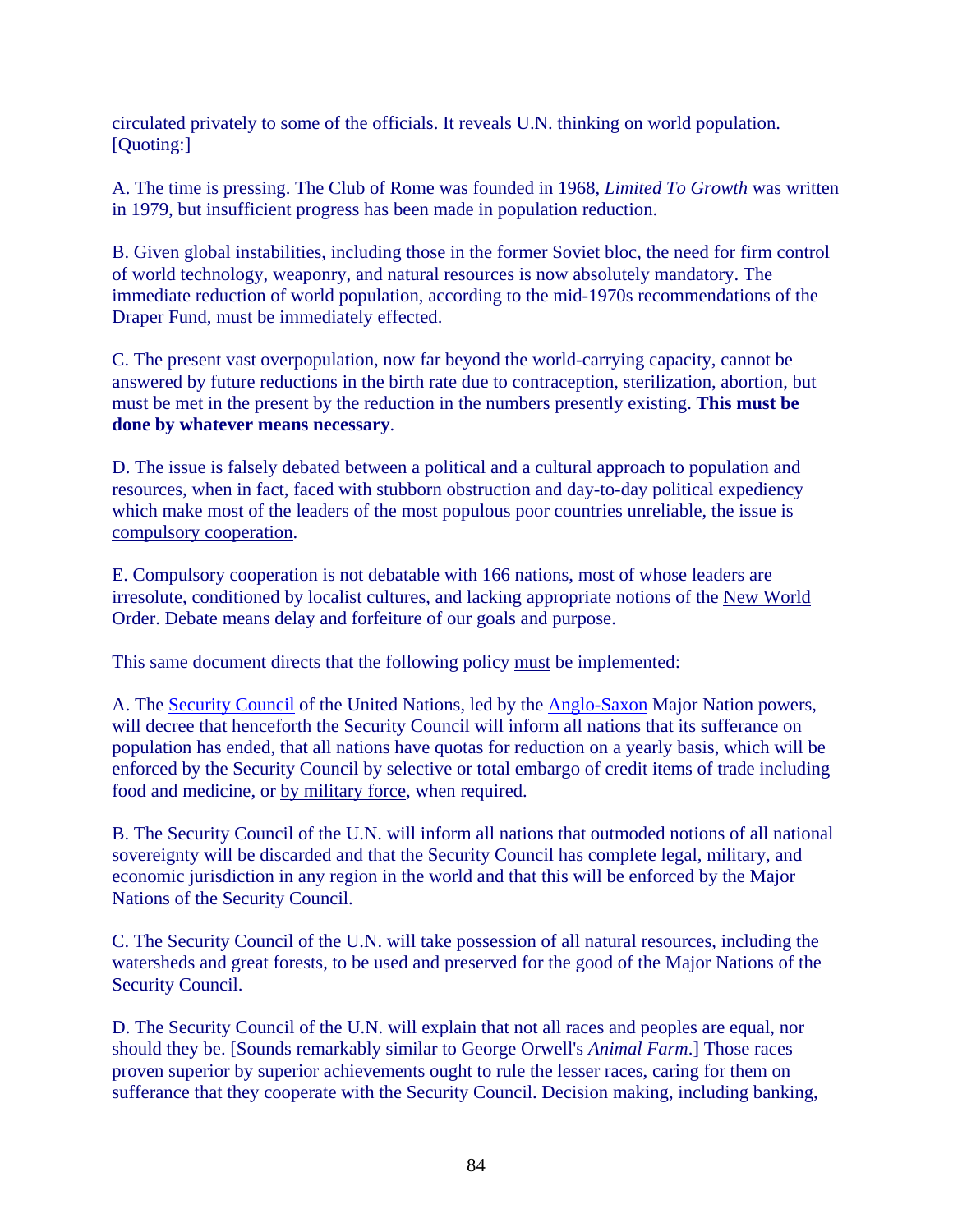circulated privately to some of the officials. It reveals U.N. thinking on world population. [Quoting:]

A. The time is pressing. The Club of Rome was founded in 1968, *Limited To Growth* was written in 1979, but insufficient progress has been made in population reduction.

B. Given global instabilities, including those in the former Soviet bloc, the need for firm control of world technology, weaponry, and natural resources is now absolutely mandatory. The immediate reduction of world population, according to the mid-1970s recommendations of the Draper Fund, must be immediately effected.

C. The present vast overpopulation, now far beyond the world-carrying capacity, cannot be answered by future reductions in the birth rate due to contraception, sterilization, abortion, but must be met in the present by the reduction in the numbers presently existing. **This must be done by whatever means necessary**.

D. The issue is falsely debated between a political and a cultural approach to population and resources, when in fact, faced with stubborn obstruction and day-to-day political expediency which make most of the leaders of the most populous poor countries unreliable, the issue is <u>compulsory cooperation</u>.

E. Compulsory cooperation is not debatable with 166 nations, most of whose leaders are irresolute, conditioned by localist cultures, and lacking appropriate notions of the <u>New World Order</u>. Debate means delay and forfeiture of our goals and purpose.

This same document directs that the following policy <u>must</u> be implemented:

A. The <u>Security Council</u> of the United Nations, led by the <u>Anglo-Saxon</u> Major Nation powers, will decree that henceforth the Security Council will inform all nations that its sufferance on population has ended, that all nations have quotas for <u>reduction</u> on a yearly basis, which will be enforced by the Security Council by selective or total embargo of credit items of trade including food and medicine, or <u>by military force</u>, when required.

B. The Security Council of the U.N. will inform all nations that outmoded notions of all national sovereignty will be discarded and that the Security Council has complete legal, military, and economic jurisdiction in any region in the world and that this will be enforced by the Major Nations of the Security Council.

C. The Security Council of the U.N. will take possession of all natural resources, including the watersheds and great forests, to be used and preserved for the good of the Major Nations of the Security Council.

D. The Security Council of the U.N. will explain that not all races and peoples are equal, nor should they be. [Sounds remarkably similar to George Orwell's *Animal Farm*.] Those races proven superior by superior achievements ought to rule the lesser races, caring for them on sufferance that they cooperate with the Security Council. Decision making, including banking,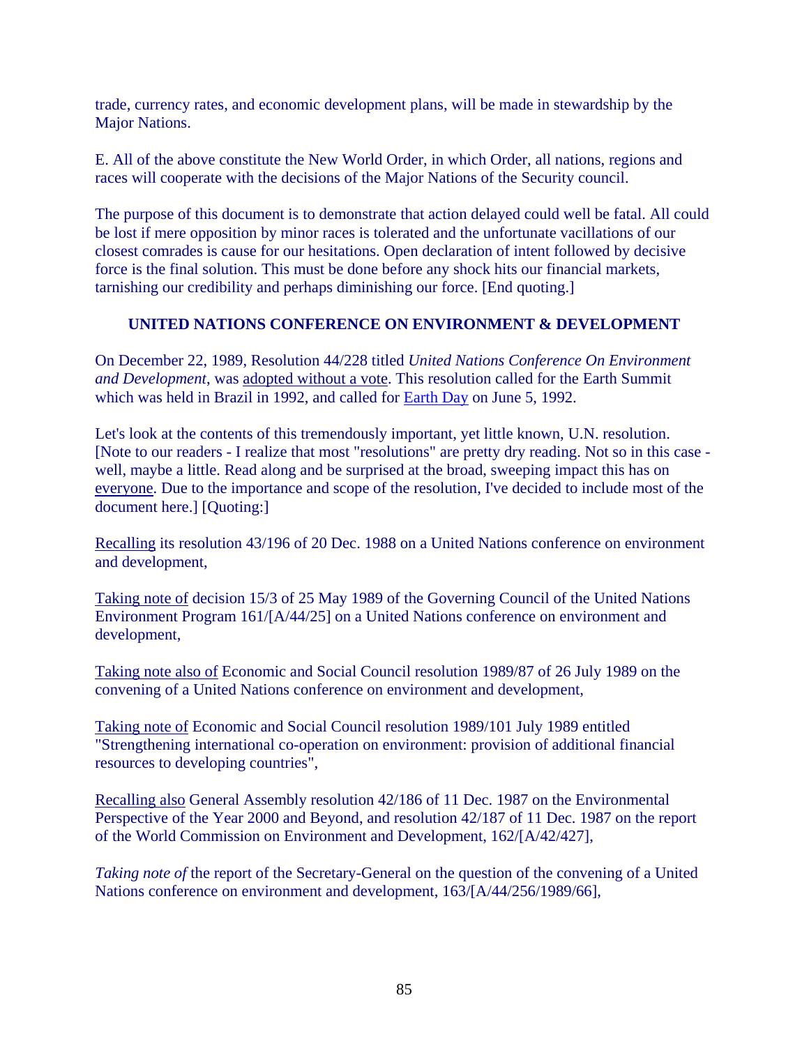trade, currency rates, and economic development plans, will be made in stewardship by the Major Nations.

E. All of the above constitute the New World Order, in which Order, all nations, regions and races will cooperate with the decisions of the Major Nations of the Security council.

The purpose of this document is to demonstrate that action delayed could well be fatal. All could be lost if mere opposition by minor races is tolerated and the unfortunate vacillations of our closest comrades is cause for our hesitations. Open declaration of intent followed by decisive force is the final solution. This must be done before any shock hits our financial markets, tarnishing our credibility and perhaps diminishing our force. [End quoting.]

## UNITED NATIONS CONFERENCE ON ENVIRONMENT & DEVELOPMENT

On December 22, 1989, Resolution 44/228 titled *United Nations Conference On Environment and Development*, was adopted without a vote. This resolution called for the Earth Summit which was held in Brazil in 1992, and called for Earth Day on June 5, 1992.

Let's look at the contents of this tremendously important, yet little known, U.N. resolution. [Note to our readers - I realize that most "resolutions" are pretty dry reading. Not so in this case - well, maybe a little. Read along and be surprised at the broad, sweeping impact this has on everyone. Due to the importance and scope of the resolution, I've decided to include most of the document here.] [Quoting:]

Recalling its resolution 43/196 of 20 Dec. 1988 on a United Nations conference on environment and development,

Taking note of decision 15/3 of 25 May 1989 of the Governing Council of the United Nations Environment Program 161/[A/44/25] on a United Nations conference on environment and development,

Taking note also of Economic and Social Council resolution 1989/87 of 26 July 1989 on the convening of a United Nations conference on environment and development,

Taking note of Economic and Social Council resolution 1989/101 July 1989 entitled "Strengthening international co-operation on environment: provision of additional financial resources to developing countries",

Recalling also General Assembly resolution 42/186 of 11 Dec. 1987 on the Environmental Perspective of the Year 2000 and Beyond, and resolution 42/187 of 11 Dec. 1987 on the report of the World Commission on Environment and Development, 162/[A/42/427],

*Taking note of* the report of the Secretary-General on the question of the convening of a United Nations conference on environment and development, 163/[A/44/256/1989/66],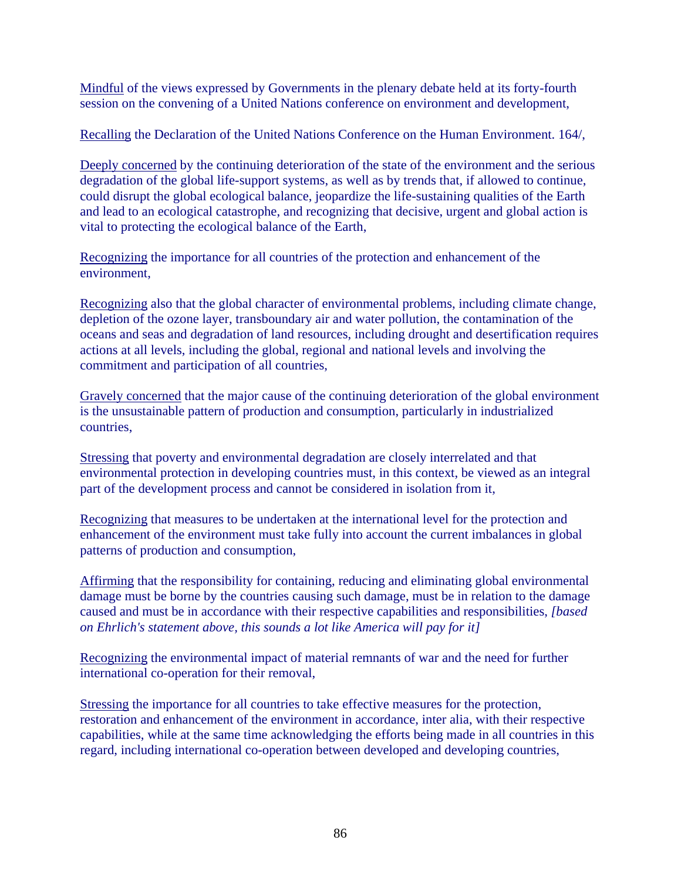Mindful of the views expressed by Governments in the plenary debate held at its forty-fourth session on the convening of a United Nations conference on environment and development,

Recalling the Declaration of the United Nations Conference on the Human Environment. 164/,

Deeply concerned by the continuing deterioration of the state of the environment and the serious degradation of the global life-support systems, as well as by trends that, if allowed to continue, could disrupt the global ecological balance, jeopardize the life-sustaining qualities of the Earth and lead to an ecological catastrophe, and recognizing that decisive, urgent and global action is vital to protecting the ecological balance of the Earth,

Recognizing the importance for all countries of the protection and enhancement of the environment,

Recognizing also that the global character of environmental problems, including climate change, depletion of the ozone layer, transboundary air and water pollution, the contamination of the oceans and seas and degradation of land resources, including drought and desertification requires actions at all levels, including the global, regional and national levels and involving the commitment and participation of all countries,

Gravely concerned that the major cause of the continuing deterioration of the global environment is the unsustainable pattern of production and consumption, particularly in industrialized countries,

Stressing that poverty and environmental degradation are closely interrelated and that environmental protection in developing countries must, in this context, be viewed as an integral part of the development process and cannot be considered in isolation from it,

Recognizing that measures to be undertaken at the international level for the protection and enhancement of the environment must take fully into account the current imbalances in global patterns of production and consumption,

Affirming that the responsibility for containing, reducing and eliminating global environmental damage must be borne by the countries causing such damage, must be in relation to the damage caused and must be in accordance with their respective capabilities and responsibilities, *[based on Ehrlich's statement above, this sounds a lot like America will pay for it]*

Recognizing the environmental impact of material remnants of war and the need for further international co-operation for their removal,

Stressing the importance for all countries to take effective measures for the protection, restoration and enhancement of the environment in accordance, inter alia, with their respective capabilities, while at the same time acknowledging the efforts being made in all countries in this regard, including international co-operation between developed and developing countries,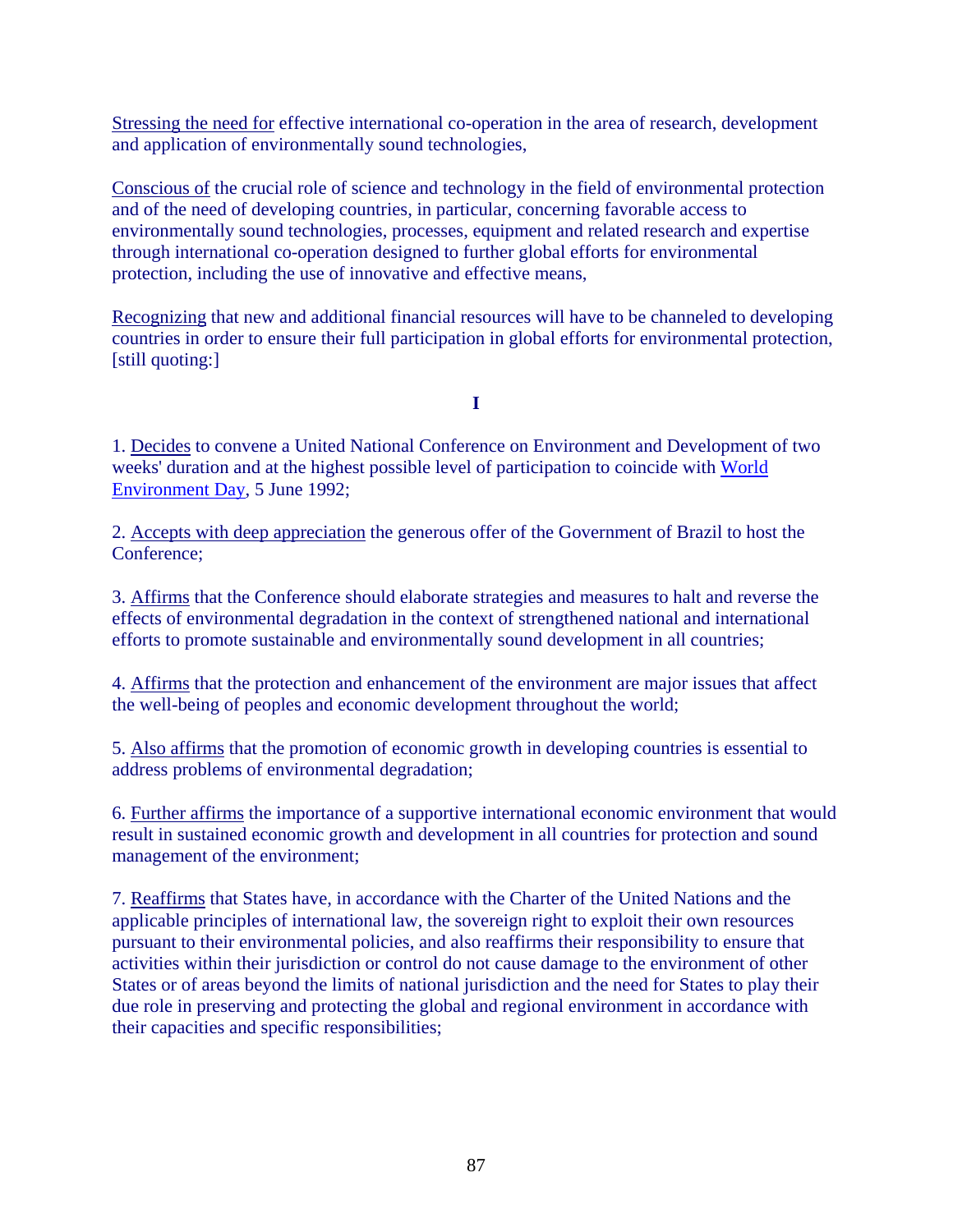Stressing the need for effective international co-operation in the area of research, development and application of environmentally sound technologies,

Conscious of the crucial role of science and technology in the field of environmental protection and of the need of developing countries, in particular, concerning favorable access to environmentally sound technologies, processes, equipment and related research and expertise through international co-operation designed to further global efforts for environmental protection, including the use of innovative and effective means,

Recognizing that new and additional financial resources will have to be channeled to developing countries in order to ensure their full participation in global efforts for environmental protection, [still quoting:]

**I**

1. Decides to convene a United National Conference on Environment and Development of two weeks' duration and at the highest possible level of participation to coincide with World Environment Day, 5 June 1992;

2. Accepts with deep appreciation the generous offer of the Government of Brazil to host the Conference;

3. Affirms that the Conference should elaborate strategies and measures to halt and reverse the effects of environmental degradation in the context of strengthened national and international efforts to promote sustainable and environmentally sound development in all countries;

4. Affirms that the protection and enhancement of the environment are major issues that affect the well-being of peoples and economic development throughout the world;

5. Also affirms that the promotion of economic growth in developing countries is essential to address problems of environmental degradation;

6. Further affirms the importance of a supportive international economic environment that would result in sustained economic growth and development in all countries for protection and sound management of the environment;

7. Reaffirms that States have, in accordance with the Charter of the United Nations and the applicable principles of international law, the sovereign right to exploit their own resources pursuant to their environmental policies, and also reaffirms their responsibility to ensure that activities within their jurisdiction or control do not cause damage to the environment of other States or of areas beyond the limits of national jurisdiction and the need for States to play their due role in preserving and protecting the global and regional environment in accordance with their capacities and specific responsibilities;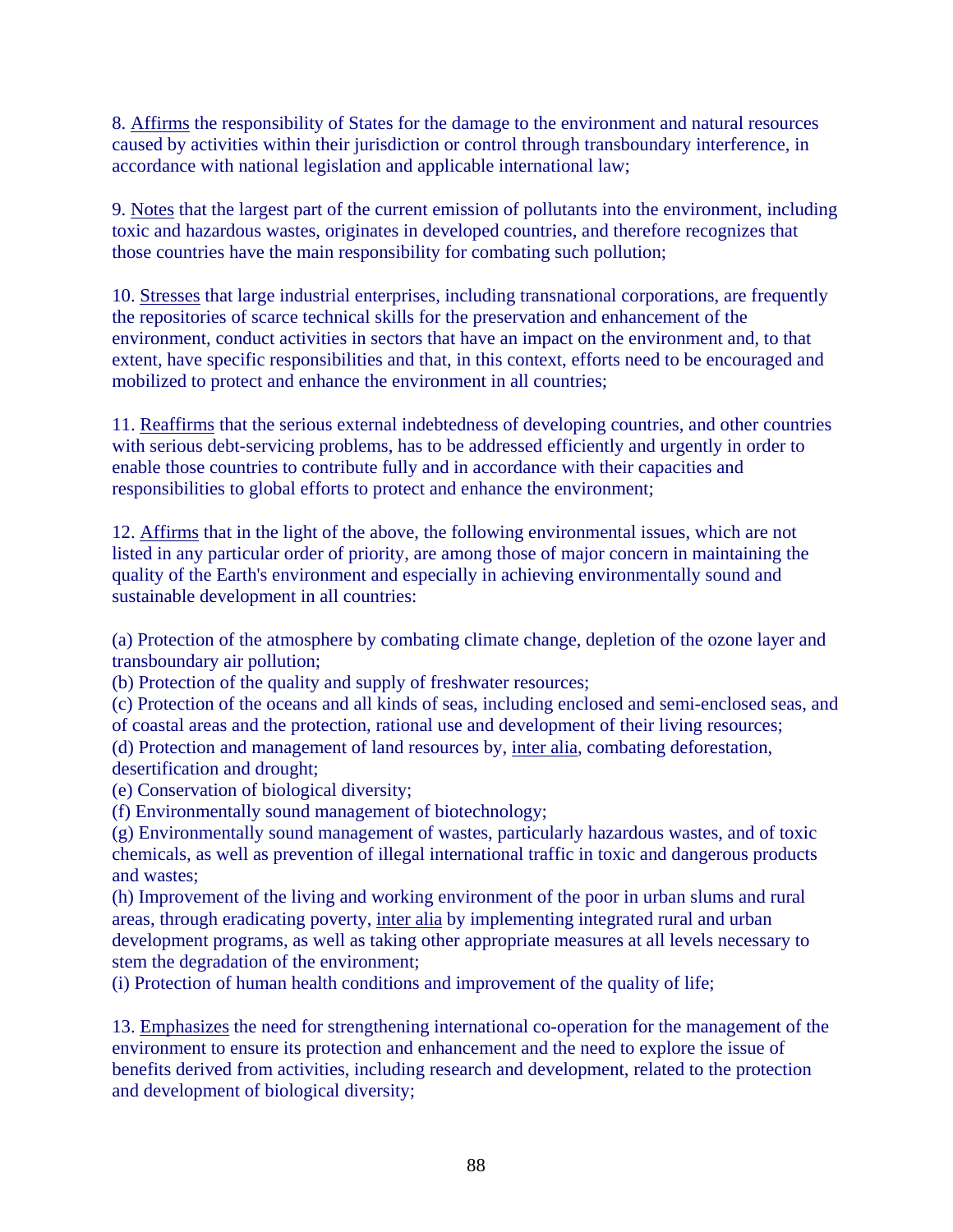8. Affirms the responsibility of States for the damage to the environment and natural resources caused by activities within their jurisdiction or control through transboundary interference, in accordance with national legislation and applicable international law;

9. Notes that the largest part of the current emission of pollutants into the environment, including toxic and hazardous wastes, originates in developed countries, and therefore recognizes that those countries have the main responsibility for combating such pollution;

10. Stresses that large industrial enterprises, including transnational corporations, are frequently the repositories of scarce technical skills for the preservation and enhancement of the environment, conduct activities in sectors that have an impact on the environment and, to that extent, have specific responsibilities and that, in this context, efforts need to be encouraged and mobilized to protect and enhance the environment in all countries;

11. Reaffirms that the serious external indebtedness of developing countries, and other countries with serious debt-servicing problems, has to be addressed efficiently and urgently in order to enable those countries to contribute fully and in accordance with their capacities and responsibilities to global efforts to protect and enhance the environment;

12. Affirms that in the light of the above, the following environmental issues, which are not listed in any particular order of priority, are among those of major concern in maintaining the quality of the Earth's environment and especially in achieving environmentally sound and sustainable development in all countries:

(a) Protection of the atmosphere by combating climate change, depletion of the ozone layer and transboundary air pollution;
(b) Protection of the quality and supply of freshwater resources;
(c) Protection of the oceans and all kinds of seas, including enclosed and semi-enclosed seas, and of coastal areas and the protection, rational use and development of their living resources;
(d) Protection and management of land resources by, inter alia, combating deforestation, desertification and drought;
(e) Conservation of biological diversity;
(f) Environmentally sound management of biotechnology;
(g) Environmentally sound management of wastes, particularly hazardous wastes, and of toxic chemicals, as well as prevention of illegal international traffic in toxic and dangerous products and wastes;
(h) Improvement of the living and working environment of the poor in urban slums and rural areas, through eradicating poverty, inter alia by implementing integrated rural and urban development programs, as well as taking other appropriate measures at all levels necessary to stem the degradation of the environment;
(i) Protection of human health conditions and improvement of the quality of life;

13. Emphasizes the need for strengthening international co-operation for the management of the environment to ensure its protection and enhancement and the need to explore the issue of benefits derived from activities, including research and development, related to the protection and development of biological diversity;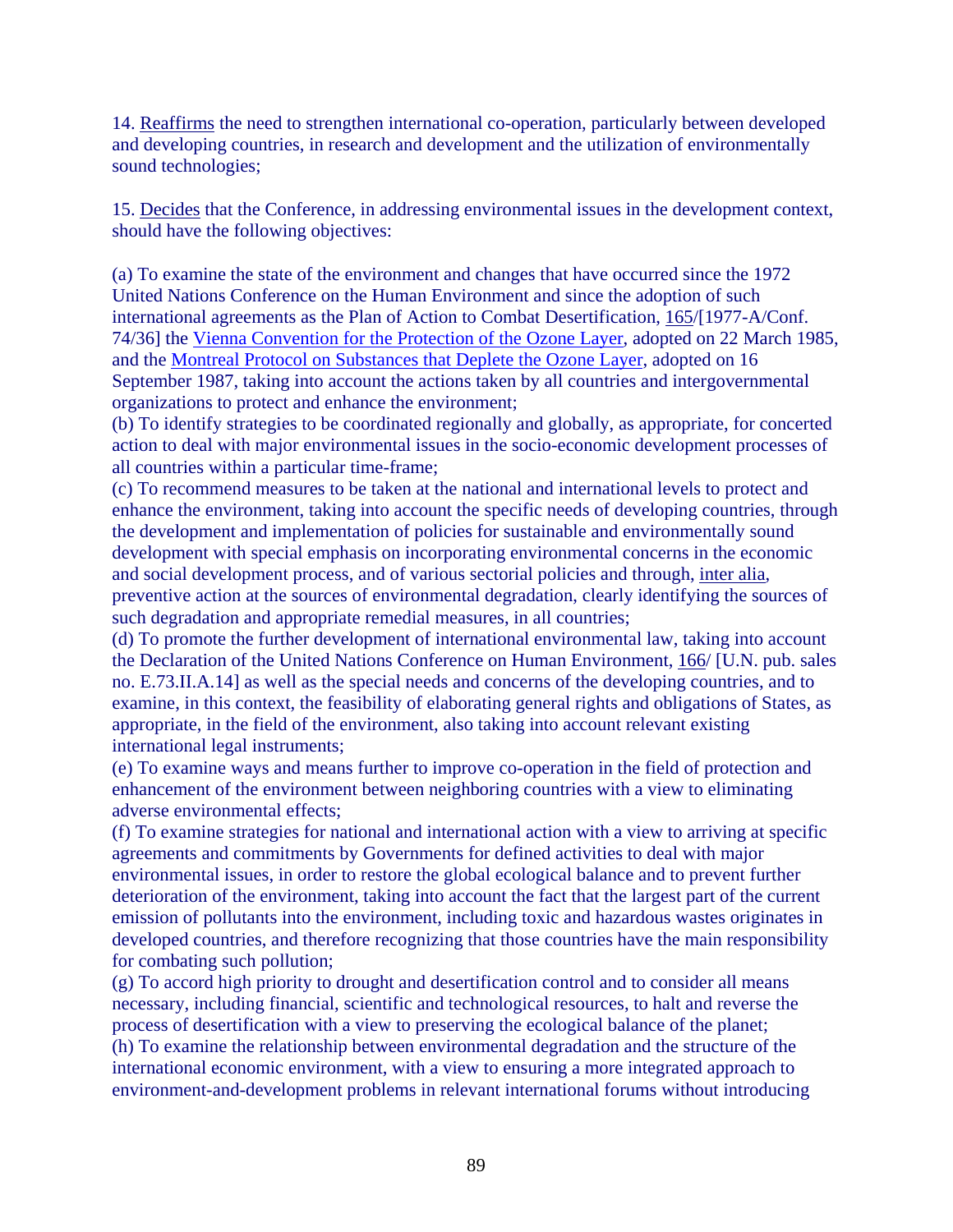14. Reaffirms the need to strengthen international co-operation, particularly between developed and developing countries, in research and development and the utilization of environmentally sound technologies;

15. Decides that the Conference, in addressing environmental issues in the development context, should have the following objectives:

(a) To examine the state of the environment and changes that have occurred since the 1972 United Nations Conference on the Human Environment and since the adoption of such international agreements as the Plan of Action to Combat Desertification, 165/[1977-A/Conf. 74/36] the Vienna Convention for the Protection of the Ozone Layer, adopted on 22 March 1985, and the Montreal Protocol on Substances that Deplete the Ozone Layer, adopted on 16 September 1987, taking into account the actions taken by all countries and intergovernmental organizations to protect and enhance the environment;
(b) To identify strategies to be coordinated regionally and globally, as appropriate, for concerted action to deal with major environmental issues in the socio-economic development processes of all countries within a particular time-frame;
(c) To recommend measures to be taken at the national and international levels to protect and enhance the environment, taking into account the specific needs of developing countries, through the development and implementation of policies for sustainable and environmentally sound development with special emphasis on incorporating environmental concerns in the economic and social development process, and of various sectorial policies and through, inter alia, preventive action at the sources of environmental degradation, clearly identifying the sources of such degradation and appropriate remedial measures, in all countries;
(d) To promote the further development of international environmental law, taking into account the Declaration of the United Nations Conference on Human Environment, 166/ [U.N. pub. sales no. E.73.II.A.14] as well as the special needs and concerns of the developing countries, and to examine, in this context, the feasibility of elaborating general rights and obligations of States, as appropriate, in the field of the environment, also taking into account relevant existing international legal instruments;
(e) To examine ways and means further to improve co-operation in the field of protection and enhancement of the environment between neighboring countries with a view to eliminating adverse environmental effects;
(f) To examine strategies for national and international action with a view to arriving at specific agreements and commitments by Governments for defined activities to deal with major environmental issues, in order to restore the global ecological balance and to prevent further deterioration of the environment, taking into account the fact that the largest part of the current emission of pollutants into the environment, including toxic and hazardous wastes originates in developed countries, and therefore recognizing that those countries have the main responsibility for combating such pollution;
(g) To accord high priority to drought and desertification control and to consider all means necessary, including financial, scientific and technological resources, to halt and reverse the process of desertification with a view to preserving the ecological balance of the planet;
(h) To examine the relationship between environmental degradation and the structure of the international economic environment, with a view to ensuring a more integrated approach to environment-and-development problems in relevant international forums without introducing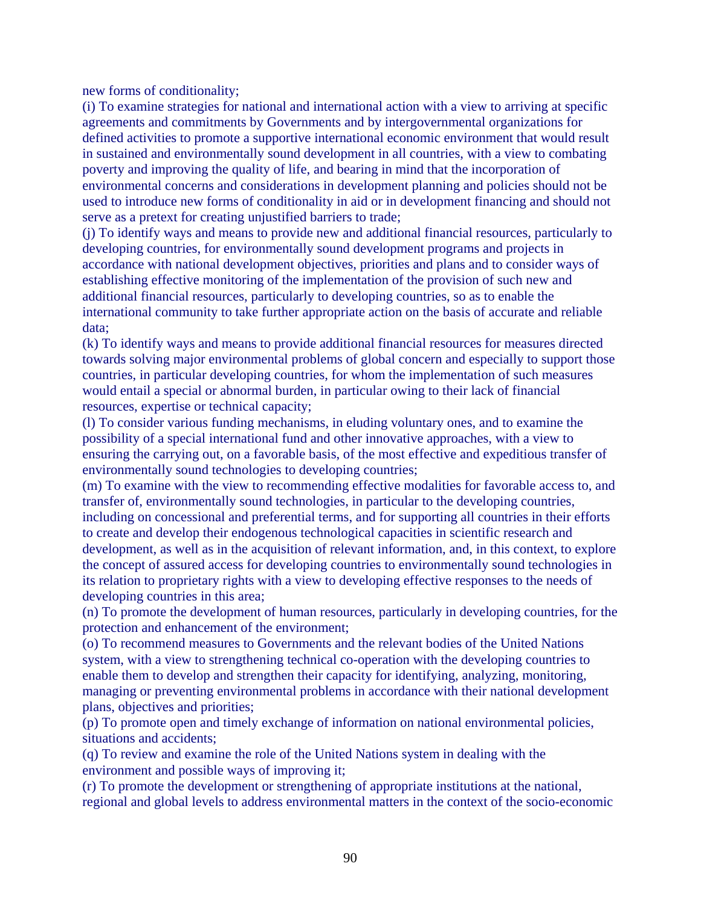new forms of conditionality;

(i) To examine strategies for national and international action with a view to arriving at specific agreements and commitments by Governments and by intergovernmental organizations for defined activities to promote a supportive international economic environment that would result in sustained and environmentally sound development in all countries, with a view to combating poverty and improving the quality of life, and bearing in mind that the incorporation of environmental concerns and considerations in development planning and policies should not be used to introduce new forms of conditionality in aid or in development financing and should not serve as a pretext for creating unjustified barriers to trade;

(j) To identify ways and means to provide new and additional financial resources, particularly to developing countries, for environmentally sound development programs and projects in accordance with national development objectives, priorities and plans and to consider ways of establishing effective monitoring of the implementation of the provision of such new and additional financial resources, particularly to developing countries, so as to enable the international community to take further appropriate action on the basis of accurate and reliable data;

(k) To identify ways and means to provide additional financial resources for measures directed towards solving major environmental problems of global concern and especially to support those countries, in particular developing countries, for whom the implementation of such measures would entail a special or abnormal burden, in particular owing to their lack of financial resources, expertise or technical capacity;

(l) To consider various funding mechanisms, in eluding voluntary ones, and to examine the possibility of a special international fund and other innovative approaches, with a view to ensuring the carrying out, on a favorable basis, of the most effective and expeditious transfer of environmentally sound technologies to developing countries;

(m) To examine with the view to recommending effective modalities for favorable access to, and transfer of, environmentally sound technologies, in particular to the developing countries, including on concessional and preferential terms, and for supporting all countries in their efforts to create and develop their endogenous technological capacities in scientific research and development, as well as in the acquisition of relevant information, and, in this context, to explore the concept of assured access for developing countries to environmentally sound technologies in its relation to proprietary rights with a view to developing effective responses to the needs of developing countries in this area;

(n) To promote the development of human resources, particularly in developing countries, for the protection and enhancement of the environment;

(o) To recommend measures to Governments and the relevant bodies of the United Nations system, with a view to strengthening technical co-operation with the developing countries to enable them to develop and strengthen their capacity for identifying, analyzing, monitoring, managing or preventing environmental problems in accordance with their national development plans, objectives and priorities;

(p) To promote open and timely exchange of information on national environmental policies, situations and accidents;

(q) To review and examine the role of the United Nations system in dealing with the environment and possible ways of improving it;

(r) To promote the development or strengthening of appropriate institutions at the national, regional and global levels to address environmental matters in the context of the socio-economic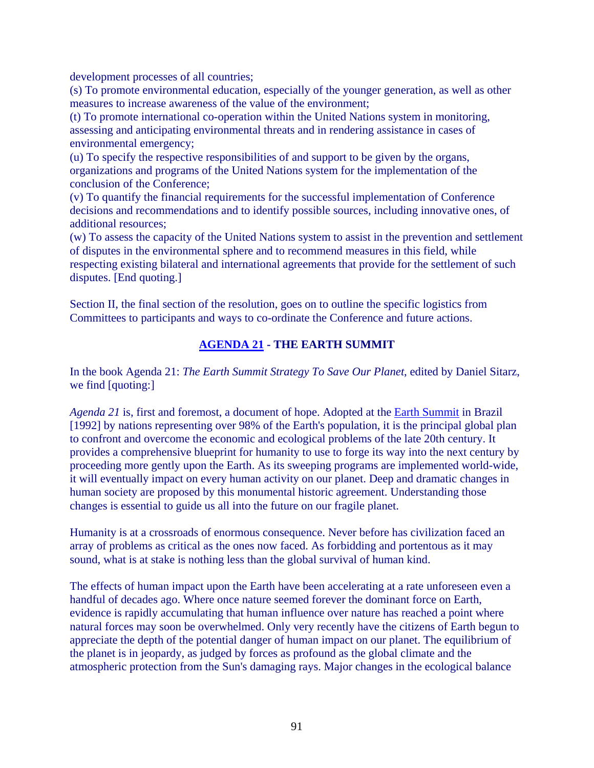development processes of all countries;
(s) To promote environmental education, especially of the younger generation, as well as other measures to increase awareness of the value of the environment;
(t) To promote international co-operation within the United Nations system in monitoring, assessing and anticipating environmental threats and in rendering assistance in cases of environmental emergency;
(u) To specify the respective responsibilities of and support to be given by the organs, organizations and programs of the United Nations system for the implementation of the conclusion of the Conference;
(v) To quantify the financial requirements for the successful implementation of Conference decisions and recommendations and to identify possible sources, including innovative ones, of additional resources;
(w) To assess the capacity of the United Nations system to assist in the prevention and settlement of disputes in the environmental sphere and to recommend measures in this field, while respecting existing bilateral and international agreements that provide for the settlement of such disputes. [End quoting.]

Section II, the final section of the resolution, goes on to outline the specific logistics from Committees to participants and ways to co-ordinate the Conference and future actions.

## AGENDA 21 - THE EARTH SUMMIT

In the book Agenda 21: *The Earth Summit Strategy To Save Our Planet*, edited by Daniel Sitarz, we find [quoting:]

*Agenda 21* is, first and foremost, a document of hope. Adopted at the Earth Summit in Brazil [1992] by nations representing over 98% of the Earth's population, it is the principal global plan to confront and overcome the economic and ecological problems of the late 20th century. It provides a comprehensive blueprint for humanity to use to forge its way into the next century by proceeding more gently upon the Earth. As its sweeping programs are implemented world-wide, it will eventually impact on every human activity on our planet. Deep and dramatic changes in human society are proposed by this monumental historic agreement. Understanding those changes is essential to guide us all into the future on our fragile planet.

Humanity is at a crossroads of enormous consequence. Never before has civilization faced an array of problems as critical as the ones now faced. As forbidding and portentous as it may sound, what is at stake is nothing less than the global survival of human kind.

The effects of human impact upon the Earth have been accelerating at a rate unforeseen even a handful of decades ago. Where once nature seemed forever the dominant force on Earth, evidence is rapidly accumulating that human influence over nature has reached a point where natural forces may soon be overwhelmed. Only very recently have the citizens of Earth begun to appreciate the depth of the potential danger of human impact on our planet. The equilibrium of the planet is in jeopardy, as judged by forces as profound as the global climate and the atmospheric protection from the Sun's damaging rays. Major changes in the ecological balance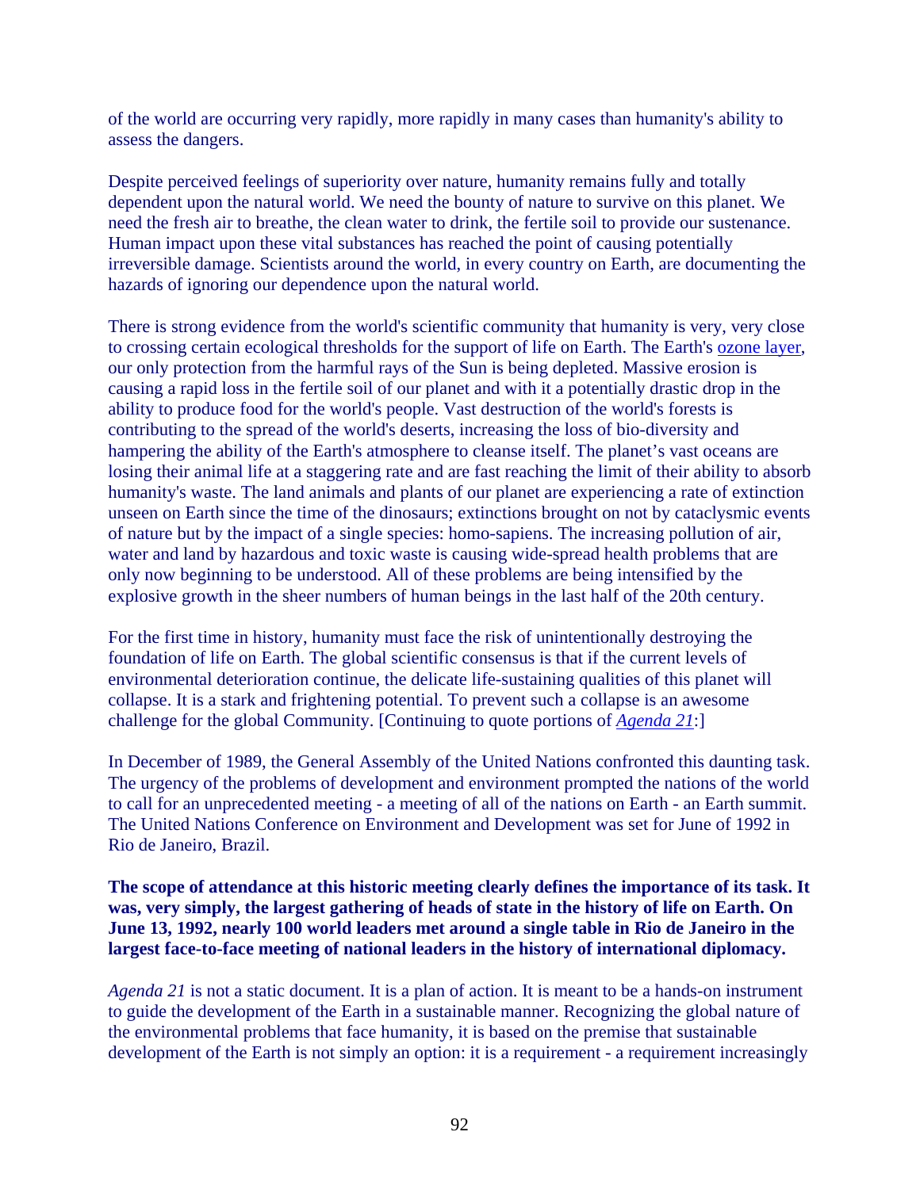of the world are occurring very rapidly, more rapidly in many cases than humanity's ability to assess the dangers.

Despite perceived feelings of superiority over nature, humanity remains fully and totally dependent upon the natural world. We need the bounty of nature to survive on this planet. We need the fresh air to breathe, the clean water to drink, the fertile soil to provide our sustenance. Human impact upon these vital substances has reached the point of causing potentially irreversible damage. Scientists around the world, in every country on Earth, are documenting the hazards of ignoring our dependence upon the natural world.

There is strong evidence from the world's scientific community that humanity is very, very close to crossing certain ecological thresholds for the support of life on Earth. The Earth's ozone layer, our only protection from the harmful rays of the Sun is being depleted. Massive erosion is causing a rapid loss in the fertile soil of our planet and with it a potentially drastic drop in the ability to produce food for the world's people. Vast destruction of the world's forests is contributing to the spread of the world's deserts, increasing the loss of bio-diversity and hampering the ability of the Earth's atmosphere to cleanse itself. The planet's vast oceans are losing their animal life at a staggering rate and are fast reaching the limit of their ability to absorb humanity's waste. The land animals and plants of our planet are experiencing a rate of extinction unseen on Earth since the time of the dinosaurs; extinctions brought on not by cataclysmic events of nature but by the impact of a single species: homo-sapiens. The increasing pollution of air, water and land by hazardous and toxic waste is causing wide-spread health problems that are only now beginning to be understood. All of these problems are being intensified by the explosive growth in the sheer numbers of human beings in the last half of the 20th century.

For the first time in history, humanity must face the risk of unintentionally destroying the foundation of life on Earth. The global scientific consensus is that if the current levels of environmental deterioration continue, the delicate life-sustaining qualities of this planet will collapse. It is a stark and frightening potential. To prevent such a collapse is an awesome challenge for the global Community. [Continuing to quote portions of *Agenda 21*:]

In December of 1989, the General Assembly of the United Nations confronted this daunting task. The urgency of the problems of development and environment prompted the nations of the world to call for an unprecedented meeting - a meeting of all of the nations on Earth - an Earth summit. The United Nations Conference on Environment and Development was set for June of 1992 in Rio de Janeiro, Brazil.

**The scope of attendance at this historic meeting clearly defines the importance of its task. It was, very simply, the largest gathering of heads of state in the history of life on Earth. On June 13, 1992, nearly 100 world leaders met around a single table in Rio de Janeiro in the largest face-to-face meeting of national leaders in the history of international diplomacy.**

*Agenda 21* is not a static document. It is a plan of action. It is meant to be a hands-on instrument to guide the development of the Earth in a sustainable manner. Recognizing the global nature of the environmental problems that face humanity, it is based on the premise that sustainable development of the Earth is not simply an option: it is a requirement - a requirement increasingly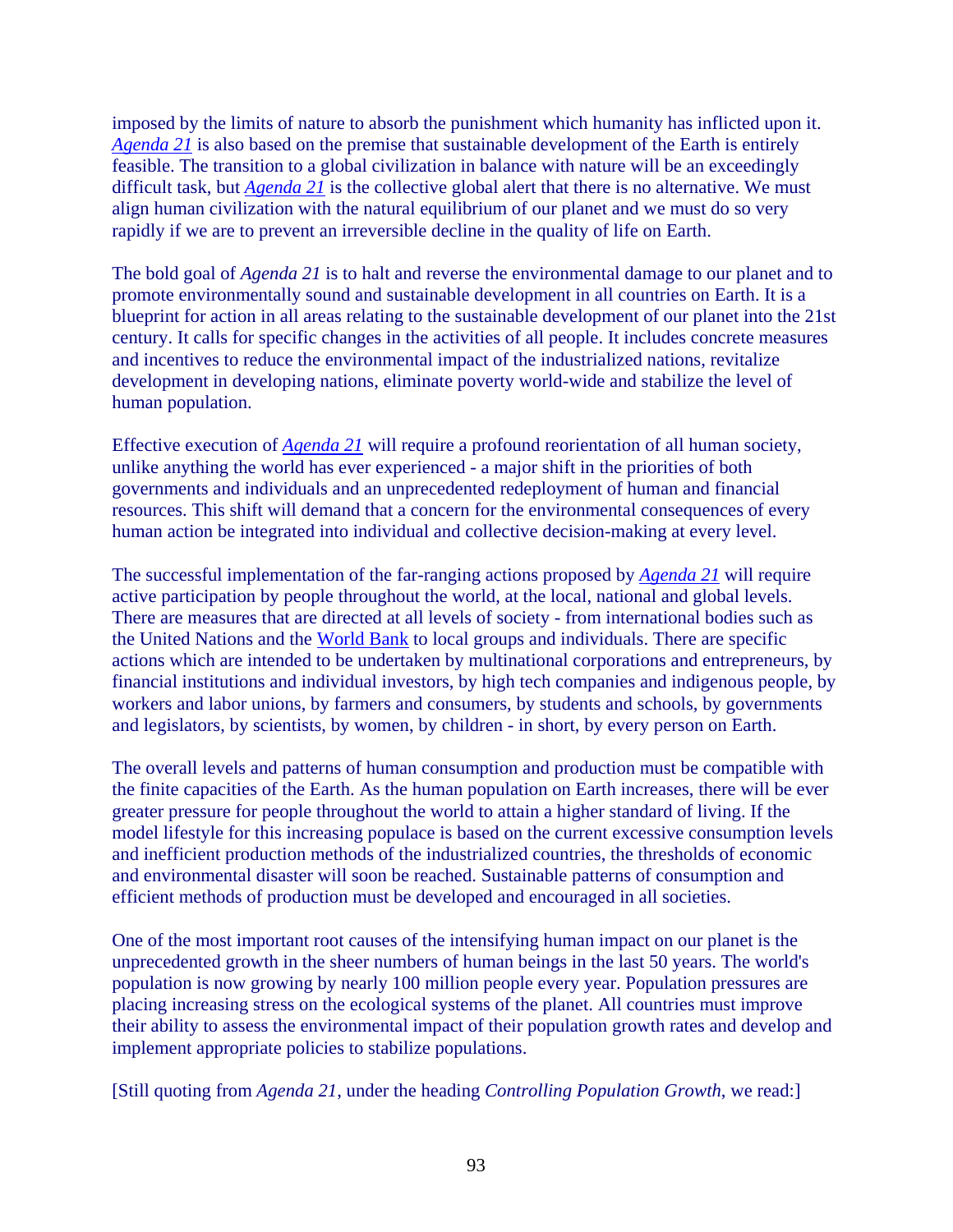imposed by the limits of nature to absorb the punishment which humanity has inflicted upon it. *Agenda 21* is also based on the premise that sustainable development of the Earth is entirely feasible. The transition to a global civilization in balance with nature will be an exceedingly difficult task, but *Agenda 21* is the collective global alert that there is no alternative. We must align human civilization with the natural equilibrium of our planet and we must do so very rapidly if we are to prevent an irreversible decline in the quality of life on Earth.

The bold goal of *Agenda 21* is to halt and reverse the environmental damage to our planet and to promote environmentally sound and sustainable development in all countries on Earth. It is a blueprint for action in all areas relating to the sustainable development of our planet into the 21st century. It calls for specific changes in the activities of all people. It includes concrete measures and incentives to reduce the environmental impact of the industrialized nations, revitalize development in developing nations, eliminate poverty world-wide and stabilize the level of human population.

Effective execution of *Agenda 21* will require a profound reorientation of all human society, unlike anything the world has ever experienced - a major shift in the priorities of both governments and individuals and an unprecedented redeployment of human and financial resources. This shift will demand that a concern for the environmental consequences of every human action be integrated into individual and collective decision-making at every level.

The successful implementation of the far-ranging actions proposed by *Agenda 21* will require active participation by people throughout the world, at the local, national and global levels. There are measures that are directed at all levels of society - from international bodies such as the United Nations and the World Bank to local groups and individuals. There are specific actions which are intended to be undertaken by multinational corporations and entrepreneurs, by financial institutions and individual investors, by high tech companies and indigenous people, by workers and labor unions, by farmers and consumers, by students and schools, by governments and legislators, by scientists, by women, by children - in short, by every person on Earth.

The overall levels and patterns of human consumption and production must be compatible with the finite capacities of the Earth. As the human population on Earth increases, there will be ever greater pressure for people throughout the world to attain a higher standard of living. If the model lifestyle for this increasing populace is based on the current excessive consumption levels and inefficient production methods of the industrialized countries, the thresholds of economic and environmental disaster will soon be reached. Sustainable patterns of consumption and efficient methods of production must be developed and encouraged in all societies.

One of the most important root causes of the intensifying human impact on our planet is the unprecedented growth in the sheer numbers of human beings in the last 50 years. The world's population is now growing by nearly 100 million people every year. Population pressures are placing increasing stress on the ecological systems of the planet. All countries must improve their ability to assess the environmental impact of their population growth rates and develop and implement appropriate policies to stabilize populations.

[Still quoting from *Agenda 21*, under the heading *Controlling Population Growth*, we read:]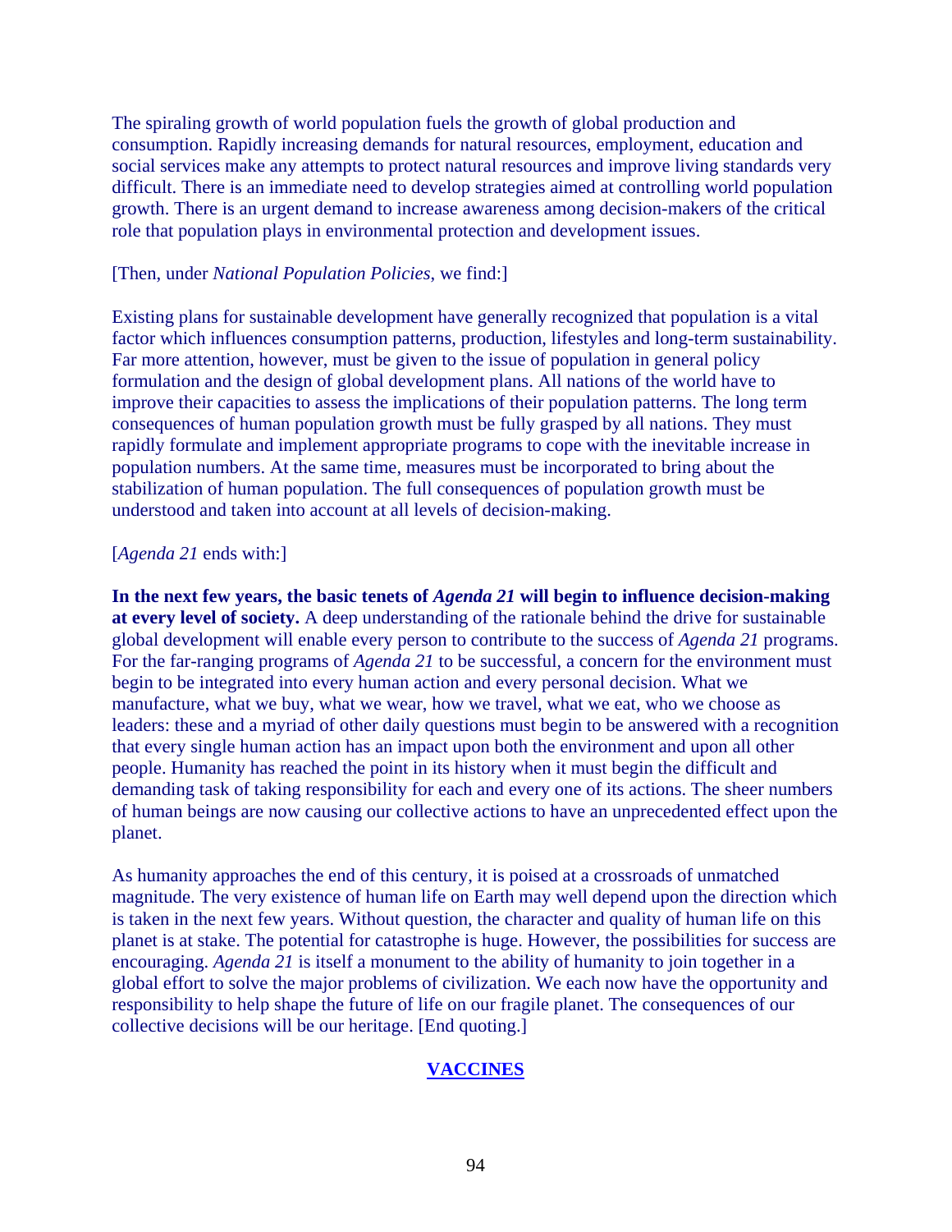The spiraling growth of world population fuels the growth of global production and consumption. Rapidly increasing demands for natural resources, employment, education and social services make any attempts to protect natural resources and improve living standards very difficult. There is an immediate need to develop strategies aimed at controlling world population growth. There is an urgent demand to increase awareness among decision-makers of the critical role that population plays in environmental protection and development issues.

[Then, under *National Population Policies*, we find:]

Existing plans for sustainable development have generally recognized that population is a vital factor which influences consumption patterns, production, lifestyles and long-term sustainability. Far more attention, however, must be given to the issue of population in general policy formulation and the design of global development plans. All nations of the world have to improve their capacities to assess the implications of their population patterns. The long term consequences of human population growth must be fully grasped by all nations. They must rapidly formulate and implement appropriate programs to cope with the inevitable increase in population numbers. At the same time, measures must be incorporated to bring about the stabilization of human population. The full consequences of population growth must be understood and taken into account at all levels of decision-making.

[*Agenda 21* ends with:]

**In the next few years, the basic tenets of *Agenda 21* will begin to influence decision-making at every level of society.** A deep understanding of the rationale behind the drive for sustainable global development will enable every person to contribute to the success of *Agenda 21* programs. For the far-ranging programs of *Agenda 21* to be successful, a concern for the environment must begin to be integrated into every human action and every personal decision. What we manufacture, what we buy, what we wear, how we travel, what we eat, who we choose as leaders: these and a myriad of other daily questions must begin to be answered with a recognition that every single human action has an impact upon both the environment and upon all other people. Humanity has reached the point in its history when it must begin the difficult and demanding task of taking responsibility for each and every one of its actions. The sheer numbers of human beings are now causing our collective actions to have an unprecedented effect upon the planet.

As humanity approaches the end of this century, it is poised at a crossroads of unmatched magnitude. The very existence of human life on Earth may well depend upon the direction which is taken in the next few years. Without question, the character and quality of human life on this planet is at stake. The potential for catastrophe is huge. However, the possibilities for success are encouraging. *Agenda 21* is itself a monument to the ability of humanity to join together in a global effort to solve the major problems of civilization. We each now have the opportunity and responsibility to help shape the future of life on our fragile planet. The consequences of our collective decisions will be our heritage. [End quoting.]

## VACCINES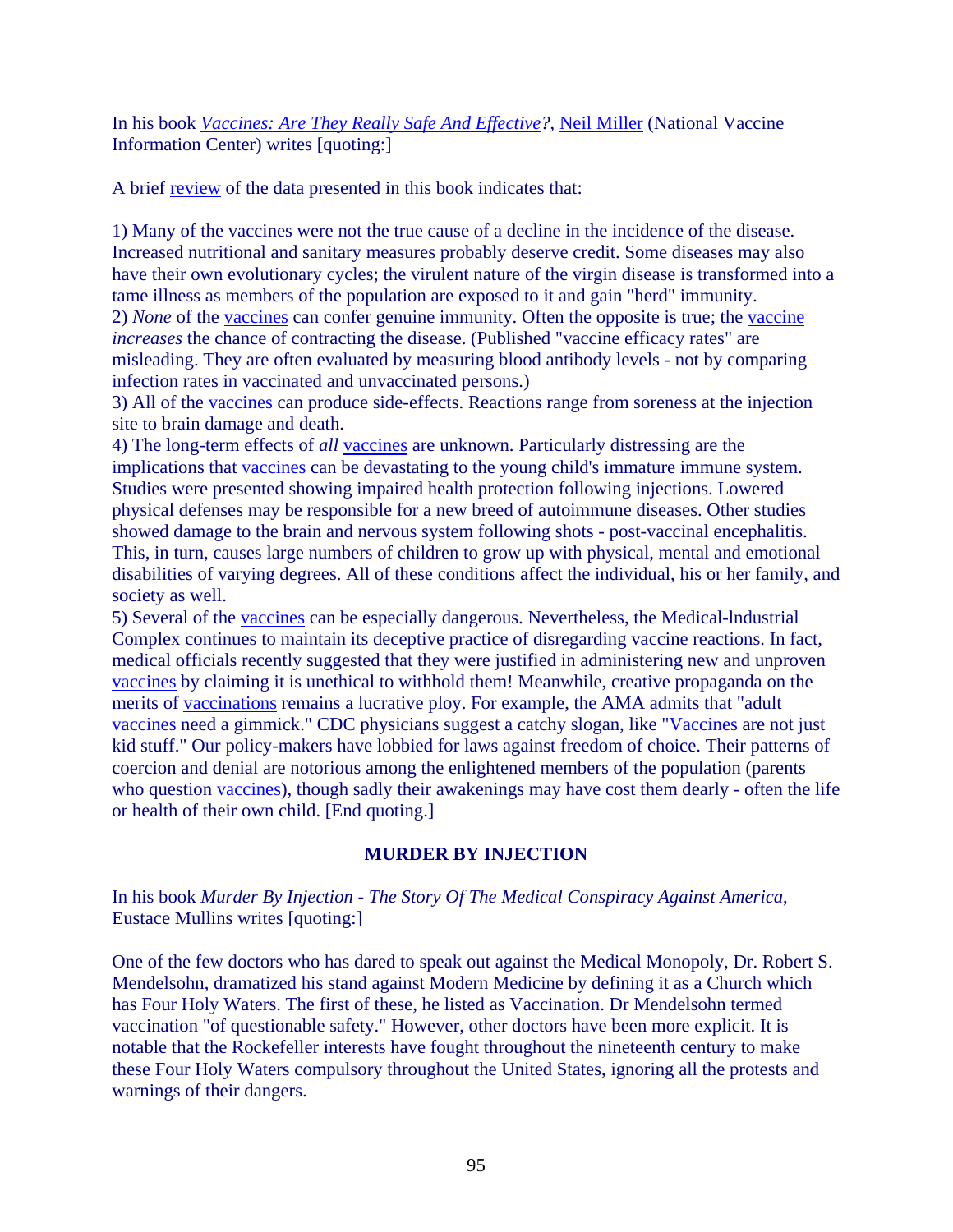In his book *[Vaccines: Are They Really Safe And Effective?](#)*, [Neil Miller](#) (National Vaccine Information Center) writes [quoting:]

A brief [review](#) of the data presented in this book indicates that:

1) Many of the vaccines were not the true cause of a decline in the incidence of the disease. Increased nutritional and sanitary measures probably deserve credit. Some diseases may also have their own evolutionary cycles; the virulent nature of the virgin disease is transformed into a tame illness as members of the population are exposed to it and gain "herd" immunity.
2) *None* of the [vaccines](#) can confer genuine immunity. Often the opposite is true; the [vaccine](#) *increases* the chance of contracting the disease. (Published "vaccine efficacy rates" are misleading. They are often evaluated by measuring blood antibody levels - not by comparing infection rates in vaccinated and unvaccinated persons.)
3) All of the [vaccines](#) can produce side-effects. Reactions range from soreness at the injection site to brain damage and death.
4) The long-term effects of *all* [vaccines](#) are unknown. Particularly distressing are the implications that [vaccines](#) can be devastating to the young child's immature immune system. Studies were presented showing impaired health protection following injections. Lowered physical defenses may be responsible for a new breed of autoimmune diseases. Other studies showed damage to the brain and nervous system following shots - post-vaccinal encephalitis. This, in turn, causes large numbers of children to grow up with physical, mental and emotional disabilities of varying degrees. All of these conditions affect the individual, his or her family, and society as well.
5) Several of the [vaccines](#) can be especially dangerous. Nevertheless, the Medical-lndustrial Complex continues to maintain its deceptive practice of disregarding vaccine reactions. In fact, medical officials recently suggested that they were justified in administering new and unproven [vaccines](#) by claiming it is unethical to withhold them! Meanwhile, creative propaganda on the merits of [vaccinations](#) remains a lucrative ploy. For example, the AMA admits that "adult [vaccines](#) need a gimmick." CDC physicians suggest a catchy slogan, like "[Vaccines](#) are not just kid stuff." Our policy-makers have lobbied for laws against freedom of choice. Their patterns of coercion and denial are notorious among the enlightened members of the population (parents who question [vaccines](#)), though sadly their awakenings may have cost them dearly - often the life or health of their own child. [End quoting.]

## MURDER BY INJECTION

In his book *Murder By Injection - The Story Of The Medical Conspiracy Against America*, Eustace Mullins writes [quoting:]

One of the few doctors who has dared to speak out against the Medical Monopoly, Dr. Robert S. Mendelsohn, dramatized his stand against Modern Medicine by defining it as a Church which has Four Holy Waters. The first of these, he listed as Vaccination. Dr Mendelsohn termed vaccination "of questionable safety." However, other doctors have been more explicit. It is notable that the Rockefeller interests have fought throughout the nineteenth century to make these Four Holy Waters compulsory throughout the United States, ignoring all the protests and warnings of their dangers.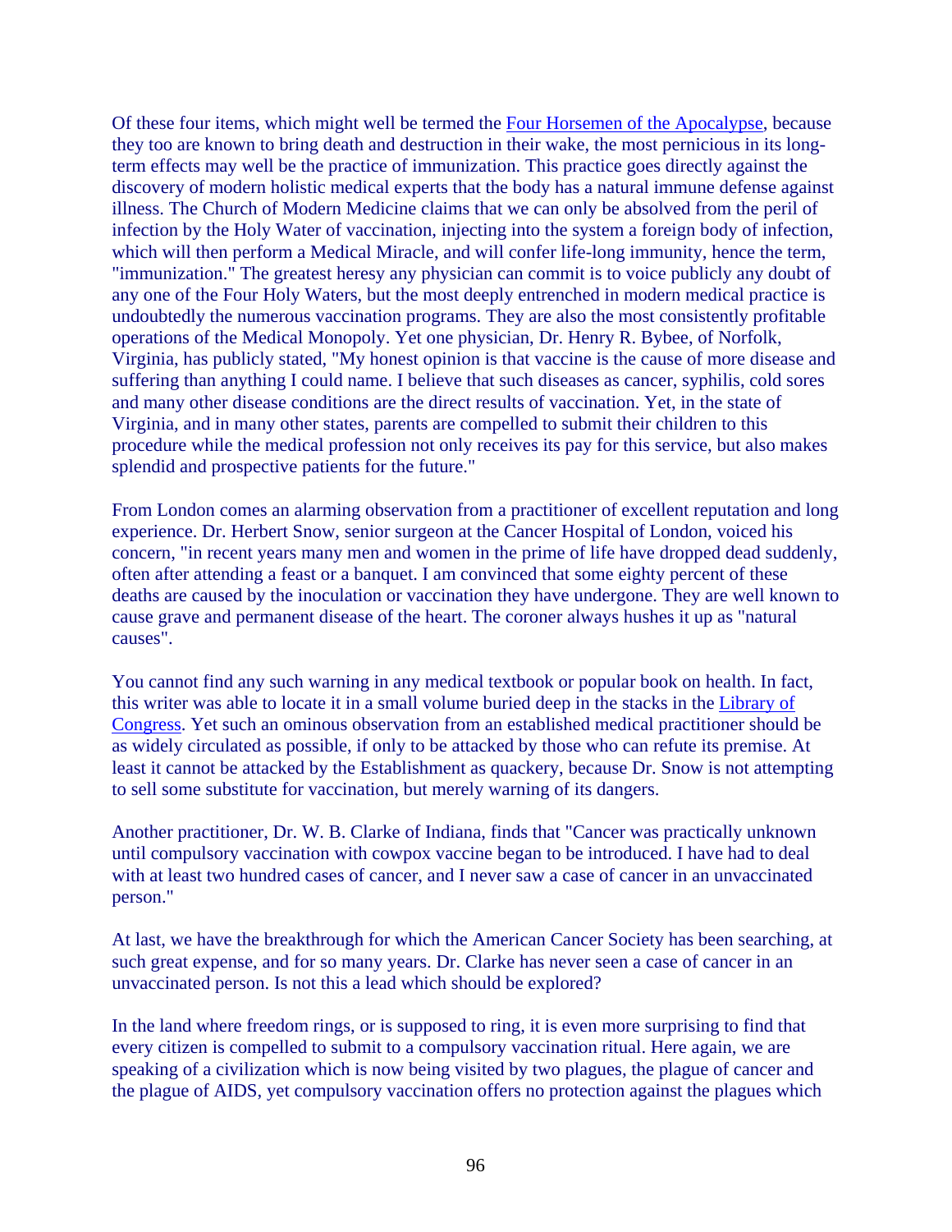Of these four items, which might well be termed the Four Horsemen of the Apocalypse, because they too are known to bring death and destruction in their wake, the most pernicious in its long-term effects may well be the practice of immunization. This practice goes directly against the discovery of modern holistic medical experts that the body has a natural immune defense against illness. The Church of Modern Medicine claims that we can only be absolved from the peril of infection by the Holy Water of vaccination, injecting into the system a foreign body of infection, which will then perform a Medical Miracle, and will confer life-long immunity, hence the term, "immunization." The greatest heresy any physician can commit is to voice publicly any doubt of any one of the Four Holy Waters, but the most deeply entrenched in modern medical practice is undoubtedly the numerous vaccination programs. They are also the most consistently profitable operations of the Medical Monopoly. Yet one physician, Dr. Henry R. Bybee, of Norfolk, Virginia, has publicly stated, "My honest opinion is that vaccine is the cause of more disease and suffering than anything I could name. I believe that such diseases as cancer, syphilis, cold sores and many other disease conditions are the direct results of vaccination. Yet, in the state of Virginia, and in many other states, parents are compelled to submit their children to this procedure while the medical profession not only receives its pay for this service, but also makes splendid and prospective patients for the future."

From London comes an alarming observation from a practitioner of excellent reputation and long experience. Dr. Herbert Snow, senior surgeon at the Cancer Hospital of London, voiced his concern, "in recent years many men and women in the prime of life have dropped dead suddenly, often after attending a feast or a banquet. I am convinced that some eighty percent of these deaths are caused by the inoculation or vaccination they have undergone. They are well known to cause grave and permanent disease of the heart. The coroner always hushes it up as "natural causes".

You cannot find any such warning in any medical textbook or popular book on health. In fact, this writer was able to locate it in a small volume buried deep in the stacks in the Library of Congress. Yet such an ominous observation from an established medical practitioner should be as widely circulated as possible, if only to be attacked by those who can refute its premise. At least it cannot be attacked by the Establishment as quackery, because Dr. Snow is not attempting to sell some substitute for vaccination, but merely warning of its dangers.

Another practitioner, Dr. W. B. Clarke of Indiana, finds that "Cancer was practically unknown until compulsory vaccination with cowpox vaccine began to be introduced. I have had to deal with at least two hundred cases of cancer, and I never saw a case of cancer in an unvaccinated person."

At last, we have the breakthrough for which the American Cancer Society has been searching, at such great expense, and for so many years. Dr. Clarke has never seen a case of cancer in an unvaccinated person. Is not this a lead which should be explored?

In the land where freedom rings, or is supposed to ring, it is even more surprising to find that every citizen is compelled to submit to a compulsory vaccination ritual. Here again, we are speaking of a civilization which is now being visited by two plagues, the plague of cancer and the plague of AIDS, yet compulsory vaccination offers no protection against the plagues which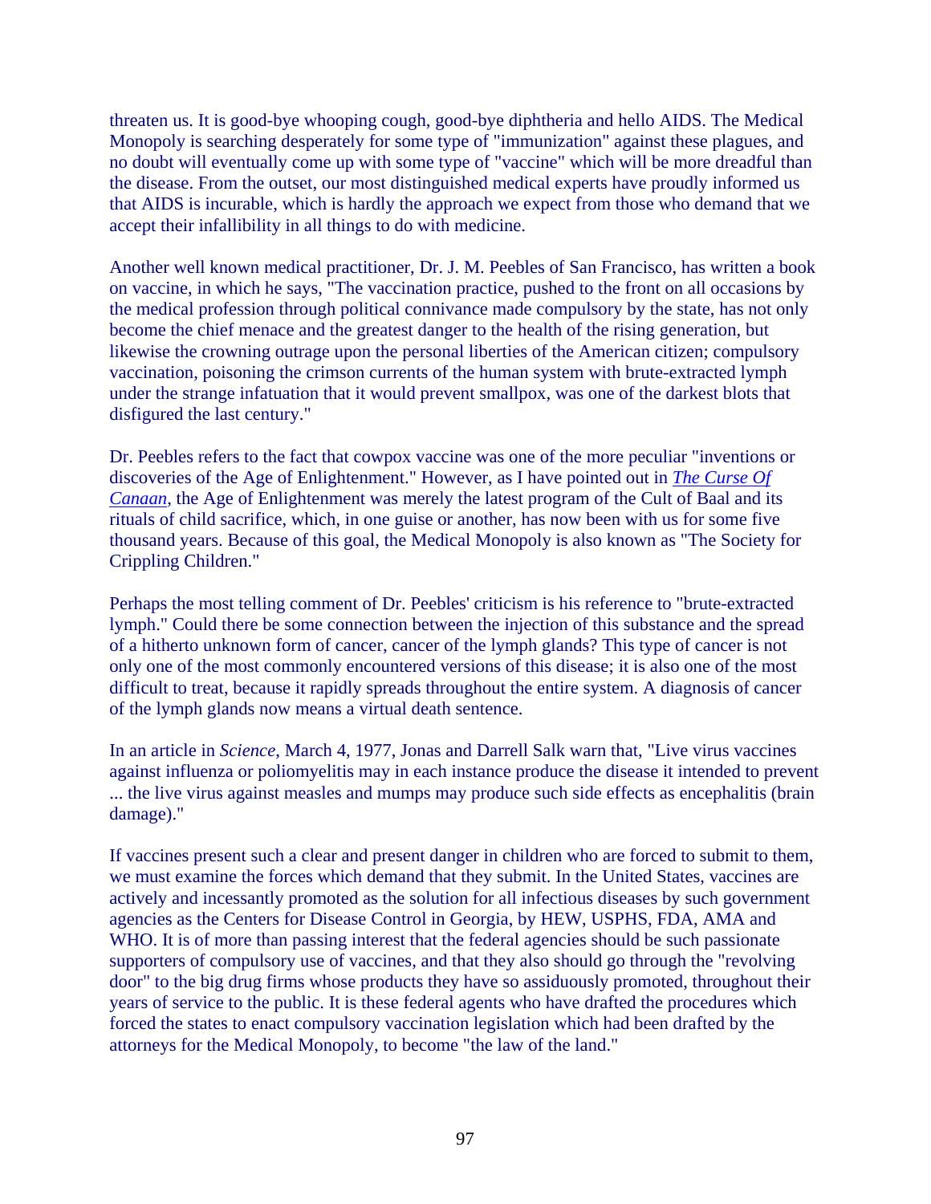threaten us. It is good-bye whooping cough, good-bye diphtheria and hello AIDS. The Medical Monopoly is searching desperately for some type of "immunization" against these plagues, and no doubt will eventually come up with some type of "vaccine" which will be more dreadful than the disease. From the outset, our most distinguished medical experts have proudly informed us that AIDS is incurable, which is hardly the approach we expect from those who demand that we accept their infallibility in all things to do with medicine.

Another well known medical practitioner, Dr. J. M. Peebles of San Francisco, has written a book on vaccine, in which he says, "The vaccination practice, pushed to the front on all occasions by the medical profession through political connivance made compulsory by the state, has not only become the chief menace and the greatest danger to the health of the rising generation, but likewise the crowning outrage upon the personal liberties of the American citizen; compulsory vaccination, poisoning the crimson currents of the human system with brute-extracted lymph under the strange infatuation that it would prevent smallpox, was one of the darkest blots that disfigured the last century."

Dr. Peebles refers to the fact that cowpox vaccine was one of the more peculiar "inventions or discoveries of the Age of Enlightenment." However, as I have pointed out in *The Curse Of Canaan*, the Age of Enlightenment was merely the latest program of the Cult of Baal and its rituals of child sacrifice, which, in one guise or another, has now been with us for some five thousand years. Because of this goal, the Medical Monopoly is also known as "The Society for Crippling Children."

Perhaps the most telling comment of Dr. Peebles' criticism is his reference to "brute-extracted lymph." Could there be some connection between the injection of this substance and the spread of a hitherto unknown form of cancer, cancer of the lymph glands? This type of cancer is not only one of the most commonly encountered versions of this disease; it is also one of the most difficult to treat, because it rapidly spreads throughout the entire system. A diagnosis of cancer of the lymph glands now means a virtual death sentence.

In an article in *Science*, March 4, 1977, Jonas and Darrell Salk warn that, "Live virus vaccines against influenza or poliomyelitis may in each instance produce the disease it intended to prevent ... the live virus against measles and mumps may produce such side effects as encephalitis (brain damage)."

If vaccines present such a clear and present danger in children who are forced to submit to them, we must examine the forces which demand that they submit. In the United States, vaccines are actively and incessantly promoted as the solution for all infectious diseases by such government agencies as the Centers for Disease Control in Georgia, by HEW, USPHS, FDA, AMA and WHO. It is of more than passing interest that the federal agencies should be such passionate supporters of compulsory use of vaccines, and that they also should go through the "revolving door" to the big drug firms whose products they have so assiduously promoted, throughout their years of service to the public. It is these federal agents who have drafted the procedures which forced the states to enact compulsory vaccination legislation which had been drafted by the attorneys for the Medical Monopoly, to become "the law of the land."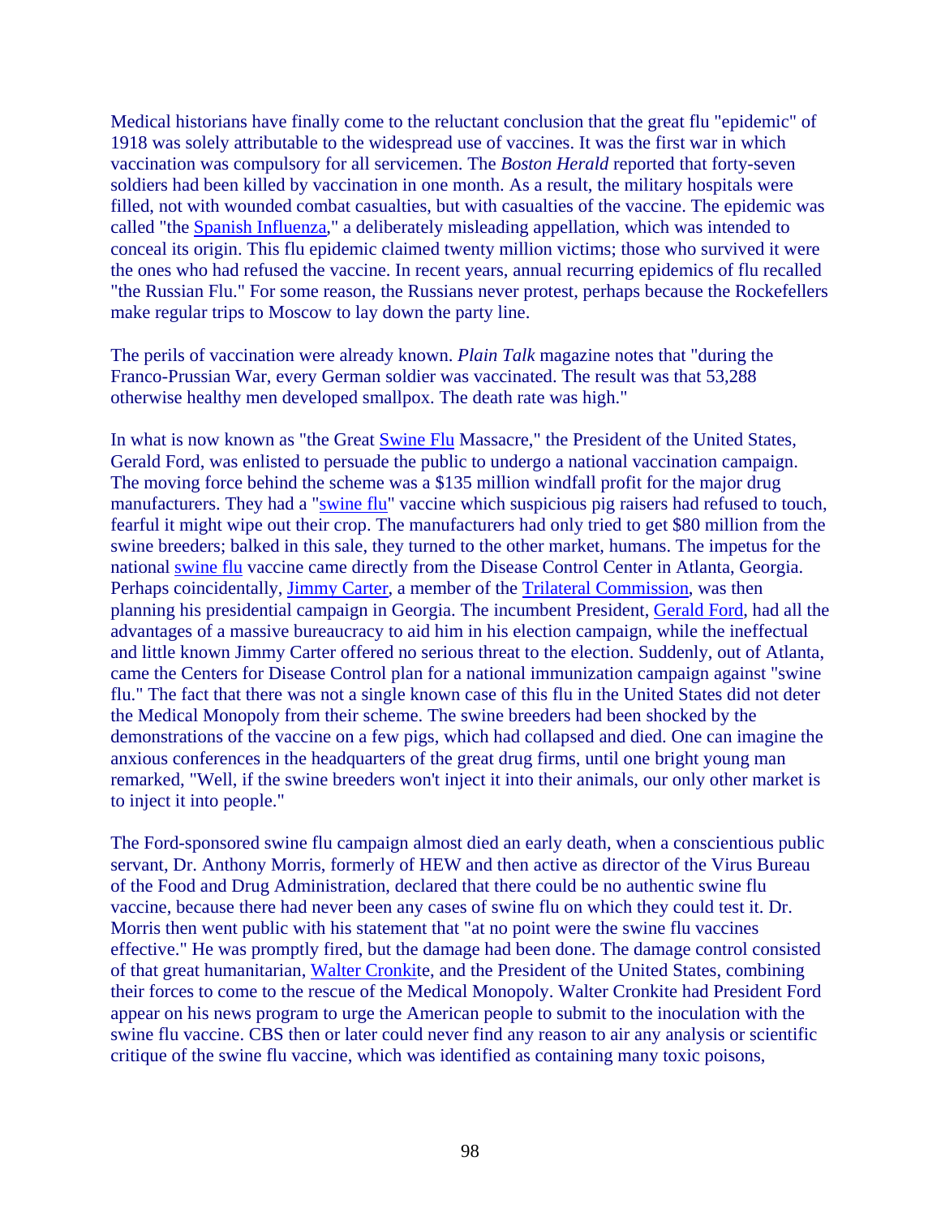Medical historians have finally come to the reluctant conclusion that the great flu "epidemic" of 1918 was solely attributable to the widespread use of vaccines. It was the first war in which vaccination was compulsory for all servicemen. The *Boston Herald* reported that forty-seven soldiers had been killed by vaccination in one month. As a result, the military hospitals were filled, not with wounded combat casualties, but with casualties of the vaccine. The epidemic was called "the Spanish Influenza," a deliberately misleading appellation, which was intended to conceal its origin. This flu epidemic claimed twenty million victims; those who survived it were the ones who had refused the vaccine. In recent years, annual recurring epidemics of flu recalled "the Russian Flu." For some reason, the Russians never protest, perhaps because the Rockefellers make regular trips to Moscow to lay down the party line.

The perils of vaccination were already known. *Plain Talk* magazine notes that "during the Franco-Prussian War, every German soldier was vaccinated. The result was that 53,288 otherwise healthy men developed smallpox. The death rate was high."

In what is now known as "the Great Swine Flu Massacre," the President of the United States, Gerald Ford, was enlisted to persuade the public to undergo a national vaccination campaign. The moving force behind the scheme was a $135 million windfall profit for the major drug manufacturers. They had a "swine flu" vaccine which suspicious pig raisers had refused to touch, fearful it might wipe out their crop. The manufacturers had only tried to get $80 million from the swine breeders; balked in this sale, they turned to the other market, humans. The impetus for the national swine flu vaccine came directly from the Disease Control Center in Atlanta, Georgia. Perhaps coincidentally, Jimmy Carter, a member of the Trilateral Commission, was then planning his presidential campaign in Georgia. The incumbent President, Gerald Ford, had all the advantages of a massive bureaucracy to aid him in his election campaign, while the ineffectual and little known Jimmy Carter offered no serious threat to the election. Suddenly, out of Atlanta, came the Centers for Disease Control plan for a national immunization campaign against "swine flu." The fact that there was not a single known case of this flu in the United States did not deter the Medical Monopoly from their scheme. The swine breeders had been shocked by the demonstrations of the vaccine on a few pigs, which had collapsed and died. One can imagine the anxious conferences in the headquarters of the great drug firms, until one bright young man remarked, "Well, if the swine breeders won't inject it into their animals, our only other market is to inject it into people."

The Ford-sponsored swine flu campaign almost died an early death, when a conscientious public servant, Dr. Anthony Morris, formerly of HEW and then active as director of the Virus Bureau of the Food and Drug Administration, declared that there could be no authentic swine flu vaccine, because there had never been any cases of swine flu on which they could test it. Dr. Morris then went public with his statement that "at no point were the swine flu vaccines effective." He was promptly fired, but the damage had been done. The damage control consisted of that great humanitarian, Walter Cronkite, and the President of the United States, combining their forces to come to the rescue of the Medical Monopoly. Walter Cronkite had President Ford appear on his news program to urge the American people to submit to the inoculation with the swine flu vaccine. CBS then or later could never find any reason to air any analysis or scientific critique of the swine flu vaccine, which was identified as containing many toxic poisons,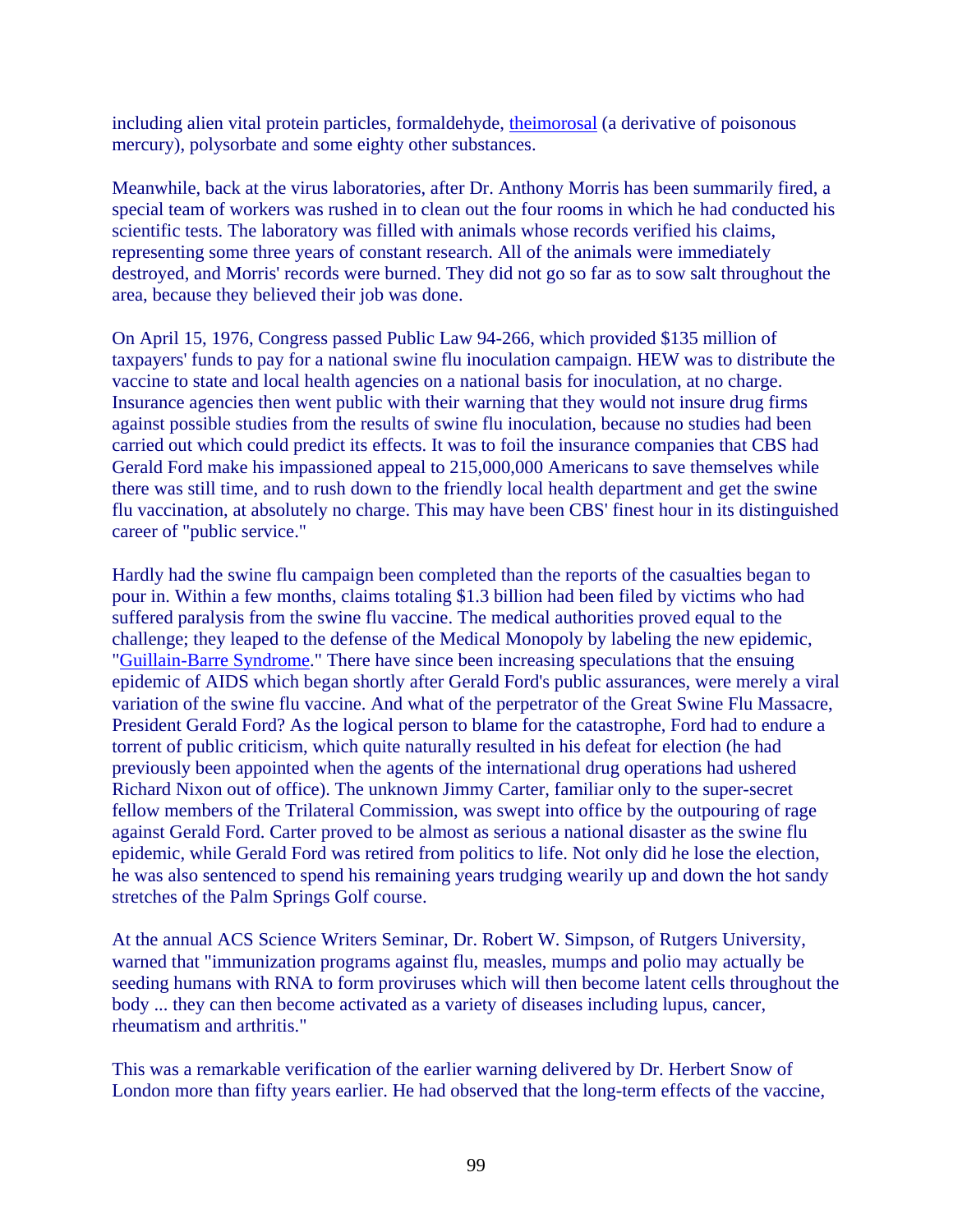including alien vital protein particles, formaldehyde, theimorosal (a derivative of poisonous mercury), polysorbate and some eighty other substances.

Meanwhile, back at the virus laboratories, after Dr. Anthony Morris has been summarily fired, a special team of workers was rushed in to clean out the four rooms in which he had conducted his scientific tests. The laboratory was filled with animals whose records verified his claims, representing some three years of constant research. All of the animals were immediately destroyed, and Morris' records were burned. They did not go so far as to sow salt throughout the area, because they believed their job was done.

On April 15, 1976, Congress passed Public Law 94-266, which provided $135 million of taxpayers' funds to pay for a national swine flu inoculation campaign. HEW was to distribute the vaccine to state and local health agencies on a national basis for inoculation, at no charge. Insurance agencies then went public with their warning that they would not insure drug firms against possible studies from the results of swine flu inoculation, because no studies had been carried out which could predict its effects. It was to foil the insurance companies that CBS had Gerald Ford make his impassioned appeal to 215,000,000 Americans to save themselves while there was still time, and to rush down to the friendly local health department and get the swine flu vaccination, at absolutely no charge. This may have been CBS' finest hour in its distinguished career of "public service."

Hardly had the swine flu campaign been completed than the reports of the casualties began to pour in. Within a few months, claims totaling $1.3 billion had been filed by victims who had suffered paralysis from the swine flu vaccine. The medical authorities proved equal to the challenge; they leaped to the defense of the Medical Monopoly by labeling the new epidemic, "Guillain-Barre Syndrome." There have since been increasing speculations that the ensuing epidemic of AIDS which began shortly after Gerald Ford's public assurances, were merely a viral variation of the swine flu vaccine. And what of the perpetrator of the Great Swine Flu Massacre, President Gerald Ford? As the logical person to blame for the catastrophe, Ford had to endure a torrent of public criticism, which quite naturally resulted in his defeat for election (he had previously been appointed when the agents of the international drug operations had ushered Richard Nixon out of office). The unknown Jimmy Carter, familiar only to the super-secret fellow members of the Trilateral Commission, was swept into office by the outpouring of rage against Gerald Ford. Carter proved to be almost as serious a national disaster as the swine flu epidemic, while Gerald Ford was retired from politics to life. Not only did he lose the election, he was also sentenced to spend his remaining years trudging wearily up and down the hot sandy stretches of the Palm Springs Golf course.

At the annual ACS Science Writers Seminar, Dr. Robert W. Simpson, of Rutgers University, warned that "immunization programs against flu, measles, mumps and polio may actually be seeding humans with RNA to form proviruses which will then become latent cells throughout the body ... they can then become activated as a variety of diseases including lupus, cancer, rheumatism and arthritis."

This was a remarkable verification of the earlier warning delivered by Dr. Herbert Snow of London more than fifty years earlier. He had observed that the long-term effects of the vaccine,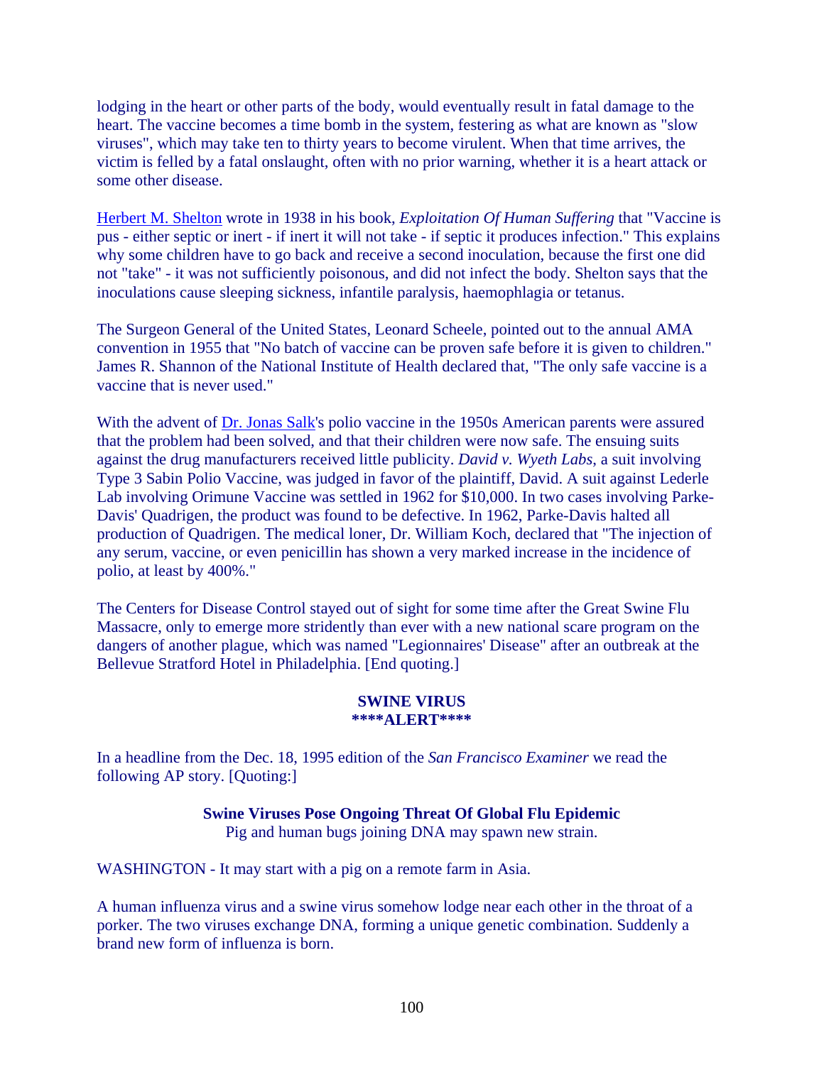lodging in the heart or other parts of the body, would eventually result in fatal damage to the heart. The vaccine becomes a time bomb in the system, festering as what are known as "slow viruses", which may take ten to thirty years to become virulent. When that time arrives, the victim is felled by a fatal onslaught, often with no prior warning, whether it is a heart attack or some other disease.

Herbert M. Shelton wrote in 1938 in his book, *Exploitation Of Human Suffering* that "Vaccine is pus - either septic or inert - if inert it will not take - if septic it produces infection." This explains why some children have to go back and receive a second inoculation, because the first one did not "take" - it was not sufficiently poisonous, and did not infect the body. Shelton says that the inoculations cause sleeping sickness, infantile paralysis, haemophlagia or tetanus.

The Surgeon General of the United States, Leonard Scheele, pointed out to the annual AMA convention in 1955 that "No batch of vaccine can be proven safe before it is given to children." James R. Shannon of the National Institute of Health declared that, "The only safe vaccine is a vaccine that is never used."

With the advent of Dr. Jonas Salk's polio vaccine in the 1950s American parents were assured that the problem had been solved, and that their children were now safe. The ensuing suits against the drug manufacturers received little publicity. *David v. Wyeth Labs*, a suit involving Type 3 Sabin Polio Vaccine, was judged in favor of the plaintiff, David. A suit against Lederle Lab involving Orimune Vaccine was settled in 1962 for $10,000. In two cases involving Parke-Davis' Quadrigen, the product was found to be defective. In 1962, Parke-Davis halted all production of Quadrigen. The medical loner, Dr. William Koch, declared that "The injection of any serum, vaccine, or even penicillin has shown a very marked increase in the incidence of polio, at least by 400%."

The Centers for Disease Control stayed out of sight for some time after the Great Swine Flu Massacre, only to emerge more stridently than ever with a new national scare program on the dangers of another plague, which was named "Legionnaires' Disease" after an outbreak at the Bellevue Stratford Hotel in Philadelphia. [End quoting.]

**SWINE VIRUS**
**\*\*\*\*ALERT\*\*\*\***

In a headline from the Dec. 18, 1995 edition of the *San Francisco Examiner* we read the following AP story. [Quoting:]

**Swine Viruses Pose Ongoing Threat Of Global Flu Epidemic**
Pig and human bugs joining DNA may spawn new strain.

WASHINGTON - It may start with a pig on a remote farm in Asia.

A human influenza virus and a swine virus somehow lodge near each other in the throat of a porker. The two viruses exchange DNA, forming a unique genetic combination. Suddenly a brand new form of influenza is born.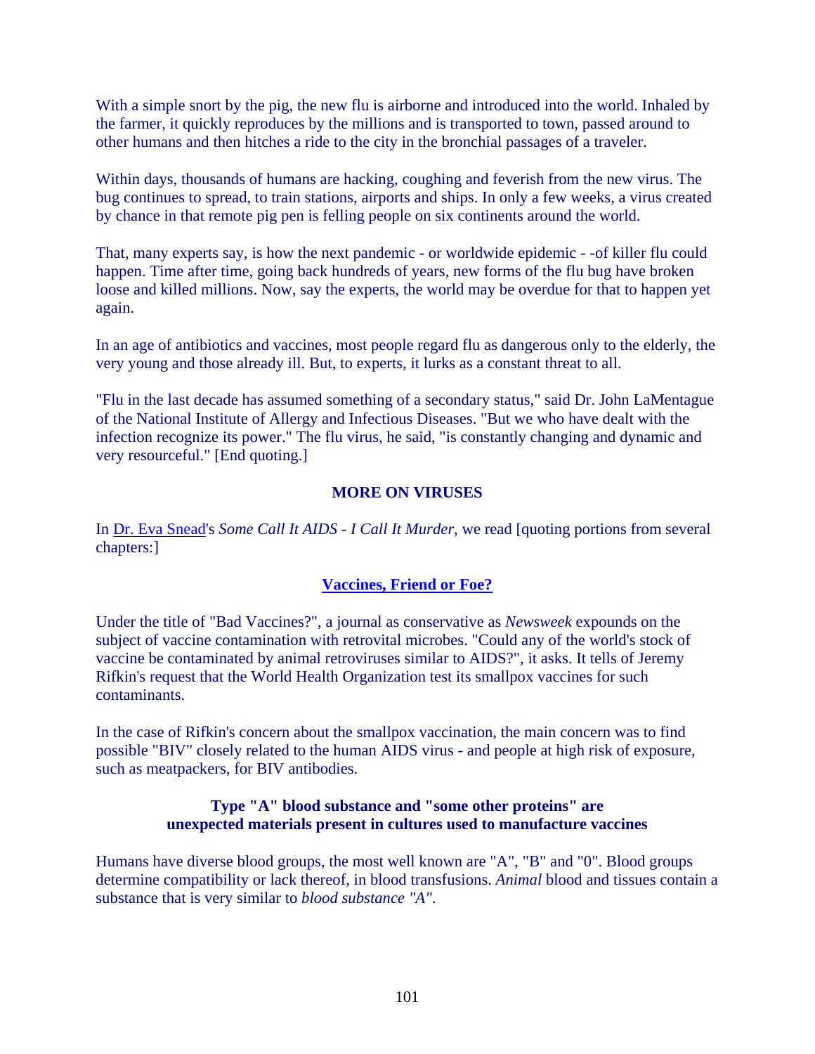With a simple snort by the pig, the new flu is airborne and introduced into the world. Inhaled by the farmer, it quickly reproduces by the millions and is transported to town, passed around to other humans and then hitches a ride to the city in the bronchial passages of a traveler.

Within days, thousands of humans are hacking, coughing and feverish from the new virus. The bug continues to spread, to train stations, airports and ships. In only a few weeks, a virus created by chance in that remote pig pen is felling people on six continents around the world.

That, many experts say, is how the next pandemic - or worldwide epidemic - -of killer flu could happen. Time after time, going back hundreds of years, new forms of the flu bug have broken loose and killed millions. Now, say the experts, the world may be overdue for that to happen yet again.

In an age of antibiotics and vaccines, most people regard flu as dangerous only to the elderly, the very young and those already ill. But, to experts, it lurks as a constant threat to all.

"Flu in the last decade has assumed something of a secondary status," said Dr. John LaMentague of the National Institute of Allergy and Infectious Diseases. "But we who have dealt with the infection recognize its power." The flu virus, he said, "is constantly changing and dynamic and very resourceful." [End quoting.]

**MORE ON VIRUSES**

In Dr. Eva Snead's *Some Call It AIDS - I Call It Murder*, we read [quoting portions from several chapters:]

**Vaccines, Friend or Foe?**

Under the title of "Bad Vaccines?", a journal as conservative as *Newsweek* expounds on the subject of vaccine contamination with retrovital microbes. "Could any of the world's stock of vaccine be contaminated by animal retroviruses similar to AIDS?", it asks. It tells of Jeremy Rifkin's request that the World Health Organization test its smallpox vaccines for such contaminants.

In the case of Rifkin's concern about the smallpox vaccination, the main concern was to find possible "BIV" closely related to the human AIDS virus - and people at high risk of exposure, such as meatpackers, for BIV antibodies.

**Type "A" blood substance and "some other proteins" are unexpected materials present in cultures used to manufacture vaccines**

Humans have diverse blood groups, the most well known are "A", "B" and "0". Blood groups determine compatibility or lack thereof, in blood transfusions. *Animal* blood and tissues contain a substance that is very similar to *blood substance "A"*.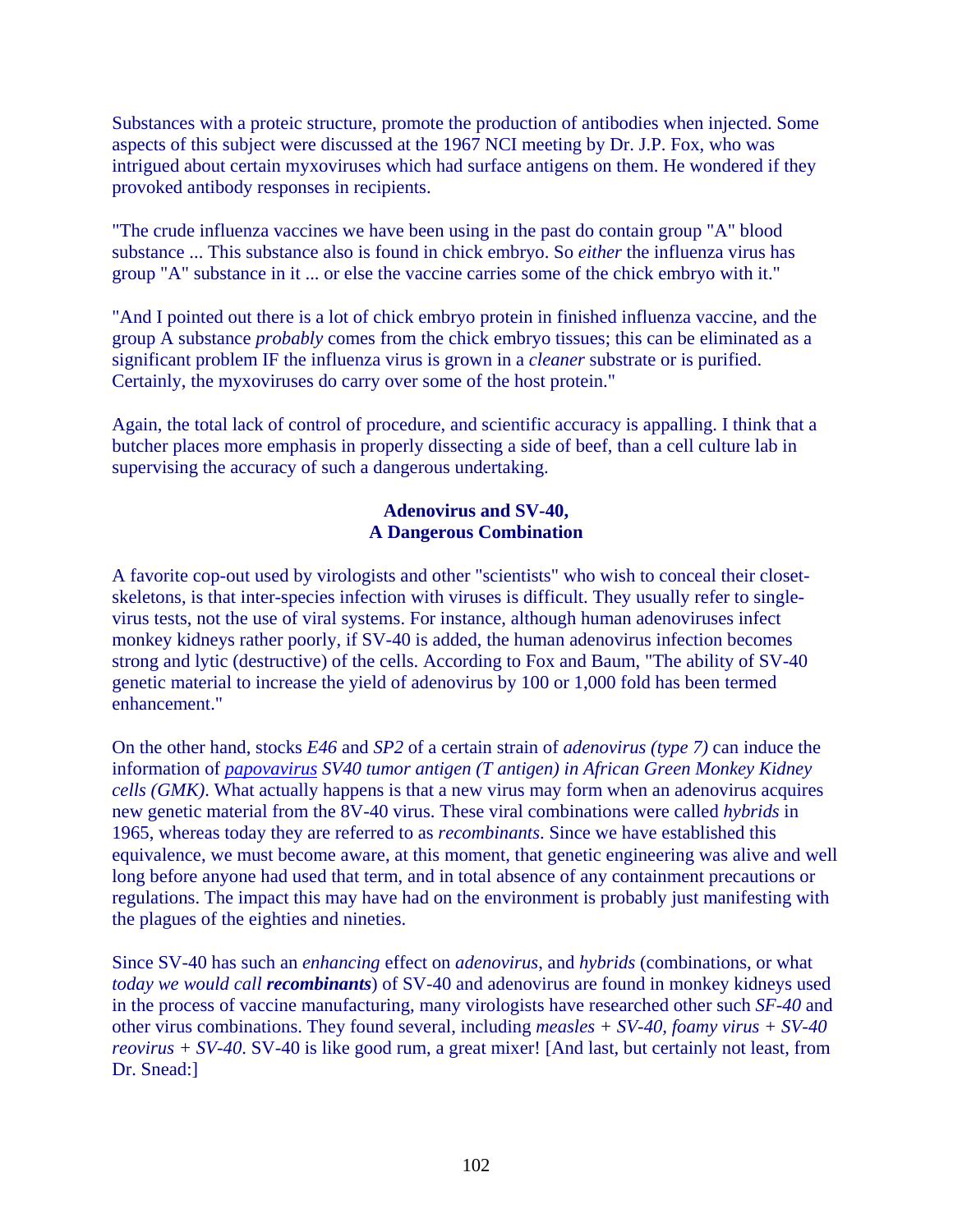Substances with a proteic structure, promote the production of antibodies when injected. Some aspects of this subject were discussed at the 1967 NCI meeting by Dr. J.P. Fox, who was intrigued about certain myxoviruses which had surface antigens on them. He wondered if they provoked antibody responses in recipients.

"The crude influenza vaccines we have been using in the past do contain group "A" blood substance ... This substance also is found in chick embryo. So *either* the influenza virus has group "A" substance in it ... or else the vaccine carries some of the chick embryo with it."

"And I pointed out there is a lot of chick embryo protein in finished influenza vaccine, and the group A substance *probably* comes from the chick embryo tissues; this can be eliminated as a significant problem IF the influenza virus is grown in a *cleaner* substrate or is purified. Certainly, the myxoviruses do carry over some of the host protein."

Again, the total lack of control of procedure, and scientific accuracy is appalling. I think that a butcher places more emphasis in properly dissecting a side of beef, than a cell culture lab in supervising the accuracy of such a dangerous undertaking.

### Adenovirus and SV-40, A Dangerous Combination

A favorite cop-out used by virologists and other "scientists" who wish to conceal their closet-skeletons, is that inter-species infection with viruses is difficult. They usually refer to single-virus tests, not the use of viral systems. For instance, although human adenoviruses infect monkey kidneys rather poorly, if SV-40 is added, the human adenovirus infection becomes strong and lytic (destructive) of the cells. According to Fox and Baum, "The ability of SV-40 genetic material to increase the yield of adenovirus by 100 or 1,000 fold has been termed enhancement."

On the other hand, stocks *E46* and *SP2* of a certain strain of *adenovirus (type 7)* can induce the information of *papovavirus SV40 tumor antigen (T antigen) in African Green Monkey Kidney cells (GMK)*. What actually happens is that a new virus may form when an adenovirus acquires new genetic material from the 8V-40 virus. These viral combinations were called *hybrids* in 1965, whereas today they are referred to as *recombinants*. Since we have established this equivalence, we must become aware, at this moment, that genetic engineering was alive and well long before anyone had used that term, and in total absence of any containment precautions or regulations. The impact this may have had on the environment is probably just manifesting with the plagues of the eighties and nineties.

Since SV-40 has such an *enhancing* effect on *adenovirus*, and *hybrids* (combinations, or what *today we would call **recombinants***) of SV-40 and adenovirus are found in monkey kidneys used in the process of vaccine manufacturing, many virologists have researched other such *SF-40* and other virus combinations. They found several, including *measles + SV-40, foamy virus + SV-40 reovirus + SV-40*. SV-40 is like good rum, a great mixer! [And last, but certainly not least, from Dr. Snead:]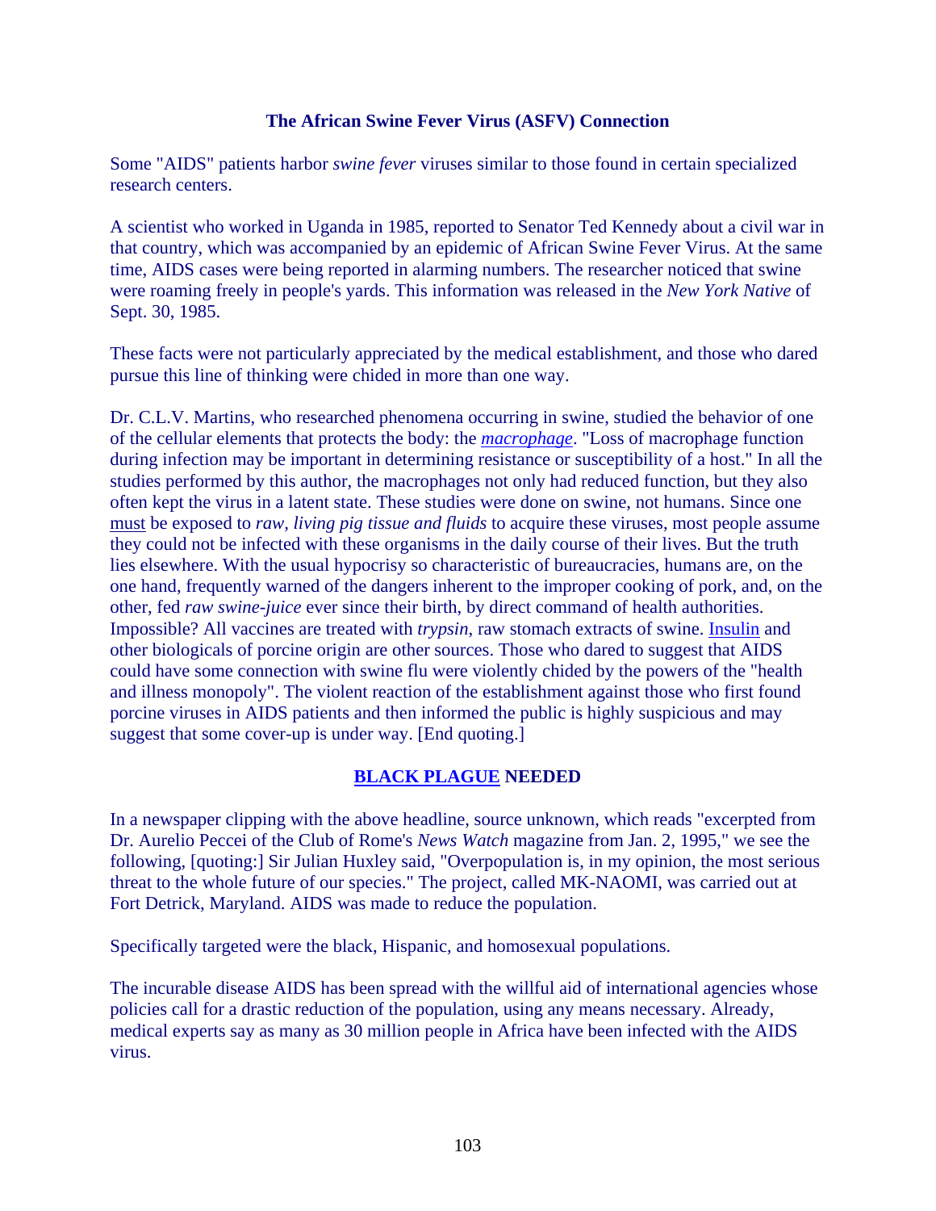### The African Swine Fever Virus (ASFV) Connection

Some "AIDS" patients harbor *swine fever* viruses similar to those found in certain specialized research centers.

A scientist who worked in Uganda in 1985, reported to Senator Ted Kennedy about a civil war in that country, which was accompanied by an epidemic of African Swine Fever Virus. At the same time, AIDS cases were being reported in alarming numbers. The researcher noticed that swine were roaming freely in people's yards. This information was released in the *New York Native* of Sept. 30, 1985.

These facts were not particularly appreciated by the medical establishment, and those who dared pursue this line of thinking were chided in more than one way.

Dr. C.L.V. Martins, who researched phenomena occurring in swine, studied the behavior of one of the cellular elements that protects the body: the ***macrophage***. "Loss of macrophage function during infection may be important in determining resistance or susceptibility of a host." In all the studies performed by this author, the macrophages not only had reduced function, but they also often kept the virus in a latent state. These studies were done on swine, not humans. Since one must be exposed to *raw, living pig tissue and fluids* to acquire these viruses, most people assume they could not be infected with these organisms in the daily course of their lives. But the truth lies elsewhere. With the usual hypocrisy so characteristic of bureaucracies, humans are, on the one hand, frequently warned of the dangers inherent to the improper cooking of pork, and, on the other, fed *raw swine-juice* ever since their birth, by direct command of health authorities. Impossible? All vaccines are treated with *trypsin*, raw stomach extracts of swine. Insulin and other biologicals of porcine origin are other sources. Those who dared to suggest that AIDS could have some connection with swine flu were violently chided by the powers of the "health and illness monopoly". The violent reaction of the establishment against those who first found porcine viruses in AIDS patients and then informed the public is highly suspicious and may suggest that some cover-up is under way. [End quoting.]

### BLACK PLAGUE NEEDED

In a newspaper clipping with the above headline, source unknown, which reads "excerpted from Dr. Aurelio Peccei of the Club of Rome's *News Watch* magazine from Jan. 2, 1995," we see the following, [quoting:] Sir Julian Huxley said, "Overpopulation is, in my opinion, the most serious threat to the whole future of our species." The project, called MK-NAOMI, was carried out at Fort Detrick, Maryland. AIDS was made to reduce the population.

Specifically targeted were the black, Hispanic, and homosexual populations.

The incurable disease AIDS has been spread with the willful aid of international agencies whose policies call for a drastic reduction of the population, using any means necessary. Already, medical experts say as many as 30 million people in Africa have been infected with the AIDS virus.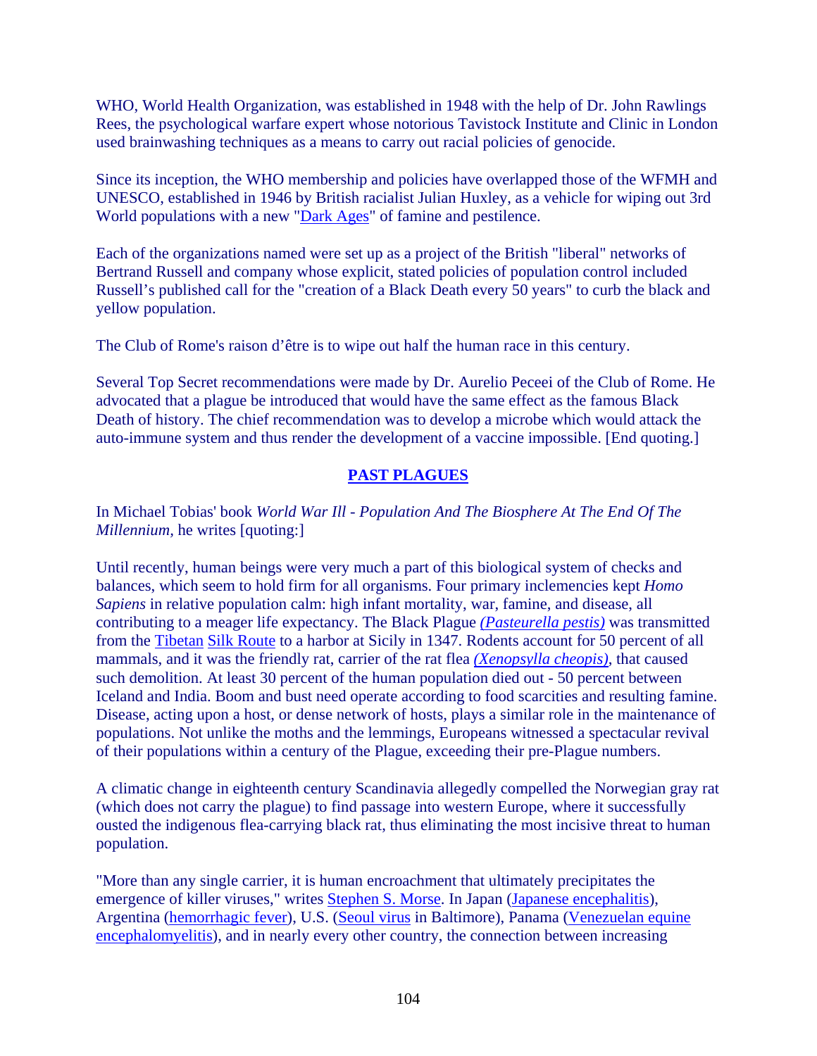WHO, World Health Organization, was established in 1948 with the help of Dr. John Rawlings Rees, the psychological warfare expert whose notorious Tavistock Institute and Clinic in London used brainwashing techniques as a means to carry out racial policies of genocide.

Since its inception, the WHO membership and policies have overlapped those of the WFMH and UNESCO, established in 1946 by British racialist Julian Huxley, as a vehicle for wiping out 3rd World populations with a new "Dark Ages" of famine and pestilence.

Each of the organizations named were set up as a project of the British "liberal" networks of Bertrand Russell and company whose explicit, stated policies of population control included Russell's published call for the "creation of a Black Death every 50 years" to curb the black and yellow population.

The Club of Rome's raison d'être is to wipe out half the human race in this century.

Several Top Secret recommendations were made by Dr. Aurelio Peceei of the Club of Rome. He advocated that a plague be introduced that would have the same effect as the famous Black Death of history. The chief recommendation was to develop a microbe which would attack the auto-immune system and thus render the development of a vaccine impossible. [End quoting.]

## PAST PLAGUES

In Michael Tobias' book *World War Ill - Population And The Biosphere At The End Of The Millennium*, he writes [quoting:]

Until recently, human beings were very much a part of this biological system of checks and balances, which seem to hold firm for all organisms. Four primary inclemencies kept *Homo Sapiens* in relative population calm: high infant mortality, war, famine, and disease, all contributing to a meager life expectancy. The Black Plague *(Pasteurella pestis)* was transmitted from the Tibetan Silk Route to a harbor at Sicily in 1347. Rodents account for 50 percent of all mammals, and it was the friendly rat, carrier of the rat flea *(Xenopsylla cheopis)*, that caused such demolition. At least 30 percent of the human population died out - 50 percent between Iceland and India. Boom and bust need operate according to food scarcities and resulting famine. Disease, acting upon a host, or dense network of hosts, plays a similar role in the maintenance of populations. Not unlike the moths and the lemmings, Europeans witnessed a spectacular revival of their populations within a century of the Plague, exceeding their pre-Plague numbers.

A climatic change in eighteenth century Scandinavia allegedly compelled the Norwegian gray rat (which does not carry the plague) to find passage into western Europe, where it successfully ousted the indigenous flea-carrying black rat, thus eliminating the most incisive threat to human population.

"More than any single carrier, it is human encroachment that ultimately precipitates the emergence of killer viruses," writes Stephen S. Morse. In Japan (Japanese encephalitis), Argentina (hemorrhagic fever), U.S. (Seoul virus in Baltimore), Panama (Venezuelan equine encephalomyelitis), and in nearly every other country, the connection between increasing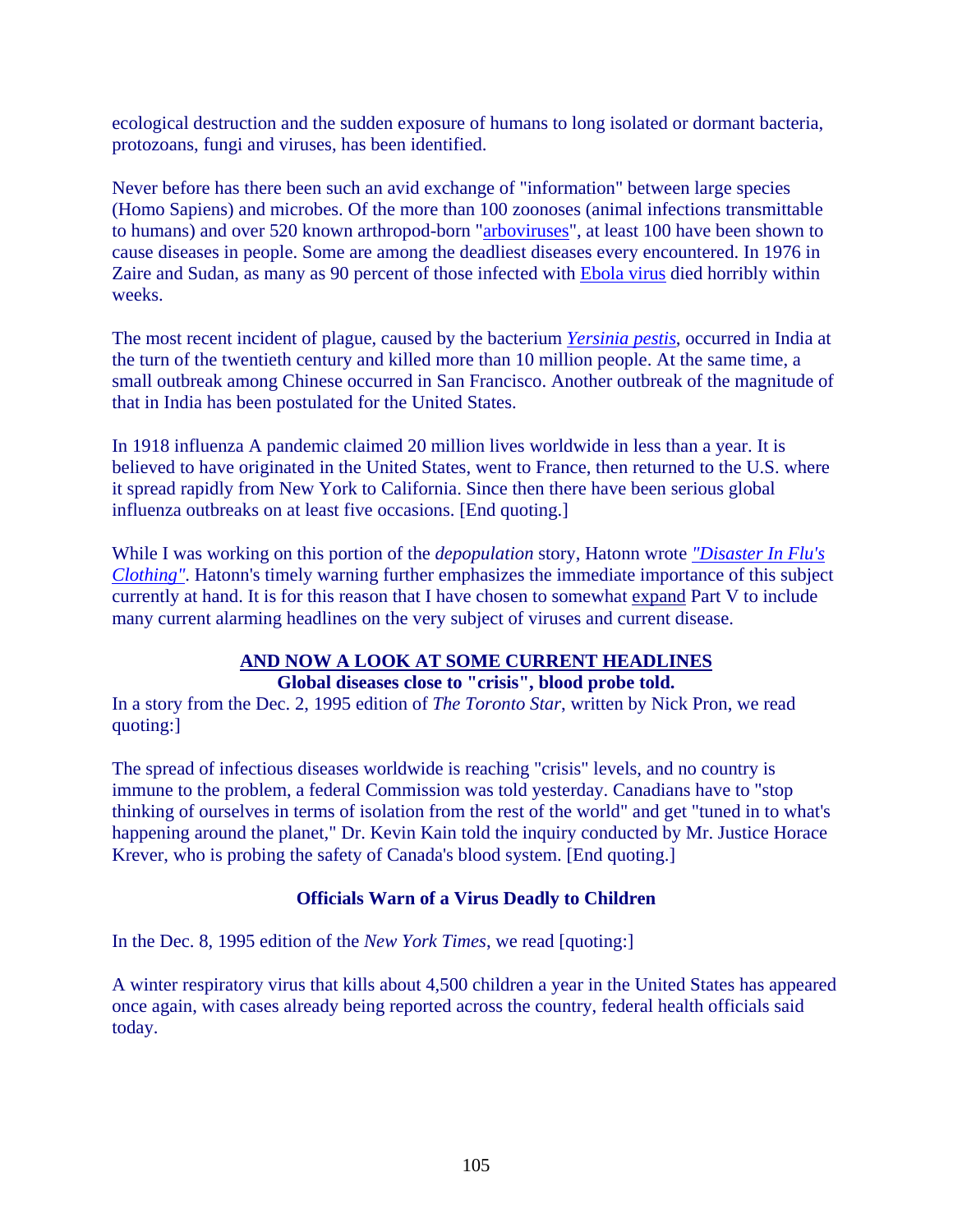ecological destruction and the sudden exposure of humans to long isolated or dormant bacteria, protozoans, fungi and viruses, has been identified.

Never before has there been such an avid exchange of "information" between large species (Homo Sapiens) and microbes. Of the more than 100 zoonoses (animal infections transmittable to humans) and over 520 known arthropod-born "arboviruses", at least 100 have been shown to cause diseases in people. Some are among the deadliest diseases every encountered. In 1976 in Zaire and Sudan, as many as 90 percent of those infected with Ebola virus died horribly within weeks.

The most recent incident of plague, caused by the bacterium *Yersinia pestis*, occurred in India at the turn of the twentieth century and killed more than 10 million people. At the same time, a small outbreak among Chinese occurred in San Francisco. Another outbreak of the magnitude of that in India has been postulated for the United States.

In 1918 influenza A pandemic claimed 20 million lives worldwide in less than a year. It is believed to have originated in the United States, went to France, then returned to the U.S. where it spread rapidly from New York to California. Since then there have been serious global influenza outbreaks on at least five occasions. [End quoting.]

While I was working on this portion of the *depopulation* story, Hatonn wrote *"Disaster In Flu's Clothing"*. Hatonn's timely warning further emphasizes the immediate importance of this subject currently at hand. It is for this reason that I have chosen to somewhat expand Part V to include many current alarming headlines on the very subject of viruses and current disease.

## AND NOW A LOOK AT SOME CURRENT HEADLINES

### Global diseases close to "crisis", blood probe told.

In a story from the Dec. 2, 1995 edition of *The Toronto Star*, written by Nick Pron, we read quoting:]

The spread of infectious diseases worldwide is reaching "crisis" levels, and no country is immune to the problem, a federal Commission was told yesterday. Canadians have to "stop thinking of ourselves in terms of isolation from the rest of the world" and get "tuned in to what's happening around the planet," Dr. Kevin Kain told the inquiry conducted by Mr. Justice Horace Krever, who is probing the safety of Canada's blood system. [End quoting.]

### Officials Warn of a Virus Deadly to Children

In the Dec. 8, 1995 edition of the *New York Times*, we read [quoting:]

A winter respiratory virus that kills about 4,500 children a year in the United States has appeared once again, with cases already being reported across the country, federal health officials said today.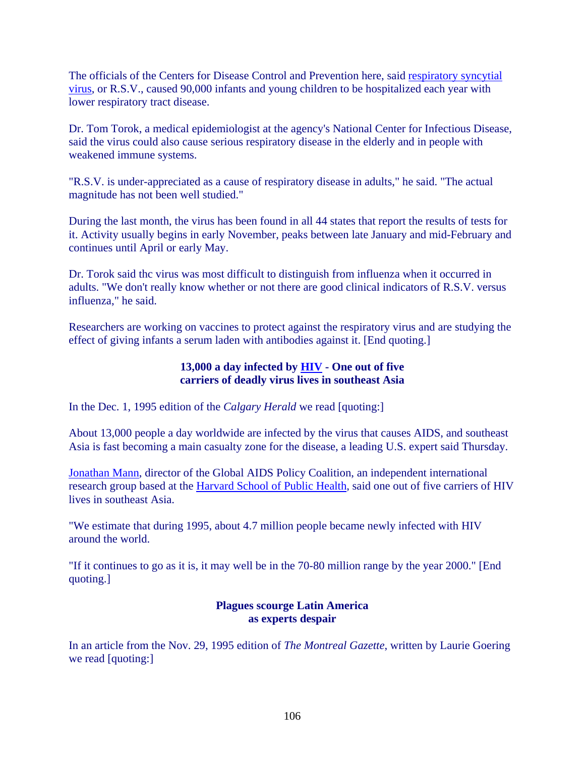The officials of the Centers for Disease Control and Prevention here, said respiratory syncytial virus, or R.S.V., caused 90,000 infants and young children to be hospitalized each year with lower respiratory tract disease.

Dr. Tom Torok, a medical epidemiologist at the agency's National Center for Infectious Disease, said the virus could also cause serious respiratory disease in the elderly and in people with weakened immune systems.

"R.S.V. is under-appreciated as a cause of respiratory disease in adults," he said. "The actual magnitude has not been well studied."

During the last month, the virus has been found in all 44 states that report the results of tests for it. Activity usually begins in early November, peaks between late January and mid-February and continues until April or early May.

Dr. Torok said thc virus was most difficult to distinguish from influenza when it occurred in adults. "We don't really know whether or not there are good clinical indicators of R.S.V. versus influenza," he said.

Researchers are working on vaccines to protect against the respiratory virus and are studying the effect of giving infants a serum laden with antibodies against it. [End quoting.]

### 13,000 a day infected by HIV - One out of five carriers of deadly virus lives in southeast Asia

In the Dec. 1, 1995 edition of the *Calgary Herald* we read [quoting:]

About 13,000 people a day worldwide are infected by the virus that causes AIDS, and southeast Asia is fast becoming a main casualty zone for the disease, a leading U.S. expert said Thursday.

Jonathan Mann, director of the Global AIDS Policy Coalition, an independent international research group based at the Harvard School of Public Health, said one out of five carriers of HIV lives in southeast Asia.

"We estimate that during 1995, about 4.7 million people became newly infected with HIV around the world.

"If it continues to go as it is, it may well be in the 70-80 million range by the year 2000." [End quoting.]

### Plagues scourge Latin America as experts despair

In an article from the Nov. 29, 1995 edition of *The Montreal Gazette*, written by Laurie Goering we read [quoting:]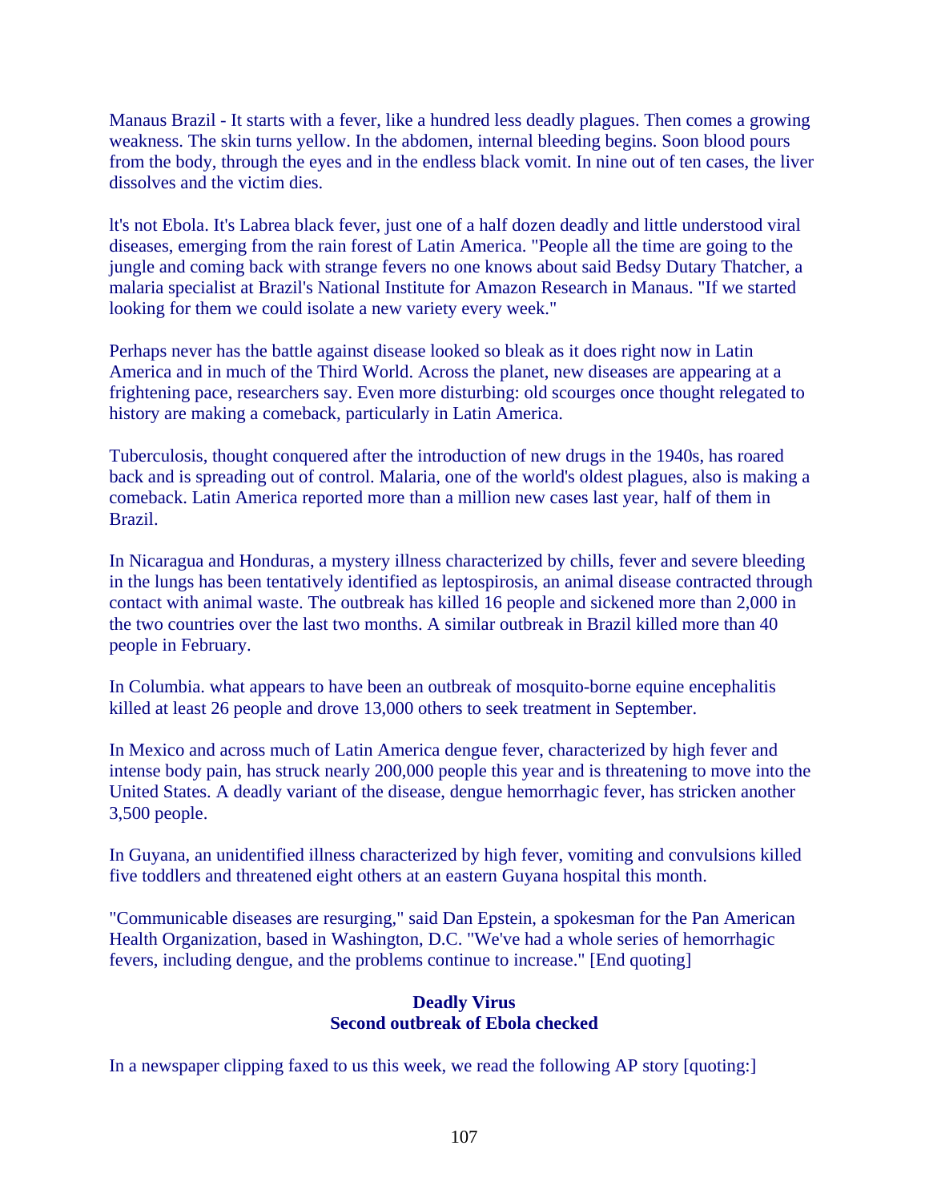Manaus Brazil - It starts with a fever, like a hundred less deadly plagues. Then comes a growing weakness. The skin turns yellow. In the abdomen, internal bleeding begins. Soon blood pours from the body, through the eyes and in the endless black vomit. In nine out of ten cases, the liver dissolves and the victim dies.

lt's not Ebola. It's Labrea black fever, just one of a half dozen deadly and little understood viral diseases, emerging from the rain forest of Latin America. "People all the time are going to the jungle and coming back with strange fevers no one knows about said Bedsy Dutary Thatcher, a malaria specialist at Brazil's National Institute for Amazon Research in Manaus. "If we started looking for them we could isolate a new variety every week."

Perhaps never has the battle against disease looked so bleak as it does right now in Latin America and in much of the Third World. Across the planet, new diseases are appearing at a frightening pace, researchers say. Even more disturbing: old scourges once thought relegated to history are making a comeback, particularly in Latin America.

Tuberculosis, thought conquered after the introduction of new drugs in the 1940s, has roared back and is spreading out of control. Malaria, one of the world's oldest plagues, also is making a comeback. Latin America reported more than a million new cases last year, half of them in Brazil.

In Nicaragua and Honduras, a mystery illness characterized by chills, fever and severe bleeding in the lungs has been tentatively identified as leptospirosis, an animal disease contracted through contact with animal waste. The outbreak has killed 16 people and sickened more than 2,000 in the two countries over the last two months. A similar outbreak in Brazil killed more than 40 people in February.

In Columbia. what appears to have been an outbreak of mosquito-borne equine encephalitis killed at least 26 people and drove 13,000 others to seek treatment in September.

In Mexico and across much of Latin America dengue fever, characterized by high fever and intense body pain, has struck nearly 200,000 people this year and is threatening to move into the United States. A deadly variant of the disease, dengue hemorrhagic fever, has stricken another 3,500 people.

In Guyana, an unidentified illness characterized by high fever, vomiting and convulsions killed five toddlers and threatened eight others at an eastern Guyana hospital this month.

"Communicable diseases are resurging," said Dan Epstein, a spokesman for the Pan American Health Organization, based in Washington, D.C. "We've had a whole series of hemorrhagic fevers, including dengue, and the problems continue to increase." [End quoting]

**Deadly Virus**
**Second outbreak of Ebola checked**

In a newspaper clipping faxed to us this week, we read the following AP story [quoting:]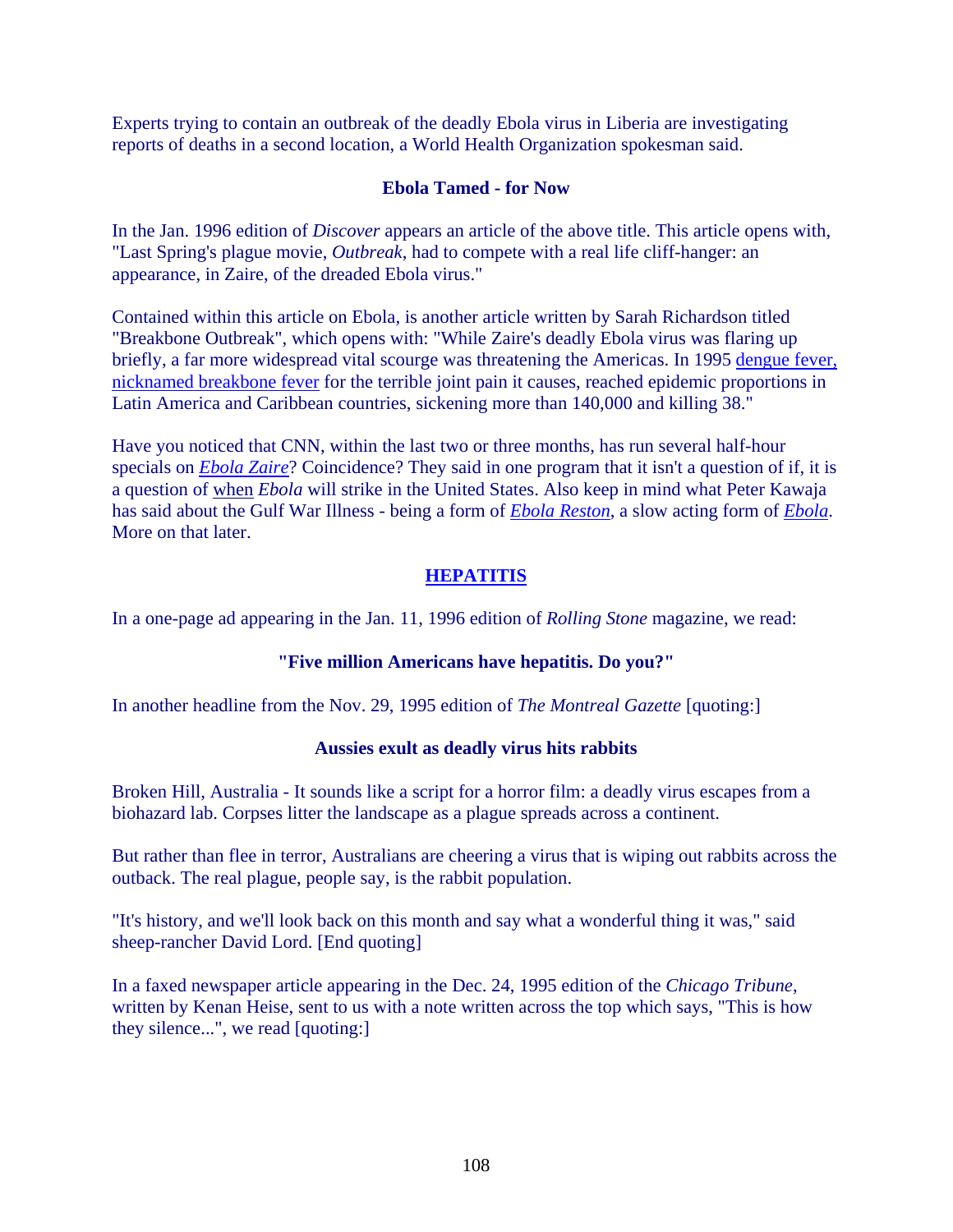Experts trying to contain an outbreak of the deadly Ebola virus in Liberia are investigating reports of deaths in a second location, a World Health Organization spokesman said.

### Ebola Tamed - for Now

In the Jan. 1996 edition of *Discover* appears an article of the above title. This article opens with, "Last Spring's plague movie, *Outbreak*, had to compete with a real life cliff-hanger: an appearance, in Zaire, of the dreaded Ebola virus."

Contained within this article on Ebola, is another article written by Sarah Richardson titled "Breakbone Outbreak", which opens with: "While Zaire's deadly Ebola virus was flaring up briefly, a far more widespread vital scourge was threatening the Americas. In 1995 dengue fever, nicknamed breakbone fever for the terrible joint pain it causes, reached epidemic proportions in Latin America and Caribbean countries, sickening more than 140,000 and killing 38."

Have you noticed that CNN, within the last two or three months, has run several half-hour specials on *Ebola Zaire*? Coincidence? They said in one program that it isn't a question of if, it is a question of when *Ebola* will strike in the United States. Also keep in mind what Peter Kawaja has said about the Gulf War Illness - being a form of *Ebola Reston*, a slow acting form of *Ebola*. More on that later.

### HEPATITIS

In a one-page ad appearing in the Jan. 11, 1996 edition of *Rolling Stone* magazine, we read:

**"Five million Americans have hepatitis. Do you?"**

In another headline from the Nov. 29, 1995 edition of *The Montreal Gazette* [quoting:]

**Aussies exult as deadly virus hits rabbits**

Broken Hill, Australia - It sounds like a script for a horror film: a deadly virus escapes from a biohazard lab. Corpses litter the landscape as a plague spreads across a continent.

But rather than flee in terror, Australians are cheering a virus that is wiping out rabbits across the outback. The real plague, people say, is the rabbit population.

"It's history, and we'll look back on this month and say what a wonderful thing it was," said sheep-rancher David Lord. [End quoting]

In a faxed newspaper article appearing in the Dec. 24, 1995 edition of the *Chicago Tribune*, written by Kenan Heise, sent to us with a note written across the top which says, "This is how they silence...", we read [quoting:]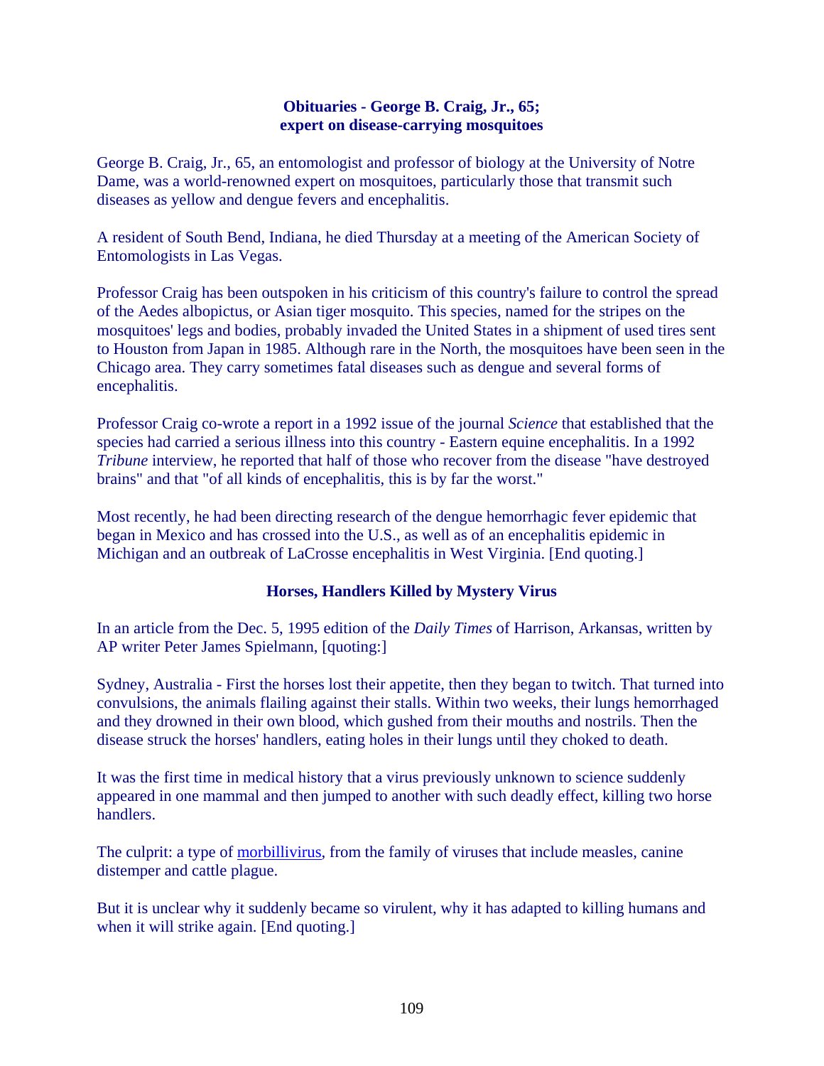**Obituaries - George B. Craig, Jr., 65;**
**expert on disease-carrying mosquitoes**

George B. Craig, Jr., 65, an entomologist and professor of biology at the University of Notre Dame, was a world-renowned expert on mosquitoes, particularly those that transmit such diseases as yellow and dengue fevers and encephalitis.

A resident of South Bend, Indiana, he died Thursday at a meeting of the American Society of Entomologists in Las Vegas.

Professor Craig has been outspoken in his criticism of this country's failure to control the spread of the Aedes albopictus, or Asian tiger mosquito. This species, named for the stripes on the mosquitoes' legs and bodies, probably invaded the United States in a shipment of used tires sent to Houston from Japan in 1985. Although rare in the North, the mosquitoes have been seen in the Chicago area. They carry sometimes fatal diseases such as dengue and several forms of encephalitis.

Professor Craig co-wrote a report in a 1992 issue of the journal *Science* that established that the species had carried a serious illness into this country - Eastern equine encephalitis. In a 1992 *Tribune* interview, he reported that half of those who recover from the disease "have destroyed brains" and that "of all kinds of encephalitis, this is by far the worst."

Most recently, he had been directing research of the dengue hemorrhagic fever epidemic that began in Mexico and has crossed into the U.S., as well as of an encephalitis epidemic in Michigan and an outbreak of LaCrosse encephalitis in West Virginia. [End quoting.]

**Horses, Handlers Killed by Mystery Virus**

In an article from the Dec. 5, 1995 edition of the *Daily Times* of Harrison, Arkansas, written by AP writer Peter James Spielmann, [quoting:]

Sydney, Australia - First the horses lost their appetite, then they began to twitch. That turned into convulsions, the animals flailing against their stalls. Within two weeks, their lungs hemorrhaged and they drowned in their own blood, which gushed from their mouths and nostrils. Then the disease struck the horses' handlers, eating holes in their lungs until they choked to death.

It was the first time in medical history that a virus previously unknown to science suddenly appeared in one mammal and then jumped to another with such deadly effect, killing two horse handlers.

The culprit: a type of morbillivirus, from the family of viruses that include measles, canine distemper and cattle plague.

But it is unclear why it suddenly became so virulent, why it has adapted to killing humans and when it will strike again. [End quoting.]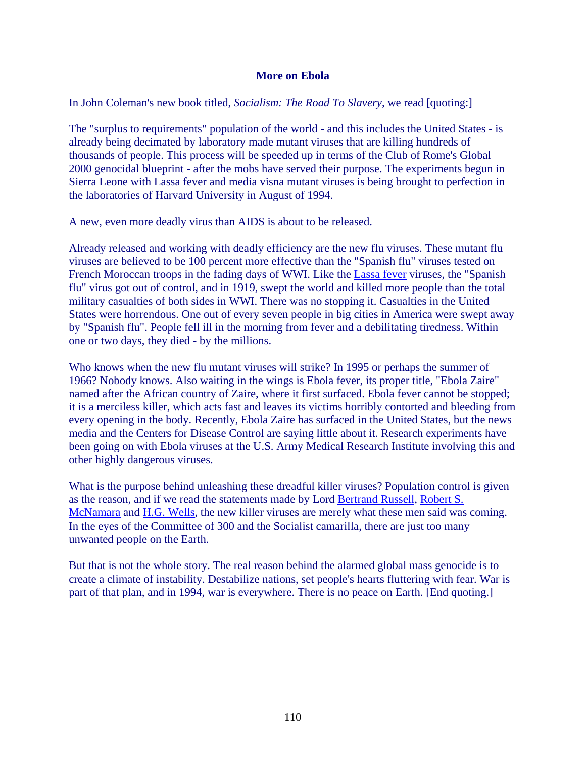**More on Ebola**

In John Coleman's new book titled, *Socialism: The Road To Slavery*, we read [quoting:]

The "surplus to requirements" population of the world - and this includes the United States - is already being decimated by laboratory made mutant viruses that are killing hundreds of thousands of people. This process will be speeded up in terms of the Club of Rome's Global 2000 genocidal blueprint - after the mobs have served their purpose. The experiments begun in Sierra Leone with Lassa fever and media visna mutant viruses is being brought to perfection in the laboratories of Harvard University in August of 1994.

A new, even more deadly virus than AIDS is about to be released.

Already released and working with deadly efficiency are the new flu viruses. These mutant flu viruses are believed to be 100 percent more effective than the "Spanish flu" viruses tested on French Moroccan troops in the fading days of WWI. Like the Lassa fever viruses, the "Spanish flu" virus got out of control, and in 1919, swept the world and killed more people than the total military casualties of both sides in WWI. There was no stopping it. Casualties in the United States were horrendous. One out of every seven people in big cities in America were swept away by "Spanish flu". People fell ill in the morning from fever and a debilitating tiredness. Within one or two days, they died - by the millions.

Who knows when the new flu mutant viruses will strike? In 1995 or perhaps the summer of 1966? Nobody knows. Also waiting in the wings is Ebola fever, its proper title, "Ebola Zaire" named after the African country of Zaire, where it first surfaced. Ebola fever cannot be stopped; it is a merciless killer, which acts fast and leaves its victims horribly contorted and bleeding from every opening in the body. Recently, Ebola Zaire has surfaced in the United States, but the news media and the Centers for Disease Control are saying little about it. Research experiments have been going on with Ebola viruses at the U.S. Army Medical Research Institute involving this and other highly dangerous viruses.

What is the purpose behind unleashing these dreadful killer viruses? Population control is given as the reason, and if we read the statements made by Lord Bertrand Russell, Robert S. McNamara and H.G. Wells, the new killer viruses are merely what these men said was coming. In the eyes of the Committee of 300 and the Socialist camarilla, there are just too many unwanted people on the Earth.

But that is not the whole story. The real reason behind the alarmed global mass genocide is to create a climate of instability. Destabilize nations, set people's hearts fluttering with fear. War is part of that plan, and in 1994, war is everywhere. There is no peace on Earth. [End quoting.]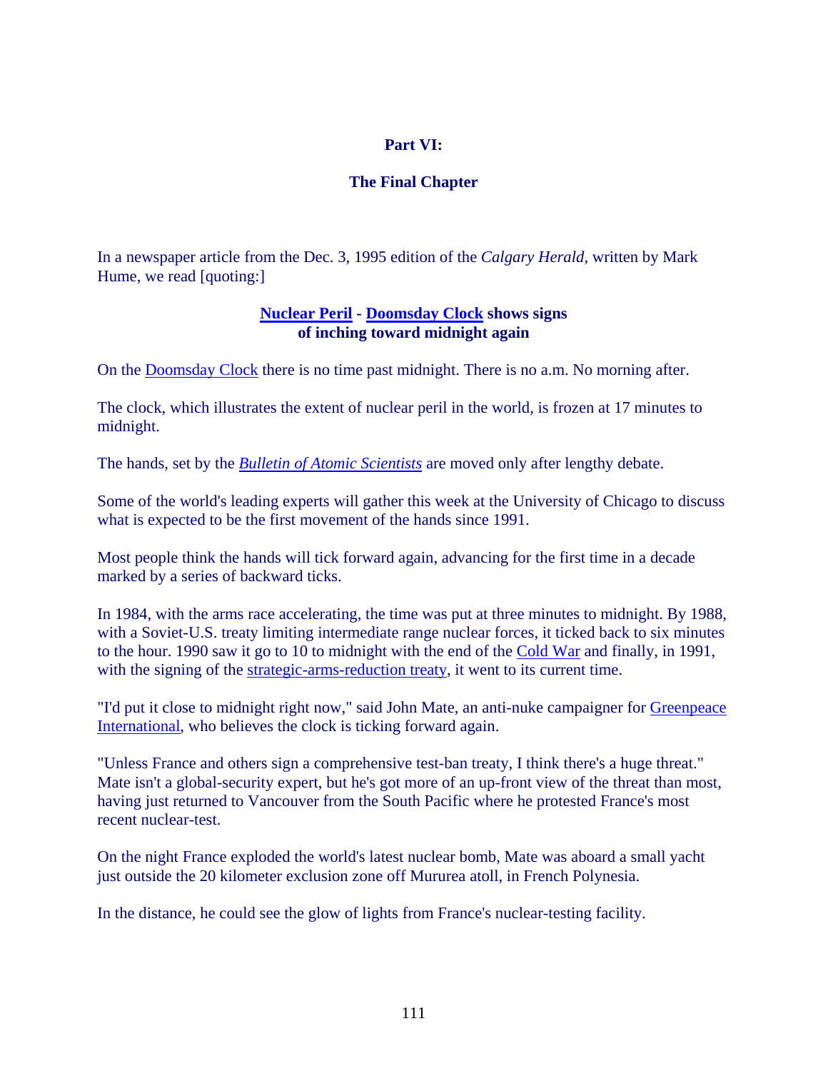## Part VI:

## The Final Chapter

In a newspaper article from the Dec. 3, 1995 edition of the *Calgary Herald*, written by Mark Hume, we read [quoting:]

**Nuclear Peril - Doomsday Clock shows signs of inching toward midnight again**

On the Doomsday Clock there is no time past midnight. There is no a.m. No morning after.

The clock, which illustrates the extent of nuclear peril in the world, is frozen at 17 minutes to midnight.

The hands, set by the *Bulletin of Atomic Scientists* are moved only after lengthy debate.

Some of the world's leading experts will gather this week at the University of Chicago to discuss what is expected to be the first movement of the hands since 1991.

Most people think the hands will tick forward again, advancing for the first time in a decade marked by a series of backward ticks.

In 1984, with the arms race accelerating, the time was put at three minutes to midnight. By 1988, with a Soviet-U.S. treaty limiting intermediate range nuclear forces, it ticked back to six minutes to the hour. 1990 saw it go to 10 to midnight with the end of the Cold War and finally, in 1991, with the signing of the strategic-arms-reduction treaty, it went to its current time.

"I'd put it close to midnight right now," said John Mate, an anti-nuke campaigner for Greenpeace International, who believes the clock is ticking forward again.

"Unless France and others sign a comprehensive test-ban treaty, I think there's a huge threat." Mate isn't a global-security expert, but he's got more of an up-front view of the threat than most, having just returned to Vancouver from the South Pacific where he protested France's most recent nuclear-test.

On the night France exploded the world's latest nuclear bomb, Mate was aboard a small yacht just outside the 20 kilometer exclusion zone off Mururea atoll, in French Polynesia.

In the distance, he could see the glow of lights from France's nuclear-testing facility.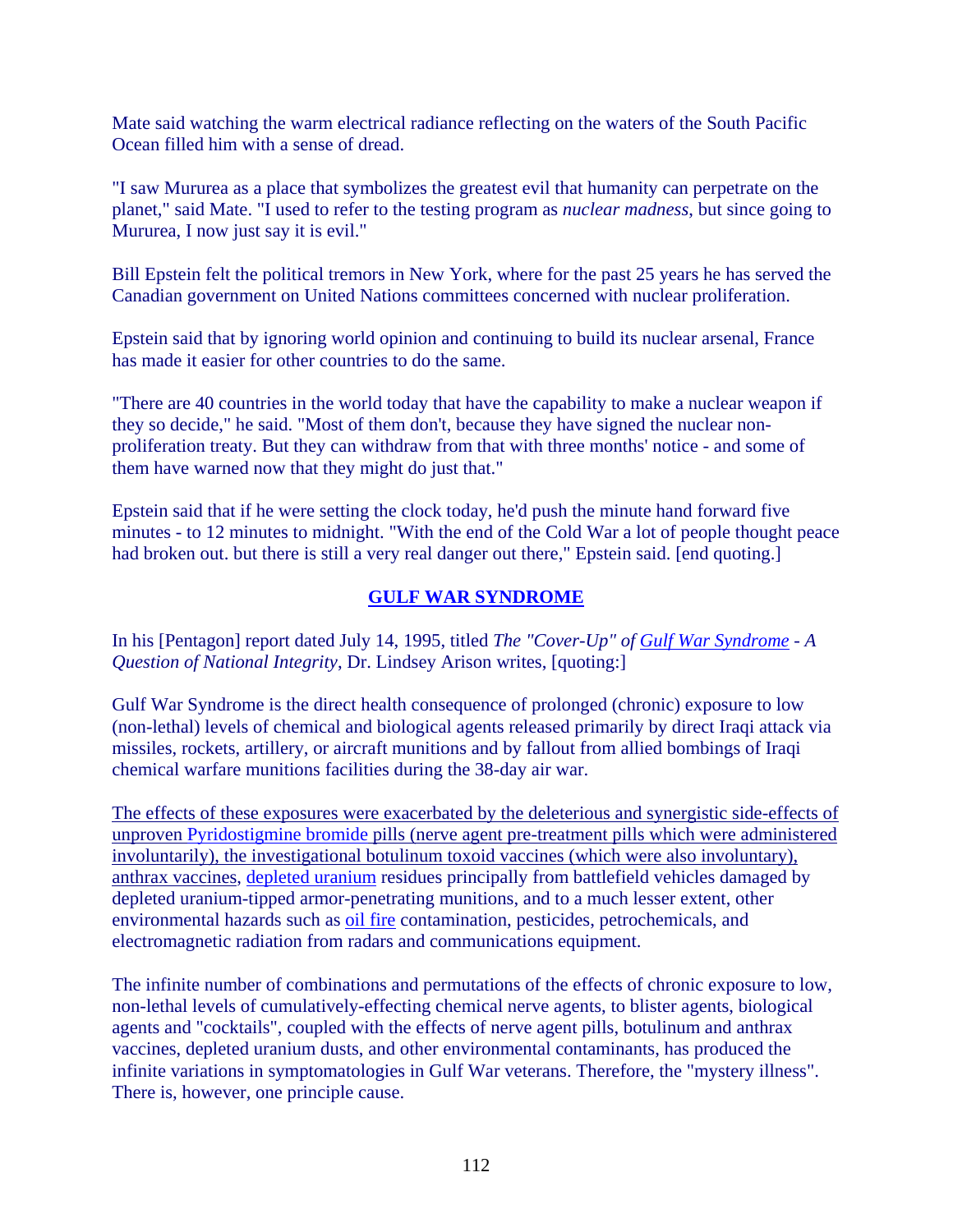Mate said watching the warm electrical radiance reflecting on the waters of the South Pacific Ocean filled him with a sense of dread.

"I saw Mururea as a place that symbolizes the greatest evil that humanity can perpetrate on the planet," said Mate. "I used to refer to the testing program as *nuclear madness*, but since going to Mururea, I now just say it is evil."

Bill Epstein felt the political tremors in New York, where for the past 25 years he has served the Canadian government on United Nations committees concerned with nuclear proliferation.

Epstein said that by ignoring world opinion and continuing to build its nuclear arsenal, France has made it easier for other countries to do the same.

"There are 40 countries in the world today that have the capability to make a nuclear weapon if they so decide," he said. "Most of them don't, because they have signed the nuclear non-proliferation treaty. But they can withdraw from that with three months' notice - and some of them have warned now that they might do just that."

Epstein said that if he were setting the clock today, he'd push the minute hand forward five minutes - to 12 minutes to midnight. "With the end of the Cold War a lot of people thought peace had broken out. but there is still a very real danger out there," Epstein said. [end quoting.]

## GULF WAR SYNDROME

In his [Pentagon] report dated July 14, 1995, titled *The "Cover-Up" of Gulf War Syndrome - A Question of National Integrity*, Dr. Lindsey Arison writes, [quoting:]

Gulf War Syndrome is the direct health consequence of prolonged (chronic) exposure to low (non-lethal) levels of chemical and biological agents released primarily by direct Iraqi attack via missiles, rockets, artillery, or aircraft munitions and by fallout from allied bombings of Iraqi chemical warfare munitions facilities during the 38-day air war.

The effects of these exposures were exacerbated by the deleterious and synergistic side-effects of unproven Pyridostigmine bromide pills (nerve agent pre-treatment pills which were administered involuntarily), the investigational botulinum toxoid vaccines (which were also involuntary), anthrax vaccines, depleted uranium residues principally from battlefield vehicles damaged by depleted uranium-tipped armor-penetrating munitions, and to a much lesser extent, other environmental hazards such as oil fire contamination, pesticides, petrochemicals, and electromagnetic radiation from radars and communications equipment.

The infinite number of combinations and permutations of the effects of chronic exposure to low, non-lethal levels of cumulatively-effecting chemical nerve agents, to blister agents, biological agents and "cocktails", coupled with the effects of nerve agent pills, botulinum and anthrax vaccines, depleted uranium dusts, and other environmental contaminants, has produced the infinite variations in symptomatologies in Gulf War veterans. Therefore, the "mystery illness". There is, however, one principle cause.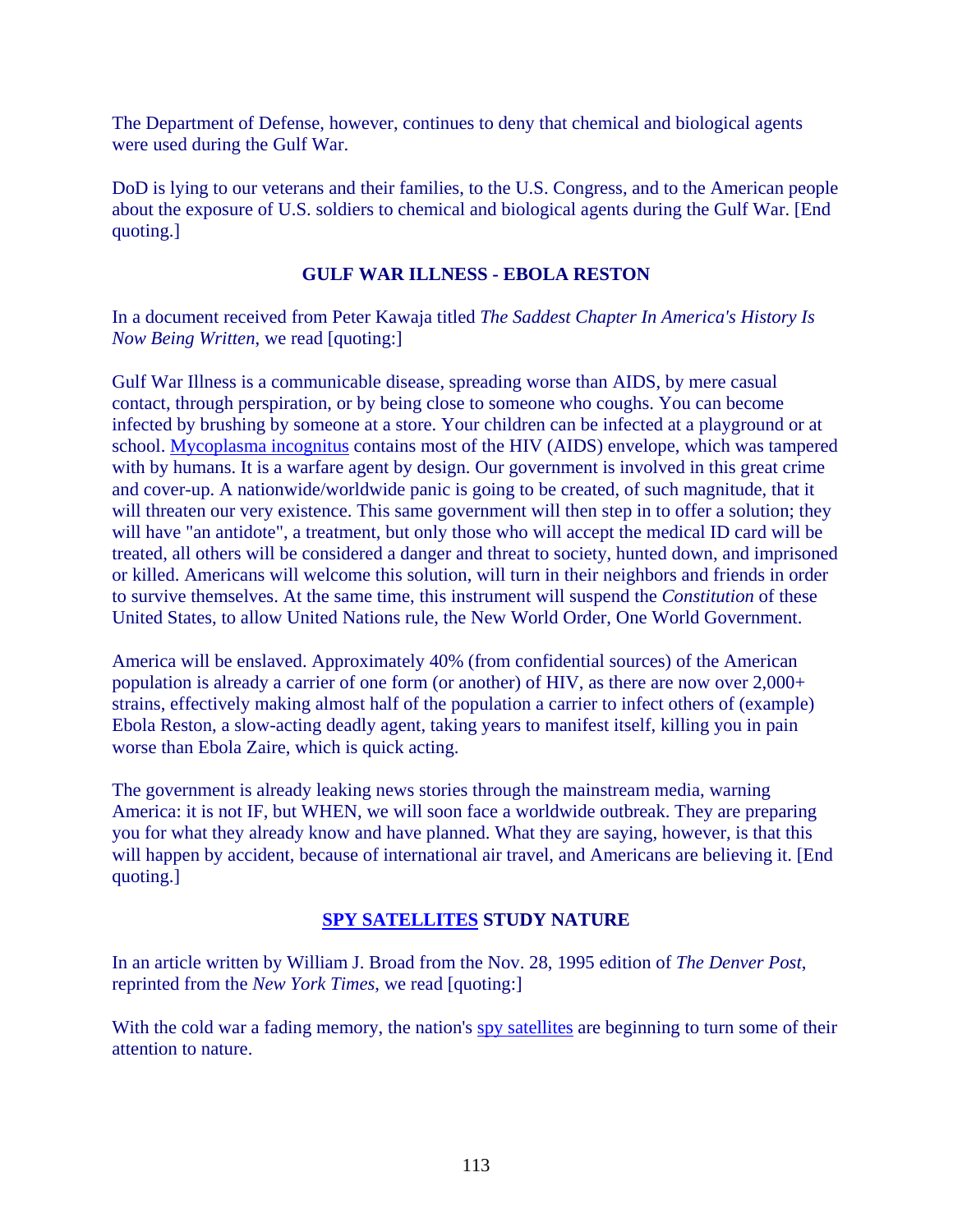The Department of Defense, however, continues to deny that chemical and biological agents were used during the Gulf War.

DoD is lying to our veterans and their families, to the U.S. Congress, and to the American people about the exposure of U.S. soldiers to chemical and biological agents during the Gulf War. [End quoting.]

### GULF WAR ILLNESS - EBOLA RESTON

In a document received from Peter Kawaja titled *The Saddest Chapter In America's History Is Now Being Written*, we read [quoting:]

Gulf War Illness is a communicable disease, spreading worse than AIDS, by mere casual contact, through perspiration, or by being close to someone who coughs. You can become infected by brushing by someone at a store. Your children can be infected at a playground or at school. Mycoplasma incognitus contains most of the HIV (AIDS) envelope, which was tampered with by humans. It is a warfare agent by design. Our government is involved in this great crime and cover-up. A nationwide/worldwide panic is going to be created, of such magnitude, that it will threaten our very existence. This same government will then step in to offer a solution; they will have "an antidote", a treatment, but only those who will accept the medical ID card will be treated, all others will be considered a danger and threat to society, hunted down, and imprisoned or killed. Americans will welcome this solution, will turn in their neighbors and friends in order to survive themselves. At the same time, this instrument will suspend the *Constitution* of these United States, to allow United Nations rule, the New World Order, One World Government.

America will be enslaved. Approximately 40% (from confidential sources) of the American population is already a carrier of one form (or another) of HIV, as there are now over 2,000+ strains, effectively making almost half of the population a carrier to infect others of (example) Ebola Reston, a slow-acting deadly agent, taking years to manifest itself, killing you in pain worse than Ebola Zaire, which is quick acting.

The government is already leaking news stories through the mainstream media, warning America: it is not IF, but WHEN, we will soon face a worldwide outbreak. They are preparing you for what they already know and have planned. What they are saying, however, is that this will happen by accident, because of international air travel, and Americans are believing it. [End quoting.]

### SPY SATELLITES STUDY NATURE

In an article written by William J. Broad from the Nov. 28, 1995 edition of *The Denver Post*, reprinted from the *New York Times*, we read [quoting:]

With the cold war a fading memory, the nation's spy satellites are beginning to turn some of their attention to nature.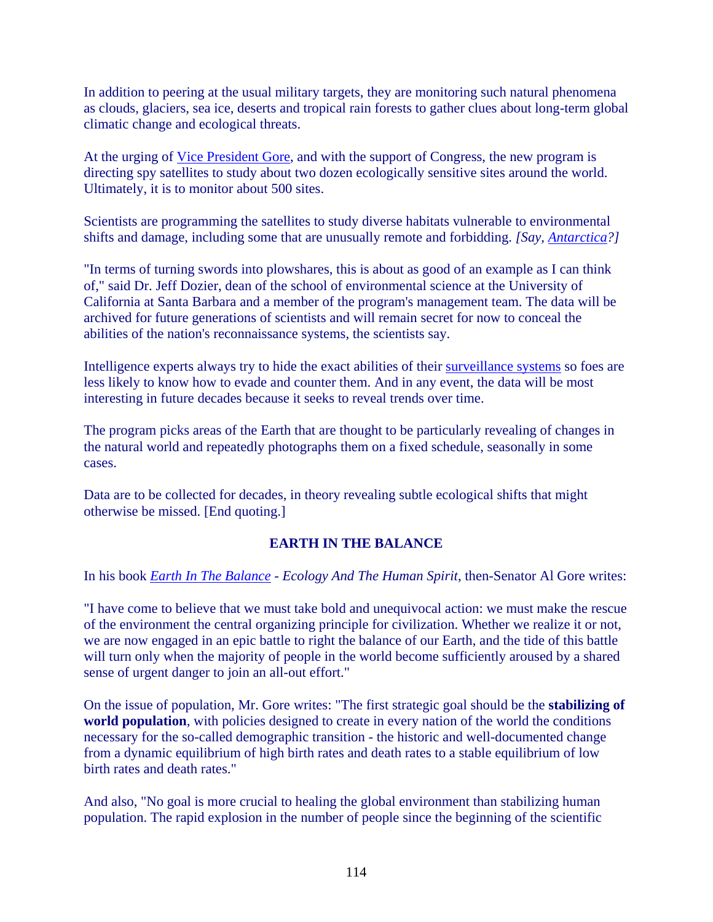In addition to peering at the usual military targets, they are monitoring such natural phenomena as clouds, glaciers, sea ice, deserts and tropical rain forests to gather clues about long-term global climatic change and ecological threats.

At the urging of Vice President Gore, and with the support of Congress, the new program is directing spy satellites to study about two dozen ecologically sensitive sites around the world. Ultimately, it is to monitor about 500 sites.

Scientists are programming the satellites to study diverse habitats vulnerable to environmental shifts and damage, including some that are unusually remote and forbidding. *[Say, Antarctica?]*

"In terms of turning swords into plowshares, this is about as good of an example as I can think of," said Dr. Jeff Dozier, dean of the school of environmental science at the University of California at Santa Barbara and a member of the program's management team. The data will be archived for future generations of scientists and will remain secret for now to conceal the abilities of the nation's reconnaissance systems, the scientists say.

Intelligence experts always try to hide the exact abilities of their surveillance systems so foes are less likely to know how to evade and counter them. And in any event, the data will be most interesting in future decades because it seeks to reveal trends over time.

The program picks areas of the Earth that are thought to be particularly revealing of changes in the natural world and repeatedly photographs them on a fixed schedule, seasonally in some cases.

Data are to be collected for decades, in theory revealing subtle ecological shifts that might otherwise be missed. [End quoting.]

## EARTH IN THE BALANCE

In his book *Earth In The Balance - Ecology And The Human Spirit*, then-Senator Al Gore writes:

"I have come to believe that we must take bold and unequivocal action: we must make the rescue of the environment the central organizing principle for civilization. Whether we realize it or not, we are now engaged in an epic battle to right the balance of our Earth, and the tide of this battle will turn only when the majority of people in the world become sufficiently aroused by a shared sense of urgent danger to join an all-out effort."

On the issue of population, Mr. Gore writes: "The first strategic goal should be the **stabilizing of world population**, with policies designed to create in every nation of the world the conditions necessary for the so-called demographic transition - the historic and well-documented change from a dynamic equilibrium of high birth rates and death rates to a stable equilibrium of low birth rates and death rates."

And also, "No goal is more crucial to healing the global environment than stabilizing human population. The rapid explosion in the number of people since the beginning of the scientific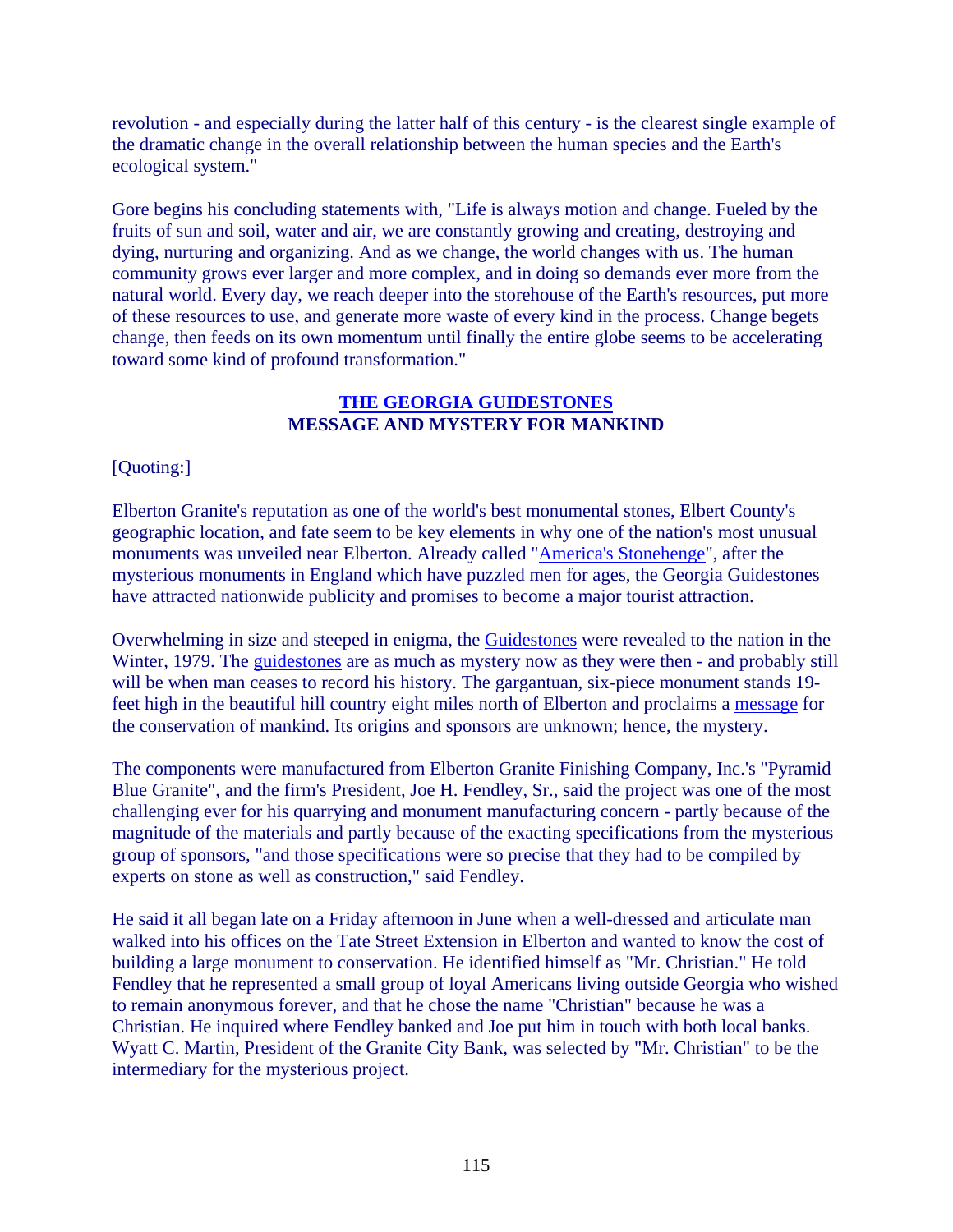revolution - and especially during the latter half of this century - is the clearest single example of the dramatic change in the overall relationship between the human species and the Earth's ecological system."

Gore begins his concluding statements with, "Life is always motion and change. Fueled by the fruits of sun and soil, water and air, we are constantly growing and creating, destroying and dying, nurturing and organizing. And as we change, the world changes with us. The human community grows ever larger and more complex, and in doing so demands ever more from the natural world. Every day, we reach deeper into the storehouse of the Earth's resources, put more of these resources to use, and generate more waste of every kind in the process. Change begets change, then feeds on its own momentum until finally the entire globe seems to be accelerating toward some kind of profound transformation."

## THE GEORGIA GUIDESTONES
## MESSAGE AND MYSTERY FOR MANKIND

[Quoting:]

Elberton Granite's reputation as one of the world's best monumental stones, Elbert County's geographic location, and fate seem to be key elements in why one of the nation's most unusual monuments was unveiled near Elberton. Already called "America's Stonehenge", after the mysterious monuments in England which have puzzled men for ages, the Georgia Guidestones have attracted nationwide publicity and promises to become a major tourist attraction.

Overwhelming in size and steeped in enigma, the Guidestones were revealed to the nation in the Winter, 1979. The guidestones are as much as mystery now as they were then - and probably still will be when man ceases to record his history. The gargantuan, six-piece monument stands 19-feet high in the beautiful hill country eight miles north of Elberton and proclaims a message for the conservation of mankind. Its origins and sponsors are unknown; hence, the mystery.

The components were manufactured from Elberton Granite Finishing Company, Inc.'s "Pyramid Blue Granite", and the firm's President, Joe H. Fendley, Sr., said the project was one of the most challenging ever for his quarrying and monument manufacturing concern - partly because of the magnitude of the materials and partly because of the exacting specifications from the mysterious group of sponsors, "and those specifications were so precise that they had to be compiled by experts on stone as well as construction," said Fendley.

He said it all began late on a Friday afternoon in June when a well-dressed and articulate man walked into his offices on the Tate Street Extension in Elberton and wanted to know the cost of building a large monument to conservation. He identified himself as "Mr. Christian." He told Fendley that he represented a small group of loyal Americans living outside Georgia who wished to remain anonymous forever, and that he chose the name "Christian" because he was a Christian. He inquired where Fendley banked and Joe put him in touch with both local banks. Wyatt C. Martin, President of the Granite City Bank, was selected by "Mr. Christian" to be the intermediary for the mysterious project.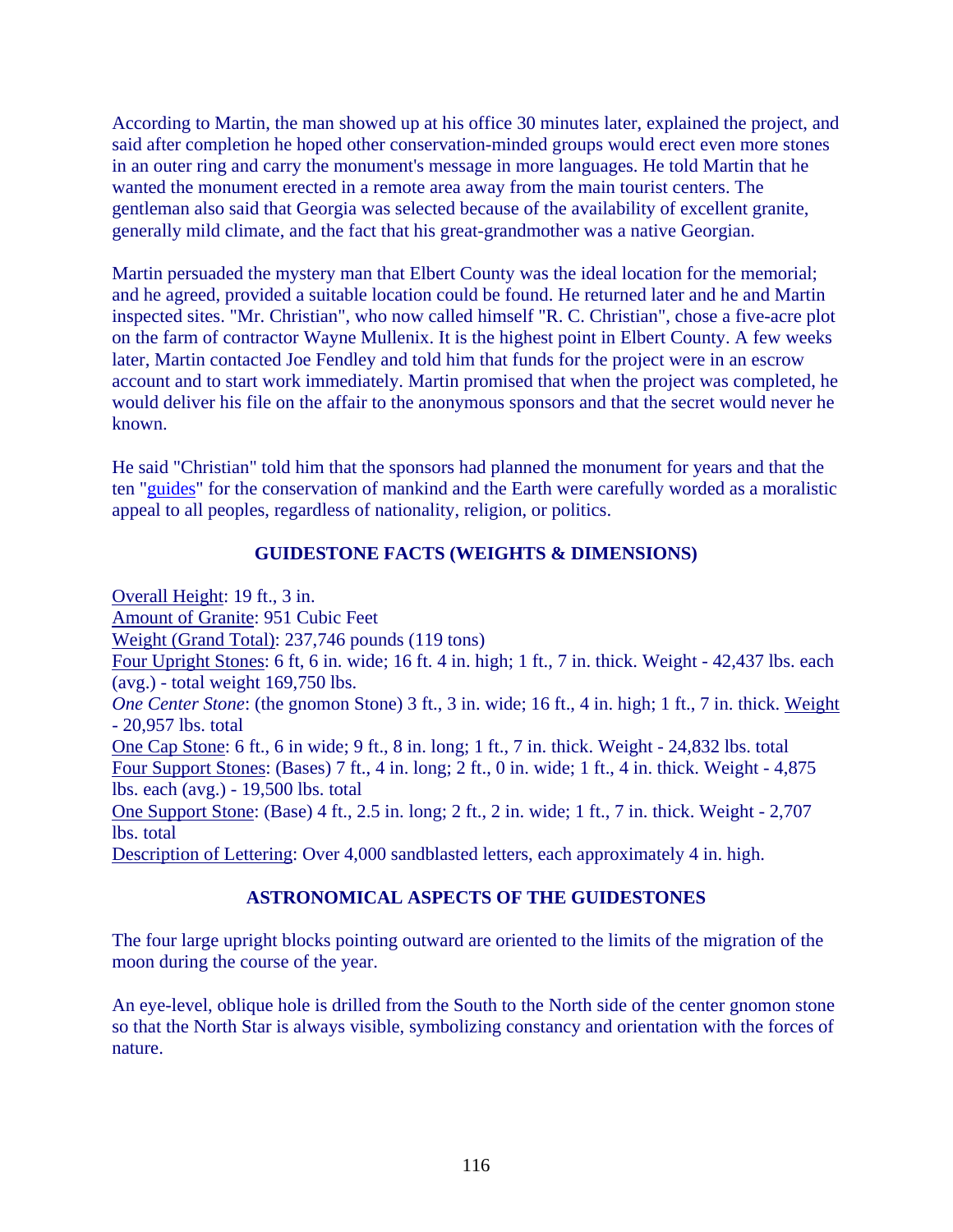According to Martin, the man showed up at his office 30 minutes later, explained the project, and said after completion he hoped other conservation-minded groups would erect even more stones in an outer ring and carry the monument's message in more languages. He told Martin that he wanted the monument erected in a remote area away from the main tourist centers. The gentleman also said that Georgia was selected because of the availability of excellent granite, generally mild climate, and the fact that his great-grandmother was a native Georgian.

Martin persuaded the mystery man that Elbert County was the ideal location for the memorial; and he agreed, provided a suitable location could be found. He returned later and he and Martin inspected sites. "Mr. Christian", who now called himself "R. C. Christian", chose a five-acre plot on the farm of contractor Wayne Mullenix. It is the highest point in Elbert County. A few weeks later, Martin contacted Joe Fendley and told him that funds for the project were in an escrow account and to start work immediately. Martin promised that when the project was completed, he would deliver his file on the affair to the anonymous sponsors and that the secret would never he known.

He said "Christian" told him that the sponsors had planned the monument for years and that the ten "guides" for the conservation of mankind and the Earth were carefully worded as a moralistic appeal to all peoples, regardless of nationality, religion, or politics.

## GUIDESTONE FACTS (WEIGHTS & DIMENSIONS)

Overall Height: 19 ft., 3 in.
Amount of Granite: 951 Cubic Feet
Weight (Grand Total): 237,746 pounds (119 tons)
Four Upright Stones: 6 ft, 6 in. wide; 16 ft. 4 in. high; 1 ft., 7 in. thick. Weight - 42,437 lbs. each (avg.) - total weight 169,750 lbs.
*One Center Stone*: (the gnomon Stone) 3 ft., 3 in. wide; 16 ft., 4 in. high; 1 ft., 7 in. thick. Weight - 20,957 lbs. total
One Cap Stone: 6 ft., 6 in wide; 9 ft., 8 in. long; 1 ft., 7 in. thick. Weight - 24,832 lbs. total
Four Support Stones: (Bases) 7 ft., 4 in. long; 2 ft., 0 in. wide; 1 ft., 4 in. thick. Weight - 4,875 lbs. each (avg.) - 19,500 lbs. total
One Support Stone: (Base) 4 ft., 2.5 in. long; 2 ft., 2 in. wide; 1 ft., 7 in. thick. Weight - 2,707 lbs. total
Description of Lettering: Over 4,000 sandblasted letters, each approximately 4 in. high.

## ASTRONOMICAL ASPECTS OF THE GUIDESTONES

The four large upright blocks pointing outward are oriented to the limits of the migration of the moon during the course of the year.

An eye-level, oblique hole is drilled from the South to the North side of the center gnomon stone so that the North Star is always visible, symbolizing constancy and orientation with the forces of nature.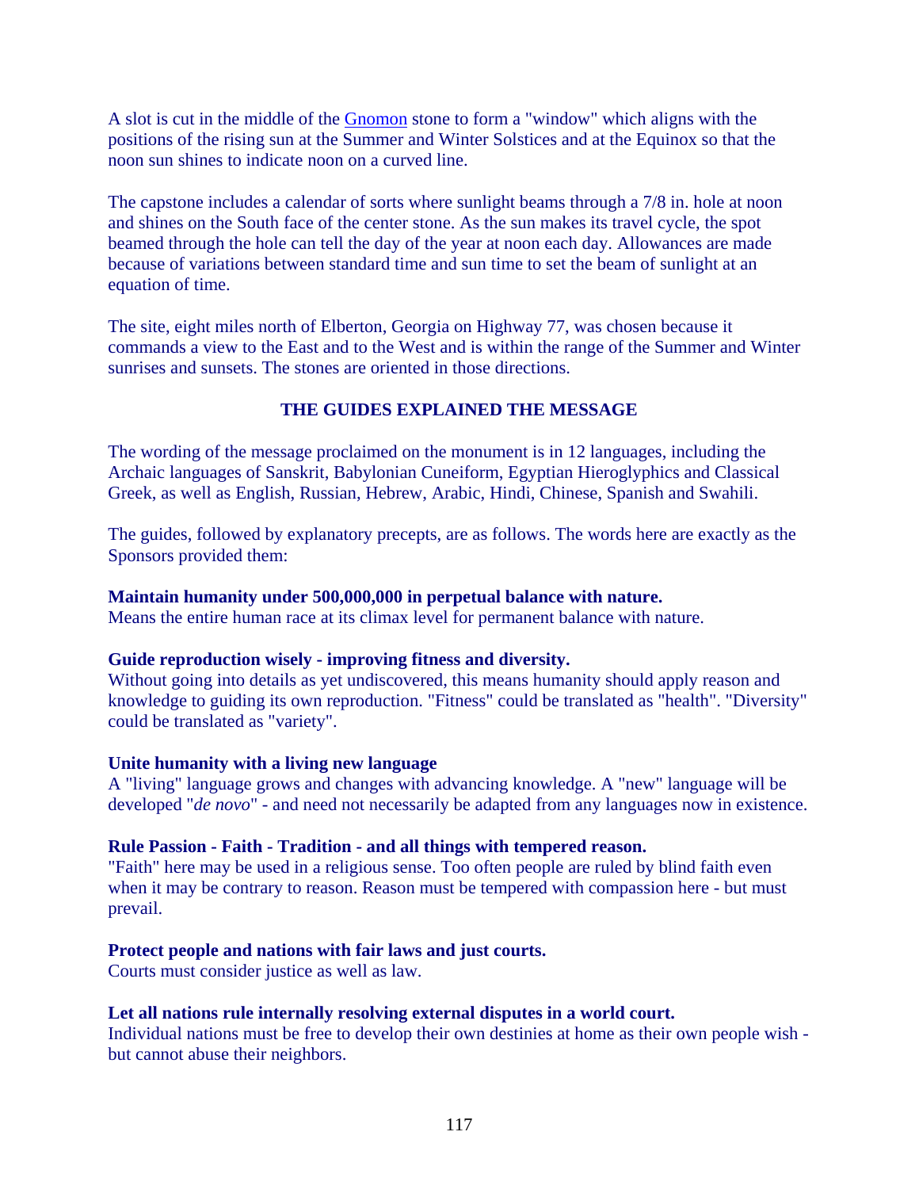A slot is cut in the middle of the Gnomon stone to form a "window" which aligns with the positions of the rising sun at the Summer and Winter Solstices and at the Equinox so that the noon sun shines to indicate noon on a curved line.

The capstone includes a calendar of sorts where sunlight beams through a 7/8 in. hole at noon and shines on the South face of the center stone. As the sun makes its travel cycle, the spot beamed through the hole can tell the day of the year at noon each day. Allowances are made because of variations between standard time and sun time to set the beam of sunlight at an equation of time.

The site, eight miles north of Elberton, Georgia on Highway 77, was chosen because it commands a view to the East and to the West and is within the range of the Summer and Winter sunrises and sunsets. The stones are oriented in those directions.

## THE GUIDES EXPLAINED THE MESSAGE

The wording of the message proclaimed on the monument is in 12 languages, including the Archaic languages of Sanskrit, Babylonian Cuneiform, Egyptian Hieroglyphics and Classical Greek, as well as English, Russian, Hebrew, Arabic, Hindi, Chinese, Spanish and Swahili.

The guides, followed by explanatory precepts, are as follows. The words here are exactly as the Sponsors provided them:

**Maintain humanity under 500,000,000 in perpetual balance with nature.**
Means the entire human race at its climax level for permanent balance with nature.

**Guide reproduction wisely - improving fitness and diversity.**
Without going into details as yet undiscovered, this means humanity should apply reason and knowledge to guiding its own reproduction. "Fitness" could be translated as "health". "Diversity" could be translated as "variety".

**Unite humanity with a living new language**
A "living" language grows and changes with advancing knowledge. A "new" language will be developed "*de novo*" - and need not necessarily be adapted from any languages now in existence.

**Rule Passion - Faith - Tradition - and all things with tempered reason.**
"Faith" here may be used in a religious sense. Too often people are ruled by blind faith even when it may be contrary to reason. Reason must be tempered with compassion here - but must prevail.

**Protect people and nations with fair laws and just courts.**
Courts must consider justice as well as law.

**Let all nations rule internally resolving external disputes in a world court.**
Individual nations must be free to develop their own destinies at home as their own people wish - but cannot abuse their neighbors.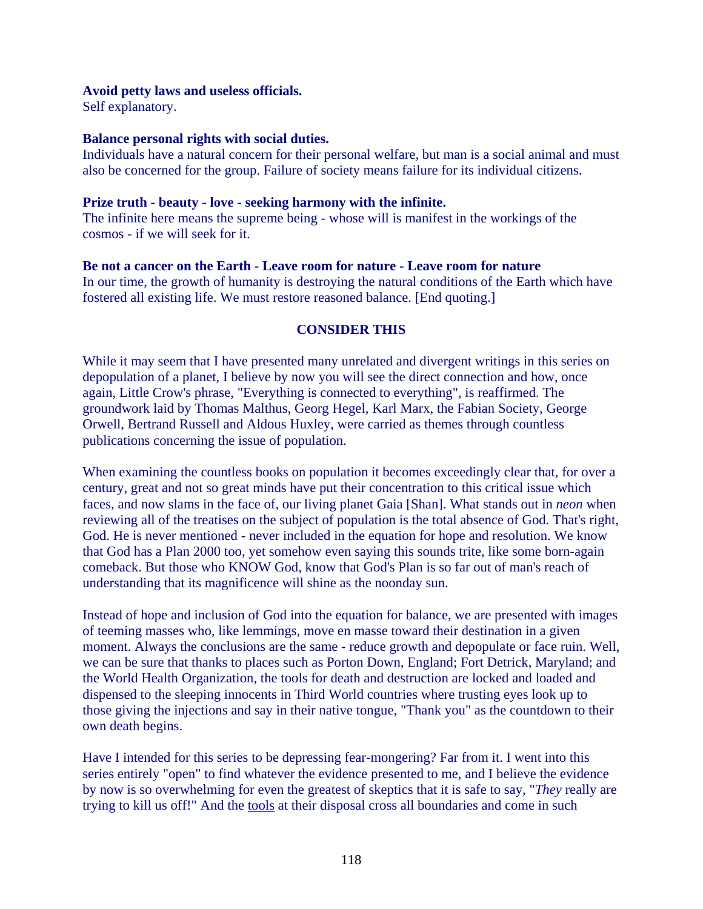**Avoid petty laws and useless officials.**
Self explanatory.

**Balance personal rights with social duties.**
Individuals have a natural concern for their personal welfare, but man is a social animal and must also be concerned for the group. Failure of society means failure for its individual citizens.

**Prize truth - beauty - love - seeking harmony with the infinite.**
The infinite here means the supreme being - whose will is manifest in the workings of the cosmos - if we will seek for it.

**Be not a cancer on the Earth - Leave room for nature - Leave room for nature**
In our time, the growth of humanity is destroying the natural conditions of the Earth which have fostered all existing life. We must restore reasoned balance. [End quoting.]

## CONSIDER THIS

While it may seem that I have presented many unrelated and divergent writings in this series on depopulation of a planet, I believe by now you will see the direct connection and how, once again, Little Crow's phrase, "Everything is connected to everything", is reaffirmed. The groundwork laid by Thomas Malthus, Georg Hegel, Karl Marx, the Fabian Society, George Orwell, Bertrand Russell and Aldous Huxley, were carried as themes through countless publications concerning the issue of population.

When examining the countless books on population it becomes exceedingly clear that, for over a century, great and not so great minds have put their concentration to this critical issue which faces, and now slams in the face of, our living planet Gaia [Shan]. What stands out in *neon* when reviewing all of the treatises on the subject of population is the total absence of God. That's right, God. He is never mentioned - never included in the equation for hope and resolution. We know that God has a Plan 2000 too, yet somehow even saying this sounds trite, like some born-again comeback. But those who KNOW God, know that God's Plan is so far out of man's reach of understanding that its magnificence will shine as the noonday sun.

Instead of hope and inclusion of God into the equation for balance, we are presented with images of teeming masses who, like lemmings, move en masse toward their destination in a given moment. Always the conclusions are the same - reduce growth and depopulate or face ruin. Well, we can be sure that thanks to places such as Porton Down, England; Fort Detrick, Maryland; and the World Health Organization, the tools for death and destruction are locked and loaded and dispensed to the sleeping innocents in Third World countries where trusting eyes look up to those giving the injections and say in their native tongue, "Thank you" as the countdown to their own death begins.

Have I intended for this series to be depressing fear-mongering? Far from it. I went into this series entirely "open" to find whatever the evidence presented to me, and I believe the evidence by now is so overwhelming for even the greatest of skeptics that it is safe to say, "*They* really are trying to kill us off!" And the tools at their disposal cross all boundaries and come in such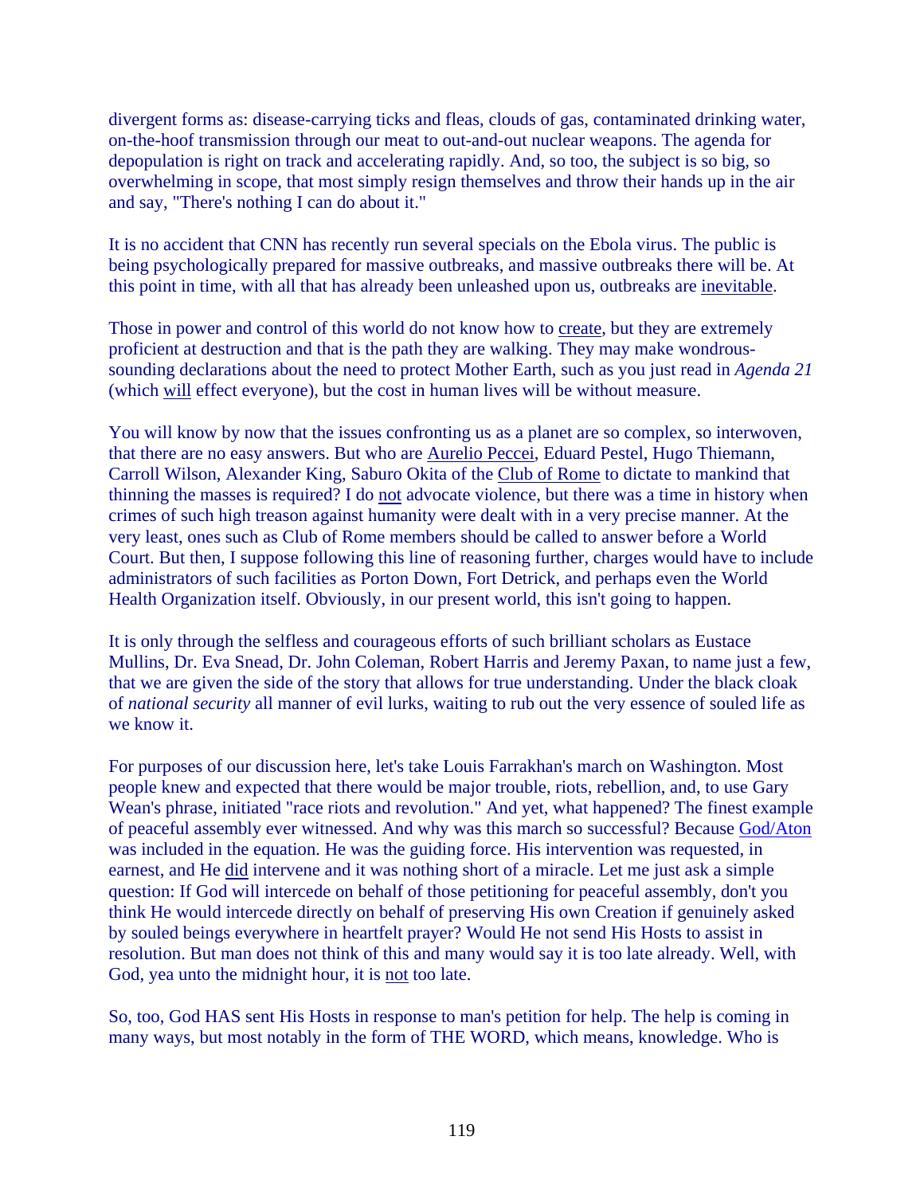divergent forms as: disease-carrying ticks and fleas, clouds of gas, contaminated drinking water, on-the-hoof transmission through our meat to out-and-out nuclear weapons. The agenda for depopulation is right on track and accelerating rapidly. And, so too, the subject is so big, so overwhelming in scope, that most simply resign themselves and throw their hands up in the air and say, "There's nothing I can do about it."

It is no accident that CNN has recently run several specials on the Ebola virus. The public is being psychologically prepared for massive outbreaks, and massive outbreaks there will be. At this point in time, with all that has already been unleashed upon us, outbreaks are inevitable.

Those in power and control of this world do not know how to create, but they are extremely proficient at destruction and that is the path they are walking. They may make wondrous-sounding declarations about the need to protect Mother Earth, such as you just read in *Agenda 21* (which will effect everyone), but the cost in human lives will be without measure.

You will know by now that the issues confronting us as a planet are so complex, so interwoven, that there are no easy answers. But who are Aurelio Peccei, Eduard Pestel, Hugo Thiemann, Carroll Wilson, Alexander King, Saburo Okita of the Club of Rome to dictate to mankind that thinning the masses is required? I do not advocate violence, but there was a time in history when crimes of such high treason against humanity were dealt with in a very precise manner. At the very least, ones such as Club of Rome members should be called to answer before a World Court. But then, I suppose following this line of reasoning further, charges would have to include administrators of such facilities as Porton Down, Fort Detrick, and perhaps even the World Health Organization itself. Obviously, in our present world, this isn't going to happen.

It is only through the selfless and courageous efforts of such brilliant scholars as Eustace Mullins, Dr. Eva Snead, Dr. John Coleman, Robert Harris and Jeremy Paxan, to name just a few, that we are given the side of the story that allows for true understanding. Under the black cloak of *national security* all manner of evil lurks, waiting to rub out the very essence of souled life as we know it.

For purposes of our discussion here, let's take Louis Farrakhan's march on Washington. Most people knew and expected that there would be major trouble, riots, rebellion, and, to use Gary Wean's phrase, initiated "race riots and revolution." And yet, what happened? The finest example of peaceful assembly ever witnessed. And why was this march so successful? Because God/Aton was included in the equation. He was the guiding force. His intervention was requested, in earnest, and He did intervene and it was nothing short of a miracle. Let me just ask a simple question: If God will intercede on behalf of those petitioning for peaceful assembly, don't you think He would intercede directly on behalf of preserving His own Creation if genuinely asked by souled beings everywhere in heartfelt prayer? Would He not send His Hosts to assist in resolution. But man does not think of this and many would say it is too late already. Well, with God, yea unto the midnight hour, it is not too late.

So, too, God HAS sent His Hosts in response to man's petition for help. The help is coming in many ways, but most notably in the form of THE WORD, which means, knowledge. Who is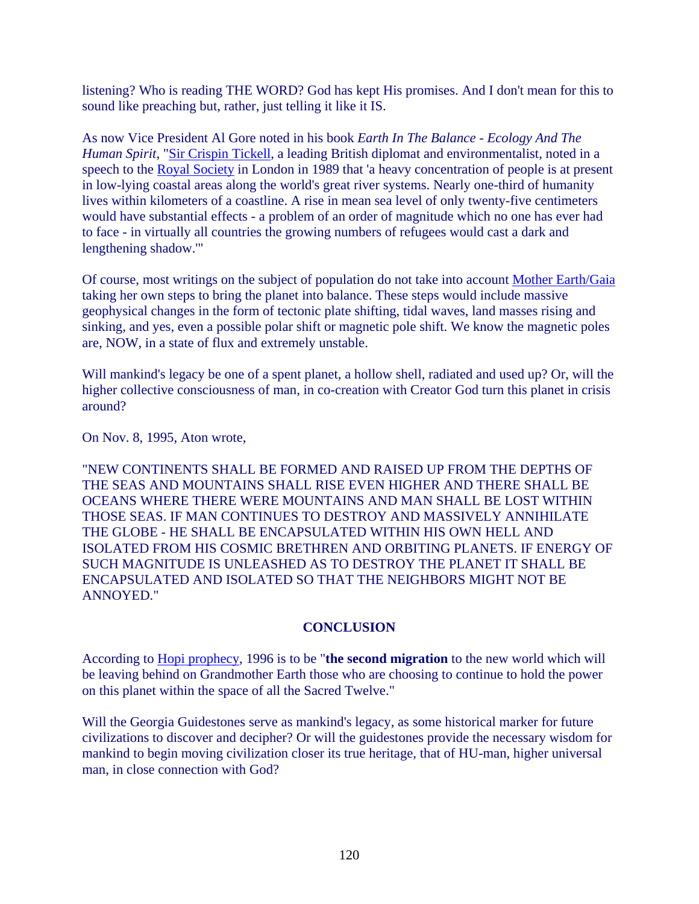listening? Who is reading THE WORD? God has kept His promises. And I don't mean for this to sound like preaching but, rather, just telling it like it IS.

As now Vice President Al Gore noted in his book *Earth In The Balance - Ecology And The Human Spirit*, "Sir Crispin Tickell, a leading British diplomat and environmentalist, noted in a speech to the Royal Society in London in 1989 that 'a heavy concentration of people is at present in low-lying coastal areas along the world's great river systems. Nearly one-third of humanity lives within kilometers of a coastline. A rise in mean sea level of only twenty-five centimeters would have substantial effects - a problem of an order of magnitude which no one has ever had to face - in virtually all countries the growing numbers of refugees would cast a dark and lengthening shadow.'"

Of course, most writings on the subject of population do not take into account Mother Earth/Gaia taking her own steps to bring the planet into balance. These steps would include massive geophysical changes in the form of tectonic plate shifting, tidal waves, land masses rising and sinking, and yes, even a possible polar shift or magnetic pole shift. We know the magnetic poles are, NOW, in a state of flux and extremely unstable.

Will mankind's legacy be one of a spent planet, a hollow shell, radiated and used up? Or, will the higher collective consciousness of man, in co-creation with Creator God turn this planet in crisis around?

On Nov. 8, 1995, Aton wrote,

"NEW CONTINENTS SHALL BE FORMED AND RAISED UP FROM THE DEPTHS OF THE SEAS AND MOUNTAINS SHALL RISE EVEN HIGHER AND THERE SHALL BE OCEANS WHERE THERE WERE MOUNTAINS AND MAN SHALL BE LOST WITHIN THOSE SEAS. IF MAN CONTINUES TO DESTROY AND MASSIVELY ANNIHILATE THE GLOBE - HE SHALL BE ENCAPSULATED WITHIN HIS OWN HELL AND ISOLATED FROM HIS COSMIC BRETHREN AND ORBITING PLANETS. IF ENERGY OF SUCH MAGNITUDE IS UNLEASHED AS TO DESTROY THE PLANET IT SHALL BE ENCAPSULATED AND ISOLATED SO THAT THE NEIGHBORS MIGHT NOT BE ANNOYED."

## CONCLUSION

According to Hopi prophecy, 1996 is to be "**the second migration** to the new world which will be leaving behind on Grandmother Earth those who are choosing to continue to hold the power on this planet within the space of all the Sacred Twelve."

Will the Georgia Guidestones serve as mankind's legacy, as some historical marker for future civilizations to discover and decipher? Or will the guidestones provide the necessary wisdom for mankind to begin moving civilization closer its true heritage, that of HU-man, higher universal man, in close connection with God?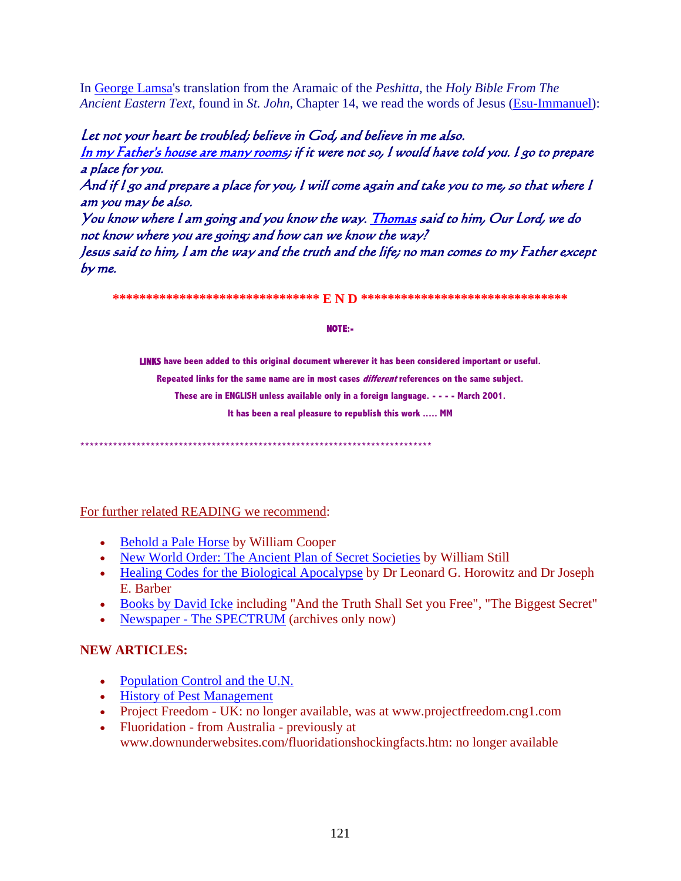In George Lamsa's translation from the Aramaic of the *Peshitta*, the *Holy Bible From The Ancient Eastern Text*, found in *St. John*, Chapter 14, we read the words of Jesus (Esu-Immanuel):

*Let not your heart be troubled; believe in God, and believe in me also.*
*In my Father's house are many rooms; if it were not so, I would have told you. I go to prepare a place for you.*
*And if I go and prepare a place for you, I will come again and take you to me, so that where I am you may be also.*
*You know where I am going and you know the way. Thomas said to him, Our Lord, we do not know where you are going; and how can we know the way?*
*Jesus said to him, I am the way and the truth and the life; no man comes to my Father except by me.*

**\*\*\*\*\*\*\*\*\*\*\*\*\*\*\*\*\*\*\*\*\*\*\*\*\*\*\*\*\*\*\*\* E N D \*\*\*\*\*\*\*\*\*\*\*\*\*\*\*\*\*\*\*\*\*\*\*\*\*\*\*\*\*\*\*\***

**NOTE:-**

**LINKS have been added to this original document wherever it has been considered important or useful.**

**Repeated links for the same name are in most cases *different* references on the same subject.**

**These are in ENGLISH unless available only in a foreign language. - - - - March 2001.**

**It has been a real pleasure to republish this work ..... MM**

\*\*\*\*\*\*\*\*\*\*\*\*\*\*\*\*\*\*\*\*\*\*\*\*\*\*\*\*\*\*\*\*\*\*\*\*\*\*\*\*\*\*\*\*\*\*\*\*\*\*\*\*\*\*\*\*\*\*\*\*\*\*\*\*\*\*\*\*\*\*\*\*\*\*\*\*\*

For further related READING we recommend:

- Behold a Pale Horse by William Cooper
- New World Order: The Ancient Plan of Secret Societies by William Still
- Healing Codes for the Biological Apocalypse by Dr Leonard G. Horowitz and Dr Joseph E. Barber
- Books by David Icke including "And the Truth Shall Set you Free", "The Biggest Secret"
- Newspaper - The SPECTRUM (archives only now)

**NEW ARTICLES:**

- Population Control and the U.N.
- History of Pest Management
- Project Freedom - UK: no longer available, was at www.projectfreedom.cng1.com
- Fluoridation - from Australia - previously at www.downunderwebsites.com/fluoridationshockingfacts.htm: no longer available